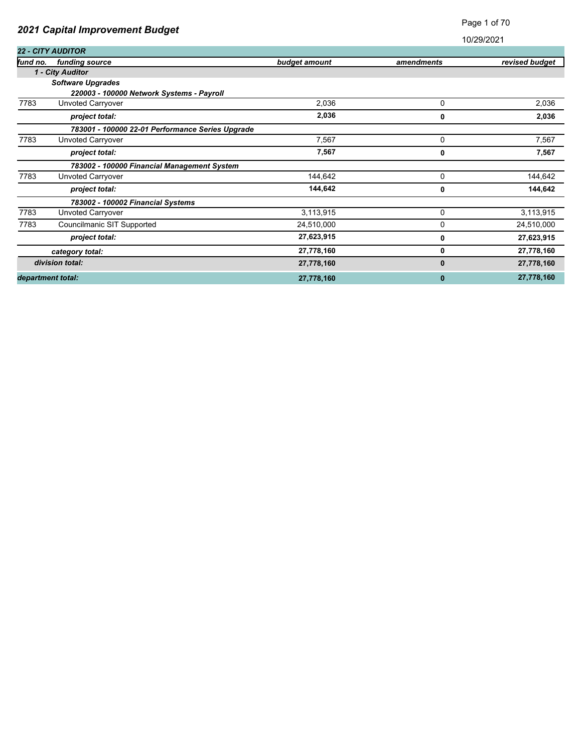# 2021 Capital Improvement Budget

10/29/2021

| fund no. | funding source | budget amount | amendments | revised budget |
|---|---|---|---|---|
| **22 - CITY AUDITOR** | | | | |
| | ***1 - City Auditor*** | | | |
| | ***Software Upgrades*** | | | |
| | ***220003 - 100000 Network Systems - Payroll*** | | | |
| 7783 | Unvoted Carryover | 2,036 | 0 | 2,036 |
| | ***project total:*** | **2,036** | **0** | **2,036** |
| | ***783001 - 100000 22-01 Performance Series Upgrade*** | | | |
| 7783 | Unvoted Carryover | 7,567 | 0 | 7,567 |
| | ***project total:*** | **7,567** | **0** | **7,567** |
| | ***783002 - 100000 Financial Management System*** | | | |
| 7783 | Unvoted Carryover | 144,642 | 0 | 144,642 |
| | ***project total:*** | **144,642** | **0** | **144,642** |
| | ***783002 - 100002 Financial Systems*** | | | |
| 7783 | Unvoted Carryover | 3,113,915 | 0 | 3,113,915 |
| 7783 | Councilmanic SIT Supported | 24,510,000 | 0 | 24,510,000 |
| | ***project total:*** | **27,623,915** | **0** | **27,623,915** |
| | ***category total:*** | **27,778,160** | **0** | **27,778,160** |
| | ***division total:*** | **27,778,160** | **0** | **27,778,160** |
| ***department total:*** | | **27,778,160** | **0** | **27,778,160** |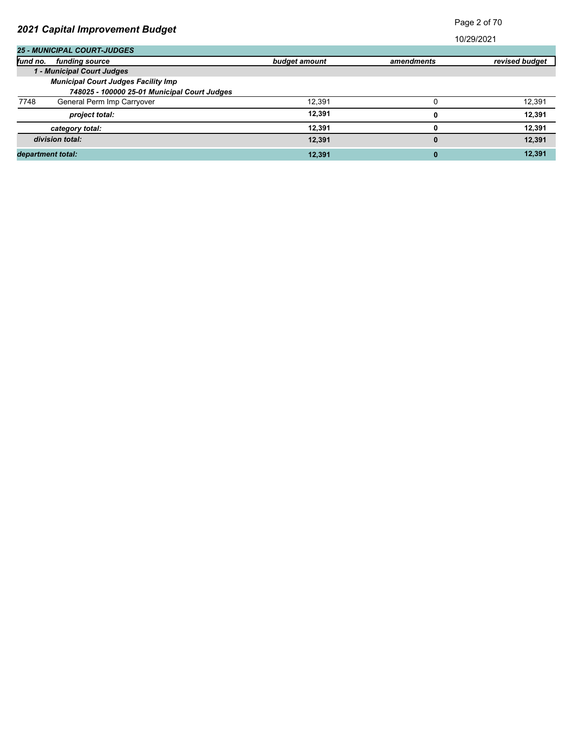# 2021 Capital Improvement Budget

10/29/2021

| 25 - MUNICIPAL COURT-JUDGES | | | | |
|---|---|---|---|---|
| ***fund no.*** | ***funding source*** | ***budget amount*** | ***amendments*** | ***revised budget*** |
| | ***1 - Municipal Court Judges*** | | | |
| | ***Municipal Court Judges Facility Imp*** | | | |
| | ***748025 - 100000 25-01 Municipal Court Judges*** | | | |
| 7748 | General Perm Imp Carryover | 12,391 | 0 | 12,391 |
| | ***project total:*** | **12,391** | **0** | **12,391** |
| | ***category total:*** | **12,391** | **0** | **12,391** |
| | ***division total:*** | **12,391** | **0** | **12,391** |
| ***department total:*** | | **12,391** | **0** | **12,391** |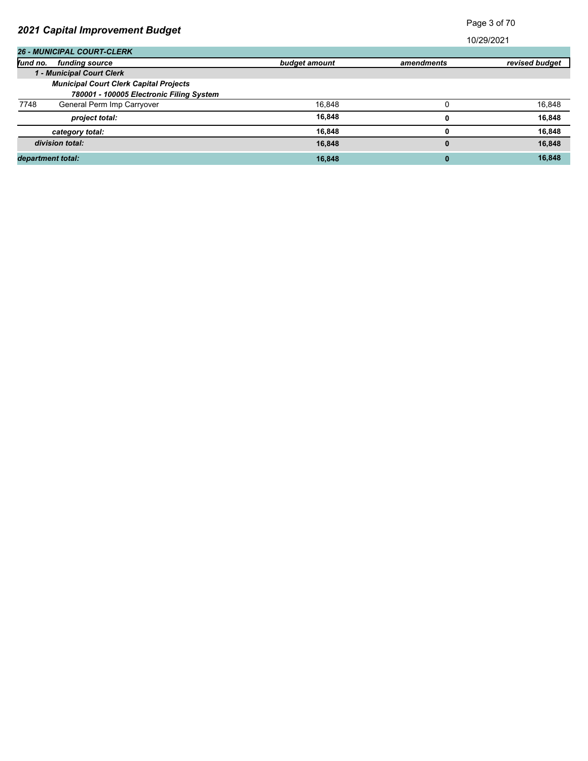# 2021 Capital Improvement Budget

10/29/2021

| 26 - MUNICIPAL COURT-CLERK | | | | |
|---|---|---|---|---|
| **fund no.** | **funding source** | **budget amount** | **amendments** | **revised budget** |
| | ***1 - Municipal Court Clerk*** | | | |
| | ***Municipal Court Clerk Capital Projects*** | | | |
| | ***780001 - 100005 Electronic Filing System*** | | | |
| 7748 | General Perm Imp Carryover | 16,848 | 0 | 16,848 |
| | ***project total:*** | **16,848** | **0** | **16,848** |
| | ***category total:*** | **16,848** | **0** | **16,848** |
| | ***division total:*** | **16,848** | **0** | **16,848** |
| ***department total:*** | | **16,848** | **0** | **16,848** |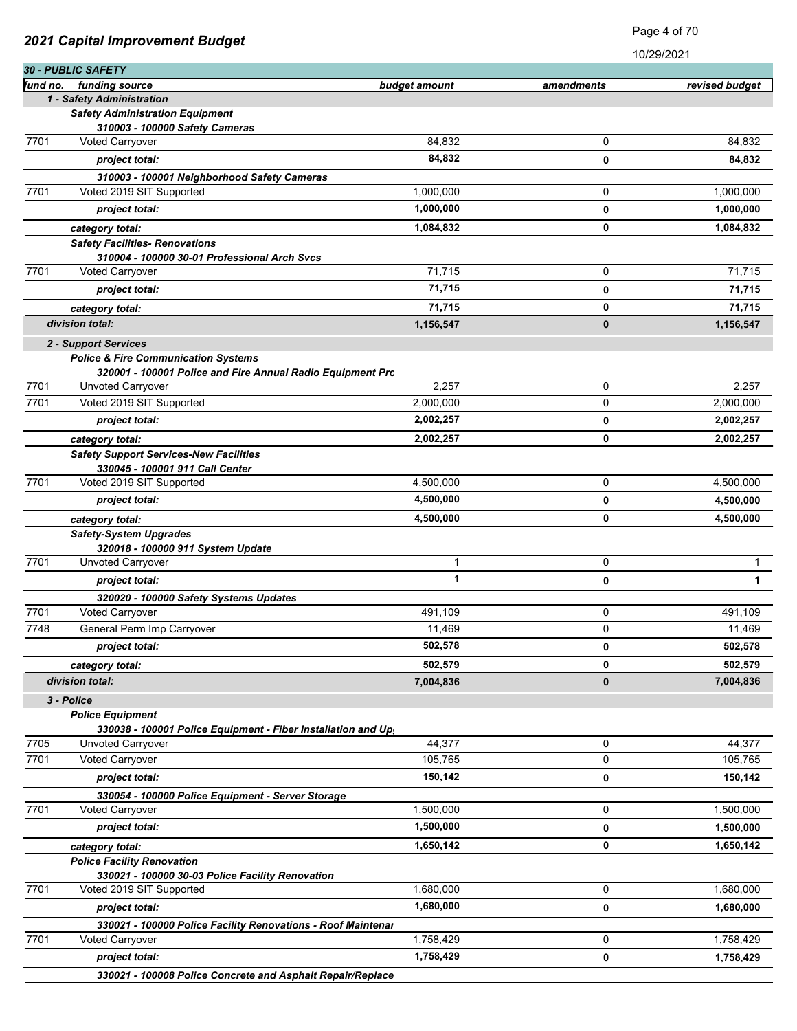## 2021 Capital Improvement Budget

10/29/2021

### 30 - PUBLIC SAFETY

| fund no. | funding source | budget amount | amendments | revised budget |
|---|---|---|---|---|
| | ***1 - Safety Administration*** | | | |
| | ***Safety Administration Equipment*** | | | |
| | ***310003 - 100000 Safety Cameras*** | | | |
| 7701 | Voted Carryover | 84,832 | 0 | 84,832 |
| | ***project total:*** | **84,832** | **0** | **84,832** |
| | ***310003 - 100001 Neighborhood Safety Cameras*** | | | |
| 7701 | Voted 2019 SIT Supported | 1,000,000 | 0 | 1,000,000 |
| | ***project total:*** | **1,000,000** | **0** | **1,000,000** |
| | ***category total:*** | **1,084,832** | **0** | **1,084,832** |
| | ***Safety Facilities- Renovations*** | | | |
| | ***310004 - 100000 30-01 Professional Arch Svcs*** | | | |
| 7701 | Voted Carryover | 71,715 | 0 | 71,715 |
| | ***project total:*** | **71,715** | **0** | **71,715** |
| | ***category total:*** | **71,715** | **0** | **71,715** |
| | ***division total:*** | **1,156,547** | **0** | **1,156,547** |
| | ***2 - Support Services*** | | | |
| | ***Police & Fire Communication Systems*** | | | |
| | ***320001 - 100001 Police and Fire Annual Radio Equipment Pro*** | | | |
| 7701 | Unvoted Carryover | 2,257 | 0 | 2,257 |
| 7701 | Voted 2019 SIT Supported | 2,000,000 | 0 | 2,000,000 |
| | ***project total:*** | **2,002,257** | **0** | **2,002,257** |
| | ***category total:*** | **2,002,257** | **0** | **2,002,257** |
| | ***Safety Support Services-New Facilities*** | | | |
| | ***330045 - 100001 911 Call Center*** | | | |
| 7701 | Voted 2019 SIT Supported | 4,500,000 | 0 | 4,500,000 |
| | ***project total:*** | **4,500,000** | **0** | **4,500,000** |
| | ***category total:*** | **4,500,000** | **0** | **4,500,000** |
| | ***Safety-System Upgrades*** | | | |
| | ***320018 - 100000 911 System Update*** | | | |
| 7701 | Unvoted Carryover | 1 | 0 | 1 |
| | ***project total:*** | **1** | **0** | **1** |
| | ***320020 - 100000 Safety Systems Updates*** | | | |
| 7701 | Voted Carryover | 491,109 | 0 | 491,109 |
| 7748 | General Perm Imp Carryover | 11,469 | 0 | 11,469 |
| | ***project total:*** | **502,578** | **0** | **502,578** |
| | ***category total:*** | **502,579** | **0** | **502,579** |
| | ***division total:*** | **7,004,836** | **0** | **7,004,836** |
| | ***3 - Police*** | | | |
| | ***Police Equipment*** | | | |
| | ***330038 - 100001 Police Equipment - Fiber Installation and Up*** | | | |
| 7705 | Unvoted Carryover | 44,377 | 0 | 44,377 |
| 7701 | Voted Carryover | 105,765 | 0 | 105,765 |
| | ***project total:*** | **150,142** | **0** | **150,142** |
| | ***330054 - 100000 Police Equipment - Server Storage*** | | | |
| 7701 | Voted Carryover | 1,500,000 | 0 | 1,500,000 |
| | ***project total:*** | **1,500,000** | **0** | **1,500,000** |
| | ***category total:*** | **1,650,142** | **0** | **1,650,142** |
| | ***Police Facility Renovation*** | | | |
| | ***330021 - 100000 30-03 Police Facility Renovation*** | | | |
| 7701 | Voted 2019 SIT Supported | 1,680,000 | 0 | 1,680,000 |
| | ***project total:*** | **1,680,000** | **0** | **1,680,000** |
| | ***330021 - 100000 Police Facility Renovations - Roof Maintenar*** | | | |
| 7701 | Voted Carryover | 1,758,429 | 0 | 1,758,429 |
| | ***project total:*** | **1,758,429** | **0** | **1,758,429** |
| | ***330021 - 100008 Police Concrete and Asphalt Repair/Replace*** | | | |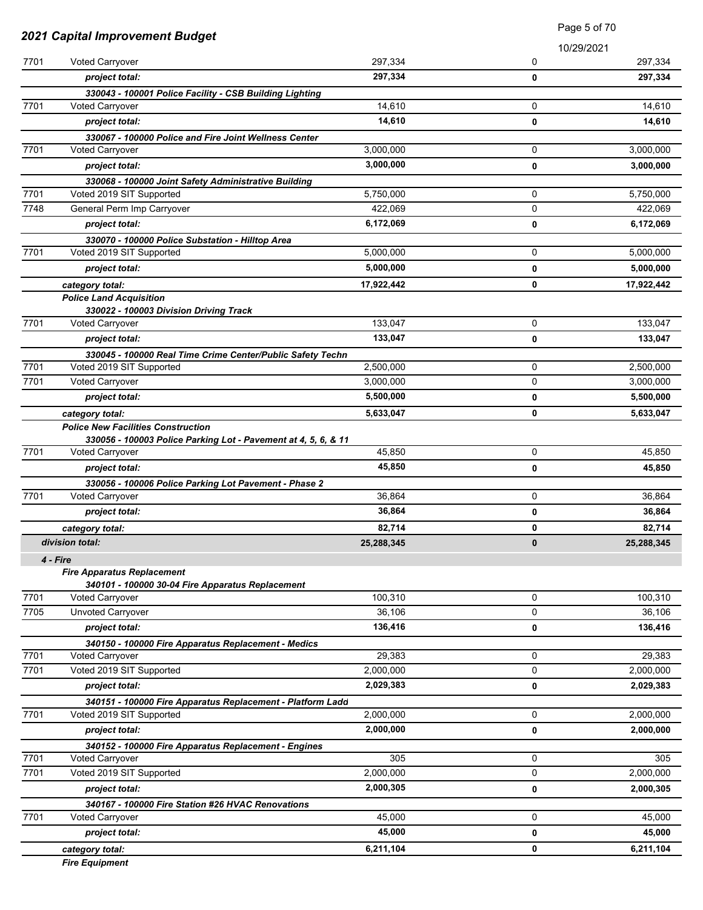## 2021 Capital Improvement Budget

10/29/2021

| Fund | Description | | | |
|---|---|---|---|---|
| 7701 | Voted Carryover | 297,334 | 0 | 297,334 |
| | ***project total:*** | **297,334** | **0** | **297,334** |
| | ***330043 - 100001 Police Facility - CSB Building Lighting*** | | | |
| 7701 | Voted Carryover | 14,610 | 0 | 14,610 |
| | ***project total:*** | **14,610** | **0** | **14,610** |
| | ***330067 - 100000 Police and Fire Joint Wellness Center*** | | | |
| 7701 | Voted Carryover | 3,000,000 | 0 | 3,000,000 |
| | ***project total:*** | **3,000,000** | **0** | **3,000,000** |
| | ***330068 - 100000 Joint Safety Administrative Building*** | | | |
| 7701 | Voted 2019 SIT Supported | 5,750,000 | 0 | 5,750,000 |
| 7748 | General Perm Imp Carryover | 422,069 | 0 | 422,069 |
| | ***project total:*** | **6,172,069** | **0** | **6,172,069** |
| | ***330070 - 100000 Police Substation - Hilltop Area*** | | | |
| 7701 | Voted 2019 SIT Supported | 5,000,000 | 0 | 5,000,000 |
| | ***project total:*** | **5,000,000** | **0** | **5,000,000** |
| | ***category total:*** | **17,922,442** | **0** | **17,922,442** |
| | ***Police Land Acquisition*** | | | |
| | ***330022 - 100003 Division Driving Track*** | | | |
| 7701 | Voted Carryover | 133,047 | 0 | 133,047 |
| | ***project total:*** | **133,047** | **0** | **133,047** |
| | ***330045 - 100000 Real Time Crime Center/Public Safety Techn*** | | | |
| 7701 | Voted 2019 SIT Supported | 2,500,000 | 0 | 2,500,000 |
| 7701 | Voted Carryover | 3,000,000 | 0 | 3,000,000 |
| | ***project total:*** | **5,500,000** | **0** | **5,500,000** |
| | ***category total:*** | **5,633,047** | **0** | **5,633,047** |
| | ***Police New Facilities Construction*** | | | |
| | ***330056 - 100003 Police Parking Lot - Pavement at 4, 5, 6, & 11*** | | | |
| 7701 | Voted Carryover | 45,850 | 0 | 45,850 |
| | ***project total:*** | **45,850** | **0** | **45,850** |
| | ***330056 - 100006 Police Parking Lot Pavement - Phase 2*** | | | |
| 7701 | Voted Carryover | 36,864 | 0 | 36,864 |
| | ***project total:*** | **36,864** | **0** | **36,864** |
| | ***category total:*** | **82,714** | **0** | **82,714** |
| | ***division total:*** | **25,288,345** | **0** | **25,288,345** |
| | ***4 - Fire*** | | | |
| | ***Fire Apparatus Replacement*** | | | |
| | ***340101 - 100000 30-04 Fire Apparatus Replacement*** | | | |
| 7701 | Voted Carryover | 100,310 | 0 | 100,310 |
| 7705 | Unvoted Carryover | 36,106 | 0 | 36,106 |
| | ***project total:*** | **136,416** | **0** | **136,416** |
| | ***340150 - 100000 Fire Apparatus Replacement - Medics*** | | | |
| 7701 | Voted Carryover | 29,383 | 0 | 29,383 |
| 7701 | Voted 2019 SIT Supported | 2,000,000 | 0 | 2,000,000 |
| | ***project total:*** | **2,029,383** | **0** | **2,029,383** |
| | ***340151 - 100000 Fire Apparatus Replacement - Platform Ladd*** | | | |
| 7701 | Voted 2019 SIT Supported | 2,000,000 | 0 | 2,000,000 |
| | ***project total:*** | **2,000,000** | **0** | **2,000,000** |
| | ***340152 - 100000 Fire Apparatus Replacement - Engines*** | | | |
| 7701 | Voted Carryover | 305 | 0 | 305 |
| 7701 | Voted 2019 SIT Supported | 2,000,000 | 0 | 2,000,000 |
| | ***project total:*** | **2,000,305** | **0** | **2,000,305** |
| | ***340167 - 100000 Fire Station #26 HVAC Renovations*** | | | |
| 7701 | Voted Carryover | 45,000 | 0 | 45,000 |
| | ***project total:*** | **45,000** | **0** | **45,000** |
| | ***category total:*** | **6,211,104** | **0** | **6,211,104** |
| | ***Fire Equipment*** | | | |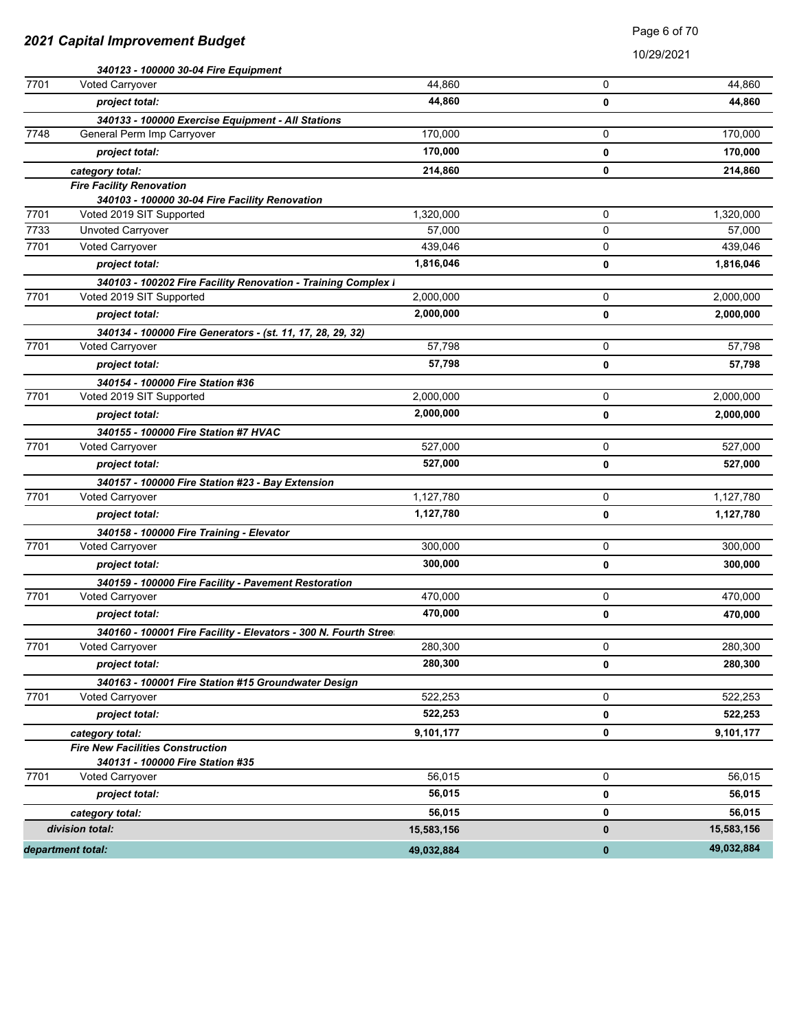## 2021 Capital Improvement Budget

| | | | | |
|---|---|---|---|---|
| | ***340123 - 100000 30-04 Fire Equipment*** | | | |
| 7701 | Voted Carryover | 44,860 | 0 | 44,860 |
| | ***project total:*** | **44,860** | **0** | **44,860** |
| | ***340133 - 100000 Exercise Equipment - All Stations*** | | | |
| 7748 | General Perm Imp Carryover | 170,000 | 0 | 170,000 |
| | ***project total:*** | **170,000** | **0** | **170,000** |
| | ***category total:*** | **214,860** | **0** | **214,860** |
| | ***Fire Facility Renovation*** | | | |
| | ***340103 - 100000 30-04 Fire Facility Renovation*** | | | |
| 7701 | Voted 2019 SIT Supported | 1,320,000 | 0 | 1,320,000 |
| 7733 | Unvoted Carryover | 57,000 | 0 | 57,000 |
| 7701 | Voted Carryover | 439,046 | 0 | 439,046 |
| | ***project total:*** | **1,816,046** | **0** | **1,816,046** |
| | ***340103 - 100202 Fire Facility Renovation - Training Complex I*** | | | |
| 7701 | Voted 2019 SIT Supported | 2,000,000 | 0 | 2,000,000 |
| | ***project total:*** | **2,000,000** | **0** | **2,000,000** |
| | ***340134 - 100000 Fire Generators - (st. 11, 17, 28, 29, 32)*** | | | |
| 7701 | Voted Carryover | 57,798 | 0 | 57,798 |
| | ***project total:*** | **57,798** | **0** | **57,798** |
| | ***340154 - 100000 Fire Station #36*** | | | |
| 7701 | Voted 2019 SIT Supported | 2,000,000 | 0 | 2,000,000 |
| | ***project total:*** | **2,000,000** | **0** | **2,000,000** |
| | ***340155 - 100000 Fire Station #7 HVAC*** | | | |
| 7701 | Voted Carryover | 527,000 | 0 | 527,000 |
| | ***project total:*** | **527,000** | **0** | **527,000** |
| | ***340157 - 100000 Fire Station #23 - Bay Extension*** | | | |
| 7701 | Voted Carryover | 1,127,780 | 0 | 1,127,780 |
| | ***project total:*** | **1,127,780** | **0** | **1,127,780** |
| | ***340158 - 100000 Fire Training - Elevator*** | | | |
| 7701 | Voted Carryover | 300,000 | 0 | 300,000 |
| | ***project total:*** | **300,000** | **0** | **300,000** |
| | ***340159 - 100000 Fire Facility - Pavement Restoration*** | | | |
| 7701 | Voted Carryover | 470,000 | 0 | 470,000 |
| | ***project total:*** | **470,000** | **0** | **470,000** |
| | ***340160 - 100001 Fire Facility - Elevators - 300 N. Fourth Stree*** | | | |
| 7701 | Voted Carryover | 280,300 | 0 | 280,300 |
| | ***project total:*** | **280,300** | **0** | **280,300** |
| | ***340163 - 100001 Fire Station #15 Groundwater Design*** | | | |
| 7701 | Voted Carryover | 522,253 | 0 | 522,253 |
| | ***project total:*** | **522,253** | **0** | **522,253** |
| | ***category total:*** | **9,101,177** | **0** | **9,101,177** |
| | ***Fire New Facilities Construction*** | | | |
| | ***340131 - 100000 Fire Station #35*** | | | |
| 7701 | Voted Carryover | 56,015 | 0 | 56,015 |
| | ***project total:*** | **56,015** | **0** | **56,015** |
| | ***category total:*** | **56,015** | **0** | **56,015** |
| ***division total:*** | | **15,583,156** | **0** | **15,583,156** |
| ***department total:*** | | **49,032,884** | **0** | **49,032,884** |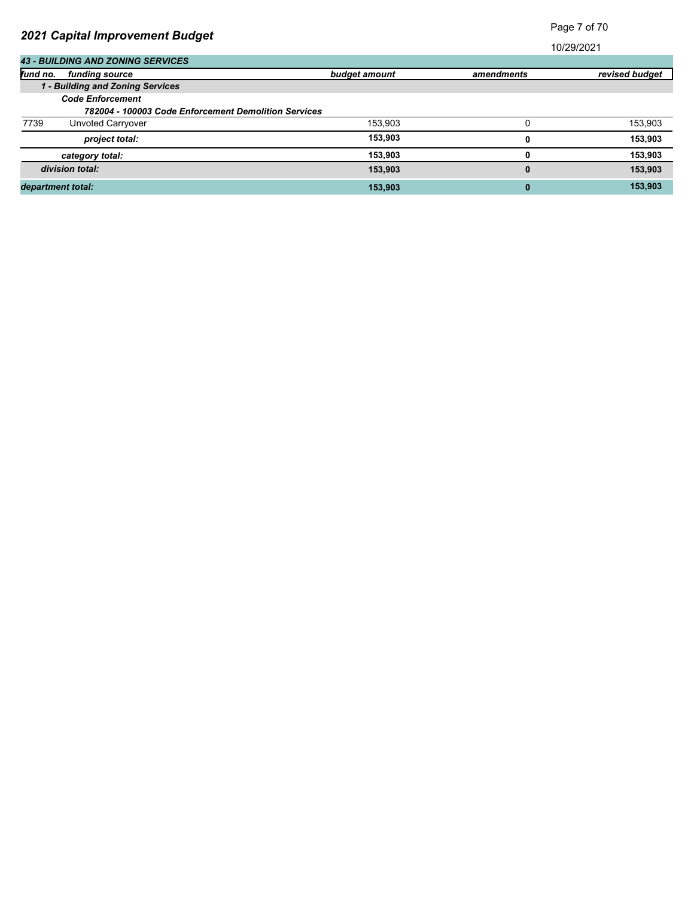# 2021 Capital Improvement Budget

10/29/2021

| *43 - BUILDING AND ZONING SERVICES* | | | | |
|---|---|---|---|---|
| *fund no.* | *funding source* | *budget amount* | *amendments* | *revised budget* |
| | ***1 - Building and Zoning Services*** | | | |
| | ***Code Enforcement*** | | | |
| | ***782004 - 100003 Code Enforcement Demolition Services*** | | | |
| 7739 | Unvoted Carryover | 153,903 | 0 | 153,903 |
| | ***project total:*** | **153,903** | **0** | **153,903** |
| | ***category total:*** | **153,903** | **0** | **153,903** |
| | ***division total:*** | **153,903** | **0** | **153,903** |
| ***department total:*** | | **153,903** | **0** | **153,903** |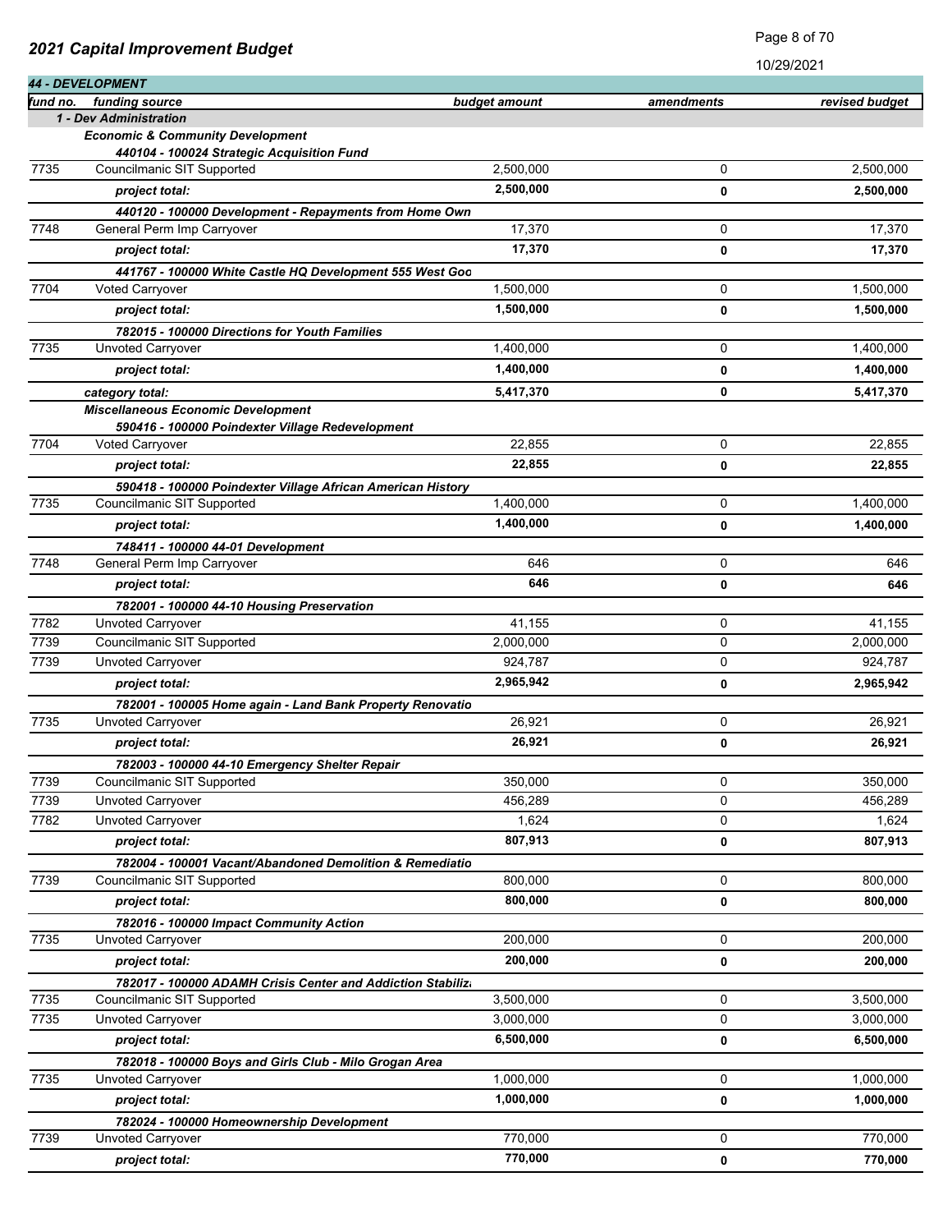## 2021 Capital Improvement Budget

10/29/2021

### 44 - DEVELOPMENT

| fund no. | funding source | budget amount | amendments | revised budget |
|---|---|---|---|---|
| | ***1 - Dev Administration*** | | | |
| | ***Economic & Community Development*** | | | |
| | ***440104 - 100024 Strategic Acquisition Fund*** | | | |
| 7735 | Councilmanic SIT Supported | 2,500,000 | 0 | 2,500,000 |
| | ***project total:*** | **2,500,000** | **0** | **2,500,000** |
| | ***440120 - 100000 Development - Repayments from Home Own*** | | | |
| 7748 | General Perm Imp Carryover | 17,370 | 0 | 17,370 |
| | ***project total:*** | **17,370** | **0** | **17,370** |
| | ***441767 - 100000 White Castle HQ Development 555 West Goo*** | | | |
| 7704 | Voted Carryover | 1,500,000 | 0 | 1,500,000 |
| | ***project total:*** | **1,500,000** | **0** | **1,500,000** |
| | ***782015 - 100000 Directions for Youth Families*** | | | |
| 7735 | Unvoted Carryover | 1,400,000 | 0 | 1,400,000 |
| | ***project total:*** | **1,400,000** | **0** | **1,400,000** |
| | ***category total:*** | **5,417,370** | **0** | **5,417,370** |
| | ***Miscellaneous Economic Development*** | | | |
| | ***590416 - 100000 Poindexter Village Redevelopment*** | | | |
| 7704 | Voted Carryover | 22,855 | 0 | 22,855 |
| | ***project total:*** | **22,855** | **0** | **22,855** |
| | ***590418 - 100000 Poindexter Village African American History*** | | | |
| 7735 | Councilmanic SIT Supported | 1,400,000 | 0 | 1,400,000 |
| | ***project total:*** | **1,400,000** | **0** | **1,400,000** |
| | ***748411 - 100000 44-01 Development*** | | | |
| 7748 | General Perm Imp Carryover | 646 | 0 | 646 |
| | ***project total:*** | **646** | **0** | **646** |
| | ***782001 - 100000 44-10 Housing Preservation*** | | | |
| 7782 | Unvoted Carryover | 41,155 | 0 | 41,155 |
| 7739 | Councilmanic SIT Supported | 2,000,000 | 0 | 2,000,000 |
| 7739 | Unvoted Carryover | 924,787 | 0 | 924,787 |
| | ***project total:*** | **2,965,942** | **0** | **2,965,942** |
| | ***782001 - 100005 Home again - Land Bank Property Renovatio*** | | | |
| 7735 | Unvoted Carryover | 26,921 | 0 | 26,921 |
| | ***project total:*** | **26,921** | **0** | **26,921** |
| | ***782003 - 100000 44-10 Emergency Shelter Repair*** | | | |
| 7739 | Councilmanic SIT Supported | 350,000 | 0 | 350,000 |
| 7739 | Unvoted Carryover | 456,289 | 0 | 456,289 |
| 7782 | Unvoted Carryover | 1,624 | 0 | 1,624 |
| | ***project total:*** | **807,913** | **0** | **807,913** |
| | ***782004 - 100001 Vacant/Abandoned Demolition & Remediatio*** | | | |
| 7739 | Councilmanic SIT Supported | 800,000 | 0 | 800,000 |
| | ***project total:*** | **800,000** | **0** | **800,000** |
| | ***782016 - 100000 Impact Community Action*** | | | |
| 7735 | Unvoted Carryover | 200,000 | 0 | 200,000 |
| | ***project total:*** | **200,000** | **0** | **200,000** |
| | ***782017 - 100000 ADAMH Crisis Center and Addiction Stabiliz*** | | | |
| 7735 | Councilmanic SIT Supported | 3,500,000 | 0 | 3,500,000 |
| 7735 | Unvoted Carryover | 3,000,000 | 0 | 3,000,000 |
| | ***project total:*** | **6,500,000** | **0** | **6,500,000** |
| | ***782018 - 100000 Boys and Girls Club - Milo Grogan Area*** | | | |
| 7735 | Unvoted Carryover | 1,000,000 | 0 | 1,000,000 |
| | ***project total:*** | **1,000,000** | **0** | **1,000,000** |
| | ***782024 - 100000 Homeownership Development*** | | | |
| 7739 | Unvoted Carryover | 770,000 | 0 | 770,000 |
| | ***project total:*** | **770,000** | **0** | **770,000** |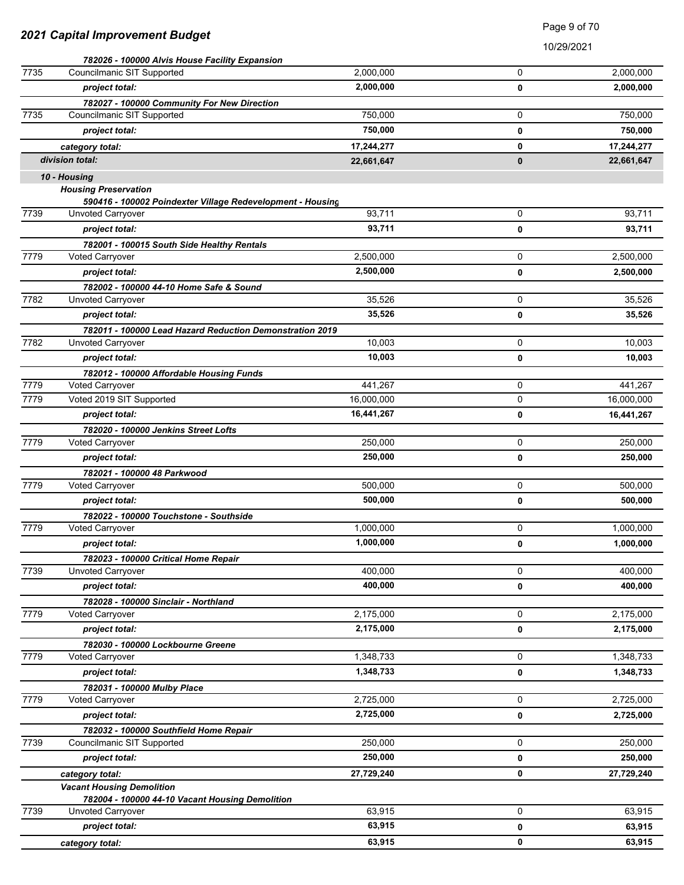## 2021 Capital Improvement Budget

| Fund | Description | Col 1 | Col 2 | Total |
|---|---|---|---|---|
| | ***782026 - 100000 Alvis House Facility Expansion*** | | | |
| 7735 | Councilmanic SIT Supported | 2,000,000 | 0 | 2,000,000 |
| | *project total:* | **2,000,000** | **0** | **2,000,000** |
| | ***782027 - 100000 Community For New Direction*** | | | |
| 7735 | Councilmanic SIT Supported | 750,000 | 0 | 750,000 |
| | *project total:* | **750,000** | **0** | **750,000** |
| | *category total:* | **17,244,277** | **0** | **17,244,277** |
| | *division total:* | **22,661,647** | **0** | **22,661,647** |
| | ***10 - Housing*** | | | |
| | ***Housing Preservation*** | | | |
| | ***590416 - 100002 Poindexter Village Redevelopment - Housing*** | | | |
| 7739 | Unvoted Carryover | 93,711 | 0 | 93,711 |
| | *project total:* | **93,711** | **0** | **93,711** |
| | ***782001 - 100015 South Side Healthy Rentals*** | | | |
| 7779 | Voted Carryover | 2,500,000 | 0 | 2,500,000 |
| | *project total:* | **2,500,000** | **0** | **2,500,000** |
| | ***782002 - 100000 44-10 Home Safe & Sound*** | | | |
| 7782 | Unvoted Carryover | 35,526 | 0 | 35,526 |
| | *project total:* | **35,526** | **0** | **35,526** |
| | ***782011 - 100000 Lead Hazard Reduction Demonstration 2019*** | | | |
| 7782 | Unvoted Carryover | 10,003 | 0 | 10,003 |
| | *project total:* | **10,003** | **0** | **10,003** |
| | ***782012 - 100000 Affordable Housing Funds*** | | | |
| 7779 | Voted Carryover | 441,267 | 0 | 441,267 |
| 7779 | Voted 2019 SIT Supported | 16,000,000 | 0 | 16,000,000 |
| | *project total:* | **16,441,267** | **0** | **16,441,267** |
| | ***782020 - 100000 Jenkins Street Lofts*** | | | |
| 7779 | Voted Carryover | 250,000 | 0 | 250,000 |
| | *project total:* | **250,000** | **0** | **250,000** |
| | ***782021 - 100000 48 Parkwood*** | | | |
| 7779 | Voted Carryover | 500,000 | 0 | 500,000 |
| | *project total:* | **500,000** | **0** | **500,000** |
| | ***782022 - 100000 Touchstone - Southside*** | | | |
| 7779 | Voted Carryover | 1,000,000 | 0 | 1,000,000 |
| | *project total:* | **1,000,000** | **0** | **1,000,000** |
| | ***782023 - 100000 Critical Home Repair*** | | | |
| 7739 | Unvoted Carryover | 400,000 | 0 | 400,000 |
| | *project total:* | **400,000** | **0** | **400,000** |
| | ***782028 - 100000 Sinclair - Northland*** | | | |
| 7779 | Voted Carryover | 2,175,000 | 0 | 2,175,000 |
| | *project total:* | **2,175,000** | **0** | **2,175,000** |
| | ***782030 - 100000 Lockbourne Greene*** | | | |
| 7779 | Voted Carryover | 1,348,733 | 0 | 1,348,733 |
| | *project total:* | **1,348,733** | **0** | **1,348,733** |
| | ***782031 - 100000 Mulby Place*** | | | |
| 7779 | Voted Carryover | 2,725,000 | 0 | 2,725,000 |
| | *project total:* | **2,725,000** | **0** | **2,725,000** |
| | ***782032 - 100000 Southfield Home Repair*** | | | |
| 7739 | Councilmanic SIT Supported | 250,000 | 0 | 250,000 |
| | *project total:* | **250,000** | **0** | **250,000** |
| | *category total:* | **27,729,240** | **0** | **27,729,240** |
| | ***Vacant Housing Demolition*** | | | |
| | ***782004 - 100000 44-10 Vacant Housing Demolition*** | | | |
| 7739 | Unvoted Carryover | 63,915 | 0 | 63,915 |
| | *project total:* | **63,915** | **0** | **63,915** |
| | *category total:* | **63,915** | **0** | **63,915** |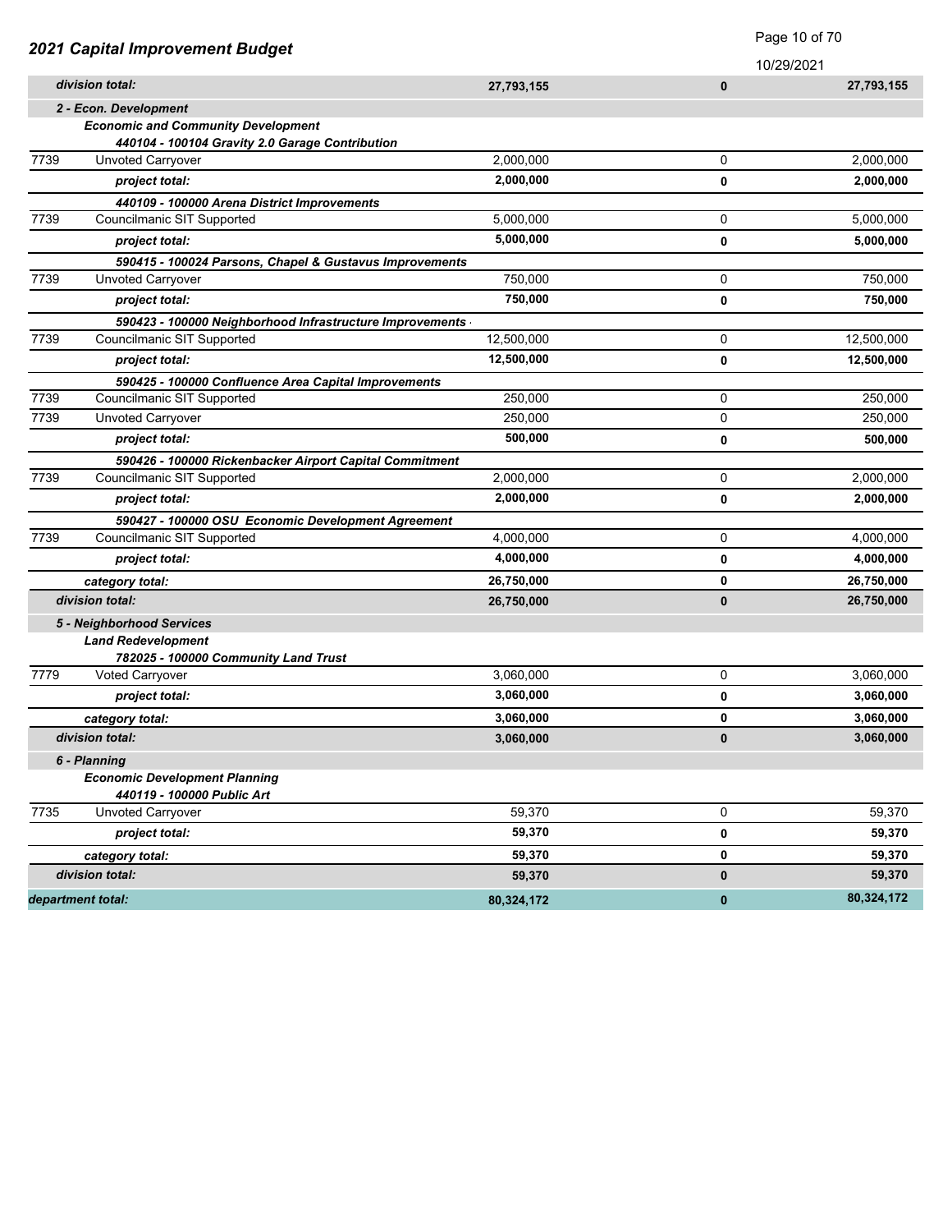## 2021 Capital Improvement Budget

10/29/2021

| | | | | |
|---|---|---|---|---|
| | ***division total:*** | **27,793,155** | **0** | **27,793,155** |
| | ***2 - Econ. Development*** | | | |
| | ***Economic and Community Development*** | | | |
| | ***440104 - 100104 Gravity 2.0 Garage Contribution*** | | | |
| 7739 | Unvoted Carryover | 2,000,000 | 0 | 2,000,000 |
| | ***project total:*** | **2,000,000** | **0** | **2,000,000** |
| | ***440109 - 100000 Arena District Improvements*** | | | |
| 7739 | Councilmanic SIT Supported | 5,000,000 | 0 | 5,000,000 |
| | ***project total:*** | **5,000,000** | **0** | **5,000,000** |
| | ***590415 - 100024 Parsons, Chapel & Gustavus Improvements*** | | | |
| 7739 | Unvoted Carryover | 750,000 | 0 | 750,000 |
| | ***project total:*** | **750,000** | **0** | **750,000** |
| | ***590423 - 100000 Neighborhood Infrastructure Improvements*** | | | |
| 7739 | Councilmanic SIT Supported | 12,500,000 | 0 | 12,500,000 |
| | ***project total:*** | **12,500,000** | **0** | **12,500,000** |
| | ***590425 - 100000 Confluence Area Capital Improvements*** | | | |
| 7739 | Councilmanic SIT Supported | 250,000 | 0 | 250,000 |
| 7739 | Unvoted Carryover | 250,000 | 0 | 250,000 |
| | ***project total:*** | **500,000** | **0** | **500,000** |
| | ***590426 - 100000 Rickenbacker Airport Capital Commitment*** | | | |
| 7739 | Councilmanic SIT Supported | 2,000,000 | 0 | 2,000,000 |
| | ***project total:*** | **2,000,000** | **0** | **2,000,000** |
| | ***590427 - 100000 OSU Economic Development Agreement*** | | | |
| 7739 | Councilmanic SIT Supported | 4,000,000 | 0 | 4,000,000 |
| | ***project total:*** | **4,000,000** | **0** | **4,000,000** |
| | ***category total:*** | **26,750,000** | **0** | **26,750,000** |
| | ***division total:*** | **26,750,000** | **0** | **26,750,000** |
| | ***5 - Neighborhood Services*** | | | |
| | ***Land Redevelopment*** | | | |
| | ***782025 - 100000 Community Land Trust*** | | | |
| 7779 | Voted Carryover | 3,060,000 | 0 | 3,060,000 |
| | ***project total:*** | **3,060,000** | **0** | **3,060,000** |
| | ***category total:*** | **3,060,000** | **0** | **3,060,000** |
| | ***division total:*** | **3,060,000** | **0** | **3,060,000** |
| | ***6 - Planning*** | | | |
| | ***Economic Development Planning*** | | | |
| | ***440119 - 100000 Public Art*** | | | |
| 7735 | Unvoted Carryover | 59,370 | 0 | 59,370 |
| | ***project total:*** | **59,370** | **0** | **59,370** |
| | ***category total:*** | **59,370** | **0** | **59,370** |
| | ***division total:*** | **59,370** | **0** | **59,370** |
| ***department total:*** | | **80,324,172** | **0** | **80,324,172** |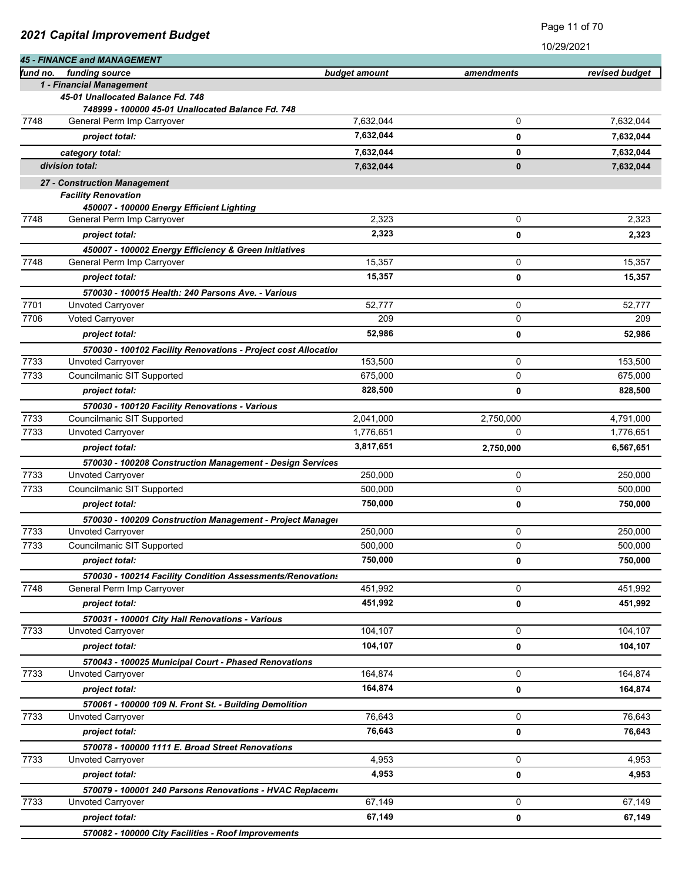## 2021 Capital Improvement Budget

10/29/2021

### 45 - FINANCE and MANAGEMENT

| fund no. | funding source | budget amount | amendments | revised budget |
|---|---|---|---|---|
| | **1 - Financial Management** | | | |
| | ***45-01 Unallocated Balance Fd. 748*** | | | |
| | ***748999 - 100000 45-01 Unallocated Balance Fd. 748*** | | | |
| 7748 | General Perm Imp Carryover | 7,632,044 | 0 | 7,632,044 |
| | ***project total:*** | **7,632,044** | **0** | **7,632,044** |
| | ***category total:*** | **7,632,044** | **0** | **7,632,044** |
| | ***division total:*** | **7,632,044** | **0** | **7,632,044** |
| | **27 - Construction Management** | | | |
| | ***Facility Renovation*** | | | |
| | ***450007 - 100000 Energy Efficient Lighting*** | | | |
| 7748 | General Perm Imp Carryover | 2,323 | 0 | 2,323 |
| | ***project total:*** | **2,323** | **0** | **2,323** |
| | ***450007 - 100002 Energy Efficiency & Green Initiatives*** | | | |
| 7748 | General Perm Imp Carryover | 15,357 | 0 | 15,357 |
| | ***project total:*** | **15,357** | **0** | **15,357** |
| | ***570030 - 100015 Health: 240 Parsons Ave. - Various*** | | | |
| 7701 | Unvoted Carryover | 52,777 | 0 | 52,777 |
| 7706 | Voted Carryover | 209 | 0 | 209 |
| | ***project total:*** | **52,986** | **0** | **52,986** |
| | ***570030 - 100102 Facility Renovations - Project cost Allocation*** | | | |
| 7733 | Unvoted Carryover | 153,500 | 0 | 153,500 |
| 7733 | Councilmanic SIT Supported | 675,000 | 0 | 675,000 |
| | ***project total:*** | **828,500** | **0** | **828,500** |
| | ***570030 - 100120 Facility Renovations - Various*** | | | |
| 7733 | Councilmanic SIT Supported | 2,041,000 | 2,750,000 | 4,791,000 |
| 7733 | Unvoted Carryover | 1,776,651 | 0 | 1,776,651 |
| | ***project total:*** | **3,817,651** | **2,750,000** | **6,567,651** |
| | ***570030 - 100208 Construction Management - Design Services*** | | | |
| 7733 | Unvoted Carryover | 250,000 | 0 | 250,000 |
| 7733 | Councilmanic SIT Supported | 500,000 | 0 | 500,000 |
| | ***project total:*** | **750,000** | **0** | **750,000** |
| | ***570030 - 100209 Construction Management - Project Manager*** | | | |
| 7733 | Unvoted Carryover | 250,000 | 0 | 250,000 |
| 7733 | Councilmanic SIT Supported | 500,000 | 0 | 500,000 |
| | ***project total:*** | **750,000** | **0** | **750,000** |
| | ***570030 - 100214 Facility Condition Assessments/Renovations*** | | | |
| 7748 | General Perm Imp Carryover | 451,992 | 0 | 451,992 |
| | ***project total:*** | **451,992** | **0** | **451,992** |
| | ***570031 - 100001 City Hall Renovations - Various*** | | | |
| 7733 | Unvoted Carryover | 104,107 | 0 | 104,107 |
| | ***project total:*** | **104,107** | **0** | **104,107** |
| | ***570043 - 100025 Municipal Court - Phased Renovations*** | | | |
| 7733 | Unvoted Carryover | 164,874 | 0 | 164,874 |
| | ***project total:*** | **164,874** | **0** | **164,874** |
| | ***570061 - 100000 109 N. Front St. - Building Demolition*** | | | |
| 7733 | Unvoted Carryover | 76,643 | 0 | 76,643 |
| | ***project total:*** | **76,643** | **0** | **76,643** |
| | ***570078 - 100000 1111 E. Broad Street Renovations*** | | | |
| 7733 | Unvoted Carryover | 4,953 | 0 | 4,953 |
| | ***project total:*** | **4,953** | **0** | **4,953** |
| | ***570079 - 100001 240 Parsons Renovations - HVAC Replacement*** | | | |
| 7733 | Unvoted Carryover | 67,149 | 0 | 67,149 |
| | ***project total:*** | **67,149** | **0** | **67,149** |
| | ***570082 - 100000 City Facilities - Roof Improvements*** | | | |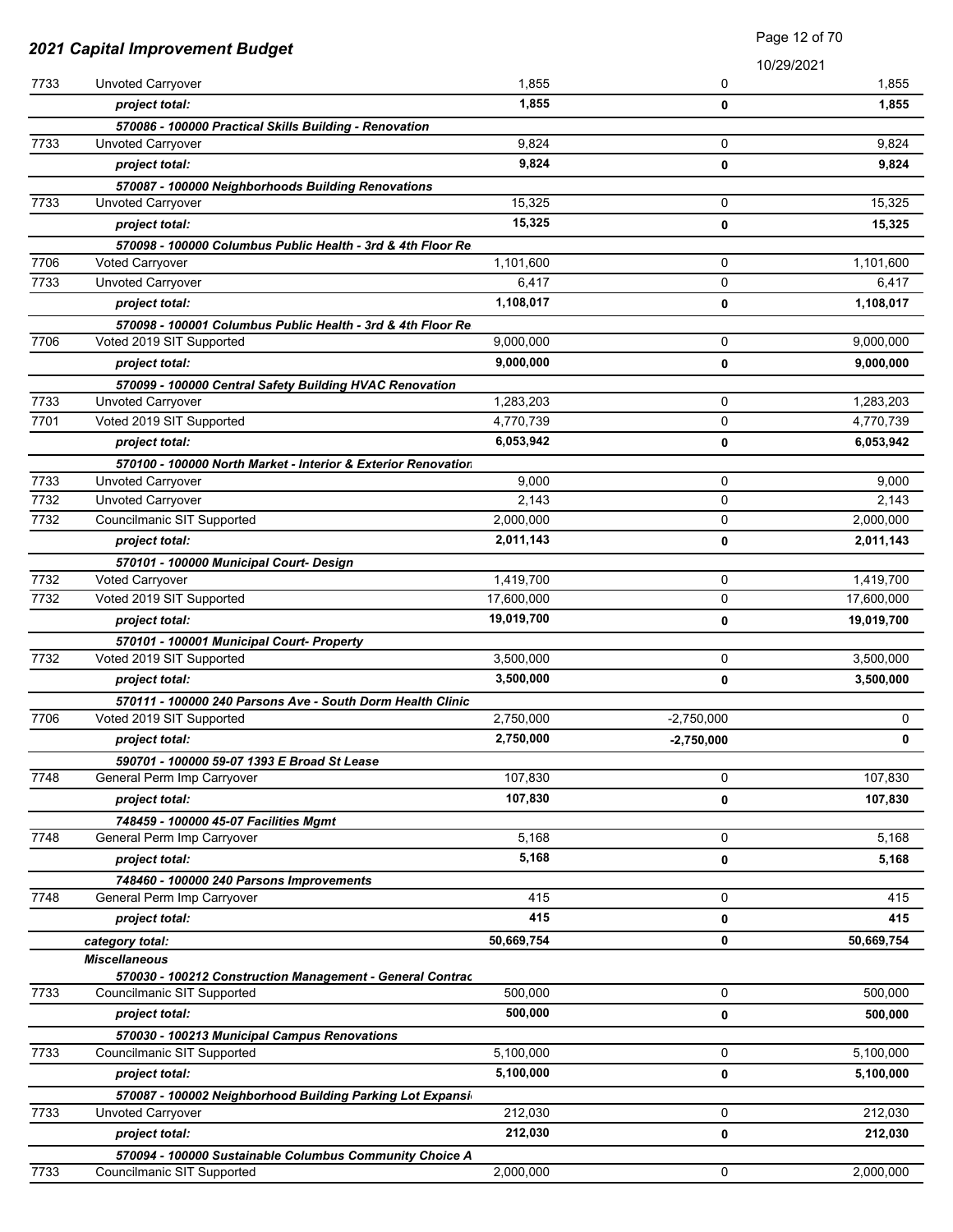## 2021 Capital Improvement Budget

10/29/2021

| | | | | |
|---|---|---|---|---|
| 7733 | Unvoted Carryover | 1,855 | 0 | 1,855 |
| | ***project total:*** | **1,855** | **0** | **1,855** |
| | ***570086 - 100000 Practical Skills Building - Renovation*** | | | |
| 7733 | Unvoted Carryover | 9,824 | 0 | 9,824 |
| | ***project total:*** | **9,824** | **0** | **9,824** |
| | ***570087 - 100000 Neighborhoods Building Renovations*** | | | |
| 7733 | Unvoted Carryover | 15,325 | 0 | 15,325 |
| | ***project total:*** | **15,325** | **0** | **15,325** |
| | ***570098 - 100000 Columbus Public Health - 3rd & 4th Floor Re*** | | | |
| 7706 | Voted Carryover | 1,101,600 | 0 | 1,101,600 |
| 7733 | Unvoted Carryover | 6,417 | 0 | 6,417 |
| | ***project total:*** | **1,108,017** | **0** | **1,108,017** |
| | ***570098 - 100001 Columbus Public Health - 3rd & 4th Floor Re*** | | | |
| 7706 | Voted 2019 SIT Supported | 9,000,000 | 0 | 9,000,000 |
| | ***project total:*** | **9,000,000** | **0** | **9,000,000** |
| | ***570099 - 100000 Central Safety Building HVAC Renovation*** | | | |
| 7733 | Unvoted Carryover | 1,283,203 | 0 | 1,283,203 |
| 7701 | Voted 2019 SIT Supported | 4,770,739 | 0 | 4,770,739 |
| | ***project total:*** | **6,053,942** | **0** | **6,053,942** |
| | ***570100 - 100000 North Market - Interior & Exterior Renovation*** | | | |
| 7733 | Unvoted Carryover | 9,000 | 0 | 9,000 |
| 7732 | Unvoted Carryover | 2,143 | 0 | 2,143 |
| 7732 | Councilmanic SIT Supported | 2,000,000 | 0 | 2,000,000 |
| | ***project total:*** | **2,011,143** | **0** | **2,011,143** |
| | ***570101 - 100000 Municipal Court- Design*** | | | |
| 7732 | Voted Carryover | 1,419,700 | 0 | 1,419,700 |
| 7732 | Voted 2019 SIT Supported | 17,600,000 | 0 | 17,600,000 |
| | ***project total:*** | **19,019,700** | **0** | **19,019,700** |
| | ***570101 - 100001 Municipal Court- Property*** | | | |
| 7732 | Voted 2019 SIT Supported | 3,500,000 | 0 | 3,500,000 |
| | ***project total:*** | **3,500,000** | **0** | **3,500,000** |
| | ***570111 - 100000 240 Parsons Ave - South Dorm Health Clinic*** | | | |
| 7706 | Voted 2019 SIT Supported | 2,750,000 | -2,750,000 | 0 |
| | ***project total:*** | **2,750,000** | **-2,750,000** | **0** |
| | ***590701 - 100000 59-07 1393 E Broad St Lease*** | | | |
| 7748 | General Perm Imp Carryover | 107,830 | 0 | 107,830 |
| | ***project total:*** | **107,830** | **0** | **107,830** |
| | ***748459 - 100000 45-07 Facilities Mgmt*** | | | |
| 7748 | General Perm Imp Carryover | 5,168 | 0 | 5,168 |
| | ***project total:*** | **5,168** | **0** | **5,168** |
| | ***748460 - 100000 240 Parsons Improvements*** | | | |
| 7748 | General Perm Imp Carryover | 415 | 0 | 415 |
| | ***project total:*** | **415** | **0** | **415** |
| | ***category total:*** | **50,669,754** | **0** | **50,669,754** |
| | ***Miscellaneous*** | | | |
| | ***570030 - 100212 Construction Management - General Contrac*** | | | |
| 7733 | Councilmanic SIT Supported | 500,000 | 0 | 500,000 |
| | ***project total:*** | **500,000** | **0** | **500,000** |
| | ***570030 - 100213 Municipal Campus Renovations*** | | | |
| 7733 | Councilmanic SIT Supported | 5,100,000 | 0 | 5,100,000 |
| | ***project total:*** | **5,100,000** | **0** | **5,100,000** |
| | ***570087 - 100002 Neighborhood Building Parking Lot Expansi*** | | | |
| 7733 | Unvoted Carryover | 212,030 | 0 | 212,030 |
| | ***project total:*** | **212,030** | **0** | **212,030** |
| | ***570094 - 100000 Sustainable Columbus Community Choice A*** | | | |
| 7733 | Councilmanic SIT Supported | 2,000,000 | 0 | 2,000,000 |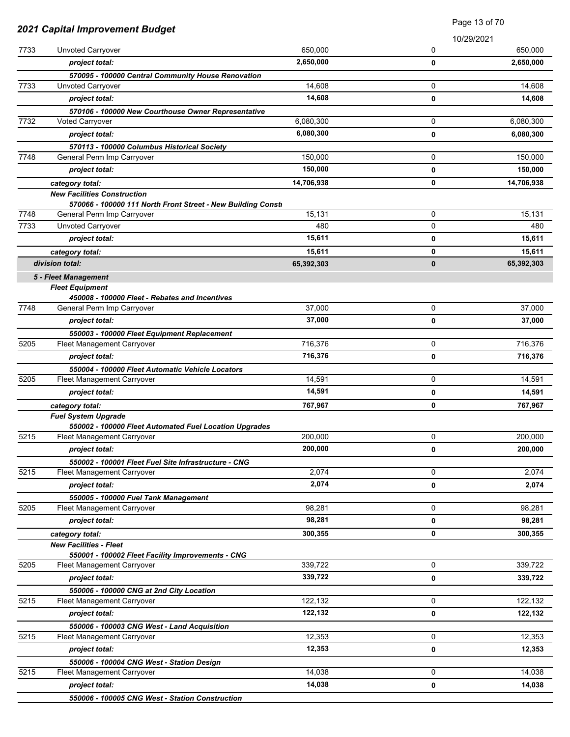## 2021 Capital Improvement Budget

| | | | | |
|---|---|---|---|---|
| 7733 | Unvoted Carryover | 650,000 | 0 | 650,000 |
| | ***project total:*** | **2,650,000** | **0** | **2,650,000** |
| | ***570095 - 100000 Central Community House Renovation*** | | | |
| 7733 | Unvoted Carryover | 14,608 | 0 | 14,608 |
| | ***project total:*** | **14,608** | **0** | **14,608** |
| | ***570106 - 100000 New Courthouse Owner Representative*** | | | |
| 7732 | Voted Carryover | 6,080,300 | 0 | 6,080,300 |
| | ***project total:*** | **6,080,300** | **0** | **6,080,300** |
| | ***570113 - 100000 Columbus Historical Society*** | | | |
| 7748 | General Perm Imp Carryover | 150,000 | 0 | 150,000 |
| | ***project total:*** | **150,000** | **0** | **150,000** |
| | ***category total:*** | **14,706,938** | **0** | **14,706,938** |
| | ***New Facilities Construction*** | | | |
| | ***570066 - 100000 111 North Front Street - New Building Consti*** | | | |
| 7748 | General Perm Imp Carryover | 15,131 | 0 | 15,131 |
| 7733 | Unvoted Carryover | 480 | 0 | 480 |
| | ***project total:*** | **15,611** | **0** | **15,611** |
| | ***category total:*** | **15,611** | **0** | **15,611** |
| | ***division total:*** | **65,392,303** | **0** | **65,392,303** |
| | ***5 - Fleet Management*** | | | |
| | ***Fleet Equipment*** | | | |
| | ***450008 - 100000 Fleet - Rebates and Incentives*** | | | |
| 7748 | General Perm Imp Carryover | 37,000 | 0 | 37,000 |
| | ***project total:*** | **37,000** | **0** | **37,000** |
| | ***550003 - 100000 Fleet Equipment Replacement*** | | | |
| 5205 | Fleet Management Carryover | 716,376 | 0 | 716,376 |
| | ***project total:*** | **716,376** | **0** | **716,376** |
| | ***550004 - 100000 Fleet Automatic Vehicle Locators*** | | | |
| 5205 | Fleet Management Carryover | 14,591 | 0 | 14,591 |
| | ***project total:*** | **14,591** | **0** | **14,591** |
| | ***category total:*** | **767,967** | **0** | **767,967** |
| | ***Fuel System Upgrade*** | | | |
| | ***550002 - 100000 Fleet Automated Fuel Location Upgrades*** | | | |
| 5215 | Fleet Management Carryover | 200,000 | 0 | 200,000 |
| | ***project total:*** | **200,000** | **0** | **200,000** |
| | ***550002 - 100001 Fleet Fuel Site Infrastructure - CNG*** | | | |
| 5215 | Fleet Management Carryover | 2,074 | 0 | 2,074 |
| | ***project total:*** | **2,074** | **0** | **2,074** |
| | ***550005 - 100000 Fuel Tank Management*** | | | |
| 5205 | Fleet Management Carryover | 98,281 | 0 | 98,281 |
| | ***project total:*** | **98,281** | **0** | **98,281** |
| | ***category total:*** | **300,355** | **0** | **300,355** |
| | ***New Facilities - Fleet*** | | | |
| | ***550001 - 100002 Fleet Facility Improvements - CNG*** | | | |
| 5205 | Fleet Management Carryover | 339,722 | 0 | 339,722 |
| | ***project total:*** | **339,722** | **0** | **339,722** |
| | ***550006 - 100000 CNG at 2nd City Location*** | | | |
| 5215 | Fleet Management Carryover | 122,132 | 0 | 122,132 |
| | ***project total:*** | **122,132** | **0** | **122,132** |
| | ***550006 - 100003 CNG West - Land Acquisition*** | | | |
| 5215 | Fleet Management Carryover | 12,353 | 0 | 12,353 |
| | ***project total:*** | **12,353** | **0** | **12,353** |
| | ***550006 - 100004 CNG West - Station Design*** | | | |
| 5215 | Fleet Management Carryover | 14,038 | 0 | 14,038 |
| | ***project total:*** | **14,038** | **0** | **14,038** |
| | ***550006 - 100005 CNG West - Station Construction*** | | | |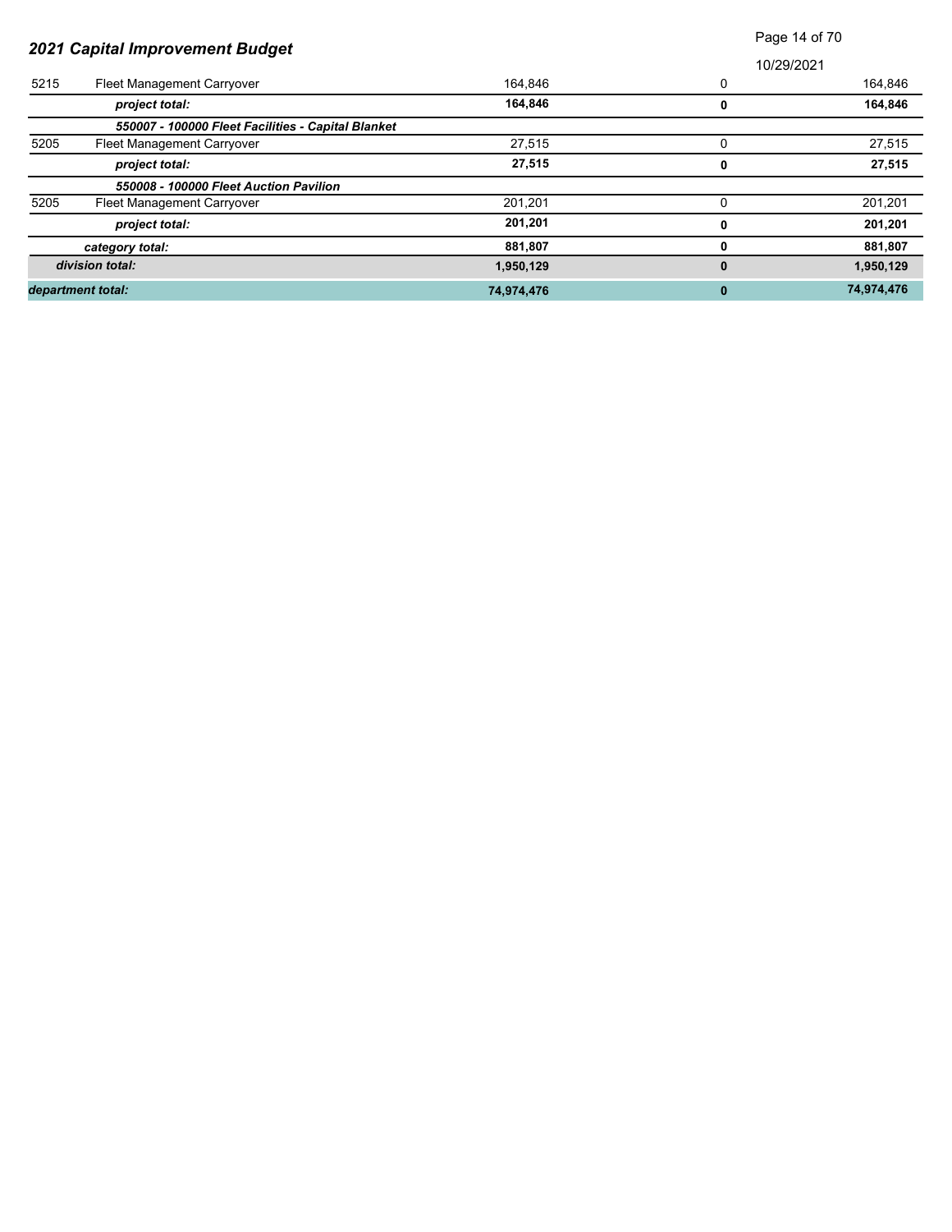## 2021 Capital Improvement Budget

| | | | | |
|---|---|---|---|---|
| 5215 | Fleet Management Carryover | 164,846 | 0 | 164,846 |
| | ***project total:*** | **164,846** | **0** | **164,846** |
| | ***550007 - 100000 Fleet Facilities - Capital Blanket*** | | | |
| 5205 | Fleet Management Carryover | 27,515 | 0 | 27,515 |
| | ***project total:*** | **27,515** | **0** | **27,515** |
| | ***550008 - 100000 Fleet Auction Pavilion*** | | | |
| 5205 | Fleet Management Carryover | 201,201 | 0 | 201,201 |
| | ***project total:*** | **201,201** | **0** | **201,201** |
| | ***category total:*** | **881,807** | **0** | **881,807** |
| ***division total:*** | | **1,950,129** | **0** | **1,950,129** |
| ***department total:*** | | **74,974,476** | **0** | **74,974,476** |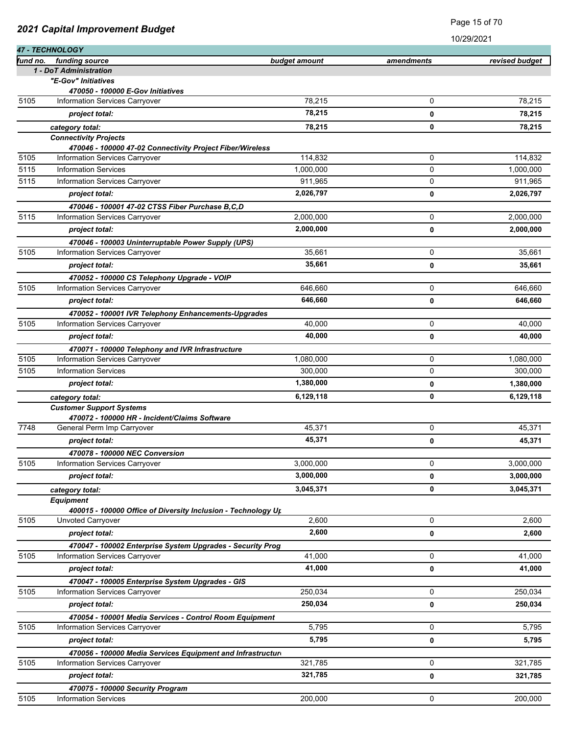## 2021 Capital Improvement Budget

10/29/2021

### 47 - TECHNOLOGY

| fund no. | funding source | budget amount | amendments | revised budget |
|---|---|---|---|---|
| | **1 - DoT Administration** | | | |
| | ***"E-Gov" Initiatives*** | | | |
| | ***470050 - 100000 E-Gov Initiatives*** | | | |
| 5105 | Information Services Carryover | 78,215 | 0 | 78,215 |
| | ***project total:*** | **78,215** | **0** | **78,215** |
| | ***category total:*** | **78,215** | **0** | **78,215** |
| | ***Connectivity Projects*** | | | |
| | ***470046 - 100000 47-02 Connectivity Project Fiber/Wireless*** | | | |
| 5105 | Information Services Carryover | 114,832 | 0 | 114,832 |
| 5115 | Information Services | 1,000,000 | 0 | 1,000,000 |
| 5115 | Information Services Carryover | 911,965 | 0 | 911,965 |
| | ***project total:*** | **2,026,797** | **0** | **2,026,797** |
| | ***470046 - 100001 47-02 CTSS Fiber Purchase B,C,D*** | | | |
| 5115 | Information Services Carryover | 2,000,000 | 0 | 2,000,000 |
| | ***project total:*** | **2,000,000** | **0** | **2,000,000** |
| | ***470046 - 100003 Uninterruptable Power Supply (UPS)*** | | | |
| 5105 | Information Services Carryover | 35,661 | 0 | 35,661 |
| | ***project total:*** | **35,661** | **0** | **35,661** |
| | ***470052 - 100000 CS Telephony Upgrade - VOIP*** | | | |
| 5105 | Information Services Carryover | 646,660 | 0 | 646,660 |
| | ***project total:*** | **646,660** | **0** | **646,660** |
| | ***470052 - 100001 IVR Telephony Enhancements-Upgrades*** | | | |
| 5105 | Information Services Carryover | 40,000 | 0 | 40,000 |
| | ***project total:*** | **40,000** | **0** | **40,000** |
| | ***470071 - 100000 Telephony and IVR Infrastructure*** | | | |
| 5105 | Information Services Carryover | 1,080,000 | 0 | 1,080,000 |
| 5105 | Information Services | 300,000 | 0 | 300,000 |
| | ***project total:*** | **1,380,000** | **0** | **1,380,000** |
| | ***category total:*** | **6,129,118** | **0** | **6,129,118** |
| | ***Customer Support Systems*** | | | |
| | ***470072 - 100000 HR - Incident/Claims Software*** | | | |
| 7748 | General Perm Imp Carryover | 45,371 | 0 | 45,371 |
| | ***project total:*** | **45,371** | **0** | **45,371** |
| | ***470078 - 100000 NEC Conversion*** | | | |
| 5105 | Information Services Carryover | 3,000,000 | 0 | 3,000,000 |
| | ***project total:*** | **3,000,000** | **0** | **3,000,000** |
| | ***category total:*** | **3,045,371** | **0** | **3,045,371** |
| | ***Equipment*** | | | |
| | ***400015 - 100000 Office of Diversity Inclusion - Technology Up*** | | | |
| 5105 | Unvoted Carryover | 2,600 | 0 | 2,600 |
| | ***project total:*** | **2,600** | **0** | **2,600** |
| | ***470047 - 100002 Enterprise System Upgrades - Security Prog*** | | | |
| 5105 | Information Services Carryover | 41,000 | 0 | 41,000 |
| | ***project total:*** | **41,000** | **0** | **41,000** |
| | ***470047 - 100005 Enterprise System Upgrades - GIS*** | | | |
| 5105 | Information Services Carryover | 250,034 | 0 | 250,034 |
| | ***project total:*** | **250,034** | **0** | **250,034** |
| | ***470054 - 100001 Media Services - Control Room Equipment*** | | | |
| 5105 | Information Services Carryover | 5,795 | 0 | 5,795 |
| | ***project total:*** | **5,795** | **0** | **5,795** |
| | ***470056 - 100000 Media Services Equipment and Infrastructure*** | | | |
| 5105 | Information Services Carryover | 321,785 | 0 | 321,785 |
| | ***project total:*** | **321,785** | **0** | **321,785** |
| | ***470075 - 100000 Security Program*** | | | |
| 5105 | Information Services | 200,000 | 0 | 200,000 |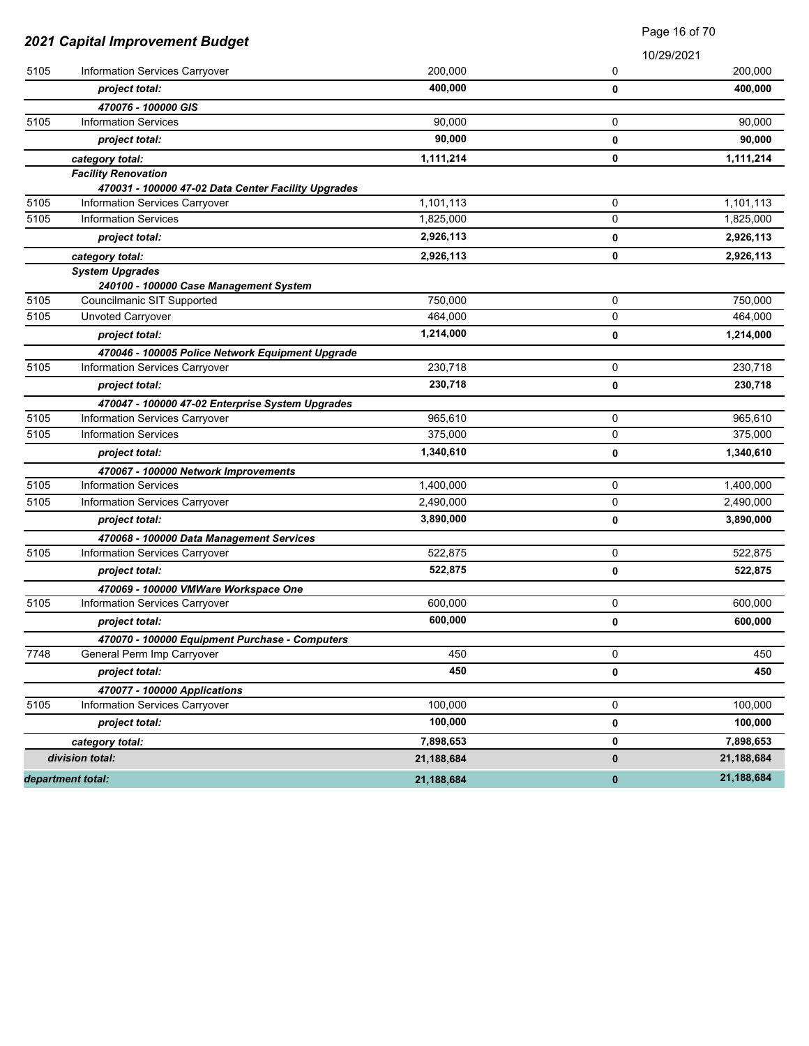## 2021 Capital Improvement Budget

| | | | | |
|---|---|---|---|---|
| 5105 | Information Services Carryover | 200,000 | 0 | 200,000 |
| | ***project total:*** | **400,000** | **0** | **400,000** |
| | ***470076 - 100000 GIS*** | | | |
| 5105 | Information Services | 90,000 | 0 | 90,000 |
| | ***project total:*** | **90,000** | **0** | **90,000** |
| | ***category total:*** | **1,111,214** | **0** | **1,111,214** |
| | ***Facility Renovation*** | | | |
| | ***470031 - 100000 47-02 Data Center Facility Upgrades*** | | | |
| 5105 | Information Services Carryover | 1,101,113 | 0 | 1,101,113 |
| 5105 | Information Services | 1,825,000 | 0 | 1,825,000 |
| | ***project total:*** | **2,926,113** | **0** | **2,926,113** |
| | ***category total:*** | **2,926,113** | **0** | **2,926,113** |
| | ***System Upgrades*** | | | |
| | ***240100 - 100000 Case Management System*** | | | |
| 5105 | Councilmanic SIT Supported | 750,000 | 0 | 750,000 |
| 5105 | Unvoted Carryover | 464,000 | 0 | 464,000 |
| | ***project total:*** | **1,214,000** | **0** | **1,214,000** |
| | ***470046 - 100005 Police Network Equipment Upgrade*** | | | |
| 5105 | Information Services Carryover | 230,718 | 0 | 230,718 |
| | ***project total:*** | **230,718** | **0** | **230,718** |
| | ***470047 - 100000 47-02 Enterprise System Upgrades*** | | | |
| 5105 | Information Services Carryover | 965,610 | 0 | 965,610 |
| 5105 | Information Services | 375,000 | 0 | 375,000 |
| | ***project total:*** | **1,340,610** | **0** | **1,340,610** |
| | ***470067 - 100000 Network Improvements*** | | | |
| 5105 | Information Services | 1,400,000 | 0 | 1,400,000 |
| 5105 | Information Services Carryover | 2,490,000 | 0 | 2,490,000 |
| | ***project total:*** | **3,890,000** | **0** | **3,890,000** |
| | ***470068 - 100000 Data Management Services*** | | | |
| 5105 | Information Services Carryover | 522,875 | 0 | 522,875 |
| | ***project total:*** | **522,875** | **0** | **522,875** |
| | ***470069 - 100000 VMWare Workspace One*** | | | |
| 5105 | Information Services Carryover | 600,000 | 0 | 600,000 |
| | ***project total:*** | **600,000** | **0** | **600,000** |
| | ***470070 - 100000 Equipment Purchase - Computers*** | | | |
| 7748 | General Perm Imp Carryover | 450 | 0 | 450 |
| | ***project total:*** | **450** | **0** | **450** |
| | ***470077 - 100000 Applications*** | | | |
| 5105 | Information Services Carryover | 100,000 | 0 | 100,000 |
| | ***project total:*** | **100,000** | **0** | **100,000** |
| | ***category total:*** | **7,898,653** | **0** | **7,898,653** |
| ***division total:*** | | **21,188,684** | **0** | **21,188,684** |
| ***department total:*** | | **21,188,684** | **0** | **21,188,684** |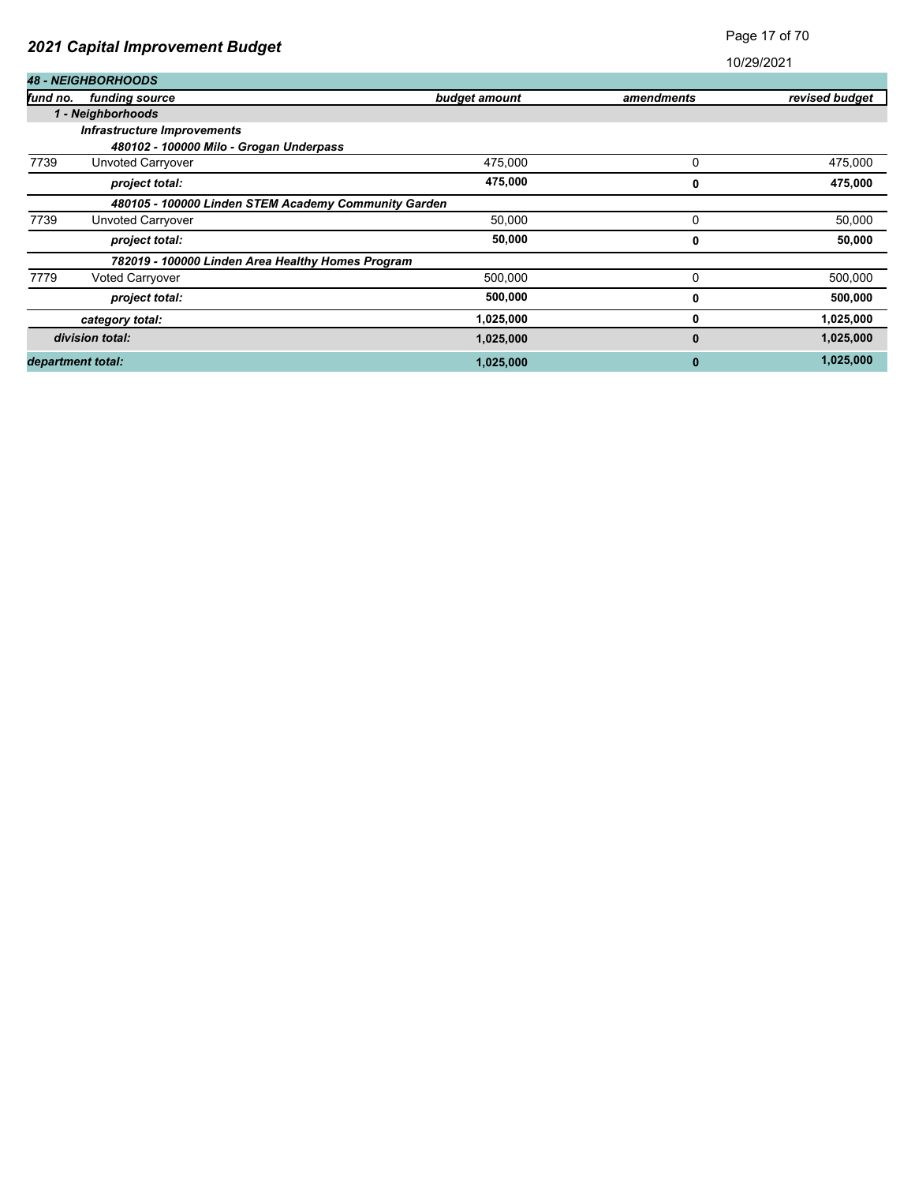# 2021 Capital Improvement Budget

10/29/2021

| *48 - NEIGHBORHOODS* | | | | |
|---|---|---|---|---|
| ***fund no.*** | ***funding source*** | ***budget amount*** | ***amendments*** | ***revised budget*** |
| | ***1 - Neighborhoods*** | | | |
| | ***Infrastructure Improvements*** | | | |
| | ***480102 - 100000 Milo - Grogan Underpass*** | | | |
| 7739 | Unvoted Carryover | 475,000 | 0 | 475,000 |
| | ***project total:*** | **475,000** | **0** | **475,000** |
| | ***480105 - 100000 Linden STEM Academy Community Garden*** | | | |
| 7739 | Unvoted Carryover | 50,000 | 0 | 50,000 |
| | ***project total:*** | **50,000** | **0** | **50,000** |
| | ***782019 - 100000 Linden Area Healthy Homes Program*** | | | |
| 7779 | Voted Carryover | 500,000 | 0 | 500,000 |
| | ***project total:*** | **500,000** | **0** | **500,000** |
| | ***category total:*** | **1,025,000** | **0** | **1,025,000** |
| | ***division total:*** | **1,025,000** | **0** | **1,025,000** |
| ***department total:*** | | **1,025,000** | **0** | **1,025,000** |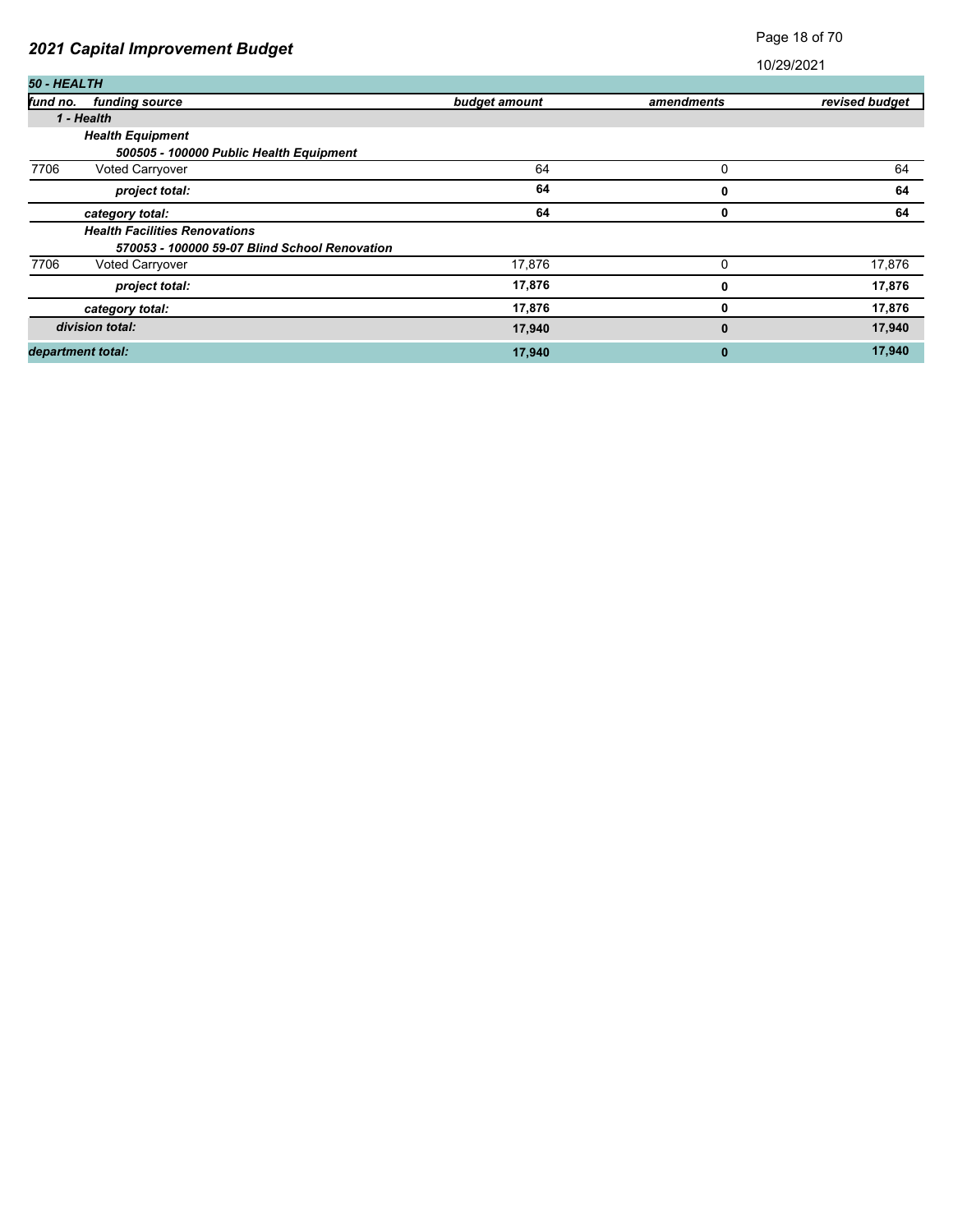## 2021 Capital Improvement Budget

10/29/2021

| 50 - HEALTH | | | | |
|---|---|---|---|---|
| ***fund no.*** | ***funding source*** | ***budget amount*** | ***amendments*** | ***revised budget*** |
| | ***1 - Health*** | | | |
| | ***Health Equipment*** | | | |
| | ***500505 - 100000 Public Health Equipment*** | | | |
| 7706 | Voted Carryover | 64 | 0 | 64 |
| | ***project total:*** | **64** | **0** | **64** |
| | ***category total:*** | **64** | **0** | **64** |
| | ***Health Facilities Renovations*** | | | |
| | ***570053 - 100000 59-07 Blind School Renovation*** | | | |
| 7706 | Voted Carryover | 17,876 | 0 | 17,876 |
| | ***project total:*** | **17,876** | **0** | **17,876** |
| | ***category total:*** | **17,876** | **0** | **17,876** |
| | ***division total:*** | **17,940** | **0** | **17,940** |
| ***department total:*** | | **17,940** | **0** | **17,940** |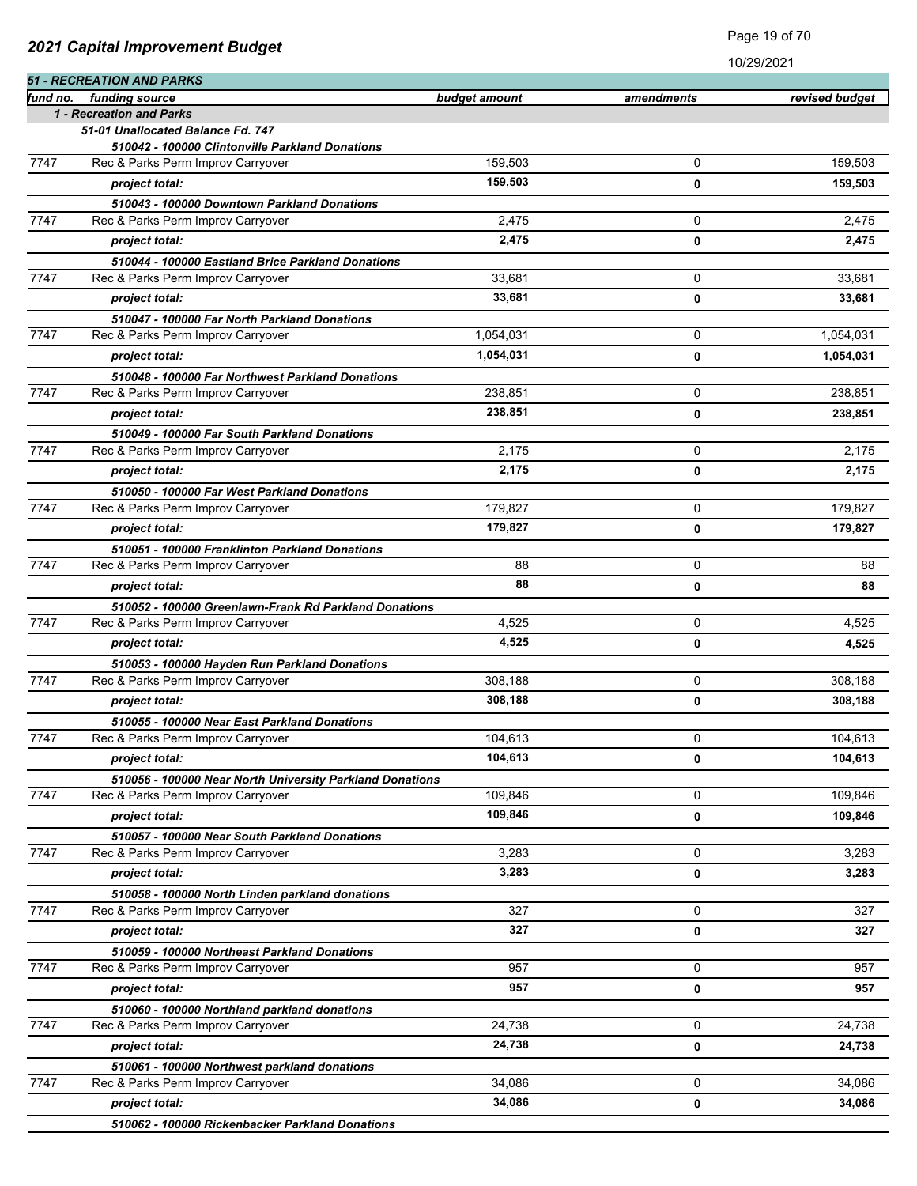## 2021 Capital Improvement Budget

10/29/2021

**51 - RECREATION AND PARKS**

| fund no. | funding source | budget amount | amendments | revised budget |
|---|---|---|---|---|
| | ***1 - Recreation and Parks*** | | | |
| | ***51-01 Unallocated Balance Fd. 747*** | | | |
| | ***510042 - 100000 Clintonville Parkland Donations*** | | | |
| 7747 | Rec & Parks Perm Improv Carryover | 159,503 | 0 | 159,503 |
| | ***project total:*** | **159,503** | **0** | **159,503** |
| | ***510043 - 100000 Downtown Parkland Donations*** | | | |
| 7747 | Rec & Parks Perm Improv Carryover | 2,475 | 0 | 2,475 |
| | ***project total:*** | **2,475** | **0** | **2,475** |
| | ***510044 - 100000 Eastland Brice Parkland Donations*** | | | |
| 7747 | Rec & Parks Perm Improv Carryover | 33,681 | 0 | 33,681 |
| | ***project total:*** | **33,681** | **0** | **33,681** |
| | ***510047 - 100000 Far North Parkland Donations*** | | | |
| 7747 | Rec & Parks Perm Improv Carryover | 1,054,031 | 0 | 1,054,031 |
| | ***project total:*** | **1,054,031** | **0** | **1,054,031** |
| | ***510048 - 100000 Far Northwest Parkland Donations*** | | | |
| 7747 | Rec & Parks Perm Improv Carryover | 238,851 | 0 | 238,851 |
| | ***project total:*** | **238,851** | **0** | **238,851** |
| | ***510049 - 100000 Far South Parkland Donations*** | | | |
| 7747 | Rec & Parks Perm Improv Carryover | 2,175 | 0 | 2,175 |
| | ***project total:*** | **2,175** | **0** | **2,175** |
| | ***510050 - 100000 Far West Parkland Donations*** | | | |
| 7747 | Rec & Parks Perm Improv Carryover | 179,827 | 0 | 179,827 |
| | ***project total:*** | **179,827** | **0** | **179,827** |
| | ***510051 - 100000 Franklinton Parkland Donations*** | | | |
| 7747 | Rec & Parks Perm Improv Carryover | 88 | 0 | 88 |
| | ***project total:*** | **88** | **0** | **88** |
| | ***510052 - 100000 Greenlawn-Frank Rd Parkland Donations*** | | | |
| 7747 | Rec & Parks Perm Improv Carryover | 4,525 | 0 | 4,525 |
| | ***project total:*** | **4,525** | **0** | **4,525** |
| | ***510053 - 100000 Hayden Run Parkland Donations*** | | | |
| 7747 | Rec & Parks Perm Improv Carryover | 308,188 | 0 | 308,188 |
| | ***project total:*** | **308,188** | **0** | **308,188** |
| | ***510055 - 100000 Near East Parkland Donations*** | | | |
| 7747 | Rec & Parks Perm Improv Carryover | 104,613 | 0 | 104,613 |
| | ***project total:*** | **104,613** | **0** | **104,613** |
| | ***510056 - 100000 Near North University Parkland Donations*** | | | |
| 7747 | Rec & Parks Perm Improv Carryover | 109,846 | 0 | 109,846 |
| | ***project total:*** | **109,846** | **0** | **109,846** |
| | ***510057 - 100000 Near South Parkland Donations*** | | | |
| 7747 | Rec & Parks Perm Improv Carryover | 3,283 | 0 | 3,283 |
| | ***project total:*** | **3,283** | **0** | **3,283** |
| | ***510058 - 100000 North Linden parkland donations*** | | | |
| 7747 | Rec & Parks Perm Improv Carryover | 327 | 0 | 327 |
| | ***project total:*** | **327** | **0** | **327** |
| | ***510059 - 100000 Northeast Parkland Donations*** | | | |
| 7747 | Rec & Parks Perm Improv Carryover | 957 | 0 | 957 |
| | ***project total:*** | **957** | **0** | **957** |
| | ***510060 - 100000 Northland parkland donations*** | | | |
| 7747 | Rec & Parks Perm Improv Carryover | 24,738 | 0 | 24,738 |
| | ***project total:*** | **24,738** | **0** | **24,738** |
| | ***510061 - 100000 Northwest parkland donations*** | | | |
| 7747 | Rec & Parks Perm Improv Carryover | 34,086 | 0 | 34,086 |
| | ***project total:*** | **34,086** | **0** | **34,086** |
| | ***510062 - 100000 Rickenbacker Parkland Donations*** | | | |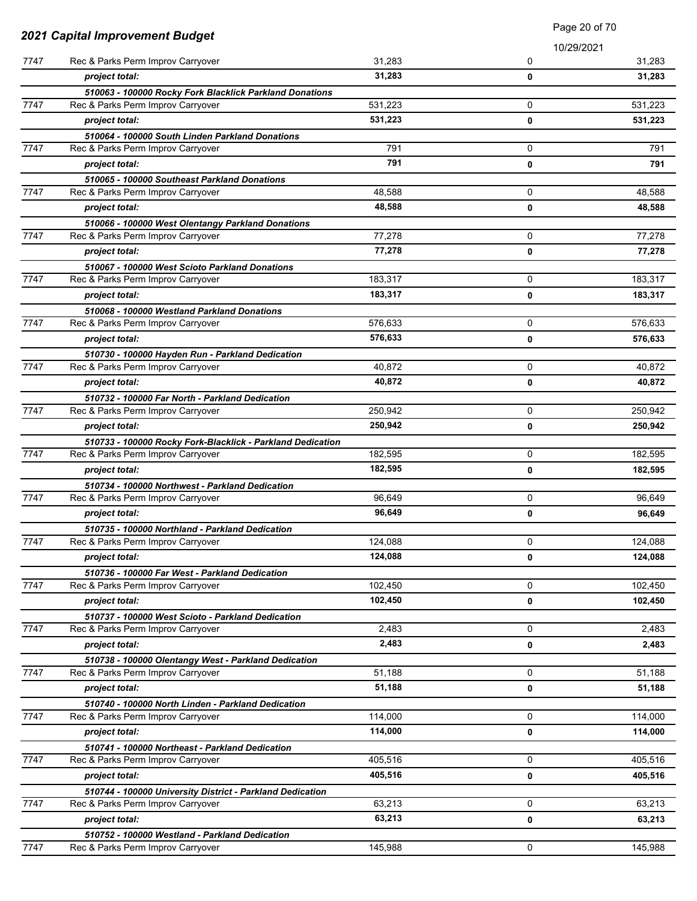| | | | | |
|---|---|---|---|---|
| 7747 | Rec & Parks Perm Improv Carryover | 31,283 | 0 | 31,283 |
| | ***project total:*** | **31,283** | **0** | **31,283** |
| | ***510063 - 100000 Rocky Fork Blacklick Parkland Donations*** | | | |
| 7747 | Rec & Parks Perm Improv Carryover | 531,223 | 0 | 531,223 |
| | ***project total:*** | **531,223** | **0** | **531,223** |
| | ***510064 - 100000 South Linden Parkland Donations*** | | | |
| 7747 | Rec & Parks Perm Improv Carryover | 791 | 0 | 791 |
| | ***project total:*** | **791** | **0** | **791** |
| | ***510065 - 100000 Southeast Parkland Donations*** | | | |
| 7747 | Rec & Parks Perm Improv Carryover | 48,588 | 0 | 48,588 |
| | ***project total:*** | **48,588** | **0** | **48,588** |
| | ***510066 - 100000 West Olentangy Parkland Donations*** | | | |
| 7747 | Rec & Parks Perm Improv Carryover | 77,278 | 0 | 77,278 |
| | ***project total:*** | **77,278** | **0** | **77,278** |
| | ***510067 - 100000 West Scioto Parkland Donations*** | | | |
| 7747 | Rec & Parks Perm Improv Carryover | 183,317 | 0 | 183,317 |
| | ***project total:*** | **183,317** | **0** | **183,317** |
| | ***510068 - 100000 Westland Parkland Donations*** | | | |
| 7747 | Rec & Parks Perm Improv Carryover | 576,633 | 0 | 576,633 |
| | ***project total:*** | **576,633** | **0** | **576,633** |
| | ***510730 - 100000 Hayden Run - Parkland Dedication*** | | | |
| 7747 | Rec & Parks Perm Improv Carryover | 40,872 | 0 | 40,872 |
| | ***project total:*** | **40,872** | **0** | **40,872** |
| | ***510732 - 100000 Far North - Parkland Dedication*** | | | |
| 7747 | Rec & Parks Perm Improv Carryover | 250,942 | 0 | 250,942 |
| | ***project total:*** | **250,942** | **0** | **250,942** |
| | ***510733 - 100000 Rocky Fork-Blacklick - Parkland Dedication*** | | | |
| 7747 | Rec & Parks Perm Improv Carryover | 182,595 | 0 | 182,595 |
| | ***project total:*** | **182,595** | **0** | **182,595** |
| | ***510734 - 100000 Northwest - Parkland Dedication*** | | | |
| 7747 | Rec & Parks Perm Improv Carryover | 96,649 | 0 | 96,649 |
| | ***project total:*** | **96,649** | **0** | **96,649** |
| | ***510735 - 100000 Northland - Parkland Dedication*** | | | |
| 7747 | Rec & Parks Perm Improv Carryover | 124,088 | 0 | 124,088 |
| | ***project total:*** | **124,088** | **0** | **124,088** |
| | ***510736 - 100000 Far West - Parkland Dedication*** | | | |
| 7747 | Rec & Parks Perm Improv Carryover | 102,450 | 0 | 102,450 |
| | ***project total:*** | **102,450** | **0** | **102,450** |
| | ***510737 - 100000 West Scioto - Parkland Dedication*** | | | |
| 7747 | Rec & Parks Perm Improv Carryover | 2,483 | 0 | 2,483 |
| | ***project total:*** | **2,483** | **0** | **2,483** |
| | ***510738 - 100000 Olentangy West - Parkland Dedication*** | | | |
| 7747 | Rec & Parks Perm Improv Carryover | 51,188 | 0 | 51,188 |
| | ***project total:*** | **51,188** | **0** | **51,188** |
| | ***510740 - 100000 North Linden - Parkland Dedication*** | | | |
| 7747 | Rec & Parks Perm Improv Carryover | 114,000 | 0 | 114,000 |
| | ***project total:*** | **114,000** | **0** | **114,000** |
| | ***510741 - 100000 Northeast - Parkland Dedication*** | | | |
| 7747 | Rec & Parks Perm Improv Carryover | 405,516 | 0 | 405,516 |
| | ***project total:*** | **405,516** | **0** | **405,516** |
| | ***510744 - 100000 University District - Parkland Dedication*** | | | |
| 7747 | Rec & Parks Perm Improv Carryover | 63,213 | 0 | 63,213 |
| | ***project total:*** | **63,213** | **0** | **63,213** |
| | ***510752 - 100000 Westland - Parkland Dedication*** | | | |
| 7747 | Rec & Parks Perm Improv Carryover | 145,988 | 0 | 145,988 |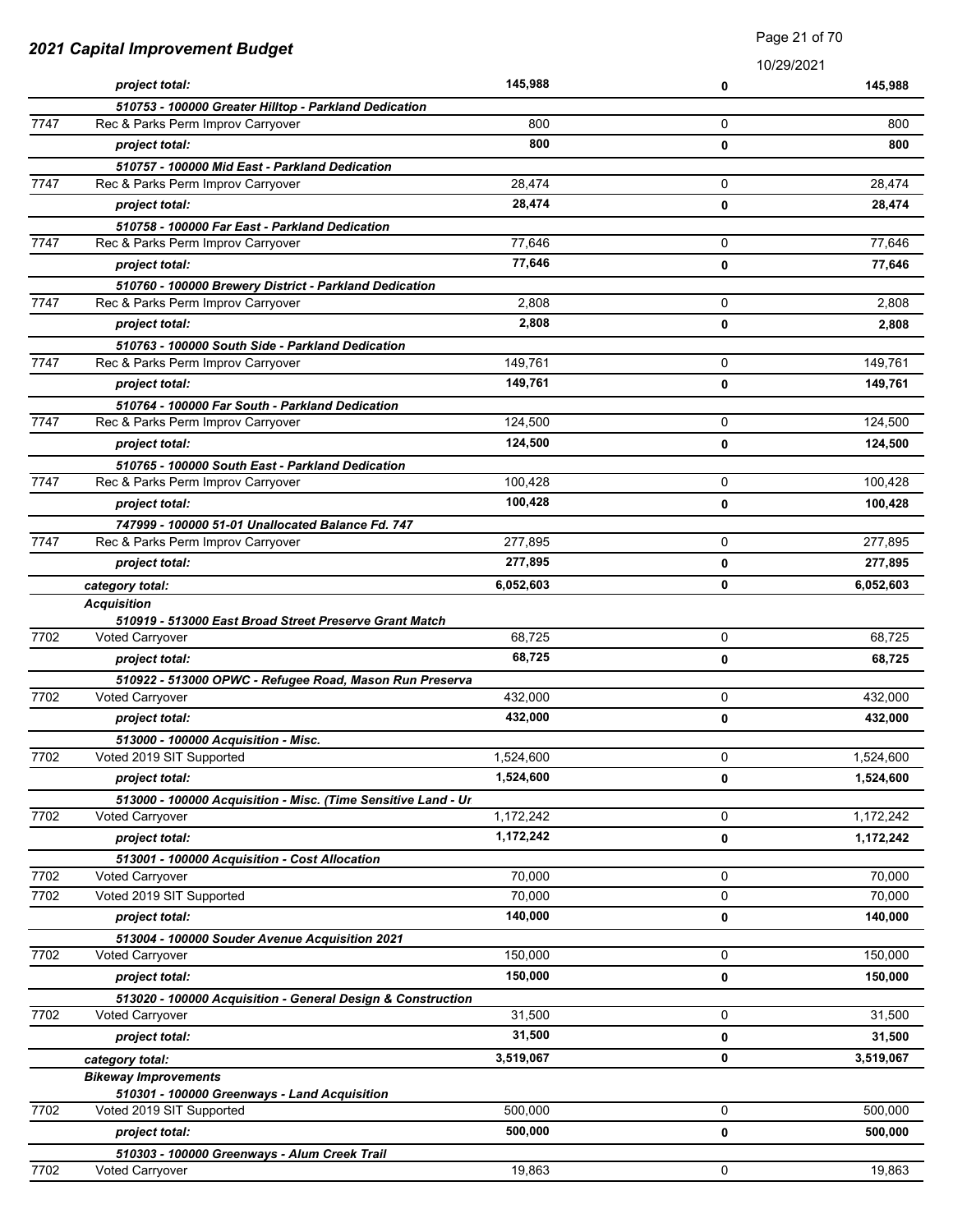## 2021 Capital Improvement Budget

10/29/2021

| | | | | |
|---|---|---|---|---|
| | *project total:* | **145,988** | **0** | **145,988** |
| | ***510753 - 100000 Greater Hilltop - Parkland Dedication*** | | | |
| 7747 | Rec & Parks Perm Improv Carryover | 800 | 0 | 800 |
| | *project total:* | **800** | **0** | **800** |
| | ***510757 - 100000 Mid East - Parkland Dedication*** | | | |
| 7747 | Rec & Parks Perm Improv Carryover | 28,474 | 0 | 28,474 |
| | *project total:* | **28,474** | **0** | **28,474** |
| | ***510758 - 100000 Far East - Parkland Dedication*** | | | |
| 7747 | Rec & Parks Perm Improv Carryover | 77,646 | 0 | 77,646 |
| | *project total:* | **77,646** | **0** | **77,646** |
| | ***510760 - 100000 Brewery District - Parkland Dedication*** | | | |
| 7747 | Rec & Parks Perm Improv Carryover | 2,808 | 0 | 2,808 |
| | *project total:* | **2,808** | **0** | **2,808** |
| | ***510763 - 100000 South Side - Parkland Dedication*** | | | |
| 7747 | Rec & Parks Perm Improv Carryover | 149,761 | 0 | 149,761 |
| | *project total:* | **149,761** | **0** | **149,761** |
| | ***510764 - 100000 Far South - Parkland Dedication*** | | | |
| 7747 | Rec & Parks Perm Improv Carryover | 124,500 | 0 | 124,500 |
| | *project total:* | **124,500** | **0** | **124,500** |
| | ***510765 - 100000 South East - Parkland Dedication*** | | | |
| 7747 | Rec & Parks Perm Improv Carryover | 100,428 | 0 | 100,428 |
| | *project total:* | **100,428** | **0** | **100,428** |
| | ***747999 - 100000 51-01 Unallocated Balance Fd. 747*** | | | |
| 7747 | Rec & Parks Perm Improv Carryover | 277,895 | 0 | 277,895 |
| | *project total:* | **277,895** | **0** | **277,895** |
| | ***category total:*** | **6,052,603** | **0** | **6,052,603** |
| | ***Acquisition*** | | | |
| | ***510919 - 513000 East Broad Street Preserve Grant Match*** | | | |
| 7702 | Voted Carryover | 68,725 | 0 | 68,725 |
| | *project total:* | **68,725** | **0** | **68,725** |
| | ***510922 - 513000 OPWC - Refugee Road, Mason Run Preserva*** | | | |
| 7702 | Voted Carryover | 432,000 | 0 | 432,000 |
| | *project total:* | **432,000** | **0** | **432,000** |
| | ***513000 - 100000 Acquisition - Misc.*** | | | |
| 7702 | Voted 2019 SIT Supported | 1,524,600 | 0 | 1,524,600 |
| | *project total:* | **1,524,600** | **0** | **1,524,600** |
| | ***513000 - 100000 Acquisition - Misc. (Time Sensitive Land - Ur*** | | | |
| 7702 | Voted Carryover | 1,172,242 | 0 | 1,172,242 |
| | *project total:* | **1,172,242** | **0** | **1,172,242** |
| | ***513001 - 100000 Acquisition - Cost Allocation*** | | | |
| 7702 | Voted Carryover | 70,000 | 0 | 70,000 |
| 7702 | Voted 2019 SIT Supported | 70,000 | 0 | 70,000 |
| | *project total:* | **140,000** | **0** | **140,000** |
| | ***513004 - 100000 Souder Avenue Acquisition 2021*** | | | |
| 7702 | Voted Carryover | 150,000 | 0 | 150,000 |
| | *project total:* | **150,000** | **0** | **150,000** |
| | ***513020 - 100000 Acquisition - General Design & Construction*** | | | |
| 7702 | Voted Carryover | 31,500 | 0 | 31,500 |
| | *project total:* | **31,500** | **0** | **31,500** |
| | ***category total:*** | **3,519,067** | **0** | **3,519,067** |
| | ***Bikeway Improvements*** | | | |
| | ***510301 - 100000 Greenways - Land Acquisition*** | | | |
| 7702 | Voted 2019 SIT Supported | 500,000 | 0 | 500,000 |
| | *project total:* | **500,000** | **0** | **500,000** |
| | ***510303 - 100000 Greenways - Alum Creek Trail*** | | | |
| 7702 | Voted Carryover | 19,863 | 0 | 19,863 |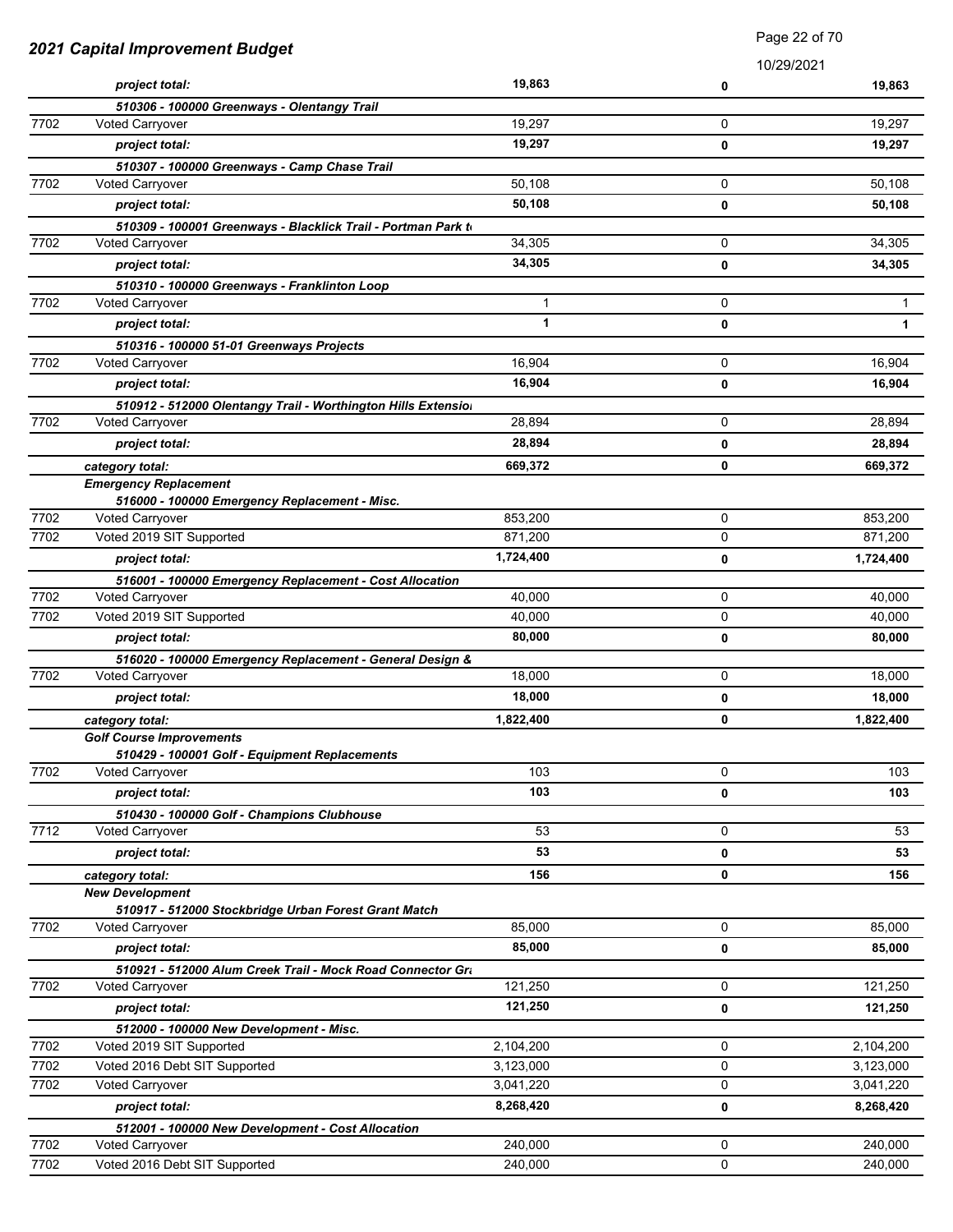## 2021 Capital Improvement Budget

10/29/2021

| | | | | |
|---|---|---|---|---|
| | *project total:* | **19,863** | **0** | **19,863** |
| | ***510306 - 100000 Greenways - Olentangy Trail*** | | | |
| 7702 | Voted Carryover | 19,297 | 0 | 19,297 |
| | *project total:* | **19,297** | **0** | **19,297** |
| | ***510307 - 100000 Greenways - Camp Chase Trail*** | | | |
| 7702 | Voted Carryover | 50,108 | 0 | 50,108 |
| | *project total:* | **50,108** | **0** | **50,108** |
| | ***510309 - 100001 Greenways - Blacklick Trail - Portman Park t*** | | | |
| 7702 | Voted Carryover | 34,305 | 0 | 34,305 |
| | *project total:* | **34,305** | **0** | **34,305** |
| | ***510310 - 100000 Greenways - Franklinton Loop*** | | | |
| 7702 | Voted Carryover | 1 | 0 | 1 |
| | *project total:* | **1** | **0** | **1** |
| | ***510316 - 100000 51-01 Greenways Projects*** | | | |
| 7702 | Voted Carryover | 16,904 | 0 | 16,904 |
| | *project total:* | **16,904** | **0** | **16,904** |
| | ***510912 - 512000 Olentangy Trail - Worthington Hills Extensio*** | | | |
| 7702 | Voted Carryover | 28,894 | 0 | 28,894 |
| | *project total:* | **28,894** | **0** | **28,894** |
| | *category total:* | **669,372** | **0** | **669,372** |
| | ***Emergency Replacement*** | | | |
| | ***516000 - 100000 Emergency Replacement - Misc.*** | | | |
| 7702 | Voted Carryover | 853,200 | 0 | 853,200 |
| 7702 | Voted 2019 SIT Supported | 871,200 | 0 | 871,200 |
| | *project total:* | **1,724,400** | **0** | **1,724,400** |
| | ***516001 - 100000 Emergency Replacement - Cost Allocation*** | | | |
| 7702 | Voted Carryover | 40,000 | 0 | 40,000 |
| 7702 | Voted 2019 SIT Supported | 40,000 | 0 | 40,000 |
| | *project total:* | **80,000** | **0** | **80,000** |
| | ***516020 - 100000 Emergency Replacement - General Design &*** | | | |
| 7702 | Voted Carryover | 18,000 | 0 | 18,000 |
| | *project total:* | **18,000** | **0** | **18,000** |
| | *category total:* | **1,822,400** | **0** | **1,822,400** |
| | ***Golf Course Improvements*** | | | |
| | ***510429 - 100001 Golf - Equipment Replacements*** | | | |
| 7702 | Voted Carryover | 103 | 0 | 103 |
| | *project total:* | **103** | **0** | **103** |
| | ***510430 - 100000 Golf - Champions Clubhouse*** | | | |
| 7712 | Voted Carryover | 53 | 0 | 53 |
| | *project total:* | **53** | **0** | **53** |
| | *category total:* | **156** | **0** | **156** |
| | ***New Development*** | | | |
| | ***510917 - 512000 Stockbridge Urban Forest Grant Match*** | | | |
| 7702 | Voted Carryover | 85,000 | 0 | 85,000 |
| | *project total:* | **85,000** | **0** | **85,000** |
| | ***510921 - 512000 Alum Creek Trail - Mock Road Connector Gr*** | | | |
| 7702 | Voted Carryover | 121,250 | 0 | 121,250 |
| | *project total:* | **121,250** | **0** | **121,250** |
| | ***512000 - 100000 New Development - Misc.*** | | | |
| 7702 | Voted 2019 SIT Supported | 2,104,200 | 0 | 2,104,200 |
| 7702 | Voted 2016 Debt SIT Supported | 3,123,000 | 0 | 3,123,000 |
| 7702 | Voted Carryover | 3,041,220 | 0 | 3,041,220 |
| | *project total:* | **8,268,420** | **0** | **8,268,420** |
| | ***512001 - 100000 New Development - Cost Allocation*** | | | |
| 7702 | Voted Carryover | 240,000 | 0 | 240,000 |
| 7702 | Voted 2016 Debt SIT Supported | 240,000 | 0 | 240,000 |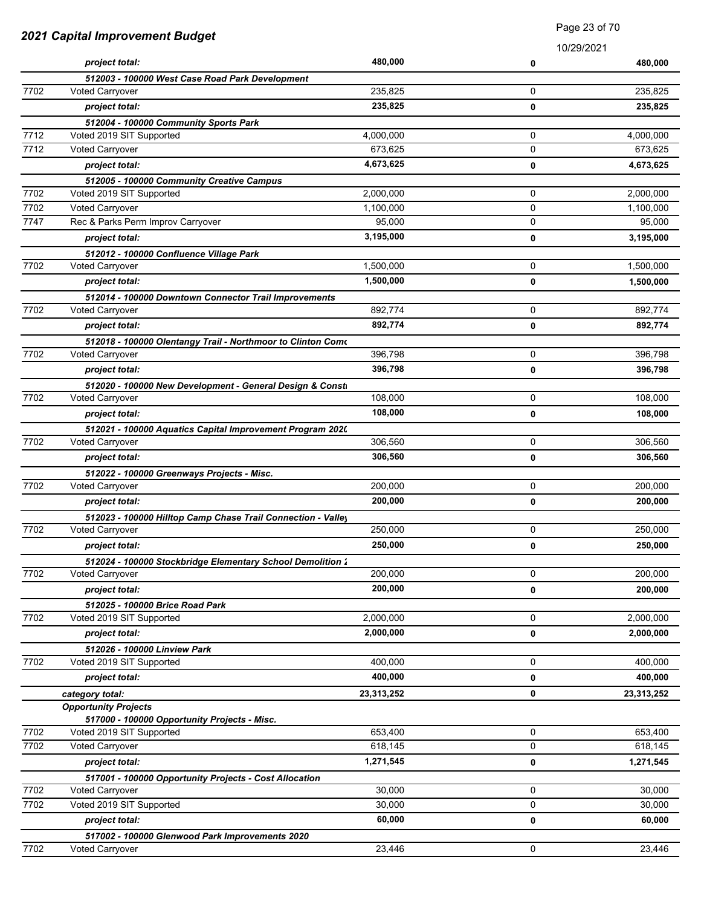| | | | | |
|---|---|---|---|---|
| | *project total:* | **480,000** | **0** | **480,000** |
| | ***512003 - 100000 West Case Road Park Development*** | | | |
| 7702 | Voted Carryover | 235,825 | 0 | 235,825 |
| | *project total:* | **235,825** | **0** | **235,825** |
| | ***512004 - 100000 Community Sports Park*** | | | |
| 7712 | Voted 2019 SIT Supported | 4,000,000 | 0 | 4,000,000 |
| 7712 | Voted Carryover | 673,625 | 0 | 673,625 |
| | *project total:* | **4,673,625** | **0** | **4,673,625** |
| | ***512005 - 100000 Community Creative Campus*** | | | |
| 7702 | Voted 2019 SIT Supported | 2,000,000 | 0 | 2,000,000 |
| 7702 | Voted Carryover | 1,100,000 | 0 | 1,100,000 |
| 7747 | Rec & Parks Perm Improv Carryover | 95,000 | 0 | 95,000 |
| | *project total:* | **3,195,000** | **0** | **3,195,000** |
| | ***512012 - 100000 Confluence Village Park*** | | | |
| 7702 | Voted Carryover | 1,500,000 | 0 | 1,500,000 |
| | *project total:* | **1,500,000** | **0** | **1,500,000** |
| | ***512014 - 100000 Downtown Connector Trail Improvements*** | | | |
| 7702 | Voted Carryover | 892,774 | 0 | 892,774 |
| | *project total:* | **892,774** | **0** | **892,774** |
| | ***512018 - 100000 Olentangy Trail - Northmoor to Clinton Como*** | | | |
| 7702 | Voted Carryover | 396,798 | 0 | 396,798 |
| | *project total:* | **396,798** | **0** | **396,798** |
| | ***512020 - 100000 New Development - General Design & Consti*** | | | |
| 7702 | Voted Carryover | 108,000 | 0 | 108,000 |
| | *project total:* | **108,000** | **0** | **108,000** |
| | ***512021 - 100000 Aquatics Capital Improvement Program 2020*** | | | |
| 7702 | Voted Carryover | 306,560 | 0 | 306,560 |
| | *project total:* | **306,560** | **0** | **306,560** |
| | ***512022 - 100000 Greenways Projects - Misc.*** | | | |
| 7702 | Voted Carryover | 200,000 | 0 | 200,000 |
| | *project total:* | **200,000** | **0** | **200,000** |
| | ***512023 - 100000 Hilltop Camp Chase Trail Connection - Valley*** | | | |
| 7702 | Voted Carryover | 250,000 | 0 | 250,000 |
| | *project total:* | **250,000** | **0** | **250,000** |
| | ***512024 - 100000 Stockbridge Elementary School Demolition 2*** | | | |
| 7702 | Voted Carryover | 200,000 | 0 | 200,000 |
| | *project total:* | **200,000** | **0** | **200,000** |
| | ***512025 - 100000 Brice Road Park*** | | | |
| 7702 | Voted 2019 SIT Supported | 2,000,000 | 0 | 2,000,000 |
| | *project total:* | **2,000,000** | **0** | **2,000,000** |
| | ***512026 - 100000 Linview Park*** | | | |
| 7702 | Voted 2019 SIT Supported | 400,000 | 0 | 400,000 |
| | *project total:* | **400,000** | **0** | **400,000** |
| | ***category total:*** | **23,313,252** | **0** | **23,313,252** |
| | ***Opportunity Projects*** | | | |
| | ***517000 - 100000 Opportunity Projects - Misc.*** | | | |
| 7702 | Voted 2019 SIT Supported | 653,400 | 0 | 653,400 |
| 7702 | Voted Carryover | 618,145 | 0 | 618,145 |
| | *project total:* | **1,271,545** | **0** | **1,271,545** |
| | ***517001 - 100000 Opportunity Projects - Cost Allocation*** | | | |
| 7702 | Voted Carryover | 30,000 | 0 | 30,000 |
| 7702 | Voted 2019 SIT Supported | 30,000 | 0 | 30,000 |
| | *project total:* | **60,000** | **0** | **60,000** |
| | ***517002 - 100000 Glenwood Park Improvements 2020*** | | | |
| 7702 | Voted Carryover | 23,446 | 0 | 23,446 |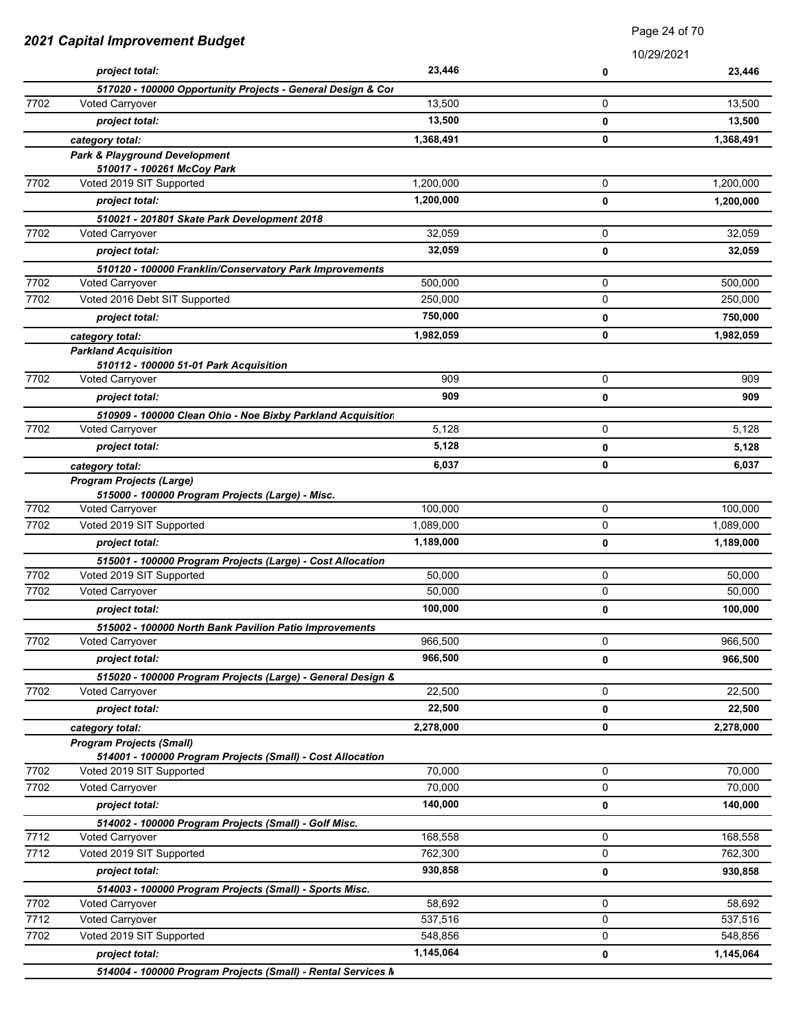## 2021 Capital Improvement Budget

| | | | | |
|---|---|---|---|---|
| | *project total:* | **23,446** | **0** | **23,446** |
| | ***517020 - 100000 Opportunity Projects - General Design & Cor*** | | | |
| 7702 | Voted Carryover | 13,500 | 0 | 13,500 |
| | *project total:* | **13,500** | **0** | **13,500** |
| | *category total:* | **1,368,491** | **0** | **1,368,491** |
| | ***Park & Playground Development*** | | | |
| | ***510017 - 100261 McCoy Park*** | | | |
| 7702 | Voted 2019 SIT Supported | 1,200,000 | 0 | 1,200,000 |
| | *project total:* | **1,200,000** | **0** | **1,200,000** |
| | ***510021 - 201801 Skate Park Development 2018*** | | | |
| 7702 | Voted Carryover | 32,059 | 0 | 32,059 |
| | *project total:* | **32,059** | **0** | **32,059** |
| | ***510120 - 100000 Franklin/Conservatory Park Improvements*** | | | |
| 7702 | Voted Carryover | 500,000 | 0 | 500,000 |
| 7702 | Voted 2016 Debt SIT Supported | 250,000 | 0 | 250,000 |
| | *project total:* | **750,000** | **0** | **750,000** |
| | *category total:* | **1,982,059** | **0** | **1,982,059** |
| | ***Parkland Acquisition*** | | | |
| | ***510112 - 100000 51-01 Park Acquisition*** | | | |
| 7702 | Voted Carryover | 909 | 0 | 909 |
| | *project total:* | **909** | **0** | **909** |
| | ***510909 - 100000 Clean Ohio - Noe Bixby Parkland Acquisition*** | | | |
| 7702 | Voted Carryover | 5,128 | 0 | 5,128 |
| | *project total:* | **5,128** | **0** | **5,128** |
| | *category total:* | **6,037** | **0** | **6,037** |
| | ***Program Projects (Large)*** | | | |
| | ***515000 - 100000 Program Projects (Large) - Misc.*** | | | |
| 7702 | Voted Carryover | 100,000 | 0 | 100,000 |
| 7702 | Voted 2019 SIT Supported | 1,089,000 | 0 | 1,089,000 |
| | *project total:* | **1,189,000** | **0** | **1,189,000** |
| | ***515001 - 100000 Program Projects (Large) - Cost Allocation*** | | | |
| 7702 | Voted 2019 SIT Supported | 50,000 | 0 | 50,000 |
| 7702 | Voted Carryover | 50,000 | 0 | 50,000 |
| | *project total:* | **100,000** | **0** | **100,000** |
| | ***515002 - 100000 North Bank Pavilion Patio Improvements*** | | | |
| 7702 | Voted Carryover | 966,500 | 0 | 966,500 |
| | *project total:* | **966,500** | **0** | **966,500** |
| | ***515020 - 100000 Program Projects (Large) - General Design &*** | | | |
| 7702 | Voted Carryover | 22,500 | 0 | 22,500 |
| | *project total:* | **22,500** | **0** | **22,500** |
| | *category total:* | **2,278,000** | **0** | **2,278,000** |
| | ***Program Projects (Small)*** | | | |
| | ***514001 - 100000 Program Projects (Small) - Cost Allocation*** | | | |
| 7702 | Voted 2019 SIT Supported | 70,000 | 0 | 70,000 |
| 7702 | Voted Carryover | 70,000 | 0 | 70,000 |
| | *project total:* | **140,000** | **0** | **140,000** |
| | ***514002 - 100000 Program Projects (Small) - Golf Misc.*** | | | |
| 7712 | Voted Carryover | 168,558 | 0 | 168,558 |
| 7712 | Voted 2019 SIT Supported | 762,300 | 0 | 762,300 |
| | *project total:* | **930,858** | **0** | **930,858** |
| | ***514003 - 100000 Program Projects (Small) - Sports Misc.*** | | | |
| 7702 | Voted Carryover | 58,692 | 0 | 58,692 |
| 7712 | Voted Carryover | 537,516 | 0 | 537,516 |
| 7702 | Voted 2019 SIT Supported | 548,856 | 0 | 548,856 |
| | *project total:* | **1,145,064** | **0** | **1,145,064** |
| | ***514004 - 100000 Program Projects (Small) - Rental Services M*** | | | |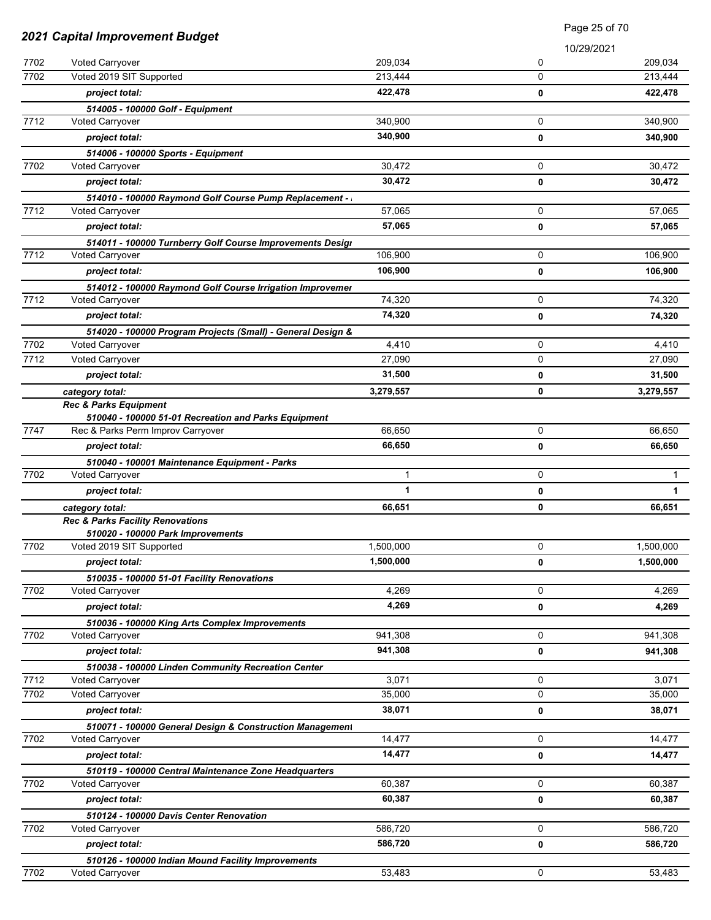# 2021 Capital Improvement Budget

10/29/2021

| | | | | |
|---|---|---|---|---|
| 7702 | Voted Carryover | 209,034 | 0 | 209,034 |
| 7702 | Voted 2019 SIT Supported | 213,444 | 0 | 213,444 |
| | ***project total:*** | **422,478** | **0** | **422,478** |
| | ***514005 - 100000 Golf - Equipment*** | | | |
| 7712 | Voted Carryover | 340,900 | 0 | 340,900 |
| | ***project total:*** | **340,900** | **0** | **340,900** |
| | ***514006 - 100000 Sports - Equipment*** | | | |
| 7702 | Voted Carryover | 30,472 | 0 | 30,472 |
| | ***project total:*** | **30,472** | **0** | **30,472** |
| | ***514010 - 100000 Raymond Golf Course Pump Replacement -*** | | | |
| 7712 | Voted Carryover | 57,065 | 0 | 57,065 |
| | ***project total:*** | **57,065** | **0** | **57,065** |
| | ***514011 - 100000 Turnberry Golf Course Improvements Design*** | | | |
| 7712 | Voted Carryover | 106,900 | 0 | 106,900 |
| | ***project total:*** | **106,900** | **0** | **106,900** |
| | ***514012 - 100000 Raymond Golf Course Irrigation Improvemer*** | | | |
| 7712 | Voted Carryover | 74,320 | 0 | 74,320 |
| | ***project total:*** | **74,320** | **0** | **74,320** |
| | ***514020 - 100000 Program Projects (Small) - General Design &*** | | | |
| 7702 | Voted Carryover | 4,410 | 0 | 4,410 |
| 7712 | Voted Carryover | 27,090 | 0 | 27,090 |
| | ***project total:*** | **31,500** | **0** | **31,500** |
| | ***category total:*** | **3,279,557** | **0** | **3,279,557** |
| | ***Rec & Parks Equipment*** | | | |
| | ***510040 - 100000 51-01 Recreation and Parks Equipment*** | | | |
| 7747 | Rec & Parks Perm Improv Carryover | 66,650 | 0 | 66,650 |
| | ***project total:*** | **66,650** | **0** | **66,650** |
| | ***510040 - 100001 Maintenance Equipment - Parks*** | | | |
| 7702 | Voted Carryover | 1 | 0 | 1 |
| | ***project total:*** | **1** | **0** | **1** |
| | ***category total:*** | **66,651** | **0** | **66,651** |
| | ***Rec & Parks Facility Renovations*** | | | |
| | ***510020 - 100000 Park Improvements*** | | | |
| 7702 | Voted 2019 SIT Supported | 1,500,000 | 0 | 1,500,000 |
| | ***project total:*** | **1,500,000** | **0** | **1,500,000** |
| | ***510035 - 100000 51-01 Facility Renovations*** | | | |
| 7702 | Voted Carryover | 4,269 | 0 | 4,269 |
| | ***project total:*** | **4,269** | **0** | **4,269** |
| | ***510036 - 100000 King Arts Complex Improvements*** | | | |
| 7702 | Voted Carryover | 941,308 | 0 | 941,308 |
| | ***project total:*** | **941,308** | **0** | **941,308** |
| | ***510038 - 100000 Linden Community Recreation Center*** | | | |
| 7712 | Voted Carryover | 3,071 | 0 | 3,071 |
| 7702 | Voted Carryover | 35,000 | 0 | 35,000 |
| | ***project total:*** | **38,071** | **0** | **38,071** |
| | ***510071 - 100000 General Design & Construction Management*** | | | |
| 7702 | Voted Carryover | 14,477 | 0 | 14,477 |
| | ***project total:*** | **14,477** | **0** | **14,477** |
| | ***510119 - 100000 Central Maintenance Zone Headquarters*** | | | |
| 7702 | Voted Carryover | 60,387 | 0 | 60,387 |
| | ***project total:*** | **60,387** | **0** | **60,387** |
| | ***510124 - 100000 Davis Center Renovation*** | | | |
| 7702 | Voted Carryover | 586,720 | 0 | 586,720 |
| | ***project total:*** | **586,720** | **0** | **586,720** |
| | ***510126 - 100000 Indian Mound Facility Improvements*** | | | |
| 7702 | Voted Carryover | 53,483 | 0 | 53,483 |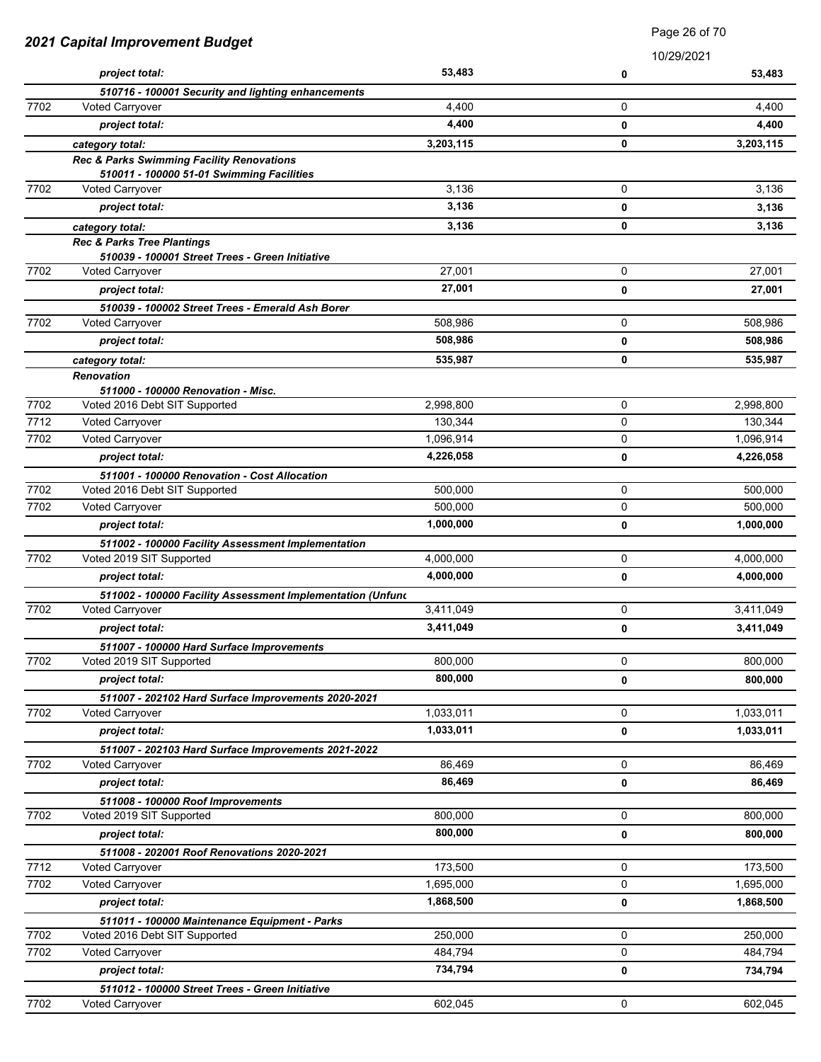## 2021 Capital Improvement Budget

10/29/2021

| | | | | |
|---|---|---|---|---|
| | ***project total:*** | **53,483** | **0** | **53,483** |
| | ***510716 - 100001 Security and lighting enhancements*** | | | |
| 7702 | Voted Carryover | 4,400 | 0 | 4,400 |
| | ***project total:*** | **4,400** | **0** | **4,400** |
| | ***category total:*** | **3,203,115** | **0** | **3,203,115** |
| | ***Rec & Parks Swimming Facility Renovations*** | | | |
| | ***510011 - 100000 51-01 Swimming Facilities*** | | | |
| 7702 | Voted Carryover | 3,136 | 0 | 3,136 |
| | ***project total:*** | **3,136** | **0** | **3,136** |
| | ***category total:*** | **3,136** | **0** | **3,136** |
| | ***Rec & Parks Tree Plantings*** | | | |
| | ***510039 - 100001 Street Trees - Green Initiative*** | | | |
| 7702 | Voted Carryover | 27,001 | 0 | 27,001 |
| | ***project total:*** | **27,001** | **0** | **27,001** |
| | ***510039 - 100002 Street Trees - Emerald Ash Borer*** | | | |
| 7702 | Voted Carryover | 508,986 | 0 | 508,986 |
| | ***project total:*** | **508,986** | **0** | **508,986** |
| | ***category total:*** | **535,987** | **0** | **535,987** |
| | ***Renovation*** | | | |
| | ***511000 - 100000 Renovation - Misc.*** | | | |
| 7702 | Voted 2016 Debt SIT Supported | 2,998,800 | 0 | 2,998,800 |
| 7712 | Voted Carryover | 130,344 | 0 | 130,344 |
| 7702 | Voted Carryover | 1,096,914 | 0 | 1,096,914 |
| | ***project total:*** | **4,226,058** | **0** | **4,226,058** |
| | ***511001 - 100000 Renovation - Cost Allocation*** | | | |
| 7702 | Voted 2016 Debt SIT Supported | 500,000 | 0 | 500,000 |
| 7702 | Voted Carryover | 500,000 | 0 | 500,000 |
| | ***project total:*** | **1,000,000** | **0** | **1,000,000** |
| | ***511002 - 100000 Facility Assessment Implementation*** | | | |
| 7702 | Voted 2019 SIT Supported | 4,000,000 | 0 | 4,000,000 |
| | ***project total:*** | **4,000,000** | **0** | **4,000,000** |
| | ***511002 - 100000 Facility Assessment Implementation (Unfunc*** | | | |
| 7702 | Voted Carryover | 3,411,049 | 0 | 3,411,049 |
| | ***project total:*** | **3,411,049** | **0** | **3,411,049** |
| | ***511007 - 100000 Hard Surface Improvements*** | | | |
| 7702 | Voted 2019 SIT Supported | 800,000 | 0 | 800,000 |
| | ***project total:*** | **800,000** | **0** | **800,000** |
| | ***511007 - 202102 Hard Surface Improvements 2020-2021*** | | | |
| 7702 | Voted Carryover | 1,033,011 | 0 | 1,033,011 |
| | ***project total:*** | **1,033,011** | **0** | **1,033,011** |
| | ***511007 - 202103 Hard Surface Improvements 2021-2022*** | | | |
| 7702 | Voted Carryover | 86,469 | 0 | 86,469 |
| | ***project total:*** | **86,469** | **0** | **86,469** |
| | ***511008 - 100000 Roof Improvements*** | | | |
| 7702 | Voted 2019 SIT Supported | 800,000 | 0 | 800,000 |
| | ***project total:*** | **800,000** | **0** | **800,000** |
| | ***511008 - 202001 Roof Renovations 2020-2021*** | | | |
| 7712 | Voted Carryover | 173,500 | 0 | 173,500 |
| 7702 | Voted Carryover | 1,695,000 | 0 | 1,695,000 |
| | ***project total:*** | **1,868,500** | **0** | **1,868,500** |
| | ***511011 - 100000 Maintenance Equipment - Parks*** | | | |
| 7702 | Voted 2016 Debt SIT Supported | 250,000 | 0 | 250,000 |
| 7702 | Voted Carryover | 484,794 | 0 | 484,794 |
| | ***project total:*** | **734,794** | **0** | **734,794** |
| | ***511012 - 100000 Street Trees - Green Initiative*** | | | |
| 7702 | Voted Carryover | 602,045 | 0 | 602,045 |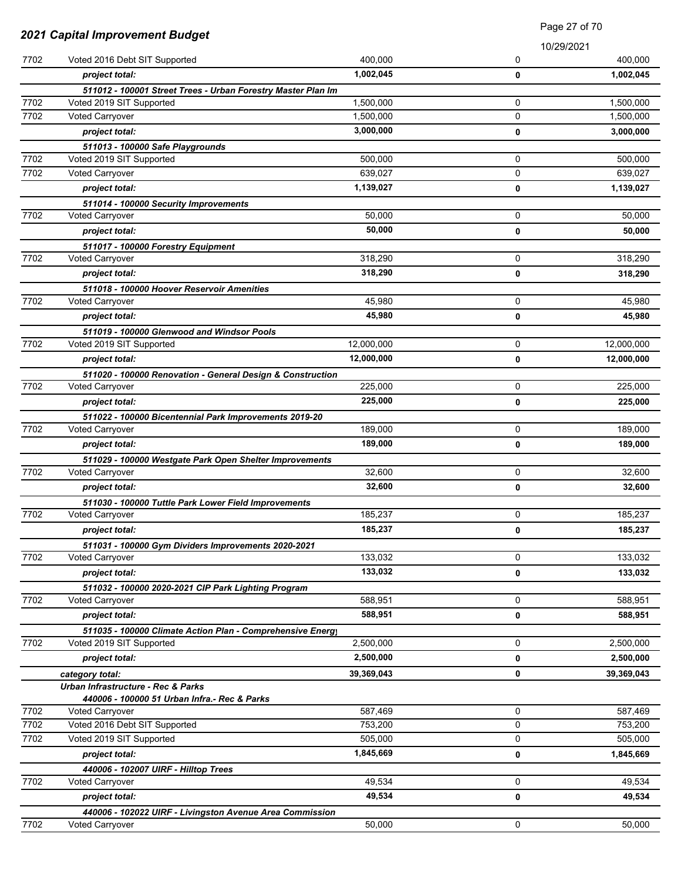| | | | | |
|---|---|---|---|---|
| 7702 | Voted 2016 Debt SIT Supported | 400,000 | 0 | 400,000 |
| | ***project total:*** | **1,002,045** | **0** | **1,002,045** |
| | ***511012 - 100001 Street Trees - Urban Forestry Master Plan Im*** | | | |
| 7702 | Voted 2019 SIT Supported | 1,500,000 | 0 | 1,500,000 |
| 7702 | Voted Carryover | 1,500,000 | 0 | 1,500,000 |
| | ***project total:*** | **3,000,000** | **0** | **3,000,000** |
| | ***511013 - 100000 Safe Playgrounds*** | | | |
| 7702 | Voted 2019 SIT Supported | 500,000 | 0 | 500,000 |
| 7702 | Voted Carryover | 639,027 | 0 | 639,027 |
| | ***project total:*** | **1,139,027** | **0** | **1,139,027** |
| | ***511014 - 100000 Security Improvements*** | | | |
| 7702 | Voted Carryover | 50,000 | 0 | 50,000 |
| | ***project total:*** | **50,000** | **0** | **50,000** |
| | ***511017 - 100000 Forestry Equipment*** | | | |
| 7702 | Voted Carryover | 318,290 | 0 | 318,290 |
| | ***project total:*** | **318,290** | **0** | **318,290** |
| | ***511018 - 100000 Hoover Reservoir Amenities*** | | | |
| 7702 | Voted Carryover | 45,980 | 0 | 45,980 |
| | ***project total:*** | **45,980** | **0** | **45,980** |
| | ***511019 - 100000 Glenwood and Windsor Pools*** | | | |
| 7702 | Voted 2019 SIT Supported | 12,000,000 | 0 | 12,000,000 |
| | ***project total:*** | **12,000,000** | **0** | **12,000,000** |
| | ***511020 - 100000 Renovation - General Design & Construction*** | | | |
| 7702 | Voted Carryover | 225,000 | 0 | 225,000 |
| | ***project total:*** | **225,000** | **0** | **225,000** |
| | ***511022 - 100000 Bicentennial Park Improvements 2019-20*** | | | |
| 7702 | Voted Carryover | 189,000 | 0 | 189,000 |
| | ***project total:*** | **189,000** | **0** | **189,000** |
| | ***511029 - 100000 Westgate Park Open Shelter Improvements*** | | | |
| 7702 | Voted Carryover | 32,600 | 0 | 32,600 |
| | ***project total:*** | **32,600** | **0** | **32,600** |
| | ***511030 - 100000 Tuttle Park Lower Field Improvements*** | | | |
| 7702 | Voted Carryover | 185,237 | 0 | 185,237 |
| | ***project total:*** | **185,237** | **0** | **185,237** |
| | ***511031 - 100000 Gym Dividers Improvements 2020-2021*** | | | |
| 7702 | Voted Carryover | 133,032 | 0 | 133,032 |
| | ***project total:*** | **133,032** | **0** | **133,032** |
| | ***511032 - 100000 2020-2021 CIP Park Lighting Program*** | | | |
| 7702 | Voted Carryover | 588,951 | 0 | 588,951 |
| | ***project total:*** | **588,951** | **0** | **588,951** |
| | ***511035 - 100000 Climate Action Plan - Comprehensive Energy*** | | | |
| 7702 | Voted 2019 SIT Supported | 2,500,000 | 0 | 2,500,000 |
| | ***project total:*** | **2,500,000** | **0** | **2,500,000** |
| | ***category total:*** | **39,369,043** | **0** | **39,369,043** |
| | ***Urban Infrastructure - Rec & Parks*** | | | |
| | ***440006 - 100000 51 Urban Infra.- Rec & Parks*** | | | |
| 7702 | Voted Carryover | 587,469 | 0 | 587,469 |
| 7702 | Voted 2016 Debt SIT Supported | 753,200 | 0 | 753,200 |
| 7702 | Voted 2019 SIT Supported | 505,000 | 0 | 505,000 |
| | ***project total:*** | **1,845,669** | **0** | **1,845,669** |
| | ***440006 - 102007 UIRF - Hilltop Trees*** | | | |
| 7702 | Voted Carryover | 49,534 | 0 | 49,534 |
| | ***project total:*** | **49,534** | **0** | **49,534** |
| | ***440006 - 102022 UIRF - Livingston Avenue Area Commission*** | | | |
| 7702 | Voted Carryover | 50,000 | 0 | 50,000 |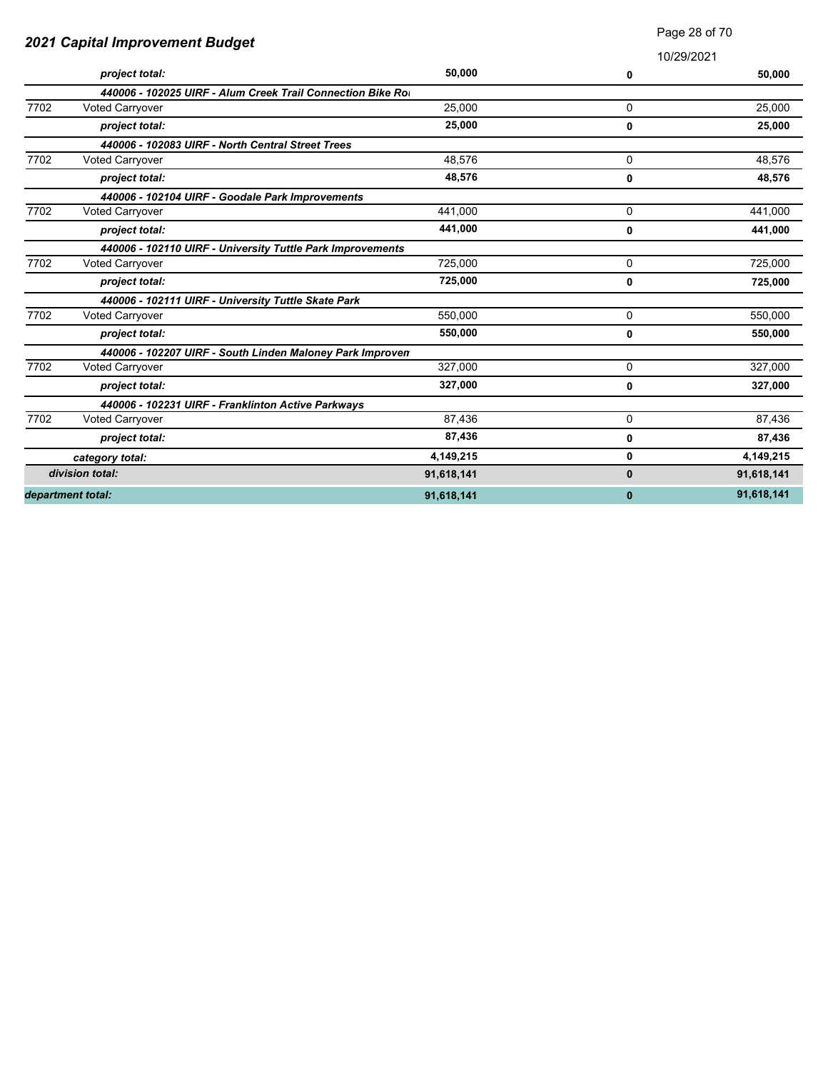## 2021 Capital Improvement Budget

| | | | | |
|---|---|---|---|---|
| | *project total:* | **50,000** | **0** | **50,000** |
| | ***440006 - 102025 UIRF - Alum Creek Trail Connection Bike Ro*** | | | |
| 7702 | Voted Carryover | 25,000 | 0 | 25,000 |
| | *project total:* | **25,000** | **0** | **25,000** |
| | ***440006 - 102083 UIRF - North Central Street Trees*** | | | |
| 7702 | Voted Carryover | 48,576 | 0 | 48,576 |
| | *project total:* | **48,576** | **0** | **48,576** |
| | ***440006 - 102104 UIRF - Goodale Park Improvements*** | | | |
| 7702 | Voted Carryover | 441,000 | 0 | 441,000 |
| | *project total:* | **441,000** | **0** | **441,000** |
| | ***440006 - 102110 UIRF - University Tuttle Park Improvements*** | | | |
| 7702 | Voted Carryover | 725,000 | 0 | 725,000 |
| | *project total:* | **725,000** | **0** | **725,000** |
| | ***440006 - 102111 UIRF - University Tuttle Skate Park*** | | | |
| 7702 | Voted Carryover | 550,000 | 0 | 550,000 |
| | *project total:* | **550,000** | **0** | **550,000** |
| | ***440006 - 102207 UIRF - South Linden Maloney Park Improven*** | | | |
| 7702 | Voted Carryover | 327,000 | 0 | 327,000 |
| | *project total:* | **327,000** | **0** | **327,000** |
| | ***440006 - 102231 UIRF - Franklinton Active Parkways*** | | | |
| 7702 | Voted Carryover | 87,436 | 0 | 87,436 |
| | *project total:* | **87,436** | **0** | **87,436** |
| | ***category total:*** | **4,149,215** | **0** | **4,149,215** |
| | ***division total:*** | **91,618,141** | **0** | **91,618,141** |
| ***department total:*** | | **91,618,141** | **0** | **91,618,141** |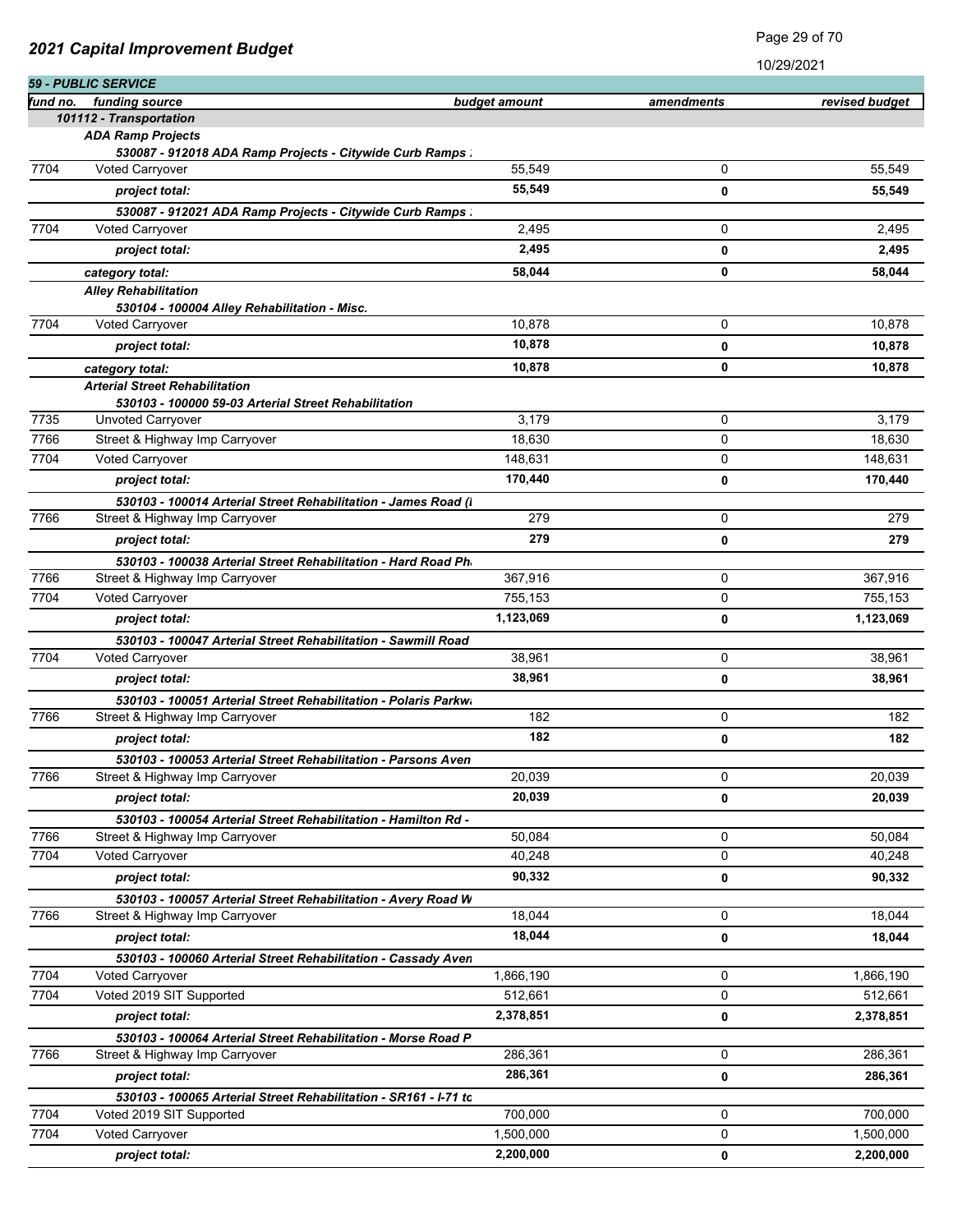## 2021 Capital Improvement Budget

10/29/2021

### 59 - PUBLIC SERVICE

| fund no. | funding source | budget amount | amendments | revised budget |
|---|---|---|---|---|
| | ***101112 - Transportation*** | | | |
| | ***ADA Ramp Projects*** | | | |
| | ***530087 - 912018 ADA Ramp Projects - Citywide Curb Ramps .*** | | | |
| 7704 | Voted Carryover | 55,549 | 0 | 55,549 |
| | ***project total:*** | **55,549** | **0** | **55,549** |
| | ***530087 - 912021 ADA Ramp Projects - Citywide Curb Ramps .*** | | | |
| 7704 | Voted Carryover | 2,495 | 0 | 2,495 |
| | ***project total:*** | **2,495** | **0** | **2,495** |
| | ***category total:*** | **58,044** | **0** | **58,044** |
| | ***Alley Rehabilitation*** | | | |
| | ***530104 - 100004 Alley Rehabilitation - Misc.*** | | | |
| 7704 | Voted Carryover | 10,878 | 0 | 10,878 |
| | ***project total:*** | **10,878** | **0** | **10,878** |
| | ***category total:*** | **10,878** | **0** | **10,878** |
| | ***Arterial Street Rehabilitation*** | | | |
| | ***530103 - 100000 59-03 Arterial Street Rehabilitation*** | | | |
| 7735 | Unvoted Carryover | 3,179 | 0 | 3,179 |
| 7766 | Street & Highway Imp Carryover | 18,630 | 0 | 18,630 |
| 7704 | Voted Carryover | 148,631 | 0 | 148,631 |
| | ***project total:*** | **170,440** | **0** | **170,440** |
| | ***530103 - 100014 Arterial Street Rehabilitation - James Road (I*** | | | |
| 7766 | Street & Highway Imp Carryover | 279 | 0 | 279 |
| | ***project total:*** | **279** | **0** | **279** |
| | ***530103 - 100038 Arterial Street Rehabilitation - Hard Road Ph*** | | | |
| 7766 | Street & Highway Imp Carryover | 367,916 | 0 | 367,916 |
| 7704 | Voted Carryover | 755,153 | 0 | 755,153 |
| | ***project total:*** | **1,123,069** | **0** | **1,123,069** |
| | ***530103 - 100047 Arterial Street Rehabilitation - Sawmill Road*** | | | |
| 7704 | Voted Carryover | 38,961 | 0 | 38,961 |
| | ***project total:*** | **38,961** | **0** | **38,961** |
| | ***530103 - 100051 Arterial Street Rehabilitation - Polaris Parkw*** | | | |
| 7766 | Street & Highway Imp Carryover | 182 | 0 | 182 |
| | ***project total:*** | **182** | **0** | **182** |
| | ***530103 - 100053 Arterial Street Rehabilitation - Parsons Aven*** | | | |
| 7766 | Street & Highway Imp Carryover | 20,039 | 0 | 20,039 |
| | ***project total:*** | **20,039** | **0** | **20,039** |
| | ***530103 - 100054 Arterial Street Rehabilitation - Hamilton Rd -*** | | | |
| 7766 | Street & Highway Imp Carryover | 50,084 | 0 | 50,084 |
| 7704 | Voted Carryover | 40,248 | 0 | 40,248 |
| | ***project total:*** | **90,332** | **0** | **90,332** |
| | ***530103 - 100057 Arterial Street Rehabilitation - Avery Road W*** | | | |
| 7766 | Street & Highway Imp Carryover | 18,044 | 0 | 18,044 |
| | ***project total:*** | **18,044** | **0** | **18,044** |
| | ***530103 - 100060 Arterial Street Rehabilitation - Cassady Aven*** | | | |
| 7704 | Voted Carryover | 1,866,190 | 0 | 1,866,190 |
| 7704 | Voted 2019 SIT Supported | 512,661 | 0 | 512,661 |
| | ***project total:*** | **2,378,851** | **0** | **2,378,851** |
| | ***530103 - 100064 Arterial Street Rehabilitation - Morse Road P*** | | | |
| 7766 | Street & Highway Imp Carryover | 286,361 | 0 | 286,361 |
| | ***project total:*** | **286,361** | **0** | **286,361** |
| | ***530103 - 100065 Arterial Street Rehabilitation - SR161 - I-71 to*** | | | |
| 7704 | Voted 2019 SIT Supported | 700,000 | 0 | 700,000 |
| 7704 | Voted Carryover | 1,500,000 | 0 | 1,500,000 |
| | ***project total:*** | **2,200,000** | **0** | **2,200,000** |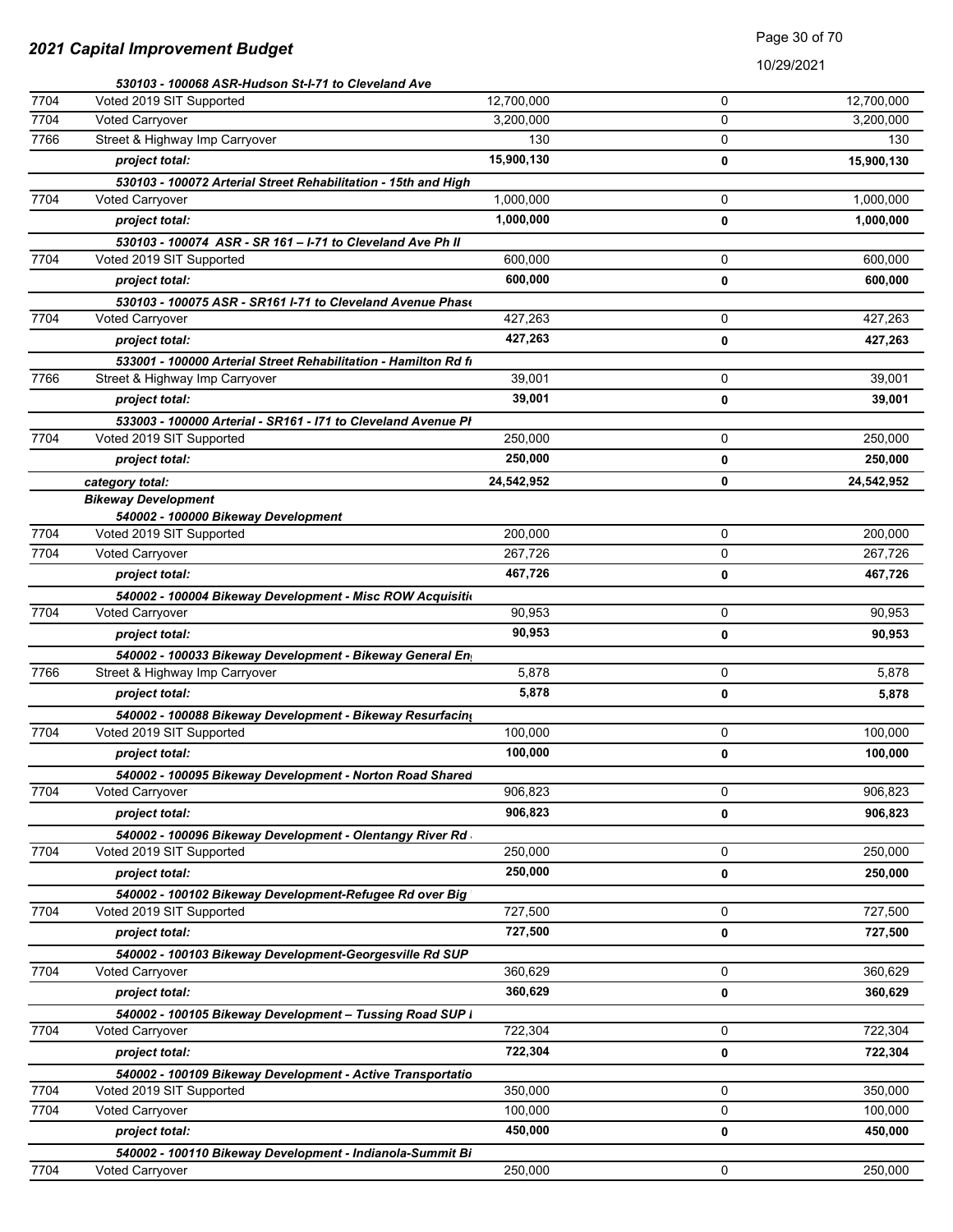## 2021 Capital Improvement Budget

| | | | | |
|---|---|---|---|---|
| | *530103 - 100068 ASR-Hudson St-I-71 to Cleveland Ave* | | | |
| 7704 | Voted 2019 SIT Supported | 12,700,000 | 0 | 12,700,000 |
| 7704 | Voted Carryover | 3,200,000 | 0 | 3,200,000 |
| 7766 | Street & Highway Imp Carryover | 130 | 0 | 130 |
| | ***project total:*** | **15,900,130** | **0** | **15,900,130** |
| | *530103 - 100072 Arterial Street Rehabilitation - 15th and High* | | | |
| 7704 | Voted Carryover | 1,000,000 | 0 | 1,000,000 |
| | ***project total:*** | **1,000,000** | **0** | **1,000,000** |
| | *530103 - 100074 ASR - SR 161 – I-71 to Cleveland Ave Ph II* | | | |
| 7704 | Voted 2019 SIT Supported | 600,000 | 0 | 600,000 |
| | ***project total:*** | **600,000** | **0** | **600,000** |
| | *530103 - 100075 ASR - SR161 I-71 to Cleveland Avenue Phase* | | | |
| 7704 | Voted Carryover | 427,263 | 0 | 427,263 |
| | ***project total:*** | **427,263** | **0** | **427,263** |
| | *533001 - 100000 Arterial Street Rehabilitation - Hamilton Rd fr* | | | |
| 7766 | Street & Highway Imp Carryover | 39,001 | 0 | 39,001 |
| | ***project total:*** | **39,001** | **0** | **39,001** |
| | *533003 - 100000 Arterial - SR161 - I71 to Cleveland Avenue Ph* | | | |
| 7704 | Voted 2019 SIT Supported | 250,000 | 0 | 250,000 |
| | ***project total:*** | **250,000** | **0** | **250,000** |
| | ***category total:*** | **24,542,952** | **0** | **24,542,952** |
| | ***Bikeway Development*** | | | |
| | *540002 - 100000 Bikeway Development* | | | |
| 7704 | Voted 2019 SIT Supported | 200,000 | 0 | 200,000 |
| 7704 | Voted Carryover | 267,726 | 0 | 267,726 |
| | ***project total:*** | **467,726** | **0** | **467,726** |
| | *540002 - 100004 Bikeway Development - Misc ROW Acquisitio* | | | |
| 7704 | Voted Carryover | 90,953 | 0 | 90,953 |
| | ***project total:*** | **90,953** | **0** | **90,953** |
| | *540002 - 100033 Bikeway Development - Bikeway General En* | | | |
| 7766 | Street & Highway Imp Carryover | 5,878 | 0 | 5,878 |
| | ***project total:*** | **5,878** | **0** | **5,878** |
| | *540002 - 100088 Bikeway Development - Bikeway Resurfacing* | | | |
| 7704 | Voted 2019 SIT Supported | 100,000 | 0 | 100,000 |
| | ***project total:*** | **100,000** | **0** | **100,000** |
| | *540002 - 100095 Bikeway Development - Norton Road Shared* | | | |
| 7704 | Voted Carryover | 906,823 | 0 | 906,823 |
| | ***project total:*** | **906,823** | **0** | **906,823** |
| | *540002 - 100096 Bikeway Development - Olentangy River Rd* | | | |
| 7704 | Voted 2019 SIT Supported | 250,000 | 0 | 250,000 |
| | ***project total:*** | **250,000** | **0** | **250,000** |
| | *540002 - 100102 Bikeway Development-Refugee Rd over Big* | | | |
| 7704 | Voted 2019 SIT Supported | 727,500 | 0 | 727,500 |
| | ***project total:*** | **727,500** | **0** | **727,500** |
| | *540002 - 100103 Bikeway Development-Georgesville Rd SUP* | | | |
| 7704 | Voted Carryover | 360,629 | 0 | 360,629 |
| | ***project total:*** | **360,629** | **0** | **360,629** |
| | *540002 - 100105 Bikeway Development – Tussing Road SUP I* | | | |
| 7704 | Voted Carryover | 722,304 | 0 | 722,304 |
| | ***project total:*** | **722,304** | **0** | **722,304** |
| | *540002 - 100109 Bikeway Development - Active Transportatio* | | | |
| 7704 | Voted 2019 SIT Supported | 350,000 | 0 | 350,000 |
| 7704 | Voted Carryover | 100,000 | 0 | 100,000 |
| | ***project total:*** | **450,000** | **0** | **450,000** |
| | *540002 - 100110 Bikeway Development - Indianola-Summit Bi* | | | |
| 7704 | Voted Carryover | 250,000 | 0 | 250,000 |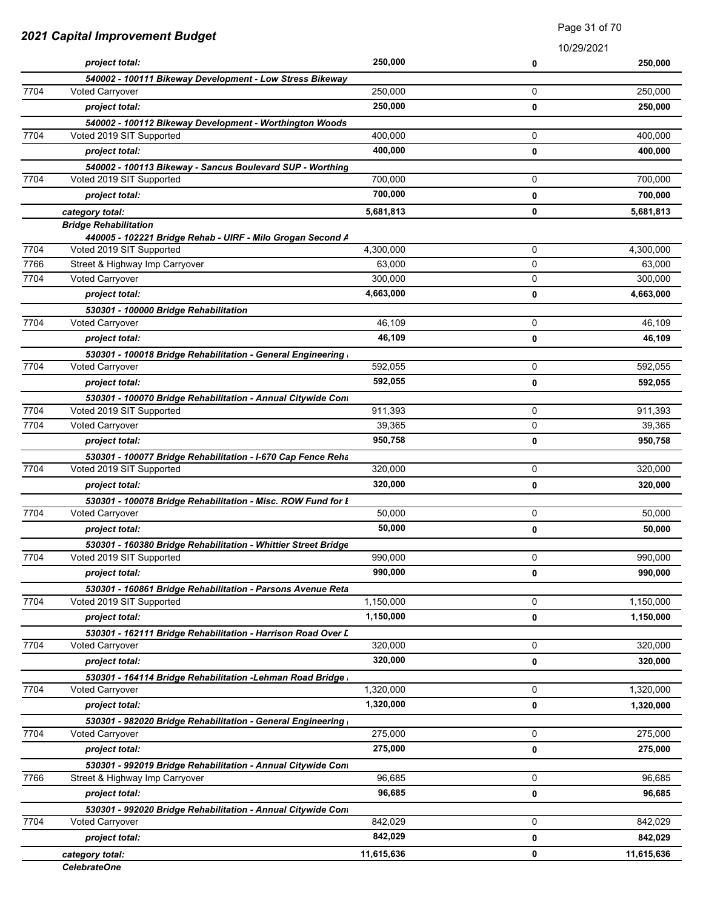## 2021 Capital Improvement Budget

10/29/2021

| | | | | |
|---|---|---|---|---|
| | *project total:* | **250,000** | **0** | **250,000** |
| | ***540002 - 100111 Bikeway Development - Low Stress Bikeway*** | | | |
| 7704 | Voted Carryover | 250,000 | 0 | 250,000 |
| | *project total:* | **250,000** | **0** | **250,000** |
| | ***540002 - 100112 Bikeway Development - Worthington Woods*** | | | |
| 7704 | Voted 2019 SIT Supported | 400,000 | 0 | 400,000 |
| | *project total:* | **400,000** | **0** | **400,000** |
| | ***540002 - 100113 Bikeway - Sancus Boulevard SUP - Worthing*** | | | |
| 7704 | Voted 2019 SIT Supported | 700,000 | 0 | 700,000 |
| | *project total:* | **700,000** | **0** | **700,000** |
| | *category total:* | **5,681,813** | **0** | **5,681,813** |
| | ***Bridge Rehabilitation*** | | | |
| | ***440005 - 102221 Bridge Rehab - UIRF - Milo Grogan Second A*** | | | |
| 7704 | Voted 2019 SIT Supported | 4,300,000 | 0 | 4,300,000 |
| 7766 | Street & Highway Imp Carryover | 63,000 | 0 | 63,000 |
| 7704 | Voted Carryover | 300,000 | 0 | 300,000 |
| | *project total:* | **4,663,000** | **0** | **4,663,000** |
| | ***530301 - 100000 Bridge Rehabilitation*** | | | |
| 7704 | Voted Carryover | 46,109 | 0 | 46,109 |
| | *project total:* | **46,109** | **0** | **46,109** |
| | ***530301 - 100018 Bridge Rehabilitation - General Engineering*** | | | |
| 7704 | Voted Carryover | 592,055 | 0 | 592,055 |
| | *project total:* | **592,055** | **0** | **592,055** |
| | ***530301 - 100070 Bridge Rehabilitation - Annual Citywide Con*** | | | |
| 7704 | Voted 2019 SIT Supported | 911,393 | 0 | 911,393 |
| 7704 | Voted Carryover | 39,365 | 0 | 39,365 |
| | *project total:* | **950,758** | **0** | **950,758** |
| | ***530301 - 100077 Bridge Rehabilitation - I-670 Cap Fence Reha*** | | | |
| 7704 | Voted 2019 SIT Supported | 320,000 | 0 | 320,000 |
| | *project total:* | **320,000** | **0** | **320,000** |
| | ***530301 - 100078 Bridge Rehabilitation - Misc. ROW Fund for I*** | | | |
| 7704 | Voted Carryover | 50,000 | 0 | 50,000 |
| | *project total:* | **50,000** | **0** | **50,000** |
| | ***530301 - 160380 Bridge Rehabilitation - Whittier Street Bridge*** | | | |
| 7704 | Voted 2019 SIT Supported | 990,000 | 0 | 990,000 |
| | *project total:* | **990,000** | **0** | **990,000** |
| | ***530301 - 160861 Bridge Rehabilitation - Parsons Avenue Reta*** | | | |
| 7704 | Voted 2019 SIT Supported | 1,150,000 | 0 | 1,150,000 |
| | *project total:* | **1,150,000** | **0** | **1,150,000** |
| | ***530301 - 162111 Bridge Rehabilitation - Harrison Road Over L*** | | | |
| 7704 | Voted Carryover | 320,000 | 0 | 320,000 |
| | *project total:* | **320,000** | **0** | **320,000** |
| | ***530301 - 164114 Bridge Rehabilitation -Lehman Road Bridge*** | | | |
| 7704 | Voted Carryover | 1,320,000 | 0 | 1,320,000 |
| | *project total:* | **1,320,000** | **0** | **1,320,000** |
| | ***530301 - 982020 Bridge Rehabilitation - General Engineering*** | | | |
| 7704 | Voted Carryover | 275,000 | 0 | 275,000 |
| | *project total:* | **275,000** | **0** | **275,000** |
| | ***530301 - 992019 Bridge Rehabilitation - Annual Citywide Con*** | | | |
| 7766 | Street & Highway Imp Carryover | 96,685 | 0 | 96,685 |
| | *project total:* | **96,685** | **0** | **96,685** |
| | ***530301 - 992020 Bridge Rehabilitation - Annual Citywide Con*** | | | |
| 7704 | Voted Carryover | 842,029 | 0 | 842,029 |
| | *project total:* | **842,029** | **0** | **842,029** |
| | *category total:* | **11,615,636** | **0** | **11,615,636** |
| | ***CelebrateOne*** | | | |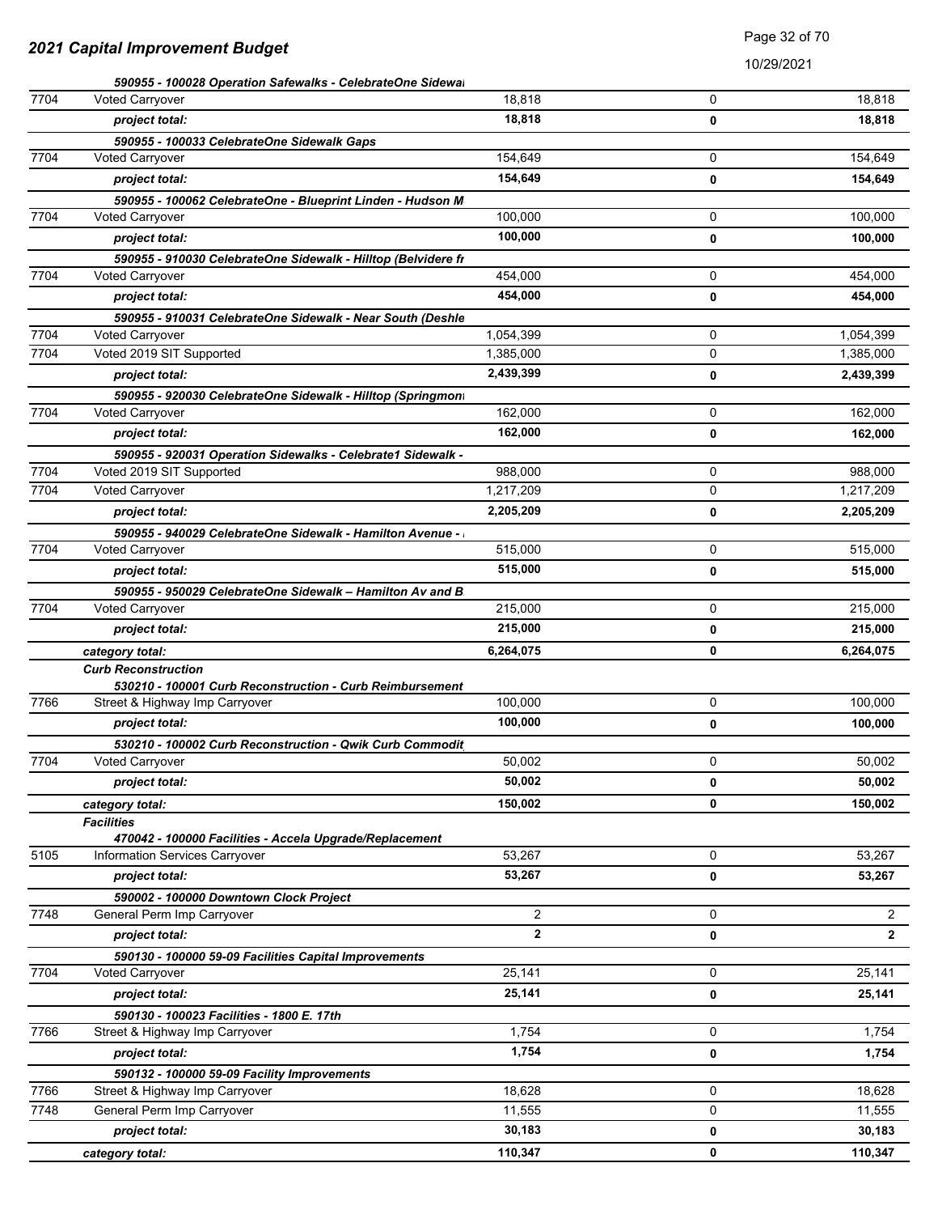| | | | | |
|---|---|---|---|---|
| | ***590955 - 100028 Operation Safewalks - CelebrateOne Sidewal*** | | | |
| 7704 | Voted Carryover | 18,818 | 0 | 18,818 |
| | ***project total:*** | **18,818** | **0** | **18,818** |
| | ***590955 - 100033 CelebrateOne Sidewalk Gaps*** | | | |
| 7704 | Voted Carryover | 154,649 | 0 | 154,649 |
| | ***project total:*** | **154,649** | **0** | **154,649** |
| | ***590955 - 100062 CelebrateOne - Blueprint Linden - Hudson M*** | | | |
| 7704 | Voted Carryover | 100,000 | 0 | 100,000 |
| | ***project total:*** | **100,000** | **0** | **100,000** |
| | ***590955 - 910030 CelebrateOne Sidewalk - Hilltop (Belvidere fr*** | | | |
| 7704 | Voted Carryover | 454,000 | 0 | 454,000 |
| | ***project total:*** | **454,000** | **0** | **454,000** |
| | ***590955 - 910031 CelebrateOne Sidewalk - Near South (Deshle*** | | | |
| 7704 | Voted Carryover | 1,054,399 | 0 | 1,054,399 |
| 7704 | Voted 2019 SIT Supported | 1,385,000 | 0 | 1,385,000 |
| | ***project total:*** | **2,439,399** | **0** | **2,439,399** |
| | ***590955 - 920030 CelebrateOne Sidewalk - Hilltop (Springmont*** | | | |
| 7704 | Voted Carryover | 162,000 | 0 | 162,000 |
| | ***project total:*** | **162,000** | **0** | **162,000** |
| | ***590955 - 920031 Operation Sidewalks - Celebrate1 Sidewalk -*** | | | |
| 7704 | Voted 2019 SIT Supported | 988,000 | 0 | 988,000 |
| 7704 | Voted Carryover | 1,217,209 | 0 | 1,217,209 |
| | ***project total:*** | **2,205,209** | **0** | **2,205,209** |
| | ***590955 - 940029 CelebrateOne Sidewalk - Hamilton Avenue -*** | | | |
| 7704 | Voted Carryover | 515,000 | 0 | 515,000 |
| | ***project total:*** | **515,000** | **0** | **515,000** |
| | ***590955 - 950029 CelebrateOne Sidewalk – Hamilton Av and B*** | | | |
| 7704 | Voted Carryover | 215,000 | 0 | 215,000 |
| | ***project total:*** | **215,000** | **0** | **215,000** |
| | ***category total:*** | **6,264,075** | **0** | **6,264,075** |
| | ***Curb Reconstruction*** | | | |
| | ***530210 - 100001 Curb Reconstruction - Curb Reimbursement*** | | | |
| 7766 | Street & Highway Imp Carryover | 100,000 | 0 | 100,000 |
| | ***project total:*** | **100,000** | **0** | **100,000** |
| | ***530210 - 100002 Curb Reconstruction - Qwik Curb Commodit*** | | | |
| 7704 | Voted Carryover | 50,002 | 0 | 50,002 |
| | ***project total:*** | **50,002** | **0** | **50,002** |
| | ***category total:*** | **150,002** | **0** | **150,002** |
| | ***Facilities*** | | | |
| | ***470042 - 100000 Facilities - Accela Upgrade/Replacement*** | | | |
| 5105 | Information Services Carryover | 53,267 | 0 | 53,267 |
| | ***project total:*** | **53,267** | **0** | **53,267** |
| | ***590002 - 100000 Downtown Clock Project*** | | | |
| 7748 | General Perm Imp Carryover | 2 | 0 | 2 |
| | ***project total:*** | **2** | **0** | **2** |
| | ***590130 - 100000 59-09 Facilities Capital Improvements*** | | | |
| 7704 | Voted Carryover | 25,141 | 0 | 25,141 |
| | ***project total:*** | **25,141** | **0** | **25,141** |
| | ***590130 - 100023 Facilities - 1800 E. 17th*** | | | |
| 7766 | Street & Highway Imp Carryover | 1,754 | 0 | 1,754 |
| | ***project total:*** | **1,754** | **0** | **1,754** |
| | ***590132 - 100000 59-09 Facility Improvements*** | | | |
| 7766 | Street & Highway Imp Carryover | 18,628 | 0 | 18,628 |
| 7748 | General Perm Imp Carryover | 11,555 | 0 | 11,555 |
| | ***project total:*** | **30,183** | **0** | **30,183** |
| | ***category total:*** | **110,347** | **0** | **110,347** |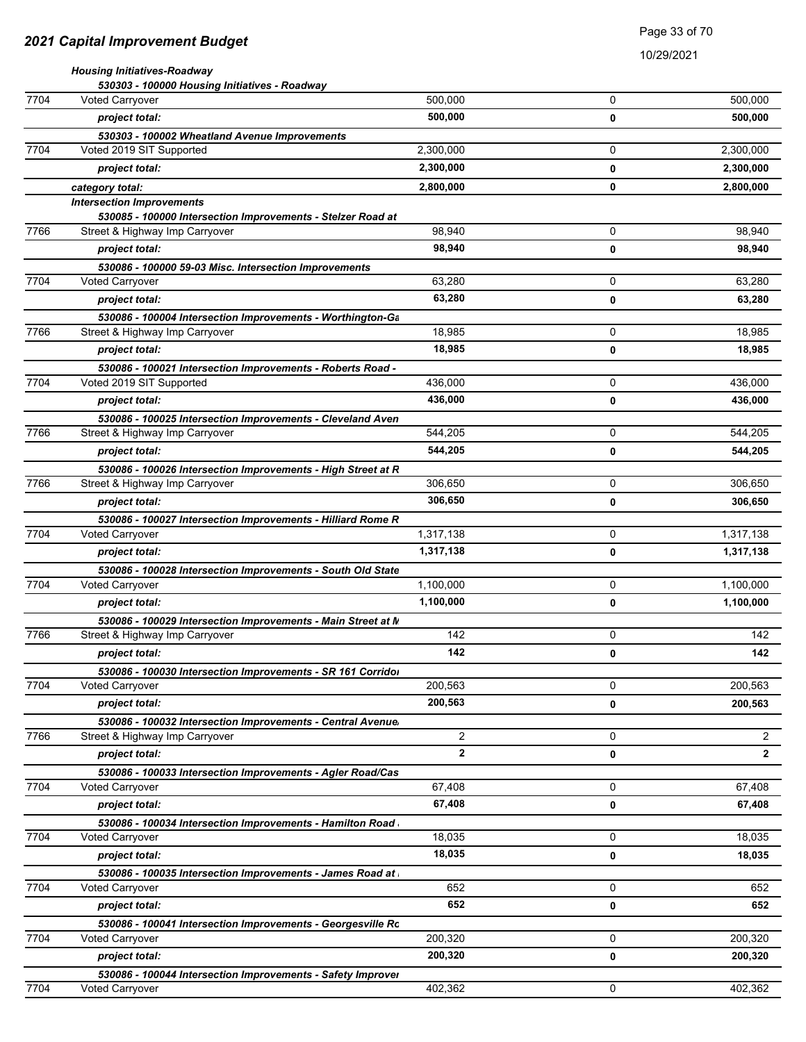## 2021 Capital Improvement Budget

10/29/2021

*Housing Initiatives-Roadway*

| | | | | |
|---|---|---|---|---|
| | ***530303 - 100000 Housing Initiatives - Roadway*** | | | |
| 7704 | Voted Carryover | 500,000 | 0 | 500,000 |
| | ***project total:*** | **500,000** | **0** | **500,000** |
| | ***530303 - 100002 Wheatland Avenue Improvements*** | | | |
| 7704 | Voted 2019 SIT Supported | 2,300,000 | 0 | 2,300,000 |
| | ***project total:*** | **2,300,000** | **0** | **2,300,000** |
| | ***category total:*** | **2,800,000** | **0** | **2,800,000** |
| | ***Intersection Improvements*** | | | |
| | ***530085 - 100000 Intersection Improvements - Stelzer Road at*** | | | |
| 7766 | Street & Highway Imp Carryover | 98,940 | 0 | 98,940 |
| | ***project total:*** | **98,940** | **0** | **98,940** |
| | ***530086 - 100000 59-03 Misc. Intersection Improvements*** | | | |
| 7704 | Voted Carryover | 63,280 | 0 | 63,280 |
| | ***project total:*** | **63,280** | **0** | **63,280** |
| | ***530086 - 100004 Intersection Improvements - Worthington-Ga*** | | | |
| 7766 | Street & Highway Imp Carryover | 18,985 | 0 | 18,985 |
| | ***project total:*** | **18,985** | **0** | **18,985** |
| | ***530086 - 100021 Intersection Improvements - Roberts Road -*** | | | |
| 7704 | Voted 2019 SIT Supported | 436,000 | 0 | 436,000 |
| | ***project total:*** | **436,000** | **0** | **436,000** |
| | ***530086 - 100025 Intersection Improvements - Cleveland Aven*** | | | |
| 7766 | Street & Highway Imp Carryover | 544,205 | 0 | 544,205 |
| | ***project total:*** | **544,205** | **0** | **544,205** |
| | ***530086 - 100026 Intersection Improvements - High Street at R*** | | | |
| 7766 | Street & Highway Imp Carryover | 306,650 | 0 | 306,650 |
| | ***project total:*** | **306,650** | **0** | **306,650** |
| | ***530086 - 100027 Intersection Improvements - Hilliard Rome R*** | | | |
| 7704 | Voted Carryover | 1,317,138 | 0 | 1,317,138 |
| | ***project total:*** | **1,317,138** | **0** | **1,317,138** |
| | ***530086 - 100028 Intersection Improvements - South Old State*** | | | |
| 7704 | Voted Carryover | 1,100,000 | 0 | 1,100,000 |
| | ***project total:*** | **1,100,000** | **0** | **1,100,000** |
| | ***530086 - 100029 Intersection Improvements - Main Street at M*** | | | |
| 7766 | Street & Highway Imp Carryover | 142 | 0 | 142 |
| | ***project total:*** | **142** | **0** | **142** |
| | ***530086 - 100030 Intersection Improvements - SR 161 Corridor*** | | | |
| 7704 | Voted Carryover | 200,563 | 0 | 200,563 |
| | ***project total:*** | **200,563** | **0** | **200,563** |
| | ***530086 - 100032 Intersection Improvements - Central Avenue*** | | | |
| 7766 | Street & Highway Imp Carryover | 2 | 0 | 2 |
| | ***project total:*** | **2** | **0** | **2** |
| | ***530086 - 100033 Intersection Improvements - Agler Road/Cas*** | | | |
| 7704 | Voted Carryover | 67,408 | 0 | 67,408 |
| | ***project total:*** | **67,408** | **0** | **67,408** |
| | ***530086 - 100034 Intersection Improvements - Hamilton Road*** | | | |
| 7704 | Voted Carryover | 18,035 | 0 | 18,035 |
| | ***project total:*** | **18,035** | **0** | **18,035** |
| | ***530086 - 100035 Intersection Improvements - James Road at*** | | | |
| 7704 | Voted Carryover | 652 | 0 | 652 |
| | ***project total:*** | **652** | **0** | **652** |
| | ***530086 - 100041 Intersection Improvements - Georgesville Rc*** | | | |
| 7704 | Voted Carryover | 200,320 | 0 | 200,320 |
| | ***project total:*** | **200,320** | **0** | **200,320** |
| | ***530086 - 100044 Intersection Improvements - Safety Improver*** | | | |
| 7704 | Voted Carryover | 402,362 | 0 | 402,362 |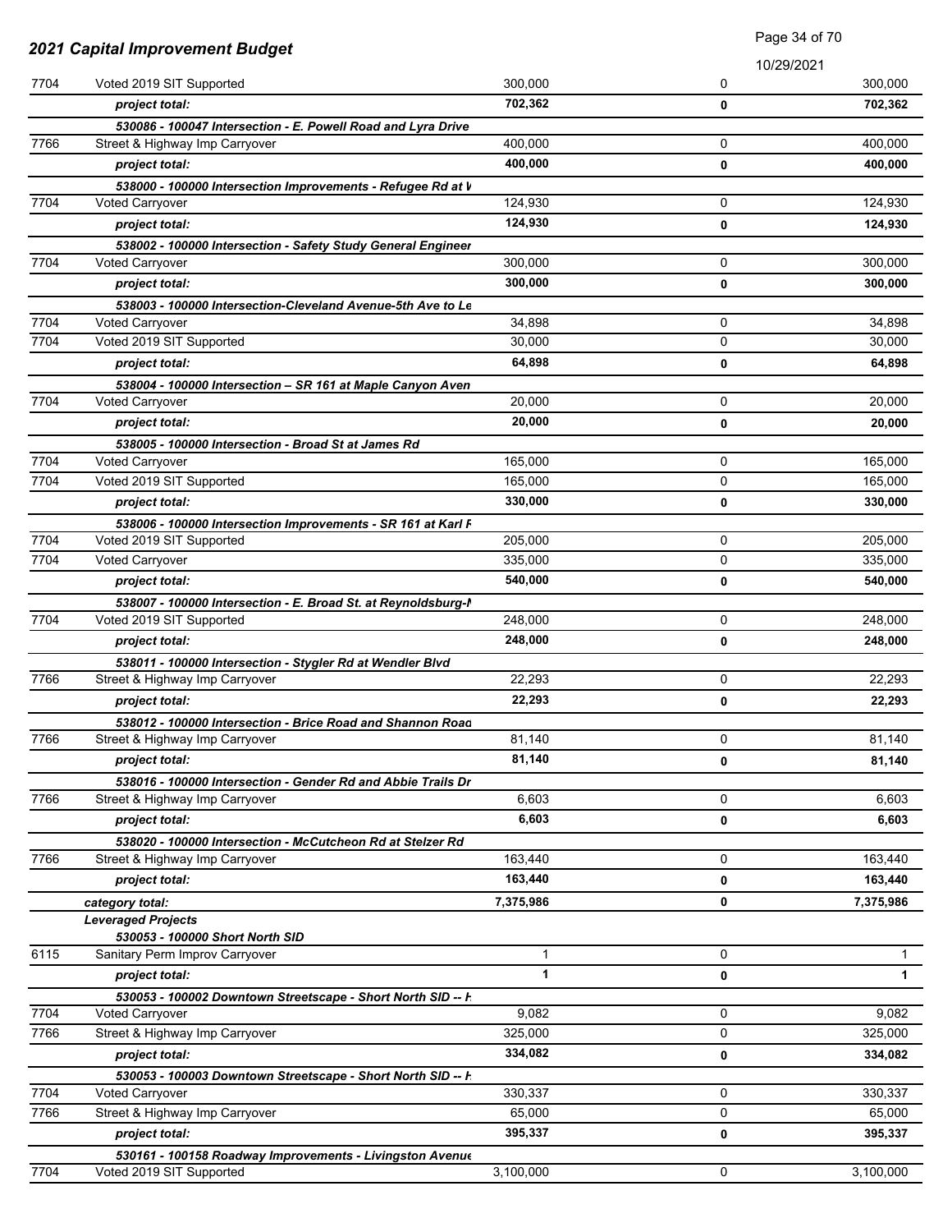# 2021 Capital Improvement Budget

| | | | | |
|---|---|---|---|---|
| 7704 | Voted 2019 SIT Supported | 300,000 | 0 | 300,000 |
| | ***project total:*** | **702,362** | **0** | **702,362** |
| | ***530086 - 100047 Intersection - E. Powell Road and Lyra Drive*** | | | |
| 7766 | Street & Highway Imp Carryover | 400,000 | 0 | 400,000 |
| | ***project total:*** | **400,000** | **0** | **400,000** |
| | ***538000 - 100000 Intersection Improvements - Refugee Rd at W*** | | | |
| 7704 | Voted Carryover | 124,930 | 0 | 124,930 |
| | ***project total:*** | **124,930** | **0** | **124,930** |
| | ***538002 - 100000 Intersection - Safety Study General Engineer*** | | | |
| 7704 | Voted Carryover | 300,000 | 0 | 300,000 |
| | ***project total:*** | **300,000** | **0** | **300,000** |
| | ***538003 - 100000 Intersection-Cleveland Avenue-5th Ave to Le*** | | | |
| 7704 | Voted Carryover | 34,898 | 0 | 34,898 |
| 7704 | Voted 2019 SIT Supported | 30,000 | 0 | 30,000 |
| | ***project total:*** | **64,898** | **0** | **64,898** |
| | ***538004 - 100000 Intersection – SR 161 at Maple Canyon Aven*** | | | |
| 7704 | Voted Carryover | 20,000 | 0 | 20,000 |
| | ***project total:*** | **20,000** | **0** | **20,000** |
| | ***538005 - 100000 Intersection - Broad St at James Rd*** | | | |
| 7704 | Voted Carryover | 165,000 | 0 | 165,000 |
| 7704 | Voted 2019 SIT Supported | 165,000 | 0 | 165,000 |
| | ***project total:*** | **330,000** | **0** | **330,000** |
| | ***538006 - 100000 Intersection Improvements - SR 161 at Karl R*** | | | |
| 7704 | Voted 2019 SIT Supported | 205,000 | 0 | 205,000 |
| 7704 | Voted Carryover | 335,000 | 0 | 335,000 |
| | ***project total:*** | **540,000** | **0** | **540,000** |
| | ***538007 - 100000 Intersection - E. Broad St. at Reynoldsburg-N*** | | | |
| 7704 | Voted 2019 SIT Supported | 248,000 | 0 | 248,000 |
| | ***project total:*** | **248,000** | **0** | **248,000** |
| | ***538011 - 100000 Intersection - Stygler Rd at Wendler Blvd*** | | | |
| 7766 | Street & Highway Imp Carryover | 22,293 | 0 | 22,293 |
| | ***project total:*** | **22,293** | **0** | **22,293** |
| | ***538012 - 100000 Intersection - Brice Road and Shannon Road*** | | | |
| 7766 | Street & Highway Imp Carryover | 81,140 | 0 | 81,140 |
| | ***project total:*** | **81,140** | **0** | **81,140** |
| | ***538016 - 100000 Intersection - Gender Rd and Abbie Trails Dr*** | | | |
| 7766 | Street & Highway Imp Carryover | 6,603 | 0 | 6,603 |
| | ***project total:*** | **6,603** | **0** | **6,603** |
| | ***538020 - 100000 Intersection - McCutcheon Rd at Stelzer Rd*** | | | |
| 7766 | Street & Highway Imp Carryover | 163,440 | 0 | 163,440 |
| | ***project total:*** | **163,440** | **0** | **163,440** |
| | ***category total:*** | **7,375,986** | **0** | **7,375,986** |
| | ***Leveraged Projects*** | | | |
| | ***530053 - 100000 Short North SID*** | | | |
| 6115 | Sanitary Perm Improv Carryover | 1 | 0 | 1 |
| | ***project total:*** | **1** | **0** | **1** |
| | ***530053 - 100002 Downtown Streetscape - Short North SID -- H*** | | | |
| 7704 | Voted Carryover | 9,082 | 0 | 9,082 |
| 7766 | Street & Highway Imp Carryover | 325,000 | 0 | 325,000 |
| | ***project total:*** | **334,082** | **0** | **334,082** |
| | ***530053 - 100003 Downtown Streetscape - Short North SID -- H*** | | | |
| 7704 | Voted Carryover | 330,337 | 0 | 330,337 |
| 7766 | Street & Highway Imp Carryover | 65,000 | 0 | 65,000 |
| | ***project total:*** | **395,337** | **0** | **395,337** |
| | ***530161 - 100158 Roadway Improvements - Livingston Avenue*** | | | |
| 7704 | Voted 2019 SIT Supported | 3,100,000 | 0 | 3,100,000 |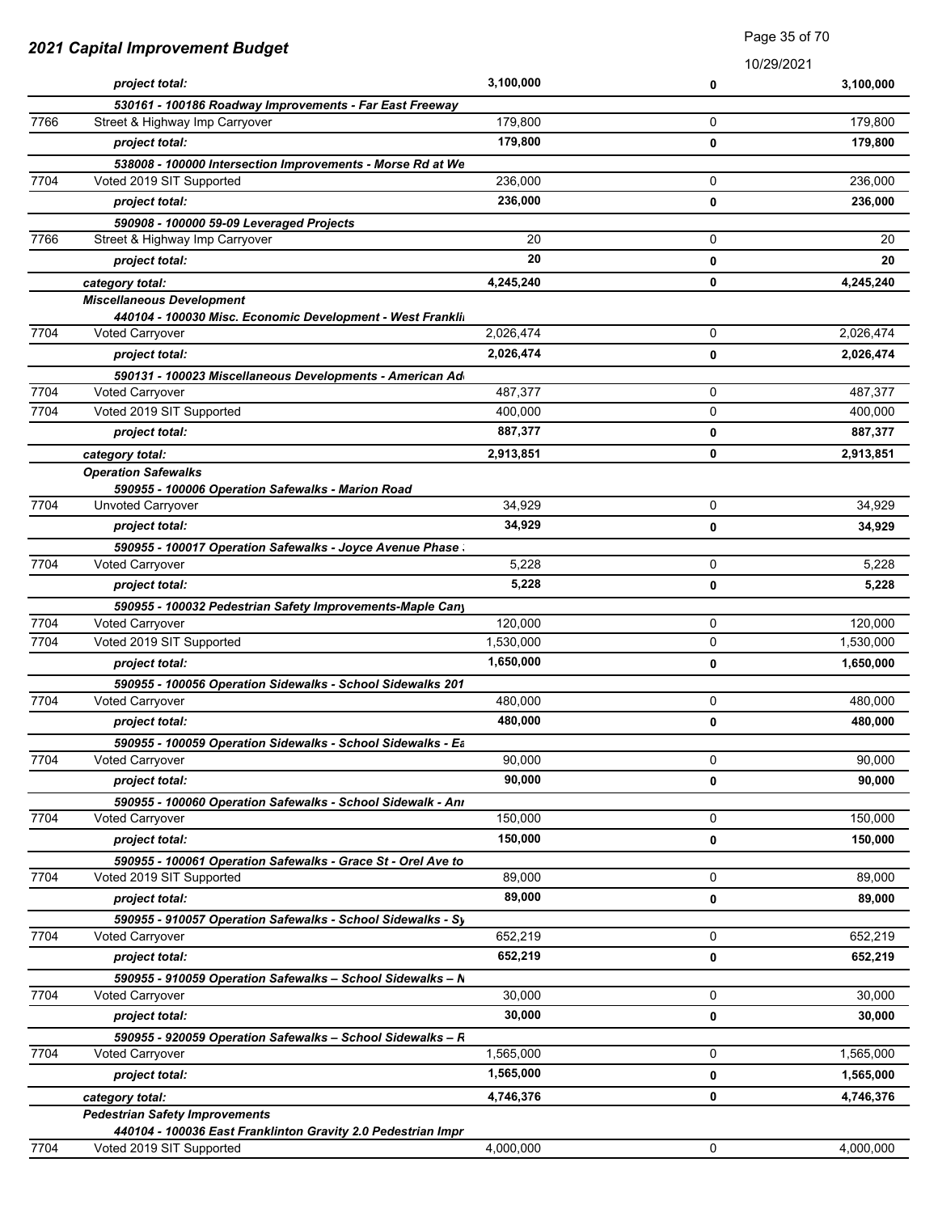## 2021 Capital Improvement Budget

10/29/2021

| Fund | Description | | | |
|---|---|---|---|---|
| | *project total:* | **3,100,000** | **0** | **3,100,000** |
| | ***530161 - 100186 Roadway Improvements - Far East Freeway*** | | | |
| 7766 | Street & Highway Imp Carryover | 179,800 | 0 | 179,800 |
| | *project total:* | **179,800** | **0** | **179,800** |
| | ***538008 - 100000 Intersection Improvements - Morse Rd at We*** | | | |
| 7704 | Voted 2019 SIT Supported | 236,000 | 0 | 236,000 |
| | *project total:* | **236,000** | **0** | **236,000** |
| | ***590908 - 100000 59-09 Leveraged Projects*** | | | |
| 7766 | Street & Highway Imp Carryover | 20 | 0 | 20 |
| | *project total:* | **20** | **0** | **20** |
| | *category total:* | **4,245,240** | **0** | **4,245,240** |
| | ***Miscellaneous Development*** | | | |
| | ***440104 - 100030 Misc. Economic Development - West Frankli*** | | | |
| 7704 | Voted Carryover | 2,026,474 | 0 | 2,026,474 |
| | *project total:* | **2,026,474** | **0** | **2,026,474** |
| | ***590131 - 100023 Miscellaneous Developments - American Ad*** | | | |
| 7704 | Voted Carryover | 487,377 | 0 | 487,377 |
| 7704 | Voted 2019 SIT Supported | 400,000 | 0 | 400,000 |
| | *project total:* | **887,377** | **0** | **887,377** |
| | *category total:* | **2,913,851** | **0** | **2,913,851** |
| | ***Operation Safewalks*** | | | |
| | ***590955 - 100006 Operation Safewalks - Marion Road*** | | | |
| 7704 | Unvoted Carryover | 34,929 | 0 | 34,929 |
| | *project total:* | **34,929** | **0** | **34,929** |
| | ***590955 - 100017 Operation Safewalks - Joyce Avenue Phase*** | | | |
| 7704 | Voted Carryover | 5,228 | 0 | 5,228 |
| | *project total:* | **5,228** | **0** | **5,228** |
| | ***590955 - 100032 Pedestrian Safety Improvements-Maple Can*** | | | |
| 7704 | Voted Carryover | 120,000 | 0 | 120,000 |
| 7704 | Voted 2019 SIT Supported | 1,530,000 | 0 | 1,530,000 |
| | *project total:* | **1,650,000** | **0** | **1,650,000** |
| | ***590955 - 100056 Operation Sidewalks - School Sidewalks 201*** | | | |
| 7704 | Voted Carryover | 480,000 | 0 | 480,000 |
| | *project total:* | **480,000** | **0** | **480,000** |
| | ***590955 - 100059 Operation Sidewalks - School Sidewalks - Ea*** | | | |
| 7704 | Voted Carryover | 90,000 | 0 | 90,000 |
| | *project total:* | **90,000** | **0** | **90,000** |
| | ***590955 - 100060 Operation Safewalks - School Sidewalk - An*** | | | |
| 7704 | Voted Carryover | 150,000 | 0 | 150,000 |
| | *project total:* | **150,000** | **0** | **150,000** |
| | ***590955 - 100061 Operation Safewalks - Grace St - Orel Ave to*** | | | |
| 7704 | Voted 2019 SIT Supported | 89,000 | 0 | 89,000 |
| | *project total:* | **89,000** | **0** | **89,000** |
| | ***590955 - 910057 Operation Safewalks - School Sidewalks - Sy*** | | | |
| 7704 | Voted Carryover | 652,219 | 0 | 652,219 |
| | *project total:* | **652,219** | **0** | **652,219** |
| | ***590955 - 910059 Operation Safewalks – School Sidewalks – N*** | | | |
| 7704 | Voted Carryover | 30,000 | 0 | 30,000 |
| | *project total:* | **30,000** | **0** | **30,000** |
| | ***590955 - 920059 Operation Safewalks – School Sidewalks – R*** | | | |
| 7704 | Voted Carryover | 1,565,000 | 0 | 1,565,000 |
| | *project total:* | **1,565,000** | **0** | **1,565,000** |
| | *category total:* | **4,746,376** | **0** | **4,746,376** |
| | ***Pedestrian Safety Improvements*** | | | |
| | ***440104 - 100036 East Franklinton Gravity 2.0 Pedestrian Impr*** | | | |
| 7704 | Voted 2019 SIT Supported | 4,000,000 | 0 | 4,000,000 |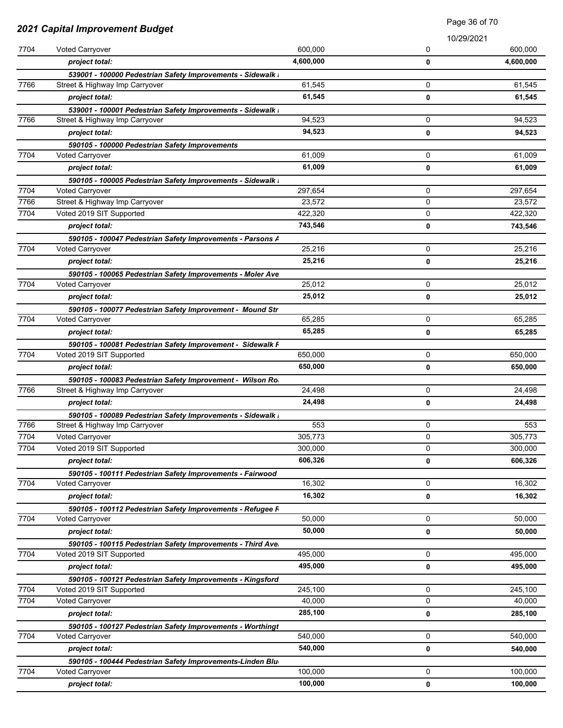# 2021 Capital Improvement Budget

10/29/2021

| | | | | |
|---|---|---|---|---|
| 7704 | Voted Carryover | 600,000 | 0 | 600,000 |
| | ***project total:*** | **4,600,000** | **0** | **4,600,000** |
| | ***539001 - 100000 Pedestrian Safety Improvements - Sidewalk I*** | | | |
| 7766 | Street & Highway Imp Carryover | 61,545 | 0 | 61,545 |
| | ***project total:*** | **61,545** | **0** | **61,545** |
| | ***539001 - 100001 Pedestrian Safety Improvements - Sidewalk I*** | | | |
| 7766 | Street & Highway Imp Carryover | 94,523 | 0 | 94,523 |
| | ***project total:*** | **94,523** | **0** | **94,523** |
| | ***590105 - 100000 Pedestrian Safety Improvements*** | | | |
| 7704 | Voted Carryover | 61,009 | 0 | 61,009 |
| | ***project total:*** | **61,009** | **0** | **61,009** |
| | ***590105 - 100005 Pedestrian Safety Improvements - Sidewalk I*** | | | |
| 7704 | Voted Carryover | 297,654 | 0 | 297,654 |
| 7766 | Street & Highway Imp Carryover | 23,572 | 0 | 23,572 |
| 7704 | Voted 2019 SIT Supported | 422,320 | 0 | 422,320 |
| | ***project total:*** | **743,546** | **0** | **743,546** |
| | ***590105 - 100047 Pedestrian Safety Improvements - Parsons A*** | | | |
| 7704 | Voted Carryover | 25,216 | 0 | 25,216 |
| | ***project total:*** | **25,216** | **0** | **25,216** |
| | ***590105 - 100065 Pedestrian Safety Improvements - Moler Ave*** | | | |
| 7704 | Voted Carryover | 25,012 | 0 | 25,012 |
| | ***project total:*** | **25,012** | **0** | **25,012** |
| | ***590105 - 100077 Pedestrian Safety Improvement - Mound Str*** | | | |
| 7704 | Voted Carryover | 65,285 | 0 | 65,285 |
| | ***project total:*** | **65,285** | **0** | **65,285** |
| | ***590105 - 100081 Pedestrian Safety Improvement - Sidewalk F*** | | | |
| 7704 | Voted 2019 SIT Supported | 650,000 | 0 | 650,000 |
| | ***project total:*** | **650,000** | **0** | **650,000** |
| | ***590105 - 100083 Pedestrian Safety Improvement - Wilson Ro*** | | | |
| 7766 | Street & Highway Imp Carryover | 24,498 | 0 | 24,498 |
| | ***project total:*** | **24,498** | **0** | **24,498** |
| | ***590105 - 100089 Pedestrian Safety Improvements - Sidewalk I*** | | | |
| 7766 | Street & Highway Imp Carryover | 553 | 0 | 553 |
| 7704 | Voted Carryover | 305,773 | 0 | 305,773 |
| 7704 | Voted 2019 SIT Supported | 300,000 | 0 | 300,000 |
| | ***project total:*** | **606,326** | **0** | **606,326** |
| | ***590105 - 100111 Pedestrian Safety Improvements - Fairwood*** | | | |
| 7704 | Voted Carryover | 16,302 | 0 | 16,302 |
| | ***project total:*** | **16,302** | **0** | **16,302** |
| | ***590105 - 100112 Pedestrian Safety Improvements - Refugee R*** | | | |
| 7704 | Voted Carryover | 50,000 | 0 | 50,000 |
| | ***project total:*** | **50,000** | **0** | **50,000** |
| | ***590105 - 100115 Pedestrian Safety Improvements - Third Ave*** | | | |
| 7704 | Voted 2019 SIT Supported | 495,000 | 0 | 495,000 |
| | ***project total:*** | **495,000** | **0** | **495,000** |
| | ***590105 - 100121 Pedestrian Safety Improvements - Kingsford*** | | | |
| 7704 | Voted 2019 SIT Supported | 245,100 | 0 | 245,100 |
| 7704 | Voted Carryover | 40,000 | 0 | 40,000 |
| | ***project total:*** | **285,100** | **0** | **285,100** |
| | ***590105 - 100127 Pedestrian Safety Improvements - Worthingt*** | | | |
| 7704 | Voted Carryover | 540,000 | 0 | 540,000 |
| | ***project total:*** | **540,000** | **0** | **540,000** |
| | ***590105 - 100444 Pedestrian Safety Improvements-Linden Blu*** | | | |
| 7704 | Voted Carryover | 100,000 | 0 | 100,000 |
| | ***project total:*** | **100,000** | **0** | **100,000** |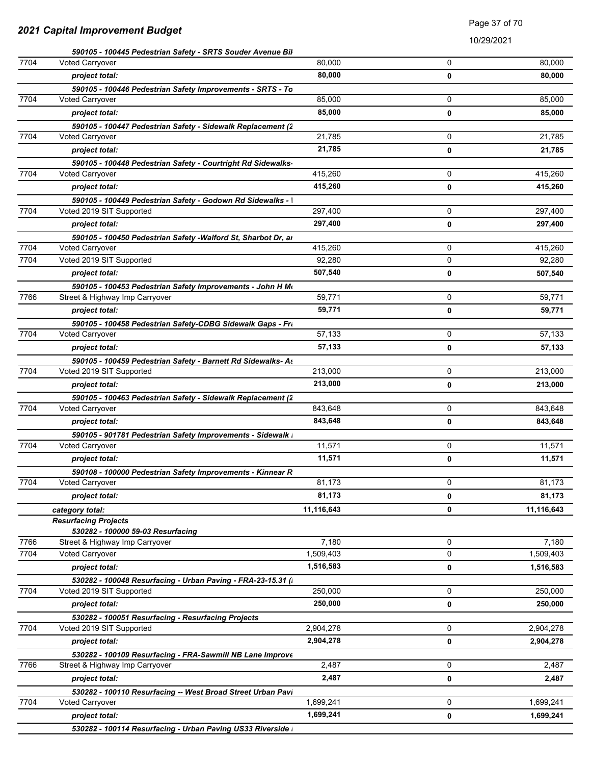## 2021 Capital Improvement Budget

10/29/2021

| | | | | |
|---|---|---|---|---|
| | ***590105 - 100445 Pedestrian Safety - SRTS Souder Avenue Bik*** | | | |
| 7704 | Voted Carryover | 80,000 | 0 | 80,000 |
| | ***project total:*** | **80,000** | **0** | **80,000** |
| | ***590105 - 100446 Pedestrian Safety Improvements - SRTS - To*** | | | |
| 7704 | Voted Carryover | 85,000 | 0 | 85,000 |
| | ***project total:*** | **85,000** | **0** | **85,000** |
| | ***590105 - 100447 Pedestrian Safety - Sidewalk Replacement (2*** | | | |
| 7704 | Voted Carryover | 21,785 | 0 | 21,785 |
| | ***project total:*** | **21,785** | **0** | **21,785** |
| | ***590105 - 100448 Pedestrian Safety - Courtright Rd Sidewalks-*** | | | |
| 7704 | Voted Carryover | 415,260 | 0 | 415,260 |
| | ***project total:*** | **415,260** | **0** | **415,260** |
| | ***590105 - 100449 Pedestrian Safety - Godown Rd Sidewalks - I*** | | | |
| 7704 | Voted 2019 SIT Supported | 297,400 | 0 | 297,400 |
| | ***project total:*** | **297,400** | **0** | **297,400** |
| | ***590105 - 100450 Pedestrian Safety -Walford St, Sharbot Dr, ar*** | | | |
| 7704 | Voted Carryover | 415,260 | 0 | 415,260 |
| 7704 | Voted 2019 SIT Supported | 92,280 | 0 | 92,280 |
| | ***project total:*** | **507,540** | **0** | **507,540** |
| | ***590105 - 100453 Pedestrian Safety Improvements - John H Mc*** | | | |
| 7766 | Street & Highway Imp Carryover | 59,771 | 0 | 59,771 |
| | ***project total:*** | **59,771** | **0** | **59,771** |
| | ***590105 - 100458 Pedestrian Safety-CDBG Sidewalk Gaps - Fra*** | | | |
| 7704 | Voted Carryover | 57,133 | 0 | 57,133 |
| | ***project total:*** | **57,133** | **0** | **57,133** |
| | ***590105 - 100459 Pedestrian Safety - Barnett Rd Sidewalks- As*** | | | |
| 7704 | Voted 2019 SIT Supported | 213,000 | 0 | 213,000 |
| | ***project total:*** | **213,000** | **0** | **213,000** |
| | ***590105 - 100463 Pedestrian Safety - Sidewalk Replacement (2*** | | | |
| 7704 | Voted Carryover | 843,648 | 0 | 843,648 |
| | ***project total:*** | **843,648** | **0** | **843,648** |
| | ***590105 - 901781 Pedestrian Safety Improvements - Sidewalk I*** | | | |
| 7704 | Voted Carryover | 11,571 | 0 | 11,571 |
| | ***project total:*** | **11,571** | **0** | **11,571** |
| | ***590108 - 100000 Pedestrian Safety Improvements - Kinnear R*** | | | |
| 7704 | Voted Carryover | 81,173 | 0 | 81,173 |
| | ***project total:*** | **81,173** | **0** | **81,173** |
| | ***category total:*** | **11,116,643** | **0** | **11,116,643** |
| | ***Resurfacing Projects*** | | | |
| | ***530282 - 100000 59-03 Resurfacing*** | | | |
| 7766 | Street & Highway Imp Carryover | 7,180 | 0 | 7,180 |
| 7704 | Voted Carryover | 1,509,403 | 0 | 1,509,403 |
| | ***project total:*** | **1,516,583** | **0** | **1,516,583** |
| | ***530282 - 100048 Resurfacing - Urban Paving - FRA-23-15.31 (I*** | | | |
| 7704 | Voted 2019 SIT Supported | 250,000 | 0 | 250,000 |
| | ***project total:*** | **250,000** | **0** | **250,000** |
| | ***530282 - 100051 Resurfacing - Resurfacing Projects*** | | | |
| 7704 | Voted 2019 SIT Supported | 2,904,278 | 0 | 2,904,278 |
| | ***project total:*** | **2,904,278** | **0** | **2,904,278** |
| | ***530282 - 100109 Resurfacing - FRA-Sawmill NB Lane Improve*** | | | |
| 7766 | Street & Highway Imp Carryover | 2,487 | 0 | 2,487 |
| | ***project total:*** | **2,487** | **0** | **2,487** |
| | ***530282 - 100110 Resurfacing -- West Broad Street Urban Pavi*** | | | |
| 7704 | Voted Carryover | 1,699,241 | 0 | 1,699,241 |
| | ***project total:*** | **1,699,241** | **0** | **1,699,241** |
| | ***530282 - 100114 Resurfacing - Urban Paving US33 Riverside I*** | | | |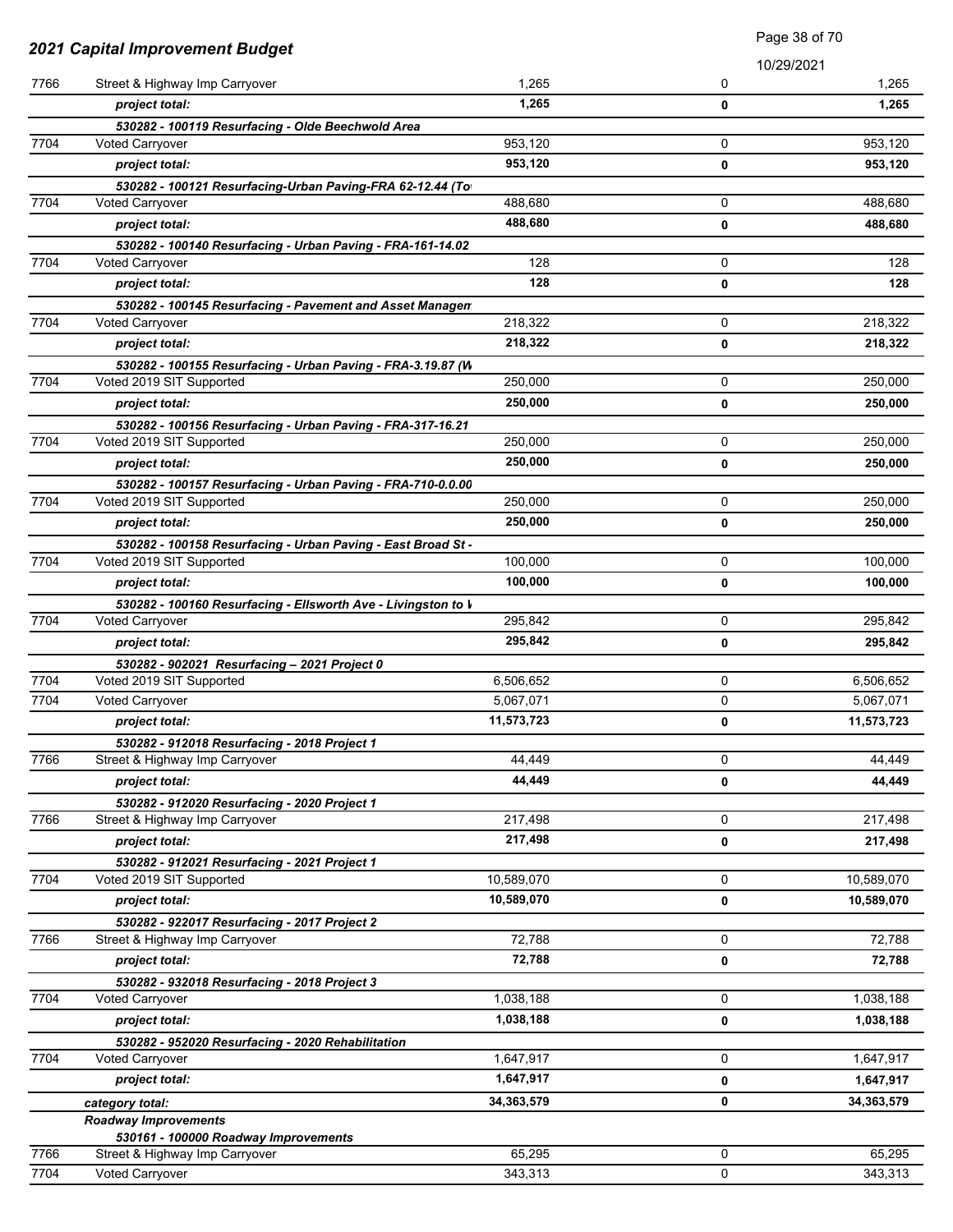## 2021 Capital Improvement Budget

10/29/2021

| | | | | |
|---|---|---|---|---|
| 7766 | Street & Highway Imp Carryover | 1,265 | 0 | 1,265 |
| | ***project total:*** | **1,265** | **0** | **1,265** |
| | ***530282 - 100119 Resurfacing - Olde Beechwold Area*** | | | |
| 7704 | Voted Carryover | 953,120 | 0 | 953,120 |
| | ***project total:*** | **953,120** | **0** | **953,120** |
| | ***530282 - 100121 Resurfacing-Urban Paving-FRA 62-12.44 (To*** | | | |
| 7704 | Voted Carryover | 488,680 | 0 | 488,680 |
| | ***project total:*** | **488,680** | **0** | **488,680** |
| | ***530282 - 100140 Resurfacing - Urban Paving - FRA-161-14.02*** | | | |
| 7704 | Voted Carryover | 128 | 0 | 128 |
| | ***project total:*** | **128** | **0** | **128** |
| | ***530282 - 100145 Resurfacing - Pavement and Asset Managem*** | | | |
| 7704 | Voted Carryover | 218,322 | 0 | 218,322 |
| | ***project total:*** | **218,322** | **0** | **218,322** |
| | ***530282 - 100155 Resurfacing - Urban Paving - FRA-3.19.87 (W*** | | | |
| 7704 | Voted 2019 SIT Supported | 250,000 | 0 | 250,000 |
| | ***project total:*** | **250,000** | **0** | **250,000** |
| | ***530282 - 100156 Resurfacing - Urban Paving - FRA-317-16.21*** | | | |
| 7704 | Voted 2019 SIT Supported | 250,000 | 0 | 250,000 |
| | ***project total:*** | **250,000** | **0** | **250,000** |
| | ***530282 - 100157 Resurfacing - Urban Paving - FRA-710-0.0.00*** | | | |
| 7704 | Voted 2019 SIT Supported | 250,000 | 0 | 250,000 |
| | ***project total:*** | **250,000** | **0** | **250,000** |
| | ***530282 - 100158 Resurfacing - Urban Paving - East Broad St -*** | | | |
| 7704 | Voted 2019 SIT Supported | 100,000 | 0 | 100,000 |
| | ***project total:*** | **100,000** | **0** | **100,000** |
| | ***530282 - 100160 Resurfacing - Ellsworth Ave - Livingston to V*** | | | |
| 7704 | Voted Carryover | 295,842 | 0 | 295,842 |
| | ***project total:*** | **295,842** | **0** | **295,842** |
| | ***530282 - 902021 Resurfacing – 2021 Project 0*** | | | |
| 7704 | Voted 2019 SIT Supported | 6,506,652 | 0 | 6,506,652 |
| 7704 | Voted Carryover | 5,067,071 | 0 | 5,067,071 |
| | ***project total:*** | **11,573,723** | **0** | **11,573,723** |
| | ***530282 - 912018 Resurfacing - 2018 Project 1*** | | | |
| 7766 | Street & Highway Imp Carryover | 44,449 | 0 | 44,449 |
| | ***project total:*** | **44,449** | **0** | **44,449** |
| | ***530282 - 912020 Resurfacing - 2020 Project 1*** | | | |
| 7766 | Street & Highway Imp Carryover | 217,498 | 0 | 217,498 |
| | ***project total:*** | **217,498** | **0** | **217,498** |
| | ***530282 - 912021 Resurfacing - 2021 Project 1*** | | | |
| 7704 | Voted 2019 SIT Supported | 10,589,070 | 0 | 10,589,070 |
| | ***project total:*** | **10,589,070** | **0** | **10,589,070** |
| | ***530282 - 922017 Resurfacing - 2017 Project 2*** | | | |
| 7766 | Street & Highway Imp Carryover | 72,788 | 0 | 72,788 |
| | ***project total:*** | **72,788** | **0** | **72,788** |
| | ***530282 - 932018 Resurfacing - 2018 Project 3*** | | | |
| 7704 | Voted Carryover | 1,038,188 | 0 | 1,038,188 |
| | ***project total:*** | **1,038,188** | **0** | **1,038,188** |
| | ***530282 - 952020 Resurfacing - 2020 Rehabilitation*** | | | |
| 7704 | Voted Carryover | 1,647,917 | 0 | 1,647,917 |
| | ***project total:*** | **1,647,917** | **0** | **1,647,917** |
| | ***category total:*** | **34,363,579** | **0** | **34,363,579** |
| | ***Roadway Improvements*** | | | |
| | ***530161 - 100000 Roadway Improvements*** | | | |
| 7766 | Street & Highway Imp Carryover | 65,295 | 0 | 65,295 |
| 7704 | Voted Carryover | 343,313 | 0 | 343,313 |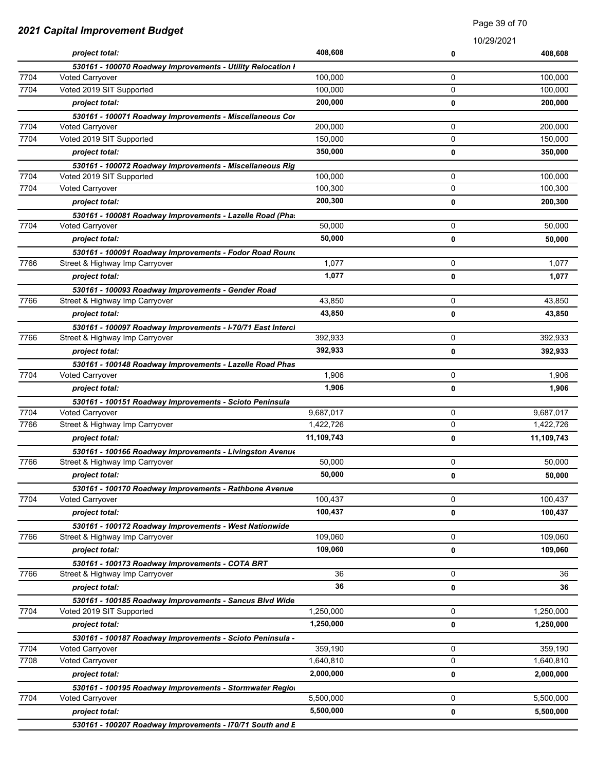## 2021 Capital Improvement Budget

10/29/2021

| | | | | |
|---|---|---|---|---|
| | *project total:* | **408,608** | **0** | **408,608** |
| | ***530161 - 100070 Roadway Improvements - Utility Relocation I*** | | | |
| 7704 | Voted Carryover | 100,000 | 0 | 100,000 |
| 7704 | Voted 2019 SIT Supported | 100,000 | 0 | 100,000 |
| | *project total:* | **200,000** | **0** | **200,000** |
| | ***530161 - 100071 Roadway Improvements - Miscellaneous Cor*** | | | |
| 7704 | Voted Carryover | 200,000 | 0 | 200,000 |
| 7704 | Voted 2019 SIT Supported | 150,000 | 0 | 150,000 |
| | *project total:* | **350,000** | **0** | **350,000** |
| | ***530161 - 100072 Roadway Improvements - Miscellaneous Rig*** | | | |
| 7704 | Voted 2019 SIT Supported | 100,000 | 0 | 100,000 |
| 7704 | Voted Carryover | 100,300 | 0 | 100,300 |
| | *project total:* | **200,300** | **0** | **200,300** |
| | ***530161 - 100081 Roadway Improvements - Lazelle Road (Pha:*** | | | |
| 7704 | Voted Carryover | 50,000 | 0 | 50,000 |
| | *project total:* | **50,000** | **0** | **50,000** |
| | ***530161 - 100091 Roadway Improvements - Fodor Road Rounc*** | | | |
| 7766 | Street & Highway Imp Carryover | 1,077 | 0 | 1,077 |
| | *project total:* | **1,077** | **0** | **1,077** |
| | ***530161 - 100093 Roadway Improvements - Gender Road*** | | | |
| 7766 | Street & Highway Imp Carryover | 43,850 | 0 | 43,850 |
| | *project total:* | **43,850** | **0** | **43,850** |
| | ***530161 - 100097 Roadway Improvements - I-70/71 East Intercl*** | | | |
| 7766 | Street & Highway Imp Carryover | 392,933 | 0 | 392,933 |
| | *project total:* | **392,933** | **0** | **392,933** |
| | ***530161 - 100148 Roadway Improvements - Lazelle Road Phas*** | | | |
| 7704 | Voted Carryover | 1,906 | 0 | 1,906 |
| | *project total:* | **1,906** | **0** | **1,906** |
| | ***530161 - 100151 Roadway Improvements - Scioto Peninsula*** | | | |
| 7704 | Voted Carryover | 9,687,017 | 0 | 9,687,017 |
| 7766 | Street & Highway Imp Carryover | 1,422,726 | 0 | 1,422,726 |
| | *project total:* | **11,109,743** | **0** | **11,109,743** |
| | ***530161 - 100166 Roadway Improvements - Livingston Avenue*** | | | |
| 7766 | Street & Highway Imp Carryover | 50,000 | 0 | 50,000 |
| | *project total:* | **50,000** | **0** | **50,000** |
| | ***530161 - 100170 Roadway Improvements - Rathbone Avenue*** | | | |
| 7704 | Voted Carryover | 100,437 | 0 | 100,437 |
| | *project total:* | **100,437** | **0** | **100,437** |
| | ***530161 - 100172 Roadway Improvements - West Nationwide*** | | | |
| 7766 | Street & Highway Imp Carryover | 109,060 | 0 | 109,060 |
| | *project total:* | **109,060** | **0** | **109,060** |
| | ***530161 - 100173 Roadway Improvements - COTA BRT*** | | | |
| 7766 | Street & Highway Imp Carryover | 36 | 0 | 36 |
| | *project total:* | **36** | **0** | **36** |
| | ***530161 - 100185 Roadway Improvements - Sancus Blvd Wide*** | | | |
| 7704 | Voted 2019 SIT Supported | 1,250,000 | 0 | 1,250,000 |
| | *project total:* | **1,250,000** | **0** | **1,250,000** |
| | ***530161 - 100187 Roadway Improvements - Scioto Peninsula -*** | | | |
| 7704 | Voted Carryover | 359,190 | 0 | 359,190 |
| 7708 | Voted Carryover | 1,640,810 | 0 | 1,640,810 |
| | *project total:* | **2,000,000** | **0** | **2,000,000** |
| | ***530161 - 100195 Roadway Improvements - Stormwater Regio*** | | | |
| 7704 | Voted Carryover | 5,500,000 | 0 | 5,500,000 |
| | *project total:* | **5,500,000** | **0** | **5,500,000** |
| | ***530161 - 100207 Roadway Improvements - I70/71 South and E*** | | | |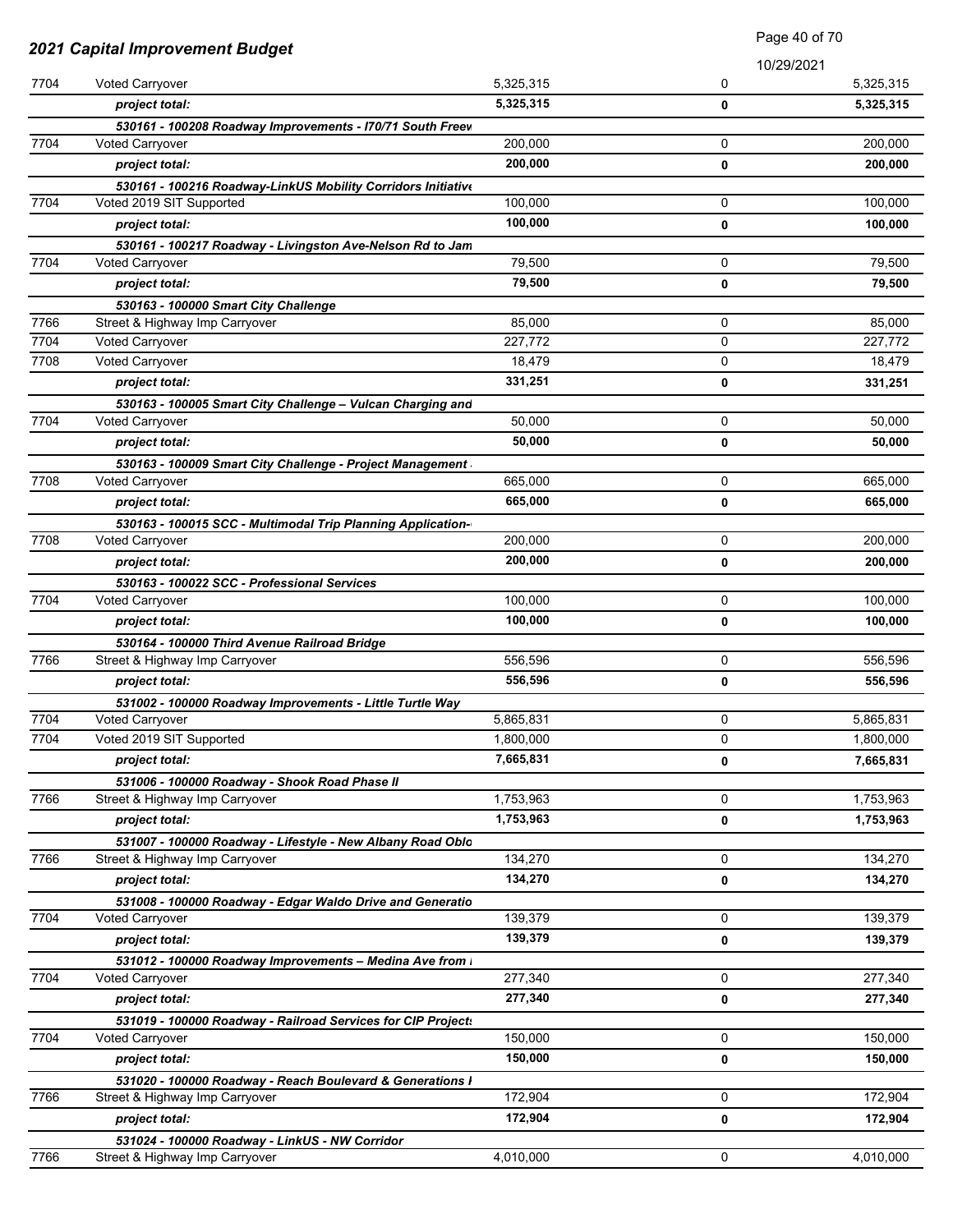## 2021 Capital Improvement Budget

10/29/2021

| | | | | |
|---|---|---|---|---|
| 7704 | Voted Carryover | 5,325,315 | 0 | 5,325,315 |
| | ***project total:*** | **5,325,315** | **0** | **5,325,315** |
| | ***530161 - 100208 Roadway Improvements - I70/71 South Freev*** | | | |
| 7704 | Voted Carryover | 200,000 | 0 | 200,000 |
| | ***project total:*** | **200,000** | **0** | **200,000** |
| | ***530161 - 100216 Roadway-LinkUS Mobility Corridors Initiative*** | | | |
| 7704 | Voted 2019 SIT Supported | 100,000 | 0 | 100,000 |
| | ***project total:*** | **100,000** | **0** | **100,000** |
| | ***530161 - 100217 Roadway - Livingston Ave-Nelson Rd to Jam*** | | | |
| 7704 | Voted Carryover | 79,500 | 0 | 79,500 |
| | ***project total:*** | **79,500** | **0** | **79,500** |
| | ***530163 - 100000 Smart City Challenge*** | | | |
| 7766 | Street & Highway Imp Carryover | 85,000 | 0 | 85,000 |
| 7704 | Voted Carryover | 227,772 | 0 | 227,772 |
| 7708 | Voted Carryover | 18,479 | 0 | 18,479 |
| | ***project total:*** | **331,251** | **0** | **331,251** |
| | ***530163 - 100005 Smart City Challenge – Vulcan Charging and*** | | | |
| 7704 | Voted Carryover | 50,000 | 0 | 50,000 |
| | ***project total:*** | **50,000** | **0** | **50,000** |
| | ***530163 - 100009 Smart City Challenge - Project Management*** | | | |
| 7708 | Voted Carryover | 665,000 | 0 | 665,000 |
| | ***project total:*** | **665,000** | **0** | **665,000** |
| | ***530163 - 100015 SCC - Multimodal Trip Planning Application-*** | | | |
| 7708 | Voted Carryover | 200,000 | 0 | 200,000 |
| | ***project total:*** | **200,000** | **0** | **200,000** |
| | ***530163 - 100022 SCC - Professional Services*** | | | |
| 7704 | Voted Carryover | 100,000 | 0 | 100,000 |
| | ***project total:*** | **100,000** | **0** | **100,000** |
| | ***530164 - 100000 Third Avenue Railroad Bridge*** | | | |
| 7766 | Street & Highway Imp Carryover | 556,596 | 0 | 556,596 |
| | ***project total:*** | **556,596** | **0** | **556,596** |
| | ***531002 - 100000 Roadway Improvements - Little Turtle Way*** | | | |
| 7704 | Voted Carryover | 5,865,831 | 0 | 5,865,831 |
| 7704 | Voted 2019 SIT Supported | 1,800,000 | 0 | 1,800,000 |
| | ***project total:*** | **7,665,831** | **0** | **7,665,831** |
| | ***531006 - 100000 Roadway - Shook Road Phase II*** | | | |
| 7766 | Street & Highway Imp Carryover | 1,753,963 | 0 | 1,753,963 |
| | ***project total:*** | **1,753,963** | **0** | **1,753,963** |
| | ***531007 - 100000 Roadway - Lifestyle - New Albany Road Oblo*** | | | |
| 7766 | Street & Highway Imp Carryover | 134,270 | 0 | 134,270 |
| | ***project total:*** | **134,270** | **0** | **134,270** |
| | ***531008 - 100000 Roadway - Edgar Waldo Drive and Generatio*** | | | |
| 7704 | Voted Carryover | 139,379 | 0 | 139,379 |
| | ***project total:*** | **139,379** | **0** | **139,379** |
| | ***531012 - 100000 Roadway Improvements – Medina Ave from*** | | | |
| 7704 | Voted Carryover | 277,340 | 0 | 277,340 |
| | ***project total:*** | **277,340** | **0** | **277,340** |
| | ***531019 - 100000 Roadway - Railroad Services for CIP Project*** | | | |
| 7704 | Voted Carryover | 150,000 | 0 | 150,000 |
| | ***project total:*** | **150,000** | **0** | **150,000** |
| | ***531020 - 100000 Roadway - Reach Boulevard & Generations I*** | | | |
| 7766 | Street & Highway Imp Carryover | 172,904 | 0 | 172,904 |
| | ***project total:*** | **172,904** | **0** | **172,904** |
| | ***531024 - 100000 Roadway - LinkUS - NW Corridor*** | | | |
| 7766 | Street & Highway Imp Carryover | 4,010,000 | 0 | 4,010,000 |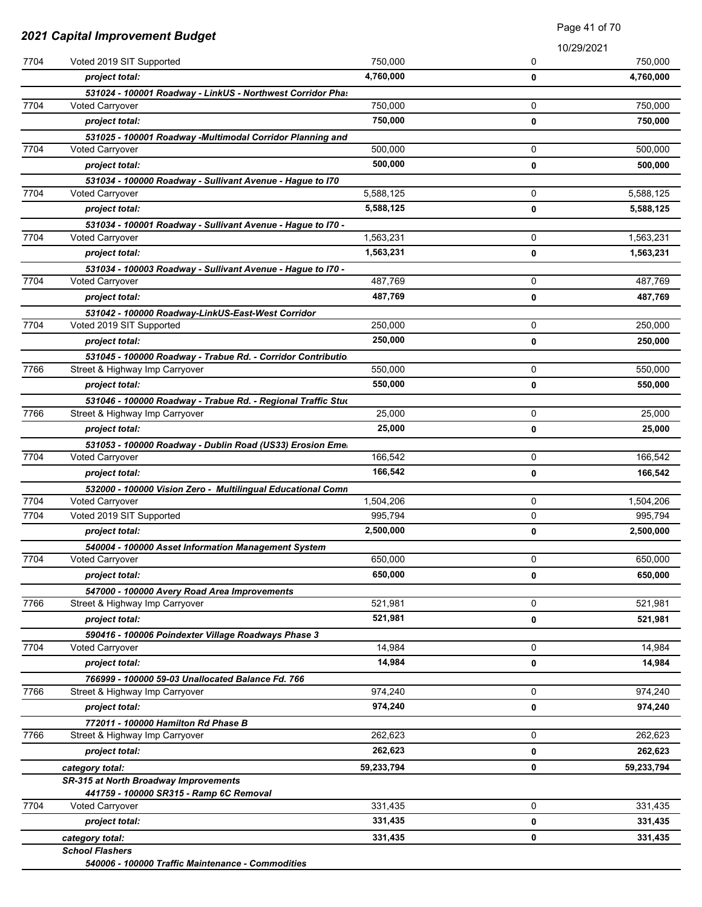## 2021 Capital Improvement Budget

10/29/2021

| | | | | |
|---|---|---|---|---|
| 7704 | Voted 2019 SIT Supported | 750,000 | 0 | 750,000 |
| | ***project total:*** | **4,760,000** | **0** | **4,760,000** |
| | ***531024 - 100001 Roadway - LinkUS - Northwest Corridor Pha:*** | | | |
| 7704 | Voted Carryover | 750,000 | 0 | 750,000 |
| | ***project total:*** | **750,000** | **0** | **750,000** |
| | ***531025 - 100001 Roadway -Multimodal Corridor Planning and*** | | | |
| 7704 | Voted Carryover | 500,000 | 0 | 500,000 |
| | ***project total:*** | **500,000** | **0** | **500,000** |
| | ***531034 - 100000 Roadway - Sullivant Avenue - Hague to I70*** | | | |
| 7704 | Voted Carryover | 5,588,125 | 0 | 5,588,125 |
| | ***project total:*** | **5,588,125** | **0** | **5,588,125** |
| | ***531034 - 100001 Roadway - Sullivant Avenue - Hague to I70 -*** | | | |
| 7704 | Voted Carryover | 1,563,231 | 0 | 1,563,231 |
| | ***project total:*** | **1,563,231** | **0** | **1,563,231** |
| | ***531034 - 100003 Roadway - Sullivant Avenue - Hague to I70 -*** | | | |
| 7704 | Voted Carryover | 487,769 | 0 | 487,769 |
| | ***project total:*** | **487,769** | **0** | **487,769** |
| | ***531042 - 100000 Roadway-LinkUS-East-West Corridor*** | | | |
| 7704 | Voted 2019 SIT Supported | 250,000 | 0 | 250,000 |
| | ***project total:*** | **250,000** | **0** | **250,000** |
| | ***531045 - 100000 Roadway - Trabue Rd. - Corridor Contributio*** | | | |
| 7766 | Street & Highway Imp Carryover | 550,000 | 0 | 550,000 |
| | ***project total:*** | **550,000** | **0** | **550,000** |
| | ***531046 - 100000 Roadway - Trabue Rd. - Regional Traffic Stu*** | | | |
| 7766 | Street & Highway Imp Carryover | 25,000 | 0 | 25,000 |
| | ***project total:*** | **25,000** | **0** | **25,000** |
| | ***531053 - 100000 Roadway - Dublin Road (US33) Erosion Eme*** | | | |
| 7704 | Voted Carryover | 166,542 | 0 | 166,542 |
| | ***project total:*** | **166,542** | **0** | **166,542** |
| | ***532000 - 100000 Vision Zero - Multilingual Educational Comn*** | | | |
| 7704 | Voted Carryover | 1,504,206 | 0 | 1,504,206 |
| 7704 | Voted 2019 SIT Supported | 995,794 | 0 | 995,794 |
| | ***project total:*** | **2,500,000** | **0** | **2,500,000** |
| | ***540004 - 100000 Asset Information Management System*** | | | |
| 7704 | Voted Carryover | 650,000 | 0 | 650,000 |
| | ***project total:*** | **650,000** | **0** | **650,000** |
| | ***547000 - 100000 Avery Road Area Improvements*** | | | |
| 7766 | Street & Highway Imp Carryover | 521,981 | 0 | 521,981 |
| | ***project total:*** | **521,981** | **0** | **521,981** |
| | ***590416 - 100006 Poindexter Village Roadways Phase 3*** | | | |
| 7704 | Voted Carryover | 14,984 | 0 | 14,984 |
| | ***project total:*** | **14,984** | **0** | **14,984** |
| | ***766999 - 100000 59-03 Unallocated Balance Fd. 766*** | | | |
| 7766 | Street & Highway Imp Carryover | 974,240 | 0 | 974,240 |
| | ***project total:*** | **974,240** | **0** | **974,240** |
| | ***772011 - 100000 Hamilton Rd Phase B*** | | | |
| 7766 | Street & Highway Imp Carryover | 262,623 | 0 | 262,623 |
| | ***project total:*** | **262,623** | **0** | **262,623** |
| | ***category total:*** | **59,233,794** | **0** | **59,233,794** |
| | ***SR-315 at North Broadway Improvements*** | | | |
| | ***441759 - 100000 SR315 - Ramp 6C Removal*** | | | |
| 7704 | Voted Carryover | 331,435 | 0 | 331,435 |
| | ***project total:*** | **331,435** | **0** | **331,435** |
| | ***category total:*** | **331,435** | **0** | **331,435** |
| | ***School Flashers*** | | | |
| | ***540006 - 100000 Traffic Maintenance - Commodities*** | | | |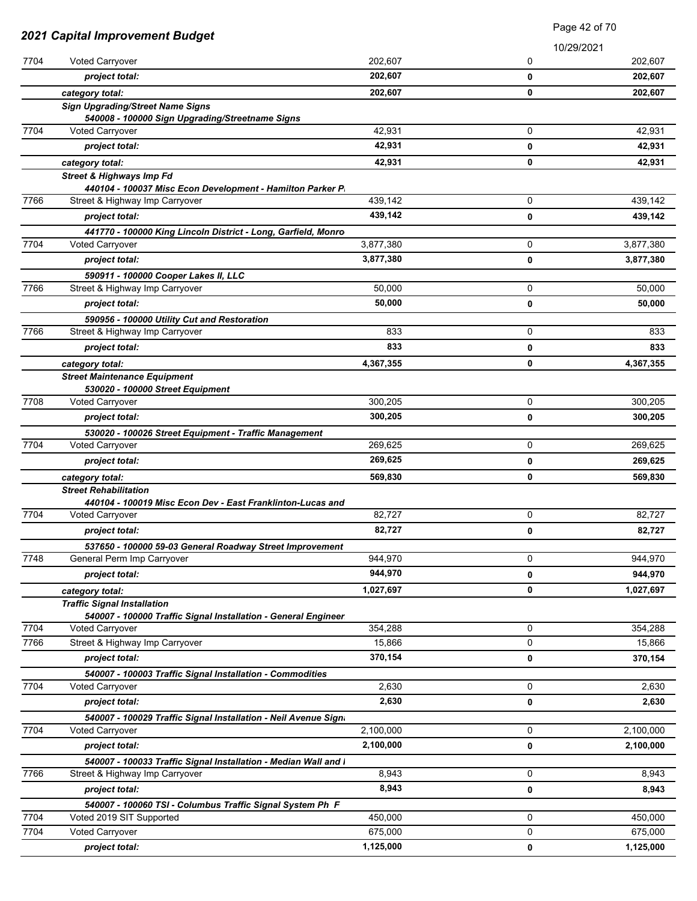| | | | | |
|---|---|---|---|---|
| 7704 | Voted Carryover | 202,607 | 0 | 202,607 |
| | ***project total:*** | **202,607** | **0** | **202,607** |
| | ***category total:*** | **202,607** | **0** | **202,607** |
| | ***Sign Upgrading/Street Name Signs*** | | | |
| | ***540008 - 100000 Sign Upgrading/Streetname Signs*** | | | |
| 7704 | Voted Carryover | 42,931 | 0 | 42,931 |
| | ***project total:*** | **42,931** | **0** | **42,931** |
| | ***category total:*** | **42,931** | **0** | **42,931** |
| | ***Street & Highways Imp Fd*** | | | |
| | ***440104 - 100037 Misc Econ Development - Hamilton Parker P.*** | | | |
| 7766 | Street & Highway Imp Carryover | 439,142 | 0 | 439,142 |
| | ***project total:*** | **439,142** | **0** | **439,142** |
| | ***441770 - 100000 King Lincoln District - Long, Garfield, Monro*** | | | |
| 7704 | Voted Carryover | 3,877,380 | 0 | 3,877,380 |
| | ***project total:*** | **3,877,380** | **0** | **3,877,380** |
| | ***590911 - 100000 Cooper Lakes II, LLC*** | | | |
| 7766 | Street & Highway Imp Carryover | 50,000 | 0 | 50,000 |
| | ***project total:*** | **50,000** | **0** | **50,000** |
| | ***590956 - 100000 Utility Cut and Restoration*** | | | |
| 7766 | Street & Highway Imp Carryover | 833 | 0 | 833 |
| | ***project total:*** | **833** | **0** | **833** |
| | ***category total:*** | **4,367,355** | **0** | **4,367,355** |
| | ***Street Maintenance Equipment*** | | | |
| | ***530020 - 100000 Street Equipment*** | | | |
| 7708 | Voted Carryover | 300,205 | 0 | 300,205 |
| | ***project total:*** | **300,205** | **0** | **300,205** |
| | ***530020 - 100026 Street Equipment - Traffic Management*** | | | |
| 7704 | Voted Carryover | 269,625 | 0 | 269,625 |
| | ***project total:*** | **269,625** | **0** | **269,625** |
| | ***category total:*** | **569,830** | **0** | **569,830** |
| | ***Street Rehabilitation*** | | | |
| | ***440104 - 100019 Misc Econ Dev - East Franklinton-Lucas and*** | | | |
| 7704 | Voted Carryover | 82,727 | 0 | 82,727 |
| | ***project total:*** | **82,727** | **0** | **82,727** |
| | ***537650 - 100000 59-03 General Roadway Street Improvement*** | | | |
| 7748 | General Perm Imp Carryover | 944,970 | 0 | 944,970 |
| | ***project total:*** | **944,970** | **0** | **944,970** |
| | ***category total:*** | **1,027,697** | **0** | **1,027,697** |
| | ***Traffic Signal Installation*** | | | |
| | ***540007 - 100000 Traffic Signal Installation - General Engineer*** | | | |
| 7704 | Voted Carryover | 354,288 | 0 | 354,288 |
| 7766 | Street & Highway Imp Carryover | 15,866 | 0 | 15,866 |
| | ***project total:*** | **370,154** | **0** | **370,154** |
| | ***540007 - 100003 Traffic Signal Installation - Commodities*** | | | |
| 7704 | Voted Carryover | 2,630 | 0 | 2,630 |
| | ***project total:*** | **2,630** | **0** | **2,630** |
| | ***540007 - 100029 Traffic Signal Installation - Neil Avenue Sign.*** | | | |
| 7704 | Voted Carryover | 2,100,000 | 0 | 2,100,000 |
| | ***project total:*** | **2,100,000** | **0** | **2,100,000** |
| | ***540007 - 100033 Traffic Signal Installation - Median Wall and I*** | | | |
| 7766 | Street & Highway Imp Carryover | 8,943 | 0 | 8,943 |
| | ***project total:*** | **8,943** | **0** | **8,943** |
| | ***540007 - 100060 TSI - Columbus Traffic Signal System Ph F*** | | | |
| 7704 | Voted 2019 SIT Supported | 450,000 | 0 | 450,000 |
| 7704 | Voted Carryover | 675,000 | 0 | 675,000 |
| | ***project total:*** | **1,125,000** | **0** | **1,125,000** |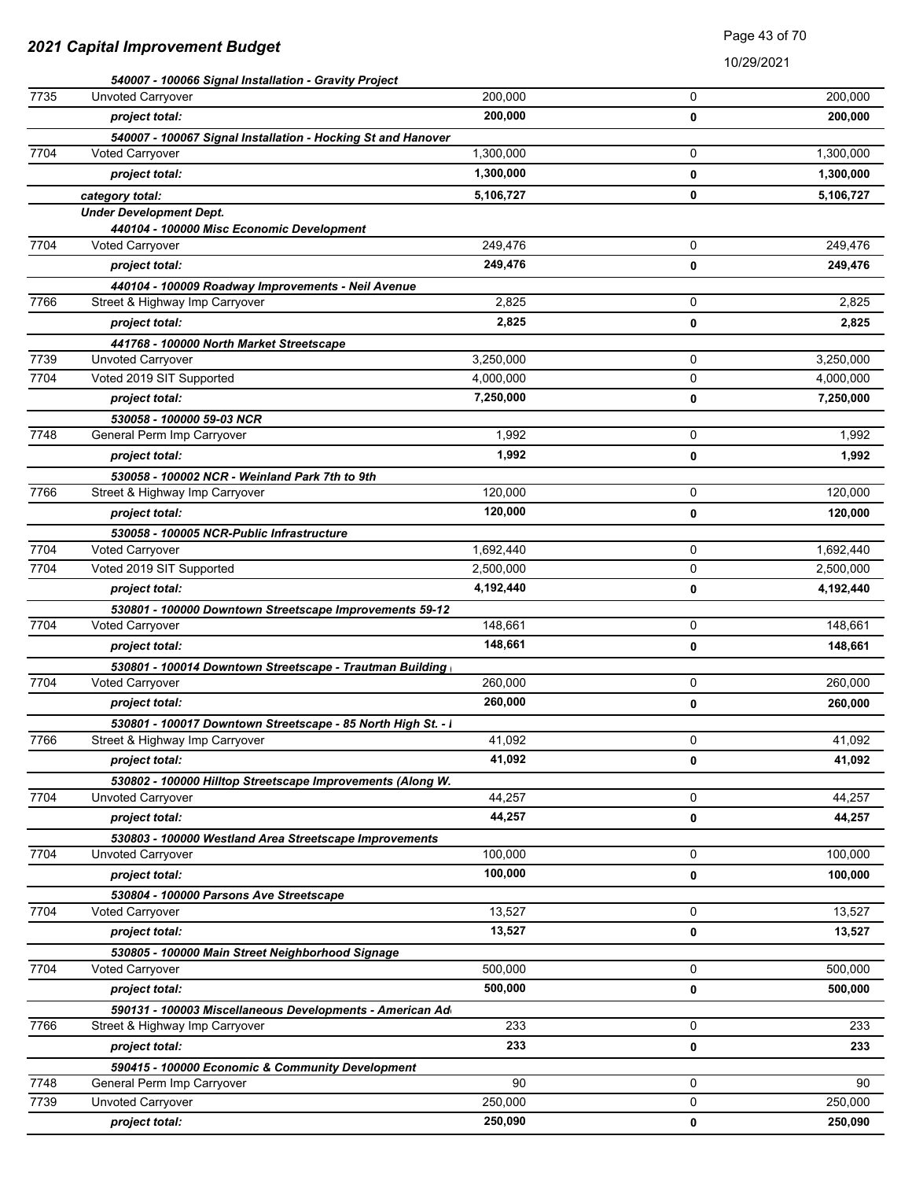## 2021 Capital Improvement Budget

10/29/2021

| | | | | |
|---|---|---|---|---|
| | *540007 - 100066 Signal Installation - Gravity Project* | | | |
| 7735 | Unvoted Carryover | 200,000 | 0 | 200,000 |
| | ***project total:*** | **200,000** | **0** | **200,000** |
| | *540007 - 100067 Signal Installation - Hocking St and Hanover* | | | |
| 7704 | Voted Carryover | 1,300,000 | 0 | 1,300,000 |
| | ***project total:*** | **1,300,000** | **0** | **1,300,000** |
| | ***category total:*** | **5,106,727** | **0** | **5,106,727** |
| | ***Under Development Dept.*** | | | |
| | *440104 - 100000 Misc Economic Development* | | | |
| 7704 | Voted Carryover | 249,476 | 0 | 249,476 |
| | ***project total:*** | **249,476** | **0** | **249,476** |
| | *440104 - 100009 Roadway Improvements - Neil Avenue* | | | |
| 7766 | Street & Highway Imp Carryover | 2,825 | 0 | 2,825 |
| | ***project total:*** | **2,825** | **0** | **2,825** |
| | *441768 - 100000 North Market Streetscape* | | | |
| 7739 | Unvoted Carryover | 3,250,000 | 0 | 3,250,000 |
| 7704 | Voted 2019 SIT Supported | 4,000,000 | 0 | 4,000,000 |
| | ***project total:*** | **7,250,000** | **0** | **7,250,000** |
| | *530058 - 100000 59-03 NCR* | | | |
| 7748 | General Perm Imp Carryover | 1,992 | 0 | 1,992 |
| | ***project total:*** | **1,992** | **0** | **1,992** |
| | *530058 - 100002 NCR - Weinland Park 7th to 9th* | | | |
| 7766 | Street & Highway Imp Carryover | 120,000 | 0 | 120,000 |
| | ***project total:*** | **120,000** | **0** | **120,000** |
| | *530058 - 100005 NCR-Public Infrastructure* | | | |
| 7704 | Voted Carryover | 1,692,440 | 0 | 1,692,440 |
| 7704 | Voted 2019 SIT Supported | 2,500,000 | 0 | 2,500,000 |
| | ***project total:*** | **4,192,440** | **0** | **4,192,440** |
| | *530801 - 100000 Downtown Streetscape Improvements 59-12* | | | |
| 7704 | Voted Carryover | 148,661 | 0 | 148,661 |
| | ***project total:*** | **148,661** | **0** | **148,661** |
| | *530801 - 100014 Downtown Streetscape - Trautman Building* | | | |
| 7704 | Voted Carryover | 260,000 | 0 | 260,000 |
| | ***project total:*** | **260,000** | **0** | **260,000** |
| | *530801 - 100017 Downtown Streetscape - 85 North High St. -* | | | |
| 7766 | Street & Highway Imp Carryover | 41,092 | 0 | 41,092 |
| | ***project total:*** | **41,092** | **0** | **41,092** |
| | *530802 - 100000 Hilltop Streetscape Improvements (Along W.* | | | |
| 7704 | Unvoted Carryover | 44,257 | 0 | 44,257 |
| | ***project total:*** | **44,257** | **0** | **44,257** |
| | *530803 - 100000 Westland Area Streetscape Improvements* | | | |
| 7704 | Unvoted Carryover | 100,000 | 0 | 100,000 |
| | ***project total:*** | **100,000** | **0** | **100,000** |
| | *530804 - 100000 Parsons Ave Streetscape* | | | |
| 7704 | Voted Carryover | 13,527 | 0 | 13,527 |
| | ***project total:*** | **13,527** | **0** | **13,527** |
| | *530805 - 100000 Main Street Neighborhood Signage* | | | |
| 7704 | Voted Carryover | 500,000 | 0 | 500,000 |
| | ***project total:*** | **500,000** | **0** | **500,000** |
| | *590131 - 100003 Miscellaneous Developments - American Ad* | | | |
| 7766 | Street & Highway Imp Carryover | 233 | 0 | 233 |
| | ***project total:*** | **233** | **0** | **233** |
| | *590415 - 100000 Economic & Community Development* | | | |
| 7748 | General Perm Imp Carryover | 90 | 0 | 90 |
| 7739 | Unvoted Carryover | 250,000 | 0 | 250,000 |
| | ***project total:*** | **250,090** | **0** | **250,090** |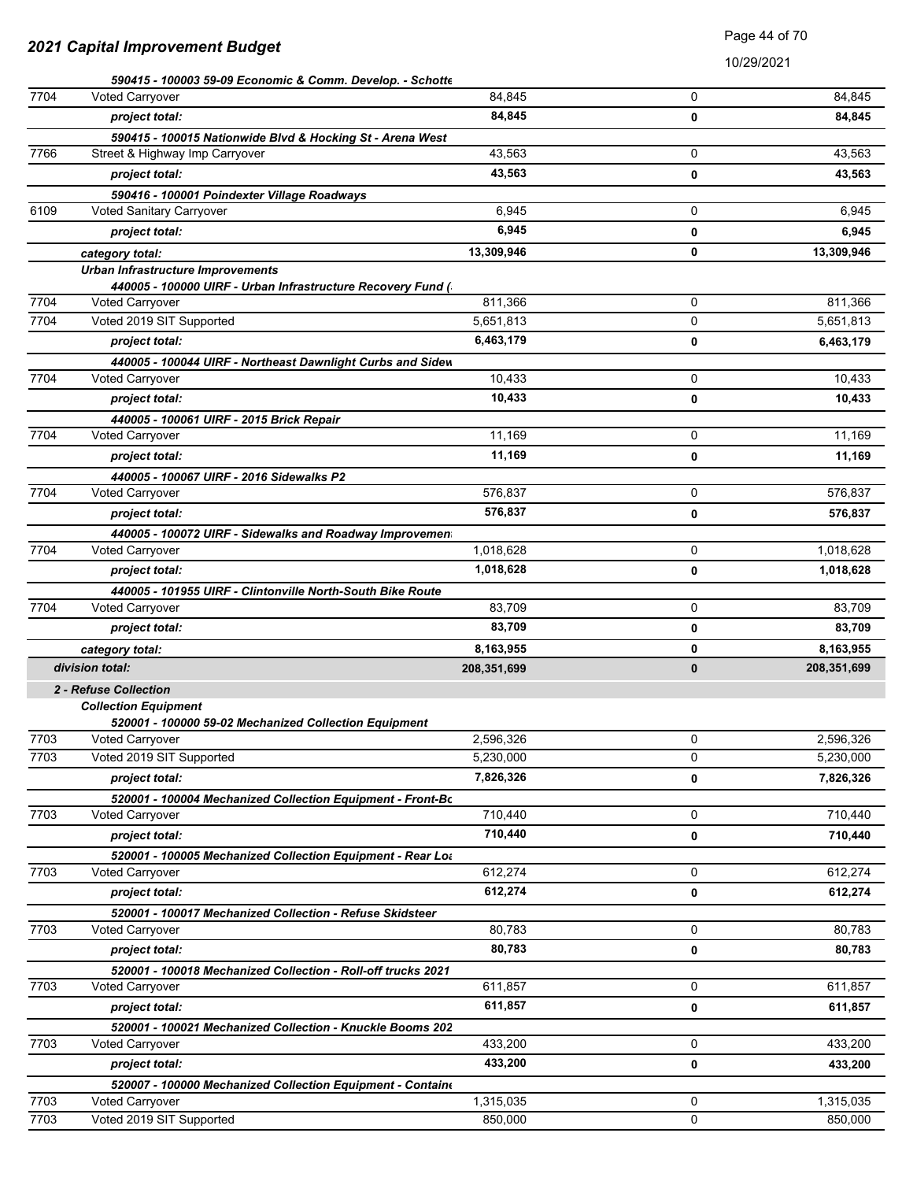## 2021 Capital Improvement Budget

10/29/2021

| Fund | Description | | | |
|---|---|---|---|---|
| | *590415 - 100003 59-09 Economic & Comm. Develop. - Schotte* | | | |
| 7704 | Voted Carryover | 84,845 | 0 | 84,845 |
| | ***project total:*** | **84,845** | **0** | **84,845** |
| | *590415 - 100015 Nationwide Blvd & Hocking St - Arena West* | | | |
| 7766 | Street & Highway Imp Carryover | 43,563 | 0 | 43,563 |
| | ***project total:*** | **43,563** | **0** | **43,563** |
| | *590416 - 100001 Poindexter Village Roadways* | | | |
| 6109 | Voted Sanitary Carryover | 6,945 | 0 | 6,945 |
| | ***project total:*** | **6,945** | **0** | **6,945** |
| | ***category total:*** | **13,309,946** | **0** | **13,309,946** |
| | ***Urban Infrastructure Improvements*** | | | |
| | *440005 - 100000 UIRF - Urban Infrastructure Recovery Fund (* | | | |
| 7704 | Voted Carryover | 811,366 | 0 | 811,366 |
| 7704 | Voted 2019 SIT Supported | 5,651,813 | 0 | 5,651,813 |
| | ***project total:*** | **6,463,179** | **0** | **6,463,179** |
| | *440005 - 100044 UIRF - Northeast Dawnlight Curbs and Sidew* | | | |
| 7704 | Voted Carryover | 10,433 | 0 | 10,433 |
| | ***project total:*** | **10,433** | **0** | **10,433** |
| | *440005 - 100061 UIRF - 2015 Brick Repair* | | | |
| 7704 | Voted Carryover | 11,169 | 0 | 11,169 |
| | ***project total:*** | **11,169** | **0** | **11,169** |
| | *440005 - 100067 UIRF - 2016 Sidewalks P2* | | | |
| 7704 | Voted Carryover | 576,837 | 0 | 576,837 |
| | ***project total:*** | **576,837** | **0** | **576,837** |
| | *440005 - 100072 UIRF - Sidewalks and Roadway Improvemen* | | | |
| 7704 | Voted Carryover | 1,018,628 | 0 | 1,018,628 |
| | ***project total:*** | **1,018,628** | **0** | **1,018,628** |
| | *440005 - 101955 UIRF - Clintonville North-South Bike Route* | | | |
| 7704 | Voted Carryover | 83,709 | 0 | 83,709 |
| | ***project total:*** | **83,709** | **0** | **83,709** |
| | ***category total:*** | **8,163,955** | **0** | **8,163,955** |
| | ***division total:*** | **208,351,699** | **0** | **208,351,699** |
| | ***2 - Refuse Collection*** | | | |
| | ***Collection Equipment*** | | | |
| | *520001 - 100000 59-02 Mechanized Collection Equipment* | | | |
| 7703 | Voted Carryover | 2,596,326 | 0 | 2,596,326 |
| 7703 | Voted 2019 SIT Supported | 5,230,000 | 0 | 5,230,000 |
| | ***project total:*** | **7,826,326** | **0** | **7,826,326** |
| | *520001 - 100004 Mechanized Collection Equipment - Front-Bc* | | | |
| 7703 | Voted Carryover | 710,440 | 0 | 710,440 |
| | ***project total:*** | **710,440** | **0** | **710,440** |
| | *520001 - 100005 Mechanized Collection Equipment - Rear Loa* | | | |
| 7703 | Voted Carryover | 612,274 | 0 | 612,274 |
| | ***project total:*** | **612,274** | **0** | **612,274** |
| | *520001 - 100017 Mechanized Collection - Refuse Skidsteer* | | | |
| 7703 | Voted Carryover | 80,783 | 0 | 80,783 |
| | ***project total:*** | **80,783** | **0** | **80,783** |
| | *520001 - 100018 Mechanized Collection - Roll-off trucks 2021* | | | |
| 7703 | Voted Carryover | 611,857 | 0 | 611,857 |
| | ***project total:*** | **611,857** | **0** | **611,857** |
| | *520001 - 100021 Mechanized Collection - Knuckle Booms 202* | | | |
| 7703 | Voted Carryover | 433,200 | 0 | 433,200 |
| | ***project total:*** | **433,200** | **0** | **433,200** |
| | *520007 - 100000 Mechanized Collection Equipment - Containe* | | | |
| 7703 | Voted Carryover | 1,315,035 | 0 | 1,315,035 |
| 7703 | Voted 2019 SIT Supported | 850,000 | 0 | 850,000 |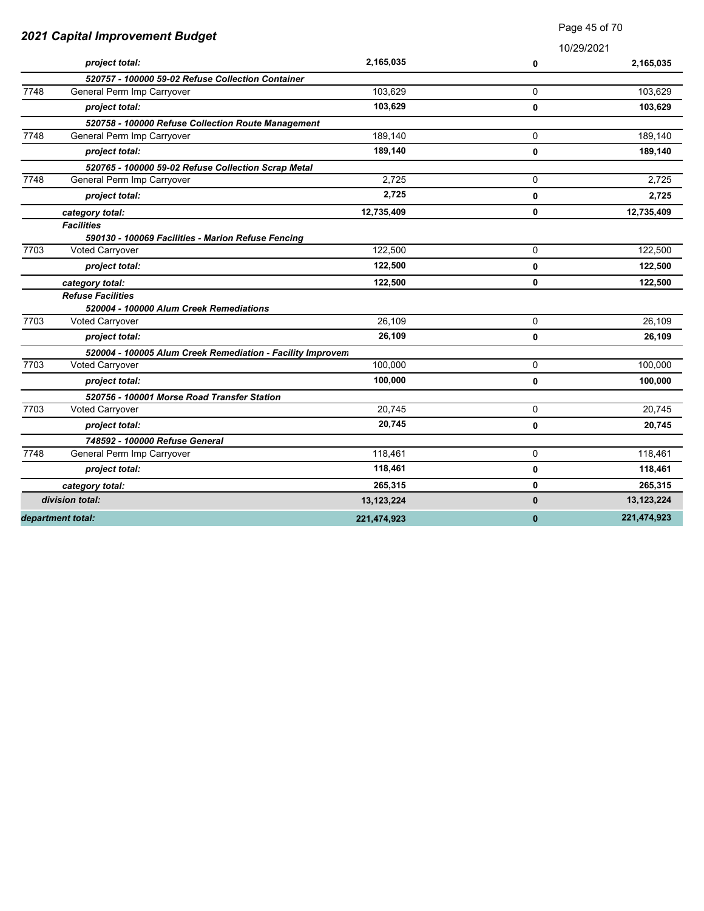## 2021 Capital Improvement Budget

| | | | | |
|---|---|---|---|---|
| | ***project total:*** | **2,165,035** | **0** | **2,165,035** |
| | ***520757 - 100000 59-02 Refuse Collection Container*** | | | |
| 7748 | General Perm Imp Carryover | 103,629 | 0 | 103,629 |
| | ***project total:*** | **103,629** | **0** | **103,629** |
| | ***520758 - 100000 Refuse Collection Route Management*** | | | |
| 7748 | General Perm Imp Carryover | 189,140 | 0 | 189,140 |
| | ***project total:*** | **189,140** | **0** | **189,140** |
| | ***520765 - 100000 59-02 Refuse Collection Scrap Metal*** | | | |
| 7748 | General Perm Imp Carryover | 2,725 | 0 | 2,725 |
| | ***project total:*** | **2,725** | **0** | **2,725** |
| | ***category total:*** | **12,735,409** | **0** | **12,735,409** |
| | ***Facilities*** | | | |
| | ***590130 - 100069 Facilities - Marion Refuse Fencing*** | | | |
| 7703 | Voted Carryover | 122,500 | 0 | 122,500 |
| | ***project total:*** | **122,500** | **0** | **122,500** |
| | ***category total:*** | **122,500** | **0** | **122,500** |
| | ***Refuse Facilities*** | | | |
| | ***520004 - 100000 Alum Creek Remediations*** | | | |
| 7703 | Voted Carryover | 26,109 | 0 | 26,109 |
| | ***project total:*** | **26,109** | **0** | **26,109** |
| | ***520004 - 100005 Alum Creek Remediation - Facility Improvem*** | | | |
| 7703 | Voted Carryover | 100,000 | 0 | 100,000 |
| | ***project total:*** | **100,000** | **0** | **100,000** |
| | ***520756 - 100001 Morse Road Transfer Station*** | | | |
| 7703 | Voted Carryover | 20,745 | 0 | 20,745 |
| | ***project total:*** | **20,745** | **0** | **20,745** |
| | ***748592 - 100000 Refuse General*** | | | |
| 7748 | General Perm Imp Carryover | 118,461 | 0 | 118,461 |
| | ***project total:*** | **118,461** | **0** | **118,461** |
| | ***category total:*** | **265,315** | **0** | **265,315** |
| ***division total:*** | | **13,123,224** | **0** | **13,123,224** |
| ***department total:*** | | **221,474,923** | **0** | **221,474,923** |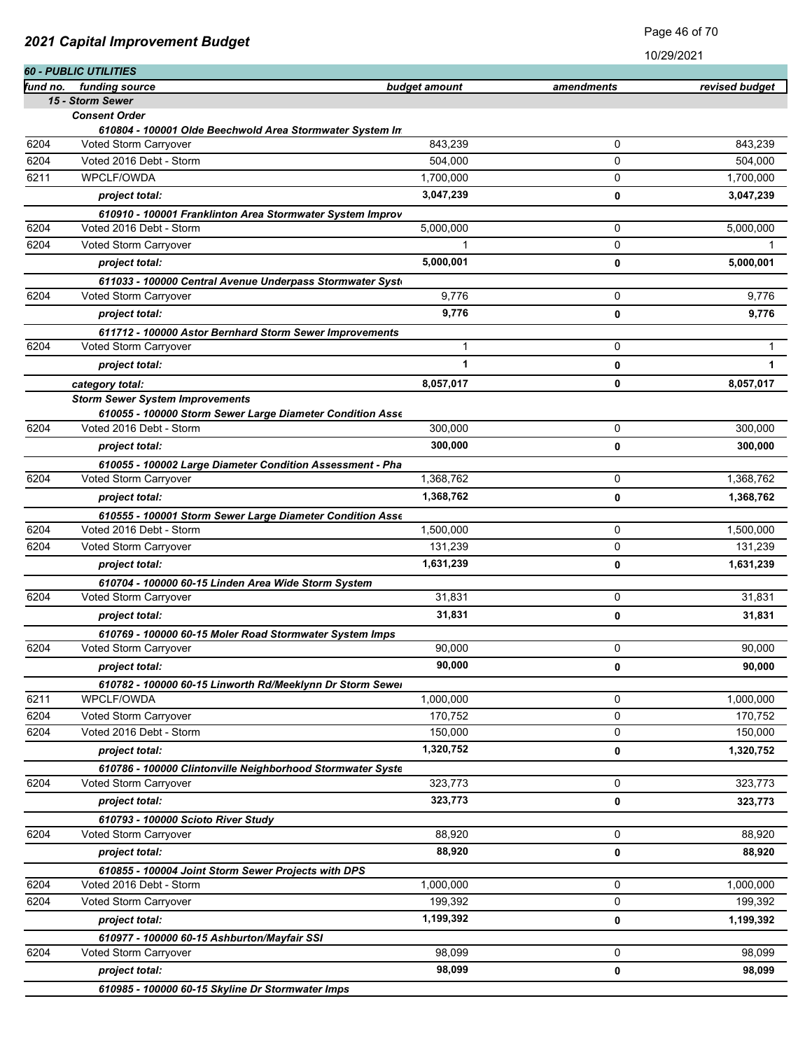## 2021 Capital Improvement Budget

10/29/2021

**60 - PUBLIC UTILITIES**

| fund no. | funding source | budget amount | amendments | revised budget |
|---|---|---|---|---|
| | **15 - Storm Sewer** | | | |
| | ***Consent Order*** | | | |
| | ***610804 - 100001 Olde Beechwold Area Stormwater System Im*** | | | |
| 6204 | Voted Storm Carryover | 843,239 | 0 | 843,239 |
| 6204 | Voted 2016 Debt - Storm | 504,000 | 0 | 504,000 |
| 6211 | WPCLF/OWDA | 1,700,000 | 0 | 1,700,000 |
| | ***project total:*** | **3,047,239** | **0** | **3,047,239** |
| | ***610910 - 100001 Franklinton Area Stormwater System Improv*** | | | |
| 6204 | Voted 2016 Debt - Storm | 5,000,000 | 0 | 5,000,000 |
| 6204 | Voted Storm Carryover | 1 | 0 | 1 |
| | ***project total:*** | **5,000,001** | **0** | **5,000,001** |
| | ***611033 - 100000 Central Avenue Underpass Stormwater Syst*** | | | |
| 6204 | Voted Storm Carryover | 9,776 | 0 | 9,776 |
| | ***project total:*** | **9,776** | **0** | **9,776** |
| | ***611712 - 100000 Astor Bernhard Storm Sewer Improvements*** | | | |
| 6204 | Voted Storm Carryover | 1 | 0 | 1 |
| | ***project total:*** | **1** | **0** | **1** |
| | ***category total:*** | **8,057,017** | **0** | **8,057,017** |
| | ***Storm Sewer System Improvements*** | | | |
| | ***610055 - 100000 Storm Sewer Large Diameter Condition Asse*** | | | |
| 6204 | Voted 2016 Debt - Storm | 300,000 | 0 | 300,000 |
| | ***project total:*** | **300,000** | **0** | **300,000** |
| | ***610055 - 100002 Large Diameter Condition Assessment - Pha*** | | | |
| 6204 | Voted Storm Carryover | 1,368,762 | 0 | 1,368,762 |
| | ***project total:*** | **1,368,762** | **0** | **1,368,762** |
| | ***610555 - 100001 Storm Sewer Large Diameter Condition Asse*** | | | |
| 6204 | Voted 2016 Debt - Storm | 1,500,000 | 0 | 1,500,000 |
| 6204 | Voted Storm Carryover | 131,239 | 0 | 131,239 |
| | ***project total:*** | **1,631,239** | **0** | **1,631,239** |
| | ***610704 - 100000 60-15 Linden Area Wide Storm System*** | | | |
| 6204 | Voted Storm Carryover | 31,831 | 0 | 31,831 |
| | ***project total:*** | **31,831** | **0** | **31,831** |
| | ***610769 - 100000 60-15 Moler Road Stormwater System Imps*** | | | |
| 6204 | Voted Storm Carryover | 90,000 | 0 | 90,000 |
| | ***project total:*** | **90,000** | **0** | **90,000** |
| | ***610782 - 100000 60-15 Linworth Rd/Meeklynn Dr Storm Sewer*** | | | |
| 6211 | WPCLF/OWDA | 1,000,000 | 0 | 1,000,000 |
| 6204 | Voted Storm Carryover | 170,752 | 0 | 170,752 |
| 6204 | Voted 2016 Debt - Storm | 150,000 | 0 | 150,000 |
| | ***project total:*** | **1,320,752** | **0** | **1,320,752** |
| | ***610786 - 100000 Clintonville Neighborhood Stormwater Syste*** | | | |
| 6204 | Voted Storm Carryover | 323,773 | 0 | 323,773 |
| | ***project total:*** | **323,773** | **0** | **323,773** |
| | ***610793 - 100000 Scioto River Study*** | | | |
| 6204 | Voted Storm Carryover | 88,920 | 0 | 88,920 |
| | ***project total:*** | **88,920** | **0** | **88,920** |
| | ***610855 - 100004 Joint Storm Sewer Projects with DPS*** | | | |
| 6204 | Voted 2016 Debt - Storm | 1,000,000 | 0 | 1,000,000 |
| 6204 | Voted Storm Carryover | 199,392 | 0 | 199,392 |
| | ***project total:*** | **1,199,392** | **0** | **1,199,392** |
| | ***610977 - 100000 60-15 Ashburton/Mayfair SSI*** | | | |
| 6204 | Voted Storm Carryover | 98,099 | 0 | 98,099 |
| | ***project total:*** | **98,099** | **0** | **98,099** |
| | ***610985 - 100000 60-15 Skyline Dr Stormwater Imps*** | | | |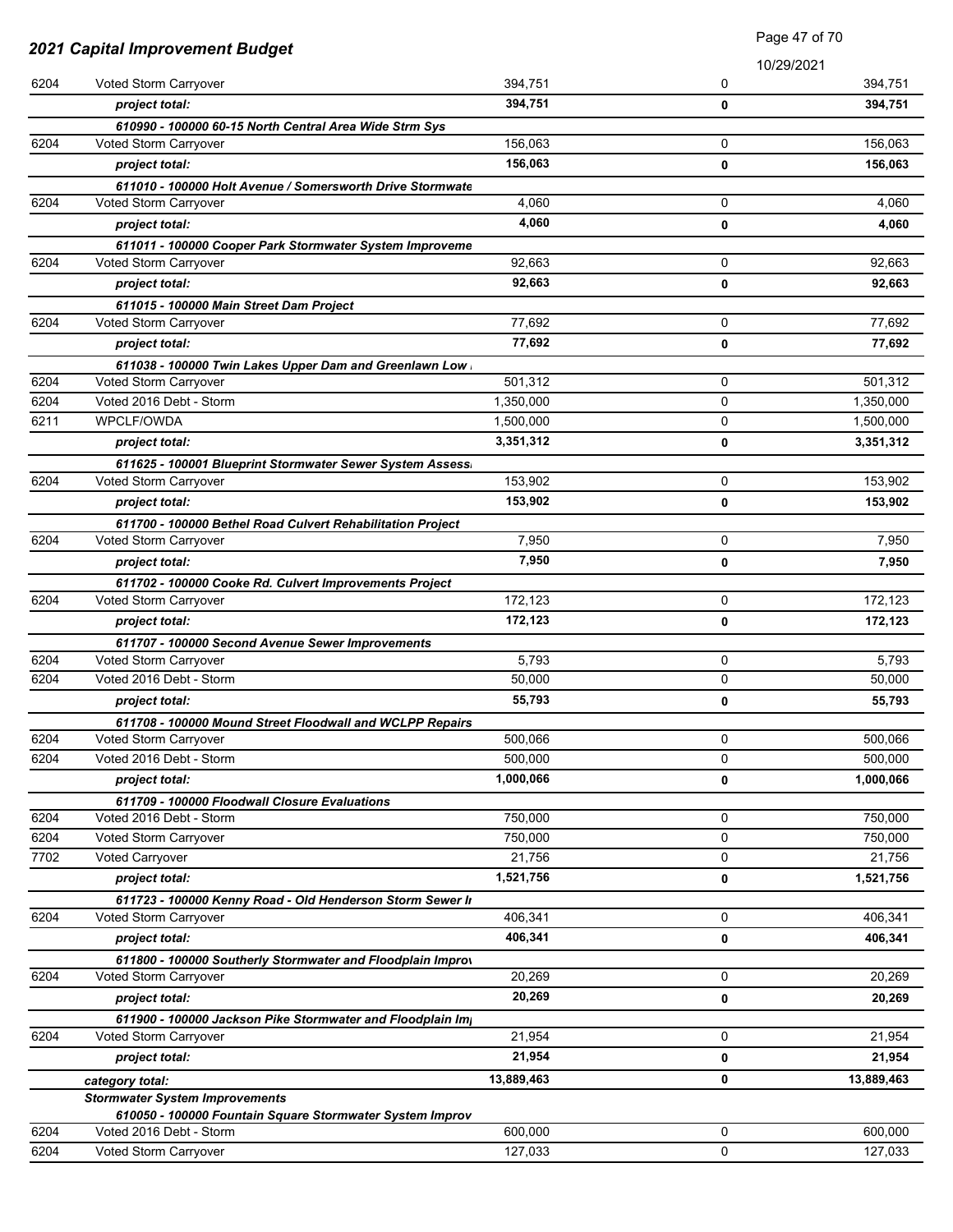## 2021 Capital Improvement Budget

10/29/2021

| | | | | |
|---|---|---|---|---|
| 6204 | Voted Storm Carryover | 394,751 | 0 | 394,751 |
| | ***project total:*** | **394,751** | **0** | **394,751** |
| | ***610990 - 100000 60-15 North Central Area Wide Strm Sys*** | | | |
| 6204 | Voted Storm Carryover | 156,063 | 0 | 156,063 |
| | ***project total:*** | **156,063** | **0** | **156,063** |
| | ***611010 - 100000 Holt Avenue / Somersworth Drive Stormwate*** | | | |
| 6204 | Voted Storm Carryover | 4,060 | 0 | 4,060 |
| | ***project total:*** | **4,060** | **0** | **4,060** |
| | ***611011 - 100000 Cooper Park Stormwater System Improveme*** | | | |
| 6204 | Voted Storm Carryover | 92,663 | 0 | 92,663 |
| | ***project total:*** | **92,663** | **0** | **92,663** |
| | ***611015 - 100000 Main Street Dam Project*** | | | |
| 6204 | Voted Storm Carryover | 77,692 | 0 | 77,692 |
| | ***project total:*** | **77,692** | **0** | **77,692** |
| | ***611038 - 100000 Twin Lakes Upper Dam and Greenlawn Low*** | | | |
| 6204 | Voted Storm Carryover | 501,312 | 0 | 501,312 |
| 6204 | Voted 2016 Debt - Storm | 1,350,000 | 0 | 1,350,000 |
| 6211 | WPCLF/OWDA | 1,500,000 | 0 | 1,500,000 |
| | ***project total:*** | **3,351,312** | **0** | **3,351,312** |
| | ***611625 - 100001 Blueprint Stormwater Sewer System Assess*** | | | |
| 6204 | Voted Storm Carryover | 153,902 | 0 | 153,902 |
| | ***project total:*** | **153,902** | **0** | **153,902** |
| | ***611700 - 100000 Bethel Road Culvert Rehabilitation Project*** | | | |
| 6204 | Voted Storm Carryover | 7,950 | 0 | 7,950 |
| | ***project total:*** | **7,950** | **0** | **7,950** |
| | ***611702 - 100000 Cooke Rd. Culvert Improvements Project*** | | | |
| 6204 | Voted Storm Carryover | 172,123 | 0 | 172,123 |
| | ***project total:*** | **172,123** | **0** | **172,123** |
| | ***611707 - 100000 Second Avenue Sewer Improvements*** | | | |
| 6204 | Voted Storm Carryover | 5,793 | 0 | 5,793 |
| 6204 | Voted 2016 Debt - Storm | 50,000 | 0 | 50,000 |
| | ***project total:*** | **55,793** | **0** | **55,793** |
| | ***611708 - 100000 Mound Street Floodwall and WCLPP Repairs*** | | | |
| 6204 | Voted Storm Carryover | 500,066 | 0 | 500,066 |
| 6204 | Voted 2016 Debt - Storm | 500,000 | 0 | 500,000 |
| | ***project total:*** | **1,000,066** | **0** | **1,000,066** |
| | ***611709 - 100000 Floodwall Closure Evaluations*** | | | |
| 6204 | Voted 2016 Debt - Storm | 750,000 | 0 | 750,000 |
| 6204 | Voted Storm Carryover | 750,000 | 0 | 750,000 |
| 7702 | Voted Carryover | 21,756 | 0 | 21,756 |
| | ***project total:*** | **1,521,756** | **0** | **1,521,756** |
| | ***611723 - 100000 Kenny Road - Old Henderson Storm Sewer I*** | | | |
| 6204 | Voted Storm Carryover | 406,341 | 0 | 406,341 |
| | ***project total:*** | **406,341** | **0** | **406,341** |
| | ***611800 - 100000 Southerly Stormwater and Floodplain Improv*** | | | |
| 6204 | Voted Storm Carryover | 20,269 | 0 | 20,269 |
| | ***project total:*** | **20,269** | **0** | **20,269** |
| | ***611900 - 100000 Jackson Pike Stormwater and Floodplain Im*** | | | |
| 6204 | Voted Storm Carryover | 21,954 | 0 | 21,954 |
| | ***project total:*** | **21,954** | **0** | **21,954** |
| | ***category total:*** | **13,889,463** | **0** | **13,889,463** |
| | ***Stormwater System Improvements*** | | | |
| | ***610050 - 100000 Fountain Square Stormwater System Improv*** | | | |
| 6204 | Voted 2016 Debt - Storm | 600,000 | 0 | 600,000 |
| 6204 | Voted Storm Carryover | 127,033 | 0 | 127,033 |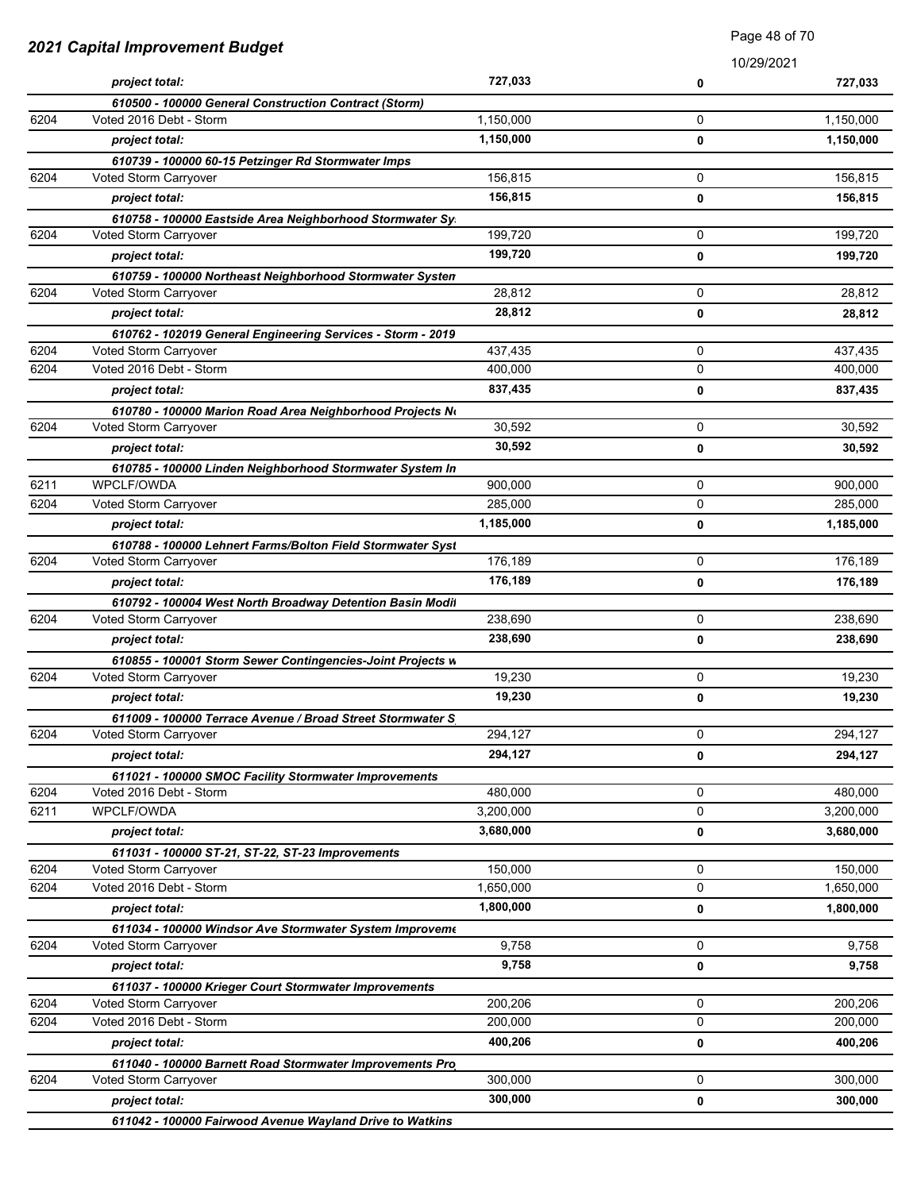# 2021 Capital Improvement Budget

10/29/2021

| | | | | |
|---|---|---|---|---|
| | *project total:* | **727,033** | **0** | **727,033** |
| | ***610500 - 100000 General Construction Contract (Storm)*** | | | |
| 6204 | Voted 2016 Debt - Storm | 1,150,000 | 0 | 1,150,000 |
| | *project total:* | **1,150,000** | **0** | **1,150,000** |
| | ***610739 - 100000 60-15 Petzinger Rd Stormwater Imps*** | | | |
| 6204 | Voted Storm Carryover | 156,815 | 0 | 156,815 |
| | *project total:* | **156,815** | **0** | **156,815** |
| | ***610758 - 100000 Eastside Area Neighborhood Stormwater Sy*** | | | |
| 6204 | Voted Storm Carryover | 199,720 | 0 | 199,720 |
| | *project total:* | **199,720** | **0** | **199,720** |
| | ***610759 - 100000 Northeast Neighborhood Stormwater Systen*** | | | |
| 6204 | Voted Storm Carryover | 28,812 | 0 | 28,812 |
| | *project total:* | **28,812** | **0** | **28,812** |
| | ***610762 - 102019 General Engineering Services - Storm - 2019*** | | | |
| 6204 | Voted Storm Carryover | 437,435 | 0 | 437,435 |
| 6204 | Voted 2016 Debt - Storm | 400,000 | 0 | 400,000 |
| | *project total:* | **837,435** | **0** | **837,435** |
| | ***610780 - 100000 Marion Road Area Neighborhood Projects No*** | | | |
| 6204 | Voted Storm Carryover | 30,592 | 0 | 30,592 |
| | *project total:* | **30,592** | **0** | **30,592** |
| | ***610785 - 100000 Linden Neighborhood Stormwater System In*** | | | |
| 6211 | WPCLF/OWDA | 900,000 | 0 | 900,000 |
| 6204 | Voted Storm Carryover | 285,000 | 0 | 285,000 |
| | *project total:* | **1,185,000** | **0** | **1,185,000** |
| | ***610788 - 100000 Lehnert Farms/Bolton Field Stormwater Syst*** | | | |
| 6204 | Voted Storm Carryover | 176,189 | 0 | 176,189 |
| | *project total:* | **176,189** | **0** | **176,189** |
| | ***610792 - 100004 West North Broadway Detention Basin Modi*** | | | |
| 6204 | Voted Storm Carryover | 238,690 | 0 | 238,690 |
| | *project total:* | **238,690** | **0** | **238,690** |
| | ***610855 - 100001 Storm Sewer Contingencies-Joint Projects w*** | | | |
| 6204 | Voted Storm Carryover | 19,230 | 0 | 19,230 |
| | *project total:* | **19,230** | **0** | **19,230** |
| | ***611009 - 100000 Terrace Avenue / Broad Street Stormwater S*** | | | |
| 6204 | Voted Storm Carryover | 294,127 | 0 | 294,127 |
| | *project total:* | **294,127** | **0** | **294,127** |
| | ***611021 - 100000 SMOC Facility Stormwater Improvements*** | | | |
| 6204 | Voted 2016 Debt - Storm | 480,000 | 0 | 480,000 |
| 6211 | WPCLF/OWDA | 3,200,000 | 0 | 3,200,000 |
| | *project total:* | **3,680,000** | **0** | **3,680,000** |
| | ***611031 - 100000 ST-21, ST-22, ST-23 Improvements*** | | | |
| 6204 | Voted Storm Carryover | 150,000 | 0 | 150,000 |
| 6204 | Voted 2016 Debt - Storm | 1,650,000 | 0 | 1,650,000 |
| | *project total:* | **1,800,000** | **0** | **1,800,000** |
| | ***611034 - 100000 Windsor Ave Stormwater System Improveme*** | | | |
| 6204 | Voted Storm Carryover | 9,758 | 0 | 9,758 |
| | *project total:* | **9,758** | **0** | **9,758** |
| | ***611037 - 100000 Krieger Court Stormwater Improvements*** | | | |
| 6204 | Voted Storm Carryover | 200,206 | 0 | 200,206 |
| 6204 | Voted 2016 Debt - Storm | 200,000 | 0 | 200,000 |
| | *project total:* | **400,206** | **0** | **400,206** |
| | ***611040 - 100000 Barnett Road Stormwater Improvements Pro*** | | | |
| 6204 | Voted Storm Carryover | 300,000 | 0 | 300,000 |
| | *project total:* | **300,000** | **0** | **300,000** |
| | ***611042 - 100000 Fairwood Avenue Wayland Drive to Watkins*** | | | |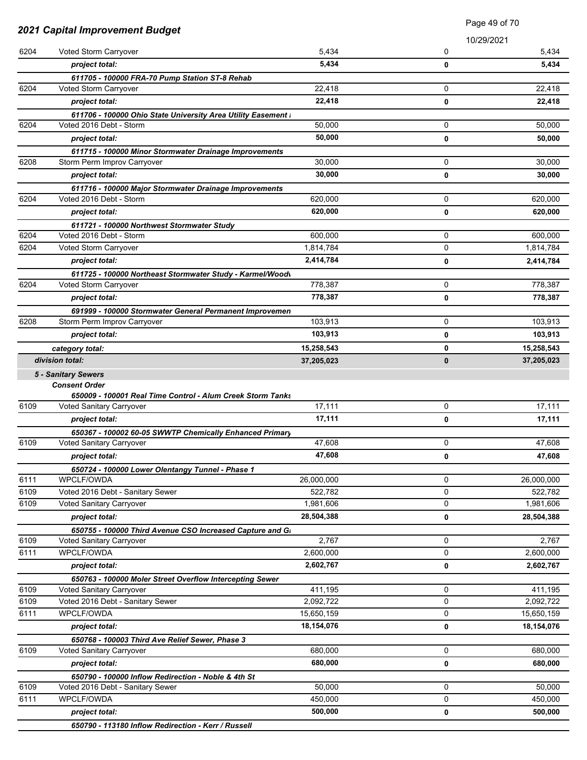| | | | | |
|---|---|---|---|---|
| 6204 | Voted Storm Carryover | 5,434 | 0 | 5,434 |
| | ***project total:*** | **5,434** | **0** | **5,434** |
| | ***611705 - 100000 FRA-70 Pump Station ST-8 Rehab*** | | | |
| 6204 | Voted Storm Carryover | 22,418 | 0 | 22,418 |
| | ***project total:*** | **22,418** | **0** | **22,418** |
| | ***611706 - 100000 Ohio State University Area Utility Easement I*** | | | |
| 6204 | Voted 2016 Debt - Storm | 50,000 | 0 | 50,000 |
| | ***project total:*** | **50,000** | **0** | **50,000** |
| | ***611715 - 100000 Minor Stormwater Drainage Improvements*** | | | |
| 6208 | Storm Perm Improv Carryover | 30,000 | 0 | 30,000 |
| | ***project total:*** | **30,000** | **0** | **30,000** |
| | ***611716 - 100000 Major Stormwater Drainage Improvements*** | | | |
| 6204 | Voted 2016 Debt - Storm | 620,000 | 0 | 620,000 |
| | ***project total:*** | **620,000** | **0** | **620,000** |
| | ***611721 - 100000 Northwest Stormwater Study*** | | | |
| 6204 | Voted 2016 Debt - Storm | 600,000 | 0 | 600,000 |
| 6204 | Voted Storm Carryover | 1,814,784 | 0 | 1,814,784 |
| | ***project total:*** | **2,414,784** | **0** | **2,414,784** |
| | ***611725 - 100000 Northeast Stormwater Study - Karmel/Woodv*** | | | |
| 6204 | Voted Storm Carryover | 778,387 | 0 | 778,387 |
| | ***project total:*** | **778,387** | **0** | **778,387** |
| | ***691999 - 100000 Stormwater General Permanent Improvemen*** | | | |
| 6208 | Storm Perm Improv Carryover | 103,913 | 0 | 103,913 |
| | ***project total:*** | **103,913** | **0** | **103,913** |
| | ***category total:*** | **15,258,543** | **0** | **15,258,543** |
| | ***division total:*** | **37,205,023** | **0** | **37,205,023** |
| | ***5 - Sanitary Sewers*** | | | |
| | ***Consent Order*** | | | |
| | ***650009 - 100001 Real Time Control - Alum Creek Storm Tanks*** | | | |
| 6109 | Voted Sanitary Carryover | 17,111 | 0 | 17,111 |
| | ***project total:*** | **17,111** | **0** | **17,111** |
| | ***650367 - 100002 60-05 SWWTP Chemically Enhanced Primary*** | | | |
| 6109 | Voted Sanitary Carryover | 47,608 | 0 | 47,608 |
| | ***project total:*** | **47,608** | **0** | **47,608** |
| | ***650724 - 100000 Lower Olentangy Tunnel - Phase 1*** | | | |
| 6111 | WPCLF/OWDA | 26,000,000 | 0 | 26,000,000 |
| 6109 | Voted 2016 Debt - Sanitary Sewer | 522,782 | 0 | 522,782 |
| 6109 | Voted Sanitary Carryover | 1,981,606 | 0 | 1,981,606 |
| | ***project total:*** | **28,504,388** | **0** | **28,504,388** |
| | ***650755 - 100000 Third Avenue CSO Increased Capture and Gr*** | | | |
| 6109 | Voted Sanitary Carryover | 2,767 | 0 | 2,767 |
| 6111 | WPCLF/OWDA | 2,600,000 | 0 | 2,600,000 |
| | ***project total:*** | **2,602,767** | **0** | **2,602,767** |
| | ***650763 - 100000 Moler Street Overflow Intercepting Sewer*** | | | |
| 6109 | Voted Sanitary Carryover | 411,195 | 0 | 411,195 |
| 6109 | Voted 2016 Debt - Sanitary Sewer | 2,092,722 | 0 | 2,092,722 |
| 6111 | WPCLF/OWDA | 15,650,159 | 0 | 15,650,159 |
| | ***project total:*** | **18,154,076** | **0** | **18,154,076** |
| | ***650768 - 100003 Third Ave Relief Sewer, Phase 3*** | | | |
| 6109 | Voted Sanitary Carryover | 680,000 | 0 | 680,000 |
| | ***project total:*** | **680,000** | **0** | **680,000** |
| | ***650790 - 100000 Inflow Redirection - Noble & 4th St*** | | | |
| 6109 | Voted 2016 Debt - Sanitary Sewer | 50,000 | 0 | 50,000 |
| 6111 | WPCLF/OWDA | 450,000 | 0 | 450,000 |
| | ***project total:*** | **500,000** | **0** | **500,000** |
| | ***650790 - 113180 Inflow Redirection - Kerr / Russell*** | | | |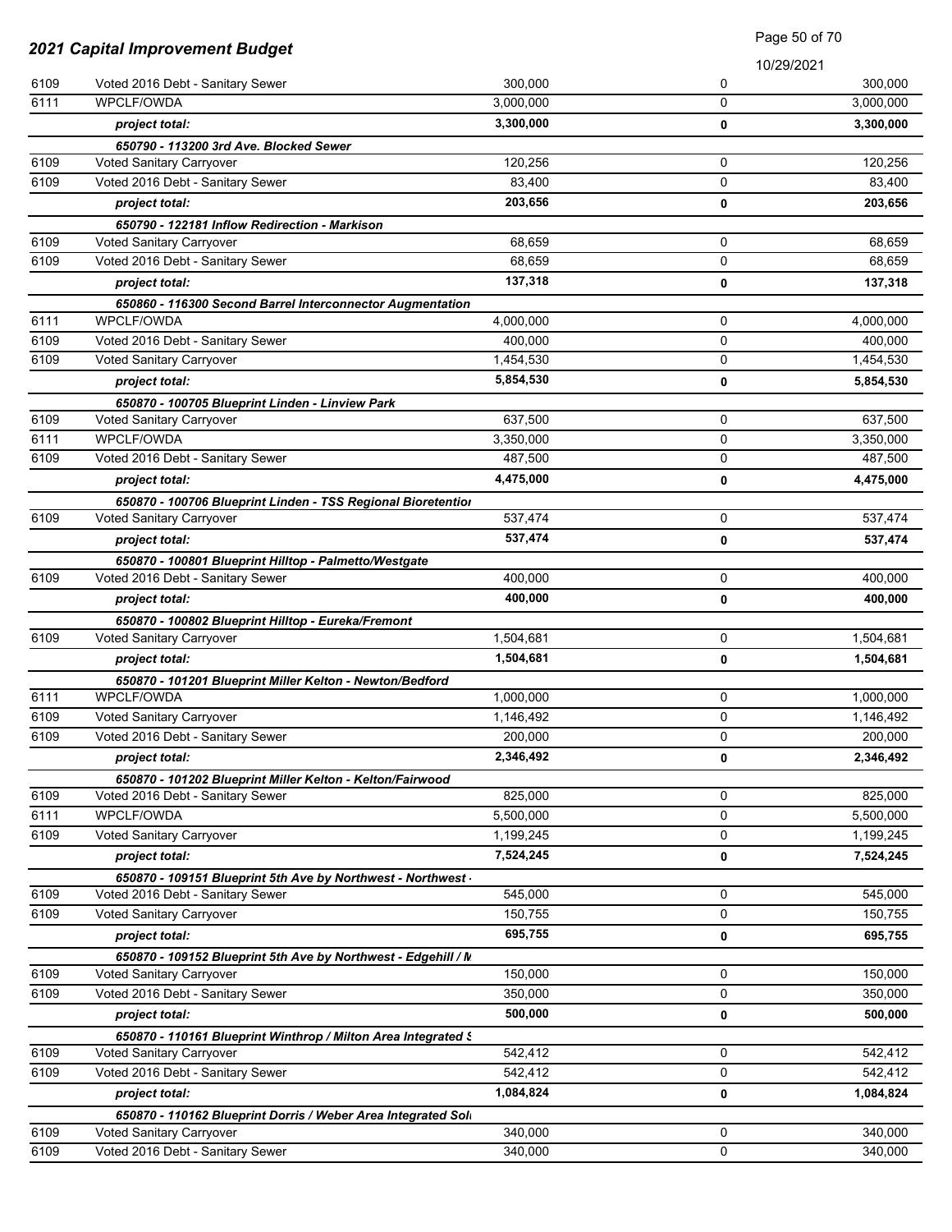## 2021 Capital Improvement Budget

10/29/2021

| | | | | |
|---|---|---|---|---|
| 6109 | Voted 2016 Debt - Sanitary Sewer | 300,000 | 0 | 300,000 |
| 6111 | WPCLF/OWDA | 3,000,000 | 0 | 3,000,000 |
| | ***project total:*** | **3,300,000** | **0** | **3,300,000** |
| | ***650790 - 113200 3rd Ave. Blocked Sewer*** | | | |
| 6109 | Voted Sanitary Carryover | 120,256 | 0 | 120,256 |
| 6109 | Voted 2016 Debt - Sanitary Sewer | 83,400 | 0 | 83,400 |
| | ***project total:*** | **203,656** | **0** | **203,656** |
| | ***650790 - 122181 Inflow Redirection - Markison*** | | | |
| 6109 | Voted Sanitary Carryover | 68,659 | 0 | 68,659 |
| 6109 | Voted 2016 Debt - Sanitary Sewer | 68,659 | 0 | 68,659 |
| | ***project total:*** | **137,318** | **0** | **137,318** |
| | ***650860 - 116300 Second Barrel Interconnector Augmentation*** | | | |
| 6111 | WPCLF/OWDA | 4,000,000 | 0 | 4,000,000 |
| 6109 | Voted 2016 Debt - Sanitary Sewer | 400,000 | 0 | 400,000 |
| 6109 | Voted Sanitary Carryover | 1,454,530 | 0 | 1,454,530 |
| | ***project total:*** | **5,854,530** | **0** | **5,854,530** |
| | ***650870 - 100705 Blueprint Linden - Linview Park*** | | | |
| 6109 | Voted Sanitary Carryover | 637,500 | 0 | 637,500 |
| 6111 | WPCLF/OWDA | 3,350,000 | 0 | 3,350,000 |
| 6109 | Voted 2016 Debt - Sanitary Sewer | 487,500 | 0 | 487,500 |
| | ***project total:*** | **4,475,000** | **0** | **4,475,000** |
| | ***650870 - 100706 Blueprint Linden - TSS Regional Bioretention*** | | | |
| 6109 | Voted Sanitary Carryover | 537,474 | 0 | 537,474 |
| | ***project total:*** | **537,474** | **0** | **537,474** |
| | ***650870 - 100801 Blueprint Hilltop - Palmetto/Westgate*** | | | |
| 6109 | Voted 2016 Debt - Sanitary Sewer | 400,000 | 0 | 400,000 |
| | ***project total:*** | **400,000** | **0** | **400,000** |
| | ***650870 - 100802 Blueprint Hilltop - Eureka/Fremont*** | | | |
| 6109 | Voted Sanitary Carryover | 1,504,681 | 0 | 1,504,681 |
| | ***project total:*** | **1,504,681** | **0** | **1,504,681** |
| | ***650870 - 101201 Blueprint Miller Kelton - Newton/Bedford*** | | | |
| 6111 | WPCLF/OWDA | 1,000,000 | 0 | 1,000,000 |
| 6109 | Voted Sanitary Carryover | 1,146,492 | 0 | 1,146,492 |
| 6109 | Voted 2016 Debt - Sanitary Sewer | 200,000 | 0 | 200,000 |
| | ***project total:*** | **2,346,492** | **0** | **2,346,492** |
| | ***650870 - 101202 Blueprint Miller Kelton - Kelton/Fairwood*** | | | |
| 6109 | Voted 2016 Debt - Sanitary Sewer | 825,000 | 0 | 825,000 |
| 6111 | WPCLF/OWDA | 5,500,000 | 0 | 5,500,000 |
| 6109 | Voted Sanitary Carryover | 1,199,245 | 0 | 1,199,245 |
| | ***project total:*** | **7,524,245** | **0** | **7,524,245** |
| | ***650870 - 109151 Blueprint 5th Ave by Northwest - Northwest -*** | | | |
| 6109 | Voted 2016 Debt - Sanitary Sewer | 545,000 | 0 | 545,000 |
| 6109 | Voted Sanitary Carryover | 150,755 | 0 | 150,755 |
| | ***project total:*** | **695,755** | **0** | **695,755** |
| | ***650870 - 109152 Blueprint 5th Ave by Northwest - Edgehill / M*** | | | |
| 6109 | Voted Sanitary Carryover | 150,000 | 0 | 150,000 |
| 6109 | Voted 2016 Debt - Sanitary Sewer | 350,000 | 0 | 350,000 |
| | ***project total:*** | **500,000** | **0** | **500,000** |
| | ***650870 - 110161 Blueprint Winthrop / Milton Area Integrated S*** | | | |
| 6109 | Voted Sanitary Carryover | 542,412 | 0 | 542,412 |
| 6109 | Voted 2016 Debt - Sanitary Sewer | 542,412 | 0 | 542,412 |
| | ***project total:*** | **1,084,824** | **0** | **1,084,824** |
| | ***650870 - 110162 Blueprint Dorris / Weber Area Integrated Sol*** | | | |
| 6109 | Voted Sanitary Carryover | 340,000 | 0 | 340,000 |
| 6109 | Voted 2016 Debt - Sanitary Sewer | 340,000 | 0 | 340,000 |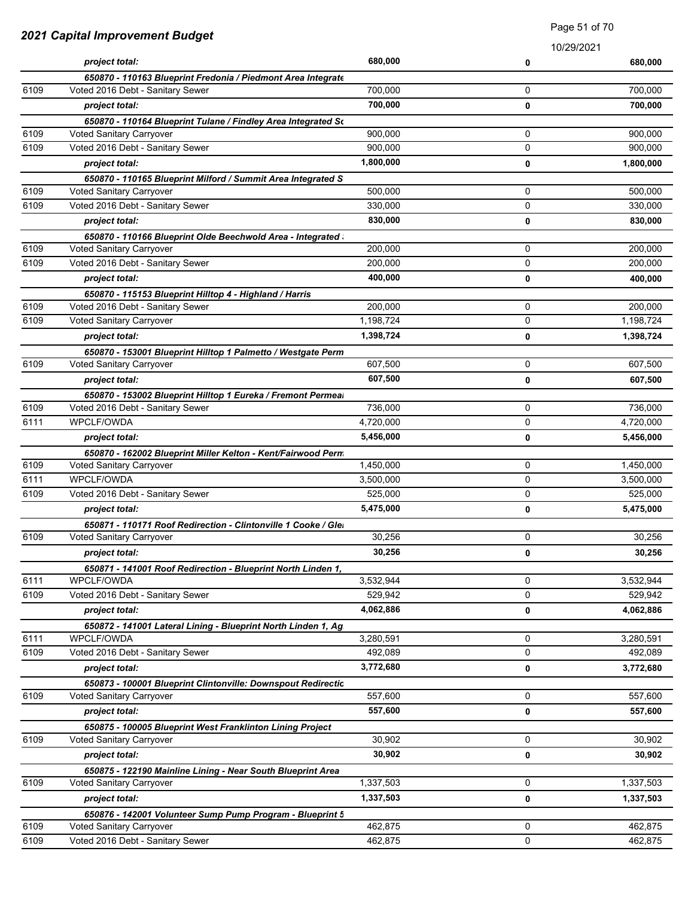## 2021 Capital Improvement Budget

10/29/2021

| | | | | |
|---|---|---|---|---|
| | *project total:* | **680,000** | **0** | **680,000** |
| | ***650870 - 110163 Blueprint Fredonia / Piedmont Area Integrate*** | | | |
| 6109 | Voted 2016 Debt - Sanitary Sewer | 700,000 | 0 | 700,000 |
| | *project total:* | **700,000** | **0** | **700,000** |
| | ***650870 - 110164 Blueprint Tulane / Findley Area Integrated Sc*** | | | |
| 6109 | Voted Sanitary Carryover | 900,000 | 0 | 900,000 |
| 6109 | Voted 2016 Debt - Sanitary Sewer | 900,000 | 0 | 900,000 |
| | *project total:* | **1,800,000** | **0** | **1,800,000** |
| | ***650870 - 110165 Blueprint Milford / Summit Area Integrated S*** | | | |
| 6109 | Voted Sanitary Carryover | 500,000 | 0 | 500,000 |
| 6109 | Voted 2016 Debt - Sanitary Sewer | 330,000 | 0 | 330,000 |
| | *project total:* | **830,000** | **0** | **830,000** |
| | ***650870 - 110166 Blueprint Olde Beechwold Area - Integrated*** | | | |
| 6109 | Voted Sanitary Carryover | 200,000 | 0 | 200,000 |
| 6109 | Voted 2016 Debt - Sanitary Sewer | 200,000 | 0 | 200,000 |
| | *project total:* | **400,000** | **0** | **400,000** |
| | ***650870 - 115153 Blueprint Hilltop 4 - Highland / Harris*** | | | |
| 6109 | Voted 2016 Debt - Sanitary Sewer | 200,000 | 0 | 200,000 |
| 6109 | Voted Sanitary Carryover | 1,198,724 | 0 | 1,198,724 |
| | *project total:* | **1,398,724** | **0** | **1,398,724** |
| | ***650870 - 153001 Blueprint Hilltop 1 Palmetto / Westgate Perm*** | | | |
| 6109 | Voted Sanitary Carryover | 607,500 | 0 | 607,500 |
| | *project total:* | **607,500** | **0** | **607,500** |
| | ***650870 - 153002 Blueprint Hilltop 1 Eureka / Fremont Permea*** | | | |
| 6109 | Voted 2016 Debt - Sanitary Sewer | 736,000 | 0 | 736,000 |
| 6111 | WPCLF/OWDA | 4,720,000 | 0 | 4,720,000 |
| | *project total:* | **5,456,000** | **0** | **5,456,000** |
| | ***650870 - 162002 Blueprint Miller Kelton - Kent/Fairwood Perm*** | | | |
| 6109 | Voted Sanitary Carryover | 1,450,000 | 0 | 1,450,000 |
| 6111 | WPCLF/OWDA | 3,500,000 | 0 | 3,500,000 |
| 6109 | Voted 2016 Debt - Sanitary Sewer | 525,000 | 0 | 525,000 |
| | *project total:* | **5,475,000** | **0** | **5,475,000** |
| | ***650871 - 110171 Roof Redirection - Clintonville 1 Cooke / Gle*** | | | |
| 6109 | Voted Sanitary Carryover | 30,256 | 0 | 30,256 |
| | *project total:* | **30,256** | **0** | **30,256** |
| | ***650871 - 141001 Roof Redirection - Blueprint North Linden 1,*** | | | |
| 6111 | WPCLF/OWDA | 3,532,944 | 0 | 3,532,944 |
| 6109 | Voted 2016 Debt - Sanitary Sewer | 529,942 | 0 | 529,942 |
| | *project total:* | **4,062,886** | **0** | **4,062,886** |
| | ***650872 - 141001 Lateral Lining - Blueprint North Linden 1, Ag*** | | | |
| 6111 | WPCLF/OWDA | 3,280,591 | 0 | 3,280,591 |
| 6109 | Voted 2016 Debt - Sanitary Sewer | 492,089 | 0 | 492,089 |
| | *project total:* | **3,772,680** | **0** | **3,772,680** |
| | ***650873 - 100001 Blueprint Clintonville: Downspout Redirectic*** | | | |
| 6109 | Voted Sanitary Carryover | 557,600 | 0 | 557,600 |
| | *project total:* | **557,600** | **0** | **557,600** |
| | ***650875 - 100005 Blueprint West Franklinton Lining Project*** | | | |
| 6109 | Voted Sanitary Carryover | 30,902 | 0 | 30,902 |
| | *project total:* | **30,902** | **0** | **30,902** |
| | ***650875 - 122190 Mainline Lining - Near South Blueprint Area*** | | | |
| 6109 | Voted Sanitary Carryover | 1,337,503 | 0 | 1,337,503 |
| | *project total:* | **1,337,503** | **0** | **1,337,503** |
| | ***650876 - 142001 Volunteer Sump Pump Program - Blueprint 5*** | | | |
| 6109 | Voted Sanitary Carryover | 462,875 | 0 | 462,875 |
| 6109 | Voted 2016 Debt - Sanitary Sewer | 462,875 | 0 | 462,875 |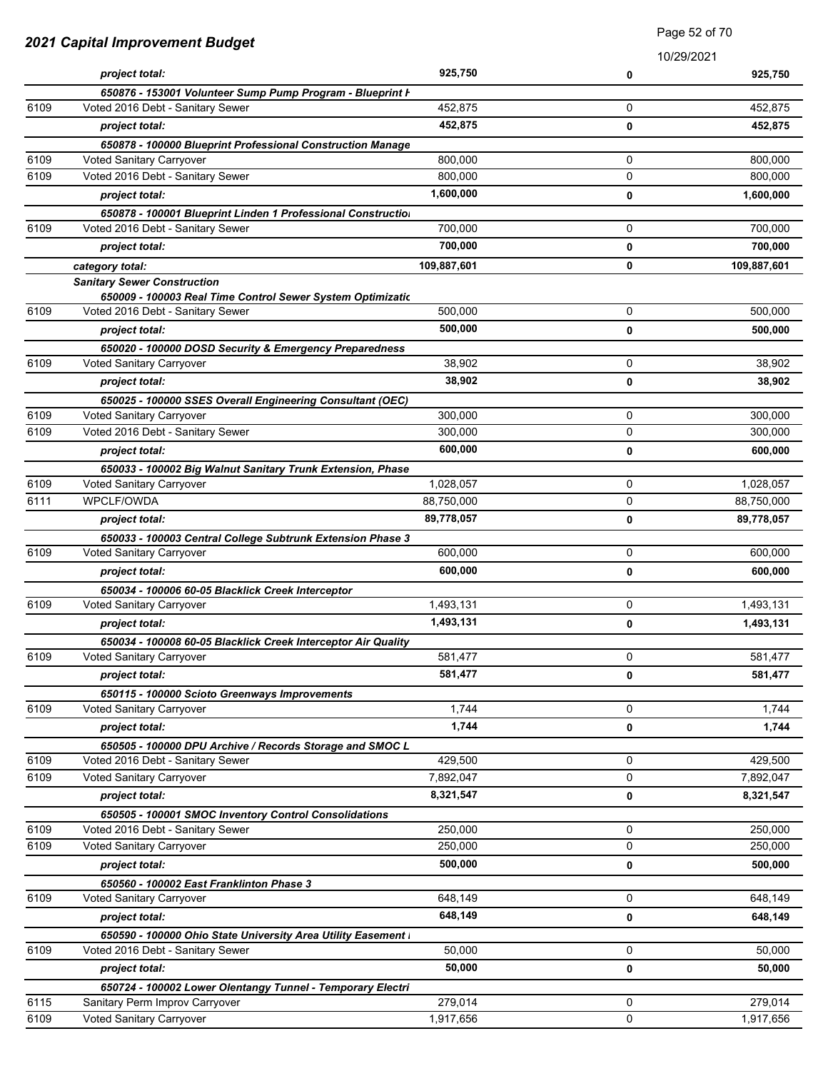## 2021 Capital Improvement Budget

10/29/2021

| | | | | |
|---|---|---|---|---|
| | *project total:* | **925,750** | **0** | **925,750** |
| | ***650876 - 153001 Volunteer Sump Pump Program - Blueprint H*** | | | |
| 6109 | Voted 2016 Debt - Sanitary Sewer | 452,875 | 0 | 452,875 |
| | *project total:* | **452,875** | **0** | **452,875** |
| | ***650878 - 100000 Blueprint Professional Construction Manage*** | | | |
| 6109 | Voted Sanitary Carryover | 800,000 | 0 | 800,000 |
| 6109 | Voted 2016 Debt - Sanitary Sewer | 800,000 | 0 | 800,000 |
| | *project total:* | **1,600,000** | **0** | **1,600,000** |
| | ***650878 - 100001 Blueprint Linden 1 Professional Constructio*** | | | |
| 6109 | Voted 2016 Debt - Sanitary Sewer | 700,000 | 0 | 700,000 |
| | *project total:* | **700,000** | **0** | **700,000** |
| | *category total:* | **109,887,601** | **0** | **109,887,601** |
| | ***Sanitary Sewer Construction*** | | | |
| | ***650009 - 100003 Real Time Control Sewer System Optimizatic*** | | | |
| 6109 | Voted 2016 Debt - Sanitary Sewer | 500,000 | 0 | 500,000 |
| | *project total:* | **500,000** | **0** | **500,000** |
| | ***650020 - 100000 DOSD Security & Emergency Preparedness*** | | | |
| 6109 | Voted Sanitary Carryover | 38,902 | 0 | 38,902 |
| | *project total:* | **38,902** | **0** | **38,902** |
| | ***650025 - 100000 SSES Overall Engineering Consultant (OEC)*** | | | |
| 6109 | Voted Sanitary Carryover | 300,000 | 0 | 300,000 |
| 6109 | Voted 2016 Debt - Sanitary Sewer | 300,000 | 0 | 300,000 |
| | *project total:* | **600,000** | **0** | **600,000** |
| | ***650033 - 100002 Big Walnut Sanitary Trunk Extension, Phase*** | | | |
| 6109 | Voted Sanitary Carryover | 1,028,057 | 0 | 1,028,057 |
| 6111 | WPCLF/OWDA | 88,750,000 | 0 | 88,750,000 |
| | *project total:* | **89,778,057** | **0** | **89,778,057** |
| | ***650033 - 100003 Central College Subtrunk Extension Phase 3*** | | | |
| 6109 | Voted Sanitary Carryover | 600,000 | 0 | 600,000 |
| | *project total:* | **600,000** | **0** | **600,000** |
| | ***650034 - 100006 60-05 Blacklick Creek Interceptor*** | | | |
| 6109 | Voted Sanitary Carryover | 1,493,131 | 0 | 1,493,131 |
| | *project total:* | **1,493,131** | **0** | **1,493,131** |
| | ***650034 - 100008 60-05 Blacklick Creek Interceptor Air Quality*** | | | |
| 6109 | Voted Sanitary Carryover | 581,477 | 0 | 581,477 |
| | *project total:* | **581,477** | **0** | **581,477** |
| | ***650115 - 100000 Scioto Greenways Improvements*** | | | |
| 6109 | Voted Sanitary Carryover | 1,744 | 0 | 1,744 |
| | *project total:* | **1,744** | **0** | **1,744** |
| | ***650505 - 100000 DPU Archive / Records Storage and SMOC L*** | | | |
| 6109 | Voted 2016 Debt - Sanitary Sewer | 429,500 | 0 | 429,500 |
| 6109 | Voted Sanitary Carryover | 7,892,047 | 0 | 7,892,047 |
| | *project total:* | **8,321,547** | **0** | **8,321,547** |
| | ***650505 - 100001 SMOC Inventory Control Consolidations*** | | | |
| 6109 | Voted 2016 Debt - Sanitary Sewer | 250,000 | 0 | 250,000 |
| 6109 | Voted Sanitary Carryover | 250,000 | 0 | 250,000 |
| | *project total:* | **500,000** | **0** | **500,000** |
| | ***650560 - 100002 East Franklinton Phase 3*** | | | |
| 6109 | Voted Sanitary Carryover | 648,149 | 0 | 648,149 |
| | *project total:* | **648,149** | **0** | **648,149** |
| | ***650590 - 100000 Ohio State University Area Utility Easement*** | | | |
| 6109 | Voted 2016 Debt - Sanitary Sewer | 50,000 | 0 | 50,000 |
| | *project total:* | **50,000** | **0** | **50,000** |
| | ***650724 - 100002 Lower Olentangy Tunnel - Temporary Electri*** | | | |
| 6115 | Sanitary Perm Improv Carryover | 279,014 | 0 | 279,014 |
| 6109 | Voted Sanitary Carryover | 1,917,656 | 0 | 1,917,656 |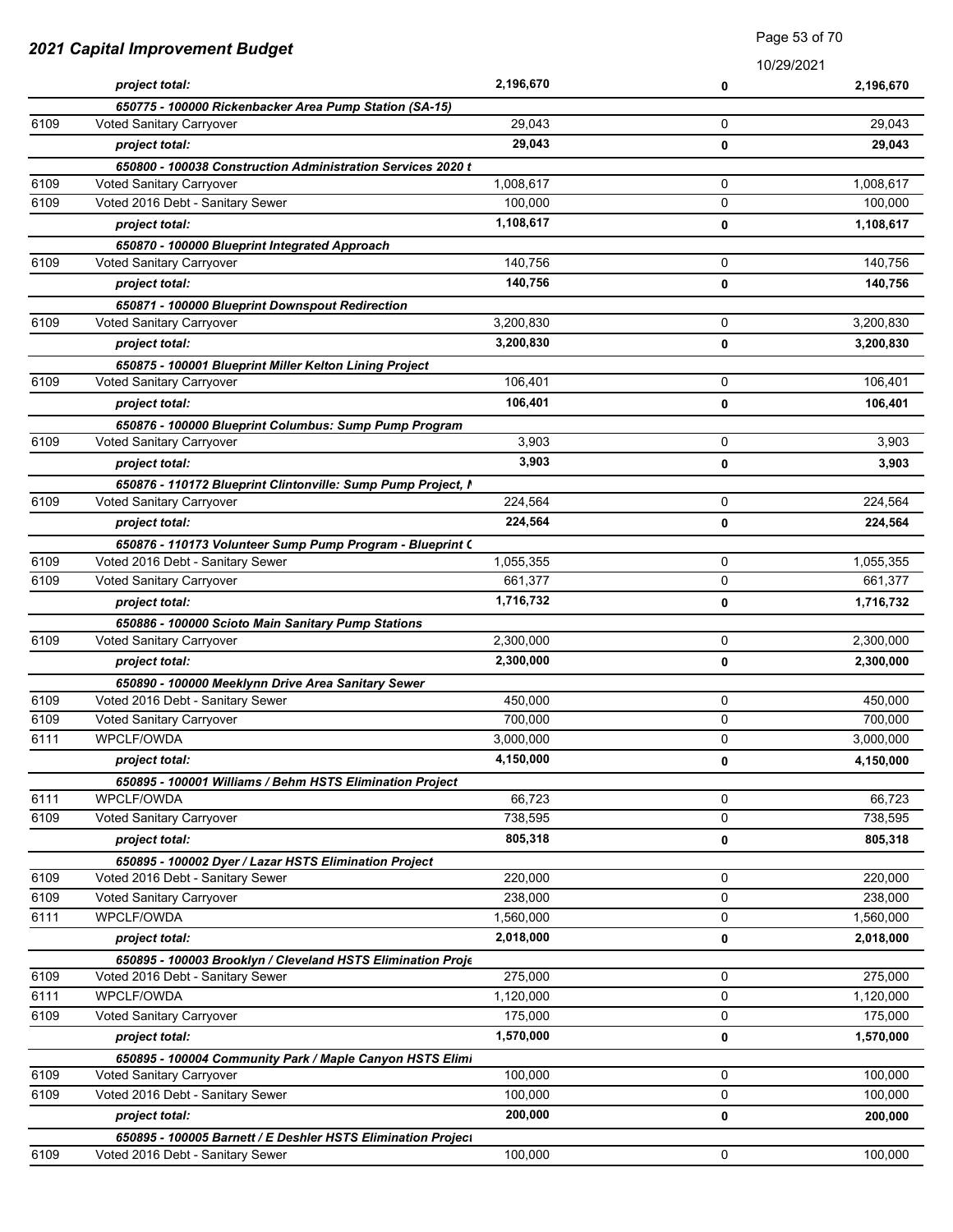## 2021 Capital Improvement Budget

10/29/2021

| | | | | |
|---|---|---|---|---|
| | *project total:* | **2,196,670** | **0** | **2,196,670** |
| | ***650775 - 100000 Rickenbacker Area Pump Station (SA-15)*** | | | |
| 6109 | Voted Sanitary Carryover | 29,043 | 0 | 29,043 |
| | *project total:* | **29,043** | **0** | **29,043** |
| | ***650800 - 100038 Construction Administration Services 2020 t*** | | | |
| 6109 | Voted Sanitary Carryover | 1,008,617 | 0 | 1,008,617 |
| 6109 | Voted 2016 Debt - Sanitary Sewer | 100,000 | 0 | 100,000 |
| | *project total:* | **1,108,617** | **0** | **1,108,617** |
| | ***650870 - 100000 Blueprint Integrated Approach*** | | | |
| 6109 | Voted Sanitary Carryover | 140,756 | 0 | 140,756 |
| | *project total:* | **140,756** | **0** | **140,756** |
| | ***650871 - 100000 Blueprint Downspout Redirection*** | | | |
| 6109 | Voted Sanitary Carryover | 3,200,830 | 0 | 3,200,830 |
| | *project total:* | **3,200,830** | **0** | **3,200,830** |
| | ***650875 - 100001 Blueprint Miller Kelton Lining Project*** | | | |
| 6109 | Voted Sanitary Carryover | 106,401 | 0 | 106,401 |
| | *project total:* | **106,401** | **0** | **106,401** |
| | ***650876 - 100000 Blueprint Columbus: Sump Pump Program*** | | | |
| 6109 | Voted Sanitary Carryover | 3,903 | 0 | 3,903 |
| | *project total:* | **3,903** | **0** | **3,903** |
| | ***650876 - 110172 Blueprint Clintonville: Sump Pump Project, N*** | | | |
| 6109 | Voted Sanitary Carryover | 224,564 | 0 | 224,564 |
| | *project total:* | **224,564** | **0** | **224,564** |
| | ***650876 - 110173 Volunteer Sump Pump Program - Blueprint C*** | | | |
| 6109 | Voted 2016 Debt - Sanitary Sewer | 1,055,355 | 0 | 1,055,355 |
| 6109 | Voted Sanitary Carryover | 661,377 | 0 | 661,377 |
| | *project total:* | **1,716,732** | **0** | **1,716,732** |
| | ***650886 - 100000 Scioto Main Sanitary Pump Stations*** | | | |
| 6109 | Voted Sanitary Carryover | 2,300,000 | 0 | 2,300,000 |
| | *project total:* | **2,300,000** | **0** | **2,300,000** |
| | ***650890 - 100000 Meeklynn Drive Area Sanitary Sewer*** | | | |
| 6109 | Voted 2016 Debt - Sanitary Sewer | 450,000 | 0 | 450,000 |
| 6109 | Voted Sanitary Carryover | 700,000 | 0 | 700,000 |
| 6111 | WPCLF/OWDA | 3,000,000 | 0 | 3,000,000 |
| | *project total:* | **4,150,000** | **0** | **4,150,000** |
| | ***650895 - 100001 Williams / Behm HSTS Elimination Project*** | | | |
| 6111 | WPCLF/OWDA | 66,723 | 0 | 66,723 |
| 6109 | Voted Sanitary Carryover | 738,595 | 0 | 738,595 |
| | *project total:* | **805,318** | **0** | **805,318** |
| | ***650895 - 100002 Dyer / Lazar HSTS Elimination Project*** | | | |
| 6109 | Voted 2016 Debt - Sanitary Sewer | 220,000 | 0 | 220,000 |
| 6109 | Voted Sanitary Carryover | 238,000 | 0 | 238,000 |
| 6111 | WPCLF/OWDA | 1,560,000 | 0 | 1,560,000 |
| | *project total:* | **2,018,000** | **0** | **2,018,000** |
| | ***650895 - 100003 Brooklyn / Cleveland HSTS Elimination Proje*** | | | |
| 6109 | Voted 2016 Debt - Sanitary Sewer | 275,000 | 0 | 275,000 |
| 6111 | WPCLF/OWDA | 1,120,000 | 0 | 1,120,000 |
| 6109 | Voted Sanitary Carryover | 175,000 | 0 | 175,000 |
| | *project total:* | **1,570,000** | **0** | **1,570,000** |
| | ***650895 - 100004 Community Park / Maple Canyon HSTS Elimi*** | | | |
| 6109 | Voted Sanitary Carryover | 100,000 | 0 | 100,000 |
| 6109 | Voted 2016 Debt - Sanitary Sewer | 100,000 | 0 | 100,000 |
| | *project total:* | **200,000** | **0** | **200,000** |
| | ***650895 - 100005 Barnett / E Deshler HSTS Elimination Project*** | | | |
| 6109 | Voted 2016 Debt - Sanitary Sewer | 100,000 | 0 | 100,000 |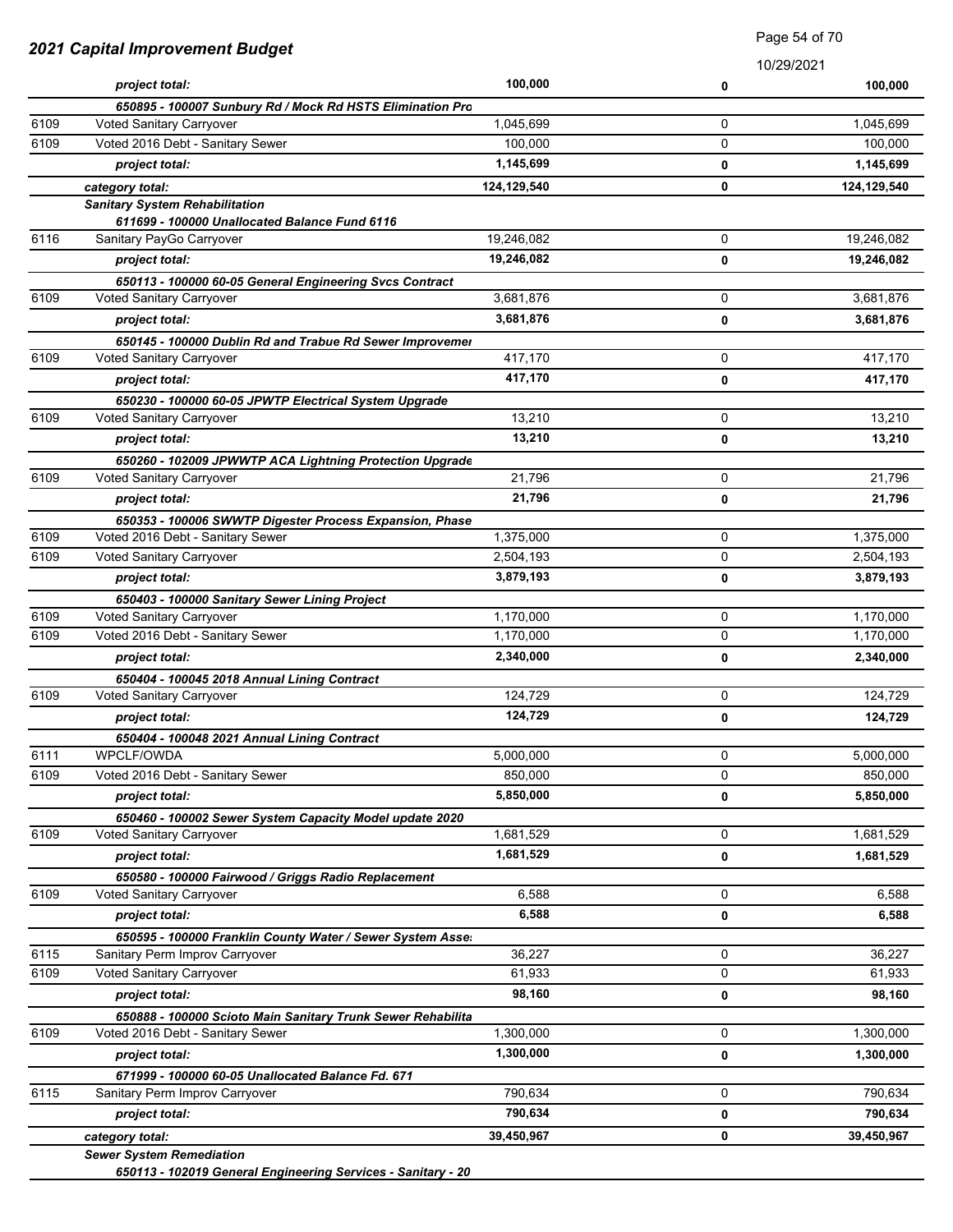## 2021 Capital Improvement Budget

| | | | | |
|---|---|---|---|---|
| | *project total:* | **100,000** | **0** | **100,000** |
| | ***650895 - 100007 Sunbury Rd / Mock Rd HSTS Elimination Pro*** | | | |
| 6109 | Voted Sanitary Carryover | 1,045,699 | 0 | 1,045,699 |
| 6109 | Voted 2016 Debt - Sanitary Sewer | 100,000 | 0 | 100,000 |
| | *project total:* | **1,145,699** | **0** | **1,145,699** |
| | *category total:* | **124,129,540** | **0** | **124,129,540** |
| | ***Sanitary System Rehabilitation*** | | | |
| | ***611699 - 100000 Unallocated Balance Fund 6116*** | | | |
| 6116 | Sanitary PayGo Carryover | 19,246,082 | 0 | 19,246,082 |
| | *project total:* | **19,246,082** | **0** | **19,246,082** |
| | ***650113 - 100000 60-05 General Engineering Svcs Contract*** | | | |
| 6109 | Voted Sanitary Carryover | 3,681,876 | 0 | 3,681,876 |
| | *project total:* | **3,681,876** | **0** | **3,681,876** |
| | ***650145 - 100000 Dublin Rd and Trabue Rd Sewer Improvemer*** | | | |
| 6109 | Voted Sanitary Carryover | 417,170 | 0 | 417,170 |
| | *project total:* | **417,170** | **0** | **417,170** |
| | ***650230 - 100000 60-05 JPWTP Electrical System Upgrade*** | | | |
| 6109 | Voted Sanitary Carryover | 13,210 | 0 | 13,210 |
| | *project total:* | **13,210** | **0** | **13,210** |
| | ***650260 - 102009 JPWWTP ACA Lightning Protection Upgrade*** | | | |
| 6109 | Voted Sanitary Carryover | 21,796 | 0 | 21,796 |
| | *project total:* | **21,796** | **0** | **21,796** |
| | ***650353 - 100006 SWWTP Digester Process Expansion, Phase*** | | | |
| 6109 | Voted 2016 Debt - Sanitary Sewer | 1,375,000 | 0 | 1,375,000 |
| 6109 | Voted Sanitary Carryover | 2,504,193 | 0 | 2,504,193 |
| | *project total:* | **3,879,193** | **0** | **3,879,193** |
| | ***650403 - 100000 Sanitary Sewer Lining Project*** | | | |
| 6109 | Voted Sanitary Carryover | 1,170,000 | 0 | 1,170,000 |
| 6109 | Voted 2016 Debt - Sanitary Sewer | 1,170,000 | 0 | 1,170,000 |
| | *project total:* | **2,340,000** | **0** | **2,340,000** |
| | ***650404 - 100045 2018 Annual Lining Contract*** | | | |
| 6109 | Voted Sanitary Carryover | 124,729 | 0 | 124,729 |
| | *project total:* | **124,729** | **0** | **124,729** |
| | ***650404 - 100048 2021 Annual Lining Contract*** | | | |
| 6111 | WPCLF/OWDA | 5,000,000 | 0 | 5,000,000 |
| 6109 | Voted 2016 Debt - Sanitary Sewer | 850,000 | 0 | 850,000 |
| | *project total:* | **5,850,000** | **0** | **5,850,000** |
| | ***650460 - 100002 Sewer System Capacity Model update 2020*** | | | |
| 6109 | Voted Sanitary Carryover | 1,681,529 | 0 | 1,681,529 |
| | *project total:* | **1,681,529** | **0** | **1,681,529** |
| | ***650580 - 100000 Fairwood / Griggs Radio Replacement*** | | | |
| 6109 | Voted Sanitary Carryover | 6,588 | 0 | 6,588 |
| | *project total:* | **6,588** | **0** | **6,588** |
| | ***650595 - 100000 Franklin County Water / Sewer System Asse*** | | | |
| 6115 | Sanitary Perm Improv Carryover | 36,227 | 0 | 36,227 |
| 6109 | Voted Sanitary Carryover | 61,933 | 0 | 61,933 |
| | *project total:* | **98,160** | **0** | **98,160** |
| | ***650888 - 100000 Scioto Main Sanitary Trunk Sewer Rehabilita*** | | | |
| 6109 | Voted 2016 Debt - Sanitary Sewer | 1,300,000 | 0 | 1,300,000 |
| | *project total:* | **1,300,000** | **0** | **1,300,000** |
| | ***671999 - 100000 60-05 Unallocated Balance Fd. 671*** | | | |
| 6115 | Sanitary Perm Improv Carryover | 790,634 | 0 | 790,634 |
| | *project total:* | **790,634** | **0** | **790,634** |
| | *category total:* | **39,450,967** | **0** | **39,450,967** |
| | ***Sewer System Remediation*** | | | |
| | ***650113 - 102019 General Engineering Services - Sanitary - 20*** | | | |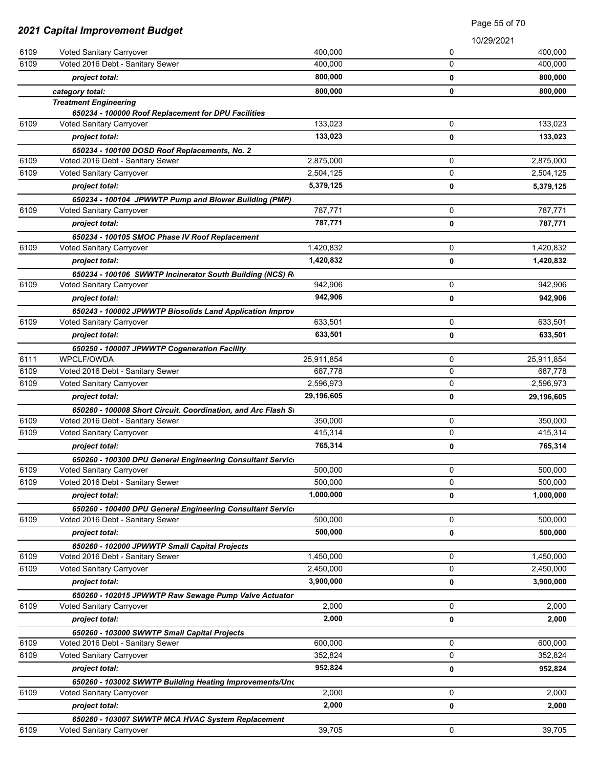## 2021 Capital Improvement Budget

10/29/2021

| Fund | Description | | | |
|---|---|---|---|---|
| 6109 | Voted Sanitary Carryover | 400,000 | 0 | 400,000 |
| 6109 | Voted 2016 Debt - Sanitary Sewer | 400,000 | 0 | 400,000 |
| | ***project total:*** | **800,000** | **0** | **800,000** |
| | ***category total:*** | **800,000** | **0** | **800,000** |
| | ***Treatment Engineering*** | | | |
| | ***650234 - 100000 Roof Replacement for DPU Facilities*** | | | |
| 6109 | Voted Sanitary Carryover | 133,023 | 0 | 133,023 |
| | ***project total:*** | **133,023** | **0** | **133,023** |
| | ***650234 - 100100 DOSD Roof Replacements, No. 2*** | | | |
| 6109 | Voted 2016 Debt - Sanitary Sewer | 2,875,000 | 0 | 2,875,000 |
| 6109 | Voted Sanitary Carryover | 2,504,125 | 0 | 2,504,125 |
| | ***project total:*** | **5,379,125** | **0** | **5,379,125** |
| | ***650234 - 100104 JPWWTP Pump and Blower Building (PMP)*** | | | |
| 6109 | Voted Sanitary Carryover | 787,771 | 0 | 787,771 |
| | ***project total:*** | **787,771** | **0** | **787,771** |
| | ***650234 - 100105 SMOC Phase IV Roof Replacement*** | | | |
| 6109 | Voted Sanitary Carryover | 1,420,832 | 0 | 1,420,832 |
| | ***project total:*** | **1,420,832** | **0** | **1,420,832** |
| | ***650234 - 100106 SWWTP Incinerator South Building (NCS) R*** | | | |
| 6109 | Voted Sanitary Carryover | 942,906 | 0 | 942,906 |
| | ***project total:*** | **942,906** | **0** | **942,906** |
| | ***650243 - 100002 JPWWTP Biosolids Land Application Improv*** | | | |
| 6109 | Voted Sanitary Carryover | 633,501 | 0 | 633,501 |
| | ***project total:*** | **633,501** | **0** | **633,501** |
| | ***650250 - 100007 JPWWTP Cogeneration Facility*** | | | |
| 6111 | WPCLF/OWDA | 25,911,854 | 0 | 25,911,854 |
| 6109 | Voted 2016 Debt - Sanitary Sewer | 687,778 | 0 | 687,778 |
| 6109 | Voted Sanitary Carryover | 2,596,973 | 0 | 2,596,973 |
| | ***project total:*** | **29,196,605** | **0** | **29,196,605** |
| | ***650260 - 100008 Short Circuit. Coordination, and Arc Flash S*** | | | |
| 6109 | Voted 2016 Debt - Sanitary Sewer | 350,000 | 0 | 350,000 |
| 6109 | Voted Sanitary Carryover | 415,314 | 0 | 415,314 |
| | ***project total:*** | **765,314** | **0** | **765,314** |
| | ***650260 - 100300 DPU General Engineering Consultant Servic*** | | | |
| 6109 | Voted Sanitary Carryover | 500,000 | 0 | 500,000 |
| 6109 | Voted 2016 Debt - Sanitary Sewer | 500,000 | 0 | 500,000 |
| | ***project total:*** | **1,000,000** | **0** | **1,000,000** |
| | ***650260 - 100400 DPU General Engineering Consultant Servic*** | | | |
| 6109 | Voted 2016 Debt - Sanitary Sewer | 500,000 | 0 | 500,000 |
| | ***project total:*** | **500,000** | **0** | **500,000** |
| | ***650260 - 102000 JPWWTP Small Capital Projects*** | | | |
| 6109 | Voted 2016 Debt - Sanitary Sewer | 1,450,000 | 0 | 1,450,000 |
| 6109 | Voted Sanitary Carryover | 2,450,000 | 0 | 2,450,000 |
| | ***project total:*** | **3,900,000** | **0** | **3,900,000** |
| | ***650260 - 102015 JPWWTP Raw Sewage Pump Valve Actuator*** | | | |
| 6109 | Voted Sanitary Carryover | 2,000 | 0 | 2,000 |
| | ***project total:*** | **2,000** | **0** | **2,000** |
| | ***650260 - 103000 SWWTP Small Capital Projects*** | | | |
| 6109 | Voted 2016 Debt - Sanitary Sewer | 600,000 | 0 | 600,000 |
| 6109 | Voted Sanitary Carryover | 352,824 | 0 | 352,824 |
| | ***project total:*** | **952,824** | **0** | **952,824** |
| | ***650260 - 103002 SWWTP Building Heating Improvements/Und*** | | | |
| 6109 | Voted Sanitary Carryover | 2,000 | 0 | 2,000 |
| | ***project total:*** | **2,000** | **0** | **2,000** |
| | ***650260 - 103007 SWWTP MCA HVAC System Replacement*** | | | |
| 6109 | Voted Sanitary Carryover | 39,705 | 0 | 39,705 |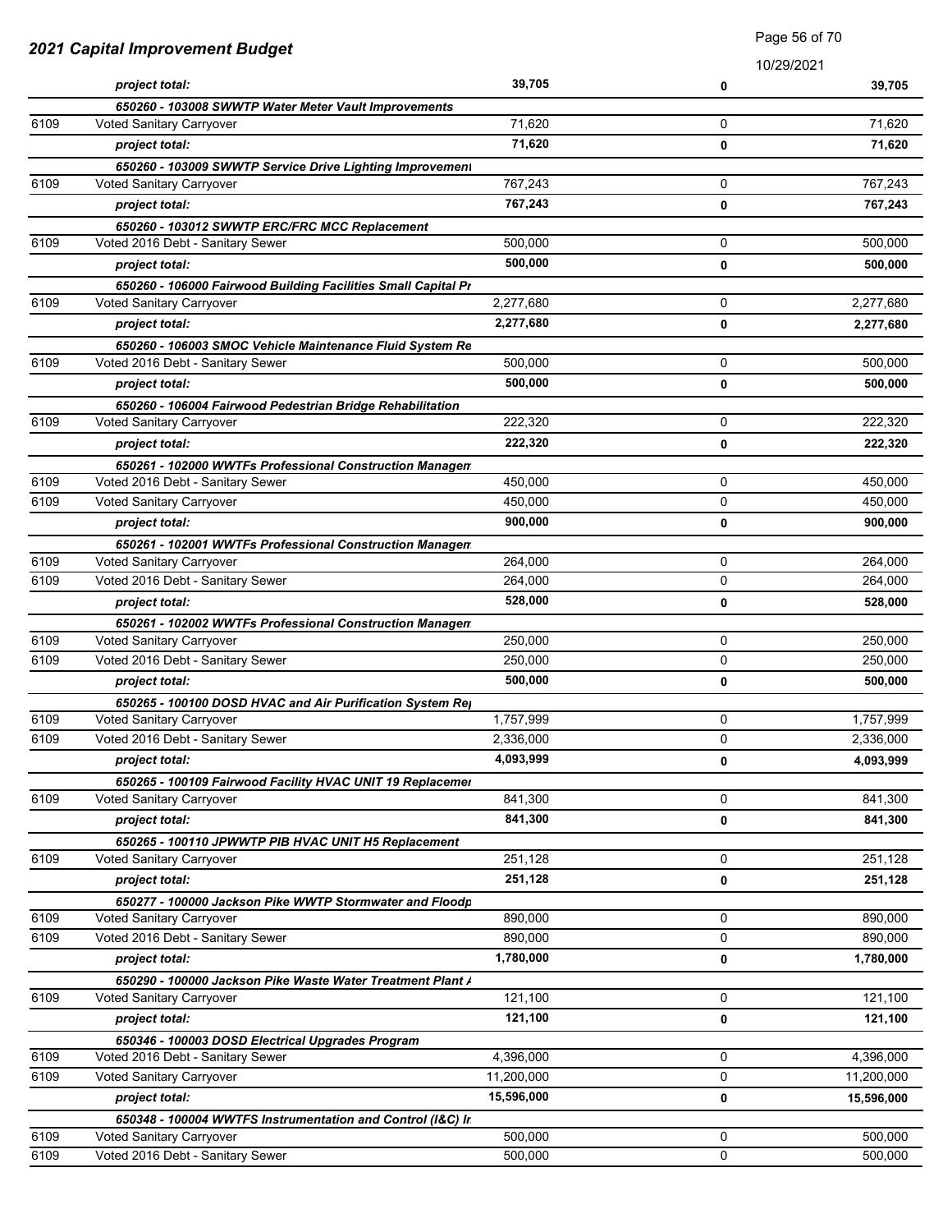| | | | | |
|---|---|---|---|---|
| | *project total:* | **39,705** | **0** | **39,705** |
| | ***650260 - 103008 SWWTP Water Meter Vault Improvements*** | | | |
| 6109 | Voted Sanitary Carryover | 71,620 | 0 | 71,620 |
| | *project total:* | **71,620** | **0** | **71,620** |
| | ***650260 - 103009 SWWTP Service Drive Lighting Improvement*** | | | |
| 6109 | Voted Sanitary Carryover | 767,243 | 0 | 767,243 |
| | *project total:* | **767,243** | **0** | **767,243** |
| | ***650260 - 103012 SWWTP ERC/FRC MCC Replacement*** | | | |
| 6109 | Voted 2016 Debt - Sanitary Sewer | 500,000 | 0 | 500,000 |
| | *project total:* | **500,000** | **0** | **500,000** |
| | ***650260 - 106000 Fairwood Building Facilities Small Capital Pr*** | | | |
| 6109 | Voted Sanitary Carryover | 2,277,680 | 0 | 2,277,680 |
| | *project total:* | **2,277,680** | **0** | **2,277,680** |
| | ***650260 - 106003 SMOC Vehicle Maintenance Fluid System Re*** | | | |
| 6109 | Voted 2016 Debt - Sanitary Sewer | 500,000 | 0 | 500,000 |
| | *project total:* | **500,000** | **0** | **500,000** |
| | ***650260 - 106004 Fairwood Pedestrian Bridge Rehabilitation*** | | | |
| 6109 | Voted Sanitary Carryover | 222,320 | 0 | 222,320 |
| | *project total:* | **222,320** | **0** | **222,320** |
| | ***650261 - 102000 WWTFs Professional Construction Managem*** | | | |
| 6109 | Voted 2016 Debt - Sanitary Sewer | 450,000 | 0 | 450,000 |
| 6109 | Voted Sanitary Carryover | 450,000 | 0 | 450,000 |
| | *project total:* | **900,000** | **0** | **900,000** |
| | ***650261 - 102001 WWTFs Professional Construction Managem*** | | | |
| 6109 | Voted Sanitary Carryover | 264,000 | 0 | 264,000 |
| 6109 | Voted 2016 Debt - Sanitary Sewer | 264,000 | 0 | 264,000 |
| | *project total:* | **528,000** | **0** | **528,000** |
| | ***650261 - 102002 WWTFs Professional Construction Managem*** | | | |
| 6109 | Voted Sanitary Carryover | 250,000 | 0 | 250,000 |
| 6109 | Voted 2016 Debt - Sanitary Sewer | 250,000 | 0 | 250,000 |
| | *project total:* | **500,000** | **0** | **500,000** |
| | ***650265 - 100100 DOSD HVAC and Air Purification System Re*** | | | |
| 6109 | Voted Sanitary Carryover | 1,757,999 | 0 | 1,757,999 |
| 6109 | Voted 2016 Debt - Sanitary Sewer | 2,336,000 | 0 | 2,336,000 |
| | *project total:* | **4,093,999** | **0** | **4,093,999** |
| | ***650265 - 100109 Fairwood Facility HVAC UNIT 19 Replacemer*** | | | |
| 6109 | Voted Sanitary Carryover | 841,300 | 0 | 841,300 |
| | *project total:* | **841,300** | **0** | **841,300** |
| | ***650265 - 100110 JPWWTP PIB HVAC UNIT H5 Replacement*** | | | |
| 6109 | Voted Sanitary Carryover | 251,128 | 0 | 251,128 |
| | *project total:* | **251,128** | **0** | **251,128** |
| | ***650277 - 100000 Jackson Pike WWTP Stormwater and Floodp*** | | | |
| 6109 | Voted Sanitary Carryover | 890,000 | 0 | 890,000 |
| 6109 | Voted 2016 Debt - Sanitary Sewer | 890,000 | 0 | 890,000 |
| | *project total:* | **1,780,000** | **0** | **1,780,000** |
| | ***650290 - 100000 Jackson Pike Waste Water Treatment Plant A*** | | | |
| 6109 | Voted Sanitary Carryover | 121,100 | 0 | 121,100 |
| | *project total:* | **121,100** | **0** | **121,100** |
| | ***650346 - 100003 DOSD Electrical Upgrades Program*** | | | |
| 6109 | Voted 2016 Debt - Sanitary Sewer | 4,396,000 | 0 | 4,396,000 |
| 6109 | Voted Sanitary Carryover | 11,200,000 | 0 | 11,200,000 |
| | *project total:* | **15,596,000** | **0** | **15,596,000** |
| | ***650348 - 100004 WWTFS Instrumentation and Control (I&C) Ir*** | | | |
| 6109 | Voted Sanitary Carryover | 500,000 | 0 | 500,000 |
| 6109 | Voted 2016 Debt - Sanitary Sewer | 500,000 | 0 | 500,000 |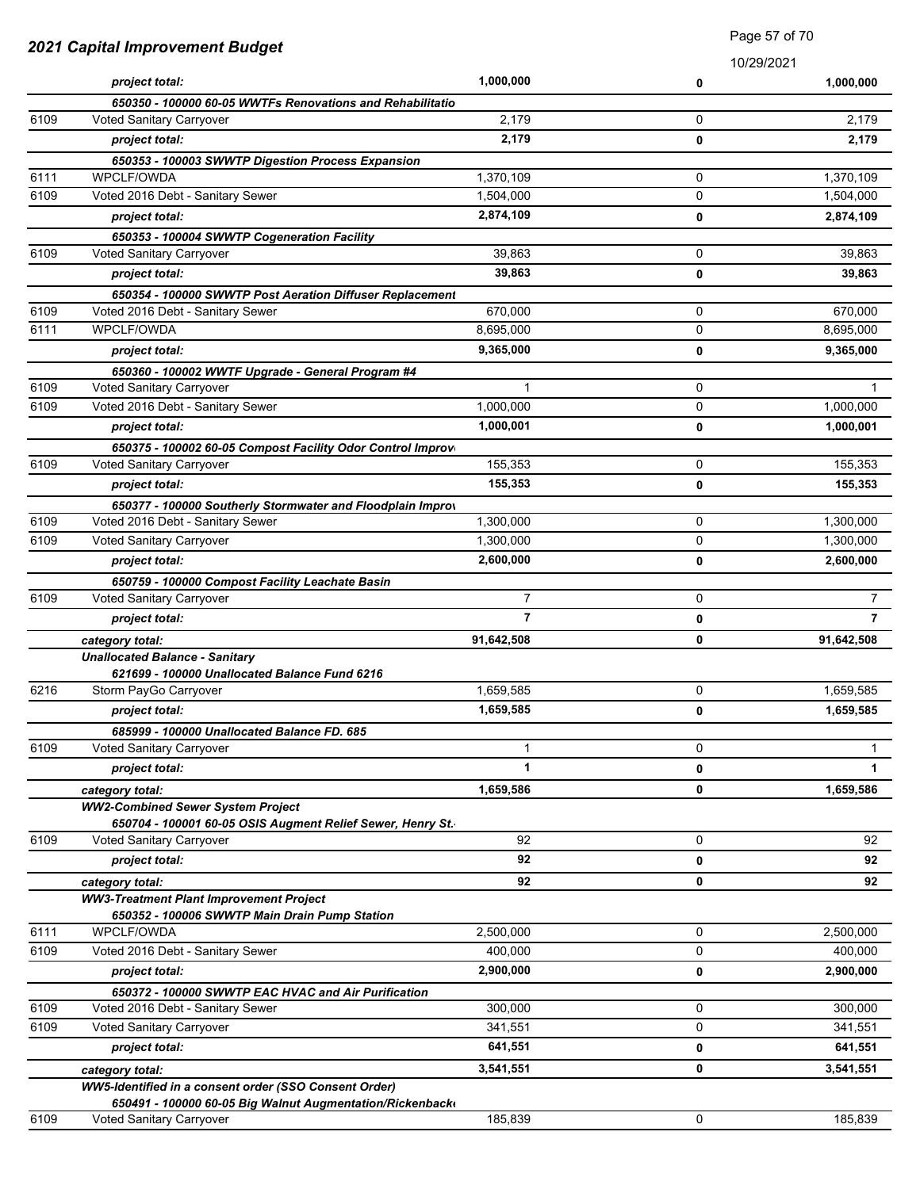## 2021 Capital Improvement Budget

10/29/2021

| Fund | Description | Amount | | Total |
|---|---|---|---|---|
| | ***project total:*** | **1,000,000** | **0** | **1,000,000** |
| | ***650350 - 100000 60-05 WWTFs Renovations and Rehabilitatio*** | | | |
| 6109 | Voted Sanitary Carryover | 2,179 | 0 | 2,179 |
| | ***project total:*** | **2,179** | **0** | **2,179** |
| | ***650353 - 100003 SWWTP Digestion Process Expansion*** | | | |
| 6111 | WPCLF/OWDA | 1,370,109 | 0 | 1,370,109 |
| 6109 | Voted 2016 Debt - Sanitary Sewer | 1,504,000 | 0 | 1,504,000 |
| | ***project total:*** | **2,874,109** | **0** | **2,874,109** |
| | ***650353 - 100004 SWWTP Cogeneration Facility*** | | | |
| 6109 | Voted Sanitary Carryover | 39,863 | 0 | 39,863 |
| | ***project total:*** | **39,863** | **0** | **39,863** |
| | ***650354 - 100000 SWWTP Post Aeration Diffuser Replacement*** | | | |
| 6109 | Voted 2016 Debt - Sanitary Sewer | 670,000 | 0 | 670,000 |
| 6111 | WPCLF/OWDA | 8,695,000 | 0 | 8,695,000 |
| | ***project total:*** | **9,365,000** | **0** | **9,365,000** |
| | ***650360 - 100002 WWTF Upgrade - General Program #4*** | | | |
| 6109 | Voted Sanitary Carryover | 1 | 0 | 1 |
| 6109 | Voted 2016 Debt - Sanitary Sewer | 1,000,000 | 0 | 1,000,000 |
| | ***project total:*** | **1,000,001** | **0** | **1,000,001** |
| | ***650375 - 100002 60-05 Compost Facility Odor Control Improv*** | | | |
| 6109 | Voted Sanitary Carryover | 155,353 | 0 | 155,353 |
| | ***project total:*** | **155,353** | **0** | **155,353** |
| | ***650377 - 100000 Southerly Stormwater and Floodplain Improv*** | | | |
| 6109 | Voted 2016 Debt - Sanitary Sewer | 1,300,000 | 0 | 1,300,000 |
| 6109 | Voted Sanitary Carryover | 1,300,000 | 0 | 1,300,000 |
| | ***project total:*** | **2,600,000** | **0** | **2,600,000** |
| | ***650759 - 100000 Compost Facility Leachate Basin*** | | | |
| 6109 | Voted Sanitary Carryover | 7 | 0 | 7 |
| | ***project total:*** | **7** | **0** | **7** |
| | ***category total:*** | **91,642,508** | **0** | **91,642,508** |
| | ***Unallocated Balance - Sanitary*** | | | |
| | ***621699 - 100000 Unallocated Balance Fund 6216*** | | | |
| 6216 | Storm PayGo Carryover | 1,659,585 | 0 | 1,659,585 |
| | ***project total:*** | **1,659,585** | **0** | **1,659,585** |
| | ***685999 - 100000 Unallocated Balance FD. 685*** | | | |
| 6109 | Voted Sanitary Carryover | 1 | 0 | 1 |
| | ***project total:*** | **1** | **0** | **1** |
| | ***category total:*** | **1,659,586** | **0** | **1,659,586** |
| | ***WW2-Combined Sewer System Project*** | | | |
| | ***650704 - 100001 60-05 OSIS Augment Relief Sewer, Henry St.*** | | | |
| 6109 | Voted Sanitary Carryover | 92 | 0 | 92 |
| | ***project total:*** | **92** | **0** | **92** |
| | ***category total:*** | **92** | **0** | **92** |
| | ***WW3-Treatment Plant Improvement Project*** | | | |
| | ***650352 - 100006 SWWTP Main Drain Pump Station*** | | | |
| 6111 | WPCLF/OWDA | 2,500,000 | 0 | 2,500,000 |
| 6109 | Voted 2016 Debt - Sanitary Sewer | 400,000 | 0 | 400,000 |
| | ***project total:*** | **2,900,000** | **0** | **2,900,000** |
| | ***650372 - 100000 SWWTP EAC HVAC and Air Purification*** | | | |
| 6109 | Voted 2016 Debt - Sanitary Sewer | 300,000 | 0 | 300,000 |
| 6109 | Voted Sanitary Carryover | 341,551 | 0 | 341,551 |
| | ***project total:*** | **641,551** | **0** | **641,551** |
| | ***category total:*** | **3,541,551** | **0** | **3,541,551** |
| | ***WW5-Identified in a consent order (SSO Consent Order)*** | | | |
| | ***650491 - 100000 60-05 Big Walnut Augmentation/Rickenback*** | | | |
| 6109 | Voted Sanitary Carryover | 185,839 | 0 | 185,839 |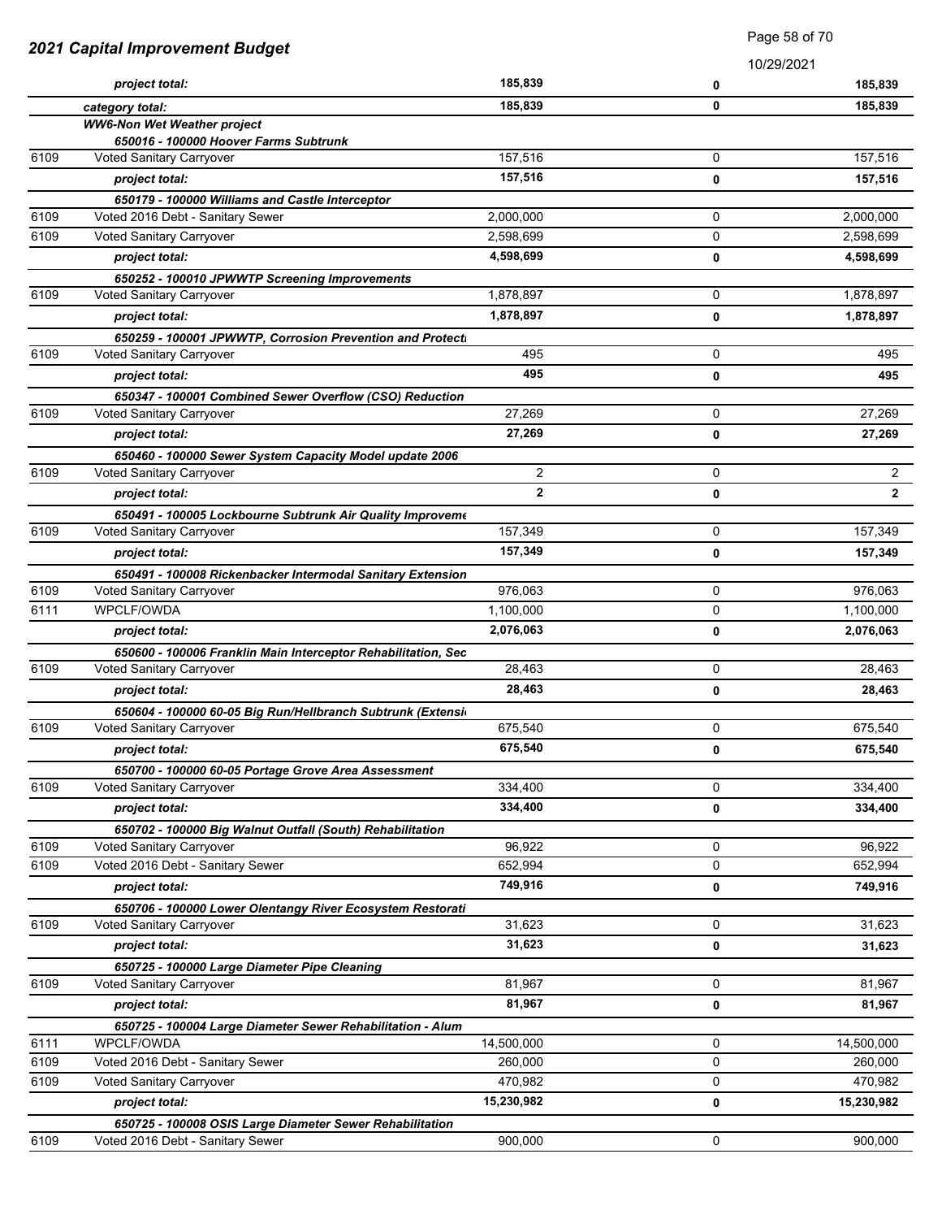# 2021 Capital Improvement Budget

| | | | | |
|---|---|---|---|---|
| | ***project total:*** | **185,839** | **0** | **185,839** |
| | ***category total:*** | **185,839** | **0** | **185,839** |
| | ***WW6-Non Wet Weather project*** | | | |
| | ***650016 - 100000 Hoover Farms Subtrunk*** | | | |
| 6109 | Voted Sanitary Carryover | 157,516 | 0 | 157,516 |
| | ***project total:*** | **157,516** | **0** | **157,516** |
| | ***650179 - 100000 Williams and Castle Interceptor*** | | | |
| 6109 | Voted 2016 Debt - Sanitary Sewer | 2,000,000 | 0 | 2,000,000 |
| 6109 | Voted Sanitary Carryover | 2,598,699 | 0 | 2,598,699 |
| | ***project total:*** | **4,598,699** | **0** | **4,598,699** |
| | ***650252 - 100010 JPWWTP Screening Improvements*** | | | |
| 6109 | Voted Sanitary Carryover | 1,878,897 | 0 | 1,878,897 |
| | ***project total:*** | **1,878,897** | **0** | **1,878,897** |
| | ***650259 - 100001 JPWWTP, Corrosion Prevention and Protecti*** | | | |
| 6109 | Voted Sanitary Carryover | 495 | 0 | 495 |
| | ***project total:*** | **495** | **0** | **495** |
| | ***650347 - 100001 Combined Sewer Overflow (CSO) Reduction*** | | | |
| 6109 | Voted Sanitary Carryover | 27,269 | 0 | 27,269 |
| | ***project total:*** | **27,269** | **0** | **27,269** |
| | ***650460 - 100000 Sewer System Capacity Model update 2006*** | | | |
| 6109 | Voted Sanitary Carryover | 2 | 0 | 2 |
| | ***project total:*** | **2** | **0** | **2** |
| | ***650491 - 100005 Lockbourne Subtrunk Air Quality Improveme*** | | | |
| 6109 | Voted Sanitary Carryover | 157,349 | 0 | 157,349 |
| | ***project total:*** | **157,349** | **0** | **157,349** |
| | ***650491 - 100008 Rickenbacker Intermodal Sanitary Extension*** | | | |
| 6109 | Voted Sanitary Carryover | 976,063 | 0 | 976,063 |
| 6111 | WPCLF/OWDA | 1,100,000 | 0 | 1,100,000 |
| | ***project total:*** | **2,076,063** | **0** | **2,076,063** |
| | ***650600 - 100006 Franklin Main Interceptor Rehabilitation, Sec*** | | | |
| 6109 | Voted Sanitary Carryover | 28,463 | 0 | 28,463 |
| | ***project total:*** | **28,463** | **0** | **28,463** |
| | ***650604 - 100000 60-05 Big Run/Hellbranch Subtrunk (Extensi*** | | | |
| 6109 | Voted Sanitary Carryover | 675,540 | 0 | 675,540 |
| | ***project total:*** | **675,540** | **0** | **675,540** |
| | ***650700 - 100000 60-05 Portage Grove Area Assessment*** | | | |
| 6109 | Voted Sanitary Carryover | 334,400 | 0 | 334,400 |
| | ***project total:*** | **334,400** | **0** | **334,400** |
| | ***650702 - 100000 Big Walnut Outfall (South) Rehabilitation*** | | | |
| 6109 | Voted Sanitary Carryover | 96,922 | 0 | 96,922 |
| 6109 | Voted 2016 Debt - Sanitary Sewer | 652,994 | 0 | 652,994 |
| | ***project total:*** | **749,916** | **0** | **749,916** |
| | ***650706 - 100000 Lower Olentangy River Ecosystem Restorati*** | | | |
| 6109 | Voted Sanitary Carryover | 31,623 | 0 | 31,623 |
| | ***project total:*** | **31,623** | **0** | **31,623** |
| | ***650725 - 100000 Large Diameter Pipe Cleaning*** | | | |
| 6109 | Voted Sanitary Carryover | 81,967 | 0 | 81,967 |
| | ***project total:*** | **81,967** | **0** | **81,967** |
| | ***650725 - 100004 Large Diameter Sewer Rehabilitation - Alum*** | | | |
| 6111 | WPCLF/OWDA | 14,500,000 | 0 | 14,500,000 |
| 6109 | Voted 2016 Debt - Sanitary Sewer | 260,000 | 0 | 260,000 |
| 6109 | Voted Sanitary Carryover | 470,982 | 0 | 470,982 |
| | ***project total:*** | **15,230,982** | **0** | **15,230,982** |
| | ***650725 - 100008 OSIS Large Diameter Sewer Rehabilitation*** | | | |
| 6109 | Voted 2016 Debt - Sanitary Sewer | 900,000 | 0 | 900,000 |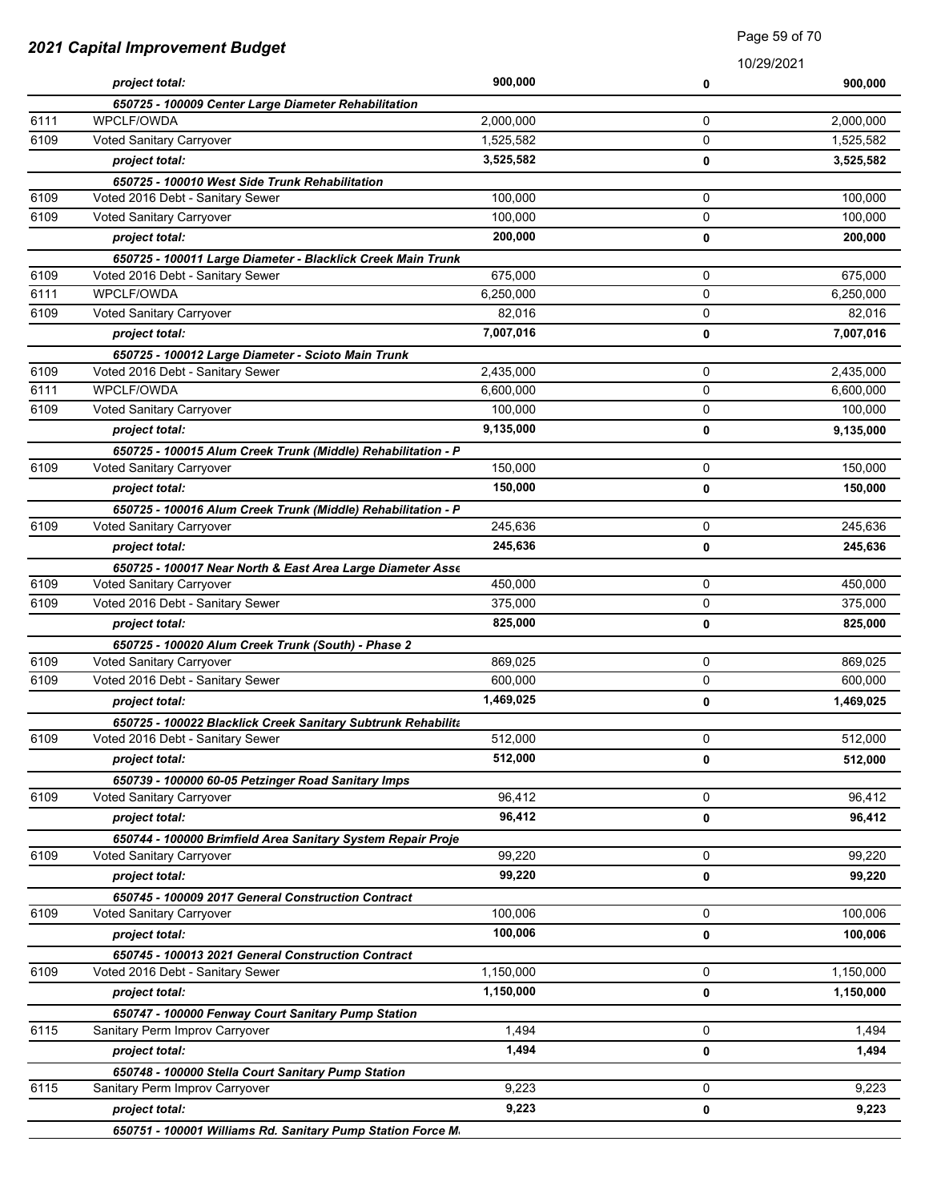## 2021 Capital Improvement Budget

10/29/2021

| | | | | |
|---|---|---|---|---|
| | *project total:* | **900,000** | **0** | **900,000** |
| | ***650725 - 100009 Center Large Diameter Rehabilitation*** | | | |
| 6111 | WPCLF/OWDA | 2,000,000 | 0 | 2,000,000 |
| 6109 | Voted Sanitary Carryover | 1,525,582 | 0 | 1,525,582 |
| | *project total:* | **3,525,582** | **0** | **3,525,582** |
| | ***650725 - 100010 West Side Trunk Rehabilitation*** | | | |
| 6109 | Voted 2016 Debt - Sanitary Sewer | 100,000 | 0 | 100,000 |
| 6109 | Voted Sanitary Carryover | 100,000 | 0 | 100,000 |
| | *project total:* | **200,000** | **0** | **200,000** |
| | ***650725 - 100011 Large Diameter - Blacklick Creek Main Trunk*** | | | |
| 6109 | Voted 2016 Debt - Sanitary Sewer | 675,000 | 0 | 675,000 |
| 6111 | WPCLF/OWDA | 6,250,000 | 0 | 6,250,000 |
| 6109 | Voted Sanitary Carryover | 82,016 | 0 | 82,016 |
| | *project total:* | **7,007,016** | **0** | **7,007,016** |
| | ***650725 - 100012 Large Diameter - Scioto Main Trunk*** | | | |
| 6109 | Voted 2016 Debt - Sanitary Sewer | 2,435,000 | 0 | 2,435,000 |
| 6111 | WPCLF/OWDA | 6,600,000 | 0 | 6,600,000 |
| 6109 | Voted Sanitary Carryover | 100,000 | 0 | 100,000 |
| | *project total:* | **9,135,000** | **0** | **9,135,000** |
| | ***650725 - 100015 Alum Creek Trunk (Middle) Rehabilitation - P*** | | | |
| 6109 | Voted Sanitary Carryover | 150,000 | 0 | 150,000 |
| | *project total:* | **150,000** | **0** | **150,000** |
| | ***650725 - 100016 Alum Creek Trunk (Middle) Rehabilitation - P*** | | | |
| 6109 | Voted Sanitary Carryover | 245,636 | 0 | 245,636 |
| | *project total:* | **245,636** | **0** | **245,636** |
| | ***650725 - 100017 Near North & East Area Large Diameter Asse*** | | | |
| 6109 | Voted Sanitary Carryover | 450,000 | 0 | 450,000 |
| 6109 | Voted 2016 Debt - Sanitary Sewer | 375,000 | 0 | 375,000 |
| | *project total:* | **825,000** | **0** | **825,000** |
| | ***650725 - 100020 Alum Creek Trunk (South) - Phase 2*** | | | |
| 6109 | Voted Sanitary Carryover | 869,025 | 0 | 869,025 |
| 6109 | Voted 2016 Debt - Sanitary Sewer | 600,000 | 0 | 600,000 |
| | *project total:* | **1,469,025** | **0** | **1,469,025** |
| | ***650725 - 100022 Blacklick Creek Sanitary Subtrunk Rehabilita*** | | | |
| 6109 | Voted 2016 Debt - Sanitary Sewer | 512,000 | 0 | 512,000 |
| | *project total:* | **512,000** | **0** | **512,000** |
| | ***650739 - 100000 60-05 Petzinger Road Sanitary Imps*** | | | |
| 6109 | Voted Sanitary Carryover | 96,412 | 0 | 96,412 |
| | *project total:* | **96,412** | **0** | **96,412** |
| | ***650744 - 100000 Brimfield Area Sanitary System Repair Proje*** | | | |
| 6109 | Voted Sanitary Carryover | 99,220 | 0 | 99,220 |
| | *project total:* | **99,220** | **0** | **99,220** |
| | ***650745 - 100009 2017 General Construction Contract*** | | | |
| 6109 | Voted Sanitary Carryover | 100,006 | 0 | 100,006 |
| | *project total:* | **100,006** | **0** | **100,006** |
| | ***650745 - 100013 2021 General Construction Contract*** | | | |
| 6109 | Voted 2016 Debt - Sanitary Sewer | 1,150,000 | 0 | 1,150,000 |
| | *project total:* | **1,150,000** | **0** | **1,150,000** |
| | ***650747 - 100000 Fenway Court Sanitary Pump Station*** | | | |
| 6115 | Sanitary Perm Improv Carryover | 1,494 | 0 | 1,494 |
| | *project total:* | **1,494** | **0** | **1,494** |
| | ***650748 - 100000 Stella Court Sanitary Pump Station*** | | | |
| 6115 | Sanitary Perm Improv Carryover | 9,223 | 0 | 9,223 |
| | *project total:* | **9,223** | **0** | **9,223** |
| | ***650751 - 100001 Williams Rd. Sanitary Pump Station Force M*** | | | |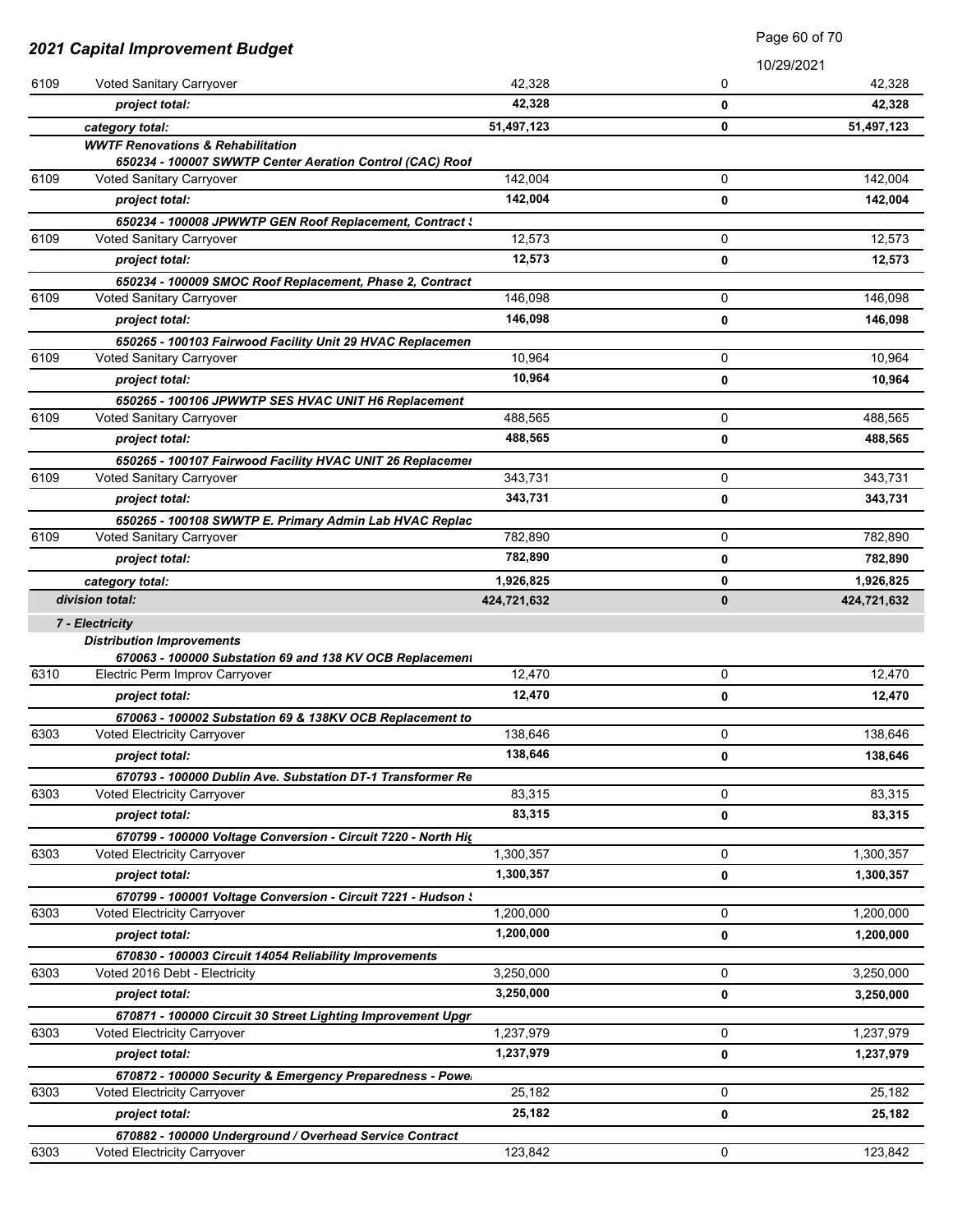## 2021 Capital Improvement Budget

10/29/2021

| | | | | |
|---|---|---|---|---|
| 6109 | Voted Sanitary Carryover | 42,328 | 0 | 42,328 |
| | ***project total:*** | **42,328** | **0** | **42,328** |
| | ***category total:*** | **51,497,123** | **0** | **51,497,123** |
| | ***WWTF Renovations & Rehabilitation*** | | | |
| | ***650234 - 100007 SWWTP Center Aeration Control (CAC) Roof*** | | | |
| 6109 | Voted Sanitary Carryover | 142,004 | 0 | 142,004 |
| | ***project total:*** | **142,004** | **0** | **142,004** |
| | ***650234 - 100008 JPWWTP GEN Roof Replacement, Contract 3*** | | | |
| 6109 | Voted Sanitary Carryover | 12,573 | 0 | 12,573 |
| | ***project total:*** | **12,573** | **0** | **12,573** |
| | ***650234 - 100009 SMOC Roof Replacement, Phase 2, Contract*** | | | |
| 6109 | Voted Sanitary Carryover | 146,098 | 0 | 146,098 |
| | ***project total:*** | **146,098** | **0** | **146,098** |
| | ***650265 - 100103 Fairwood Facility Unit 29 HVAC Replacemen*** | | | |
| 6109 | Voted Sanitary Carryover | 10,964 | 0 | 10,964 |
| | ***project total:*** | **10,964** | **0** | **10,964** |
| | ***650265 - 100106 JPWWTP SES HVAC UNIT H6 Replacement*** | | | |
| 6109 | Voted Sanitary Carryover | 488,565 | 0 | 488,565 |
| | ***project total:*** | **488,565** | **0** | **488,565** |
| | ***650265 - 100107 Fairwood Facility HVAC UNIT 26 Replacemen*** | | | |
| 6109 | Voted Sanitary Carryover | 343,731 | 0 | 343,731 |
| | ***project total:*** | **343,731** | **0** | **343,731** |
| | ***650265 - 100108 SWWTP E. Primary Admin Lab HVAC Replac*** | | | |
| 6109 | Voted Sanitary Carryover | 782,890 | 0 | 782,890 |
| | ***project total:*** | **782,890** | **0** | **782,890** |
| | ***category total:*** | **1,926,825** | **0** | **1,926,825** |
| | ***division total:*** | **424,721,632** | **0** | **424,721,632** |
| | ***7 - Electricity*** | | | |
| | ***Distribution Improvements*** | | | |
| | ***670063 - 100000 Substation 69 and 138 KV OCB Replacement*** | | | |
| 6310 | Electric Perm Improv Carryover | 12,470 | 0 | 12,470 |
| | ***project total:*** | **12,470** | **0** | **12,470** |
| | ***670063 - 100002 Substation 69 & 138KV OCB Replacement to*** | | | |
| 6303 | Voted Electricity Carryover | 138,646 | 0 | 138,646 |
| | ***project total:*** | **138,646** | **0** | **138,646** |
| | ***670793 - 100000 Dublin Ave. Substation DT-1 Transformer Re*** | | | |
| 6303 | Voted Electricity Carryover | 83,315 | 0 | 83,315 |
| | ***project total:*** | **83,315** | **0** | **83,315** |
| | ***670799 - 100000 Voltage Conversion - Circuit 7220 - North Hig*** | | | |
| 6303 | Voted Electricity Carryover | 1,300,357 | 0 | 1,300,357 |
| | ***project total:*** | **1,300,357** | **0** | **1,300,357** |
| | ***670799 - 100001 Voltage Conversion - Circuit 7221 - Hudson S*** | | | |
| 6303 | Voted Electricity Carryover | 1,200,000 | 0 | 1,200,000 |
| | ***project total:*** | **1,200,000** | **0** | **1,200,000** |
| | ***670830 - 100003 Circuit 14054 Reliability Improvements*** | | | |
| 6303 | Voted 2016 Debt - Electricity | 3,250,000 | 0 | 3,250,000 |
| | ***project total:*** | **3,250,000** | **0** | **3,250,000** |
| | ***670871 - 100000 Circuit 30 Street Lighting Improvement Upgr*** | | | |
| 6303 | Voted Electricity Carryover | 1,237,979 | 0 | 1,237,979 |
| | ***project total:*** | **1,237,979** | **0** | **1,237,979** |
| | ***670872 - 100000 Security & Emergency Preparedness - Powe*** | | | |
| 6303 | Voted Electricity Carryover | 25,182 | 0 | 25,182 |
| | ***project total:*** | **25,182** | **0** | **25,182** |
| | ***670882 - 100000 Underground / Overhead Service Contract*** | | | |
| 6303 | Voted Electricity Carryover | 123,842 | 0 | 123,842 |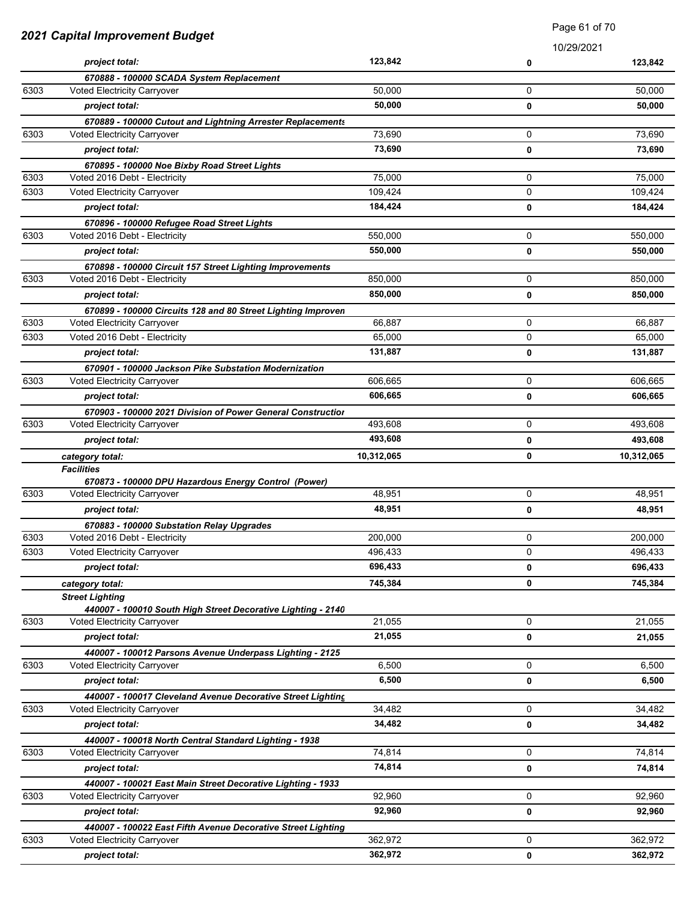## 2021 Capital Improvement Budget

10/29/2021

| | | | | |
|---|---|---|---|---|
| | *project total:* | **123,842** | **0** | **123,842** |
| | ***670888 - 100000 SCADA System Replacement*** | | | |
| 6303 | Voted Electricity Carryover | 50,000 | 0 | 50,000 |
| | *project total:* | **50,000** | **0** | **50,000** |
| | ***670889 - 100000 Cutout and Lightning Arrester Replacements*** | | | |
| 6303 | Voted Electricity Carryover | 73,690 | 0 | 73,690 |
| | *project total:* | **73,690** | **0** | **73,690** |
| | ***670895 - 100000 Noe Bixby Road Street Lights*** | | | |
| 6303 | Voted 2016 Debt - Electricity | 75,000 | 0 | 75,000 |
| 6303 | Voted Electricity Carryover | 109,424 | 0 | 109,424 |
| | *project total:* | **184,424** | **0** | **184,424** |
| | ***670896 - 100000 Refugee Road Street Lights*** | | | |
| 6303 | Voted 2016 Debt - Electricity | 550,000 | 0 | 550,000 |
| | *project total:* | **550,000** | **0** | **550,000** |
| | ***670898 - 100000 Circuit 157 Street Lighting Improvements*** | | | |
| 6303 | Voted 2016 Debt - Electricity | 850,000 | 0 | 850,000 |
| | *project total:* | **850,000** | **0** | **850,000** |
| | ***670899 - 100000 Circuits 128 and 80 Street Lighting Improven*** | | | |
| 6303 | Voted Electricity Carryover | 66,887 | 0 | 66,887 |
| 6303 | Voted 2016 Debt - Electricity | 65,000 | 0 | 65,000 |
| | *project total:* | **131,887** | **0** | **131,887** |
| | ***670901 - 100000 Jackson Pike Substation Modernization*** | | | |
| 6303 | Voted Electricity Carryover | 606,665 | 0 | 606,665 |
| | *project total:* | **606,665** | **0** | **606,665** |
| | ***670903 - 100000 2021 Division of Power General Constructior*** | | | |
| 6303 | Voted Electricity Carryover | 493,608 | 0 | 493,608 |
| | *project total:* | **493,608** | **0** | **493,608** |
| | *category total:* | **10,312,065** | **0** | **10,312,065** |
| | ***Facilities*** | | | |
| | ***670873 - 100000 DPU Hazardous Energy Control (Power)*** | | | |
| 6303 | Voted Electricity Carryover | 48,951 | 0 | 48,951 |
| | *project total:* | **48,951** | **0** | **48,951** |
| | ***670883 - 100000 Substation Relay Upgrades*** | | | |
| 6303 | Voted 2016 Debt - Electricity | 200,000 | 0 | 200,000 |
| 6303 | Voted Electricity Carryover | 496,433 | 0 | 496,433 |
| | *project total:* | **696,433** | **0** | **696,433** |
| | *category total:* | **745,384** | **0** | **745,384** |
| | ***Street Lighting*** | | | |
| | ***440007 - 100010 South High Street Decorative Lighting - 2140*** | | | |
| 6303 | Voted Electricity Carryover | 21,055 | 0 | 21,055 |
| | *project total:* | **21,055** | **0** | **21,055** |
| | ***440007 - 100012 Parsons Avenue Underpass Lighting - 2125*** | | | |
| 6303 | Voted Electricity Carryover | 6,500 | 0 | 6,500 |
| | *project total:* | **6,500** | **0** | **6,500** |
| | ***440007 - 100017 Cleveland Avenue Decorative Street Lighting*** | | | |
| 6303 | Voted Electricity Carryover | 34,482 | 0 | 34,482 |
| | *project total:* | **34,482** | **0** | **34,482** |
| | ***440007 - 100018 North Central Standard Lighting - 1938*** | | | |
| 6303 | Voted Electricity Carryover | 74,814 | 0 | 74,814 |
| | *project total:* | **74,814** | **0** | **74,814** |
| | ***440007 - 100021 East Main Street Decorative Lighting - 1933*** | | | |
| 6303 | Voted Electricity Carryover | 92,960 | 0 | 92,960 |
| | *project total:* | **92,960** | **0** | **92,960** |
| | ***440007 - 100022 East Fifth Avenue Decorative Street Lighting*** | | | |
| 6303 | Voted Electricity Carryover | 362,972 | 0 | 362,972 |
| | *project total:* | **362,972** | **0** | **362,972** |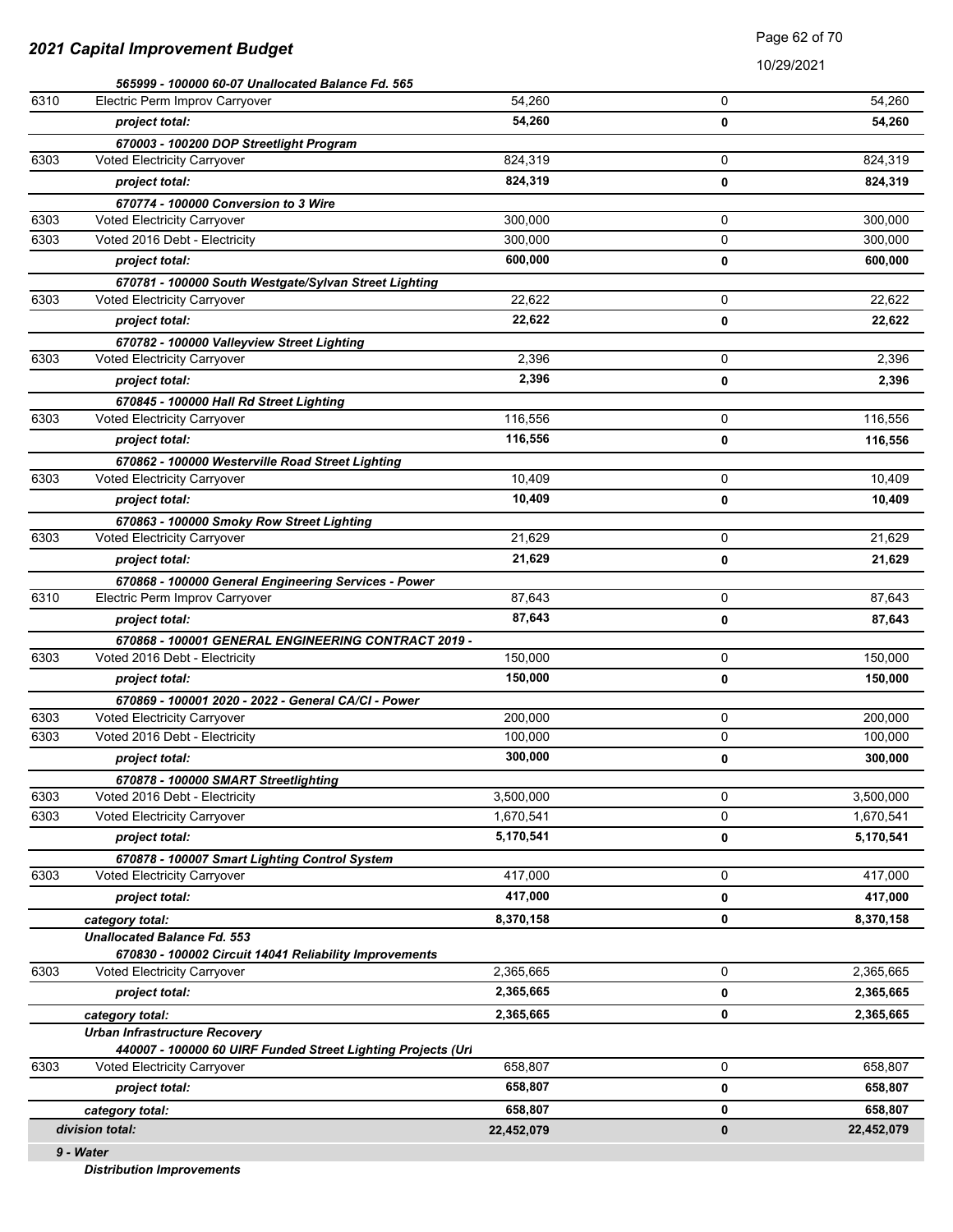## 2021 Capital Improvement Budget

10/29/2021

| | | | | |
|---|---|---|---|---|
| | ***565999 - 100000 60-07 Unallocated Balance Fd. 565*** | | | |
| 6310 | Electric Perm Improv Carryover | 54,260 | 0 | 54,260 |
| | ***project total:*** | **54,260** | **0** | **54,260** |
| | ***670003 - 100200 DOP Streetlight Program*** | | | |
| 6303 | Voted Electricity Carryover | 824,319 | 0 | 824,319 |
| | ***project total:*** | **824,319** | **0** | **824,319** |
| | ***670774 - 100000 Conversion to 3 Wire*** | | | |
| 6303 | Voted Electricity Carryover | 300,000 | 0 | 300,000 |
| 6303 | Voted 2016 Debt - Electricity | 300,000 | 0 | 300,000 |
| | ***project total:*** | **600,000** | **0** | **600,000** |
| | ***670781 - 100000 South Westgate/Sylvan Street Lighting*** | | | |
| 6303 | Voted Electricity Carryover | 22,622 | 0 | 22,622 |
| | ***project total:*** | **22,622** | **0** | **22,622** |
| | ***670782 - 100000 Valleyview Street Lighting*** | | | |
| 6303 | Voted Electricity Carryover | 2,396 | 0 | 2,396 |
| | ***project total:*** | **2,396** | **0** | **2,396** |
| | ***670845 - 100000 Hall Rd Street Lighting*** | | | |
| 6303 | Voted Electricity Carryover | 116,556 | 0 | 116,556 |
| | ***project total:*** | **116,556** | **0** | **116,556** |
| | ***670862 - 100000 Westerville Road Street Lighting*** | | | |
| 6303 | Voted Electricity Carryover | 10,409 | 0 | 10,409 |
| | ***project total:*** | **10,409** | **0** | **10,409** |
| | ***670863 - 100000 Smoky Row Street Lighting*** | | | |
| 6303 | Voted Electricity Carryover | 21,629 | 0 | 21,629 |
| | ***project total:*** | **21,629** | **0** | **21,629** |
| | ***670868 - 100000 General Engineering Services - Power*** | | | |
| 6310 | Electric Perm Improv Carryover | 87,643 | 0 | 87,643 |
| | ***project total:*** | **87,643** | **0** | **87,643** |
| | ***670868 - 100001 GENERAL ENGINEERING CONTRACT 2019 -*** | | | |
| 6303 | Voted 2016 Debt - Electricity | 150,000 | 0 | 150,000 |
| | ***project total:*** | **150,000** | **0** | **150,000** |
| | ***670869 - 100001 2020 - 2022 - General CA/CI - Power*** | | | |
| 6303 | Voted Electricity Carryover | 200,000 | 0 | 200,000 |
| 6303 | Voted 2016 Debt - Electricity | 100,000 | 0 | 100,000 |
| | ***project total:*** | **300,000** | **0** | **300,000** |
| | ***670878 - 100000 SMART Streetlighting*** | | | |
| 6303 | Voted 2016 Debt - Electricity | 3,500,000 | 0 | 3,500,000 |
| 6303 | Voted Electricity Carryover | 1,670,541 | 0 | 1,670,541 |
| | ***project total:*** | **5,170,541** | **0** | **5,170,541** |
| | ***670878 - 100007 Smart Lighting Control System*** | | | |
| 6303 | Voted Electricity Carryover | 417,000 | 0 | 417,000 |
| | ***project total:*** | **417,000** | **0** | **417,000** |
| | ***category total:*** | **8,370,158** | **0** | **8,370,158** |
| | ***Unallocated Balance Fd. 553*** | | | |
| | ***670830 - 100002 Circuit 14041 Reliability Improvements*** | | | |
| 6303 | Voted Electricity Carryover | 2,365,665 | 0 | 2,365,665 |
| | ***project total:*** | **2,365,665** | **0** | **2,365,665** |
| | ***category total:*** | **2,365,665** | **0** | **2,365,665** |
| | ***Urban Infrastructure Recovery*** | | | |
| | ***440007 - 100000 60 UIRF Funded Street Lighting Projects (Ur*** | | | |
| 6303 | Voted Electricity Carryover | 658,807 | 0 | 658,807 |
| | ***project total:*** | **658,807** | **0** | **658,807** |
| | ***category total:*** | **658,807** | **0** | **658,807** |
| | ***division total:*** | **22,452,079** | **0** | **22,452,079** |
| | ***9 - Water*** | | | |
| | ***Distribution Improvements*** | | | |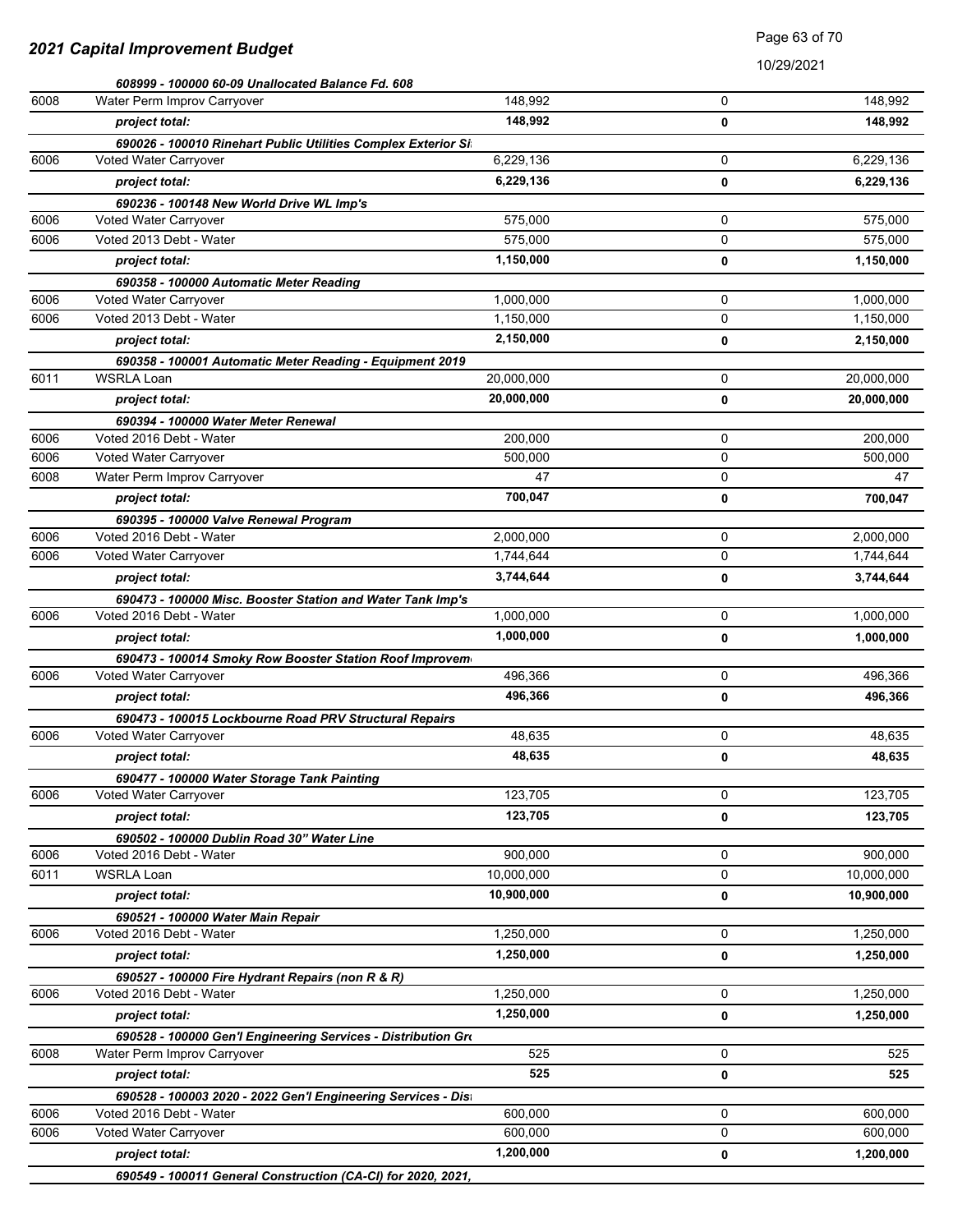## 2021 Capital Improvement Budget

10/29/2021

| Fund | Description | | | |
|---|---|---|---|---|
| | ***608999 - 100000 60-09 Unallocated Balance Fd. 608*** | | | |
| 6008 | Water Perm Improv Carryover | 148,992 | 0 | 148,992 |
| | ***project total:*** | **148,992** | **0** | **148,992** |
| | ***690026 - 100010 Rinehart Public Utilities Complex Exterior Si*** | | | |
| 6006 | Voted Water Carryover | 6,229,136 | 0 | 6,229,136 |
| | ***project total:*** | **6,229,136** | **0** | **6,229,136** |
| | ***690236 - 100148 New World Drive WL Imp's*** | | | |
| 6006 | Voted Water Carryover | 575,000 | 0 | 575,000 |
| 6006 | Voted 2013 Debt - Water | 575,000 | 0 | 575,000 |
| | ***project total:*** | **1,150,000** | **0** | **1,150,000** |
| | ***690358 - 100000 Automatic Meter Reading*** | | | |
| 6006 | Voted Water Carryover | 1,000,000 | 0 | 1,000,000 |
| 6006 | Voted 2013 Debt - Water | 1,150,000 | 0 | 1,150,000 |
| | ***project total:*** | **2,150,000** | **0** | **2,150,000** |
| | ***690358 - 100001 Automatic Meter Reading - Equipment 2019*** | | | |
| 6011 | WSRLA Loan | 20,000,000 | 0 | 20,000,000 |
| | ***project total:*** | **20,000,000** | **0** | **20,000,000** |
| | ***690394 - 100000 Water Meter Renewal*** | | | |
| 6006 | Voted 2016 Debt - Water | 200,000 | 0 | 200,000 |
| 6006 | Voted Water Carryover | 500,000 | 0 | 500,000 |
| 6008 | Water Perm Improv Carryover | 47 | 0 | 47 |
| | ***project total:*** | **700,047** | **0** | **700,047** |
| | ***690395 - 100000 Valve Renewal Program*** | | | |
| 6006 | Voted 2016 Debt - Water | 2,000,000 | 0 | 2,000,000 |
| 6006 | Voted Water Carryover | 1,744,644 | 0 | 1,744,644 |
| | ***project total:*** | **3,744,644** | **0** | **3,744,644** |
| | ***690473 - 100000 Misc. Booster Station and Water Tank Imp's*** | | | |
| 6006 | Voted 2016 Debt - Water | 1,000,000 | 0 | 1,000,000 |
| | ***project total:*** | **1,000,000** | **0** | **1,000,000** |
| | ***690473 - 100014 Smoky Row Booster Station Roof Improvem*** | | | |
| 6006 | Voted Water Carryover | 496,366 | 0 | 496,366 |
| | ***project total:*** | **496,366** | **0** | **496,366** |
| | ***690473 - 100015 Lockbourne Road PRV Structural Repairs*** | | | |
| 6006 | Voted Water Carryover | 48,635 | 0 | 48,635 |
| | ***project total:*** | **48,635** | **0** | **48,635** |
| | ***690477 - 100000 Water Storage Tank Painting*** | | | |
| 6006 | Voted Water Carryover | 123,705 | 0 | 123,705 |
| | ***project total:*** | **123,705** | **0** | **123,705** |
| | ***690502 - 100000 Dublin Road 30" Water Line*** | | | |
| 6006 | Voted 2016 Debt - Water | 900,000 | 0 | 900,000 |
| 6011 | WSRLA Loan | 10,000,000 | 0 | 10,000,000 |
| | ***project total:*** | **10,900,000** | **0** | **10,900,000** |
| | ***690521 - 100000 Water Main Repair*** | | | |
| 6006 | Voted 2016 Debt - Water | 1,250,000 | 0 | 1,250,000 |
| | ***project total:*** | **1,250,000** | **0** | **1,250,000** |
| | ***690527 - 100000 Fire Hydrant Repairs (non R & R)*** | | | |
| 6006 | Voted 2016 Debt - Water | 1,250,000 | 0 | 1,250,000 |
| | ***project total:*** | **1,250,000** | **0** | **1,250,000** |
| | ***690528 - 100000 Gen'l Engineering Services - Distribution Gr*** | | | |
| 6008 | Water Perm Improv Carryover | 525 | 0 | 525 |
| | ***project total:*** | **525** | **0** | **525** |
| | ***690528 - 100003 2020 - 2022 Gen'l Engineering Services - Dis*** | | | |
| 6006 | Voted 2016 Debt - Water | 600,000 | 0 | 600,000 |
| 6006 | Voted Water Carryover | 600,000 | 0 | 600,000 |
| | ***project total:*** | **1,200,000** | **0** | **1,200,000** |
| | ***690549 - 100011 General Construction (CA-CI) for 2020, 2021,*** | | | |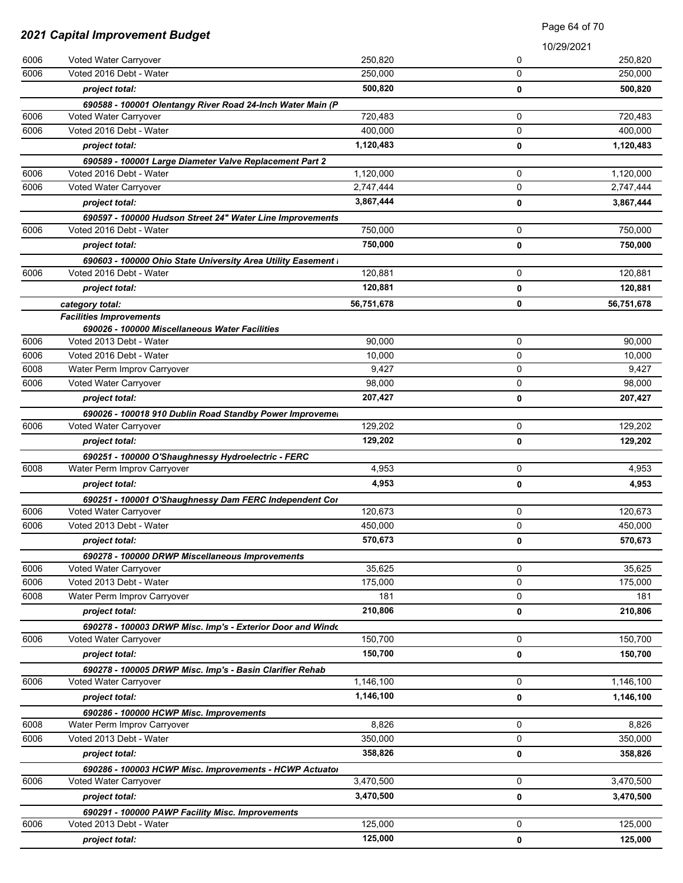# 2021 Capital Improvement Budget

10/29/2021

| Fund | Description | | | |
|---|---|---|---|---|
| 6006 | Voted Water Carryover | 250,820 | 0 | 250,820 |
| 6006 | Voted 2016 Debt - Water | 250,000 | 0 | 250,000 |
| | ***project total:*** | **500,820** | **0** | **500,820** |
| | ***690588 - 100001 Olentangy River Road 24-Inch Water Main (P*** | | | |
| 6006 | Voted Water Carryover | 720,483 | 0 | 720,483 |
| 6006 | Voted 2016 Debt - Water | 400,000 | 0 | 400,000 |
| | ***project total:*** | **1,120,483** | **0** | **1,120,483** |
| | ***690589 - 100001 Large Diameter Valve Replacement Part 2*** | | | |
| 6006 | Voted 2016 Debt - Water | 1,120,000 | 0 | 1,120,000 |
| 6006 | Voted Water Carryover | 2,747,444 | 0 | 2,747,444 |
| | ***project total:*** | **3,867,444** | **0** | **3,867,444** |
| | ***690597 - 100000 Hudson Street 24" Water Line Improvements*** | | | |
| 6006 | Voted 2016 Debt - Water | 750,000 | 0 | 750,000 |
| | ***project total:*** | **750,000** | **0** | **750,000** |
| | ***690603 - 100000 Ohio State University Area Utility Easement I*** | | | |
| 6006 | Voted 2016 Debt - Water | 120,881 | 0 | 120,881 |
| | ***project total:*** | **120,881** | **0** | **120,881** |
| | ***category total:*** | **56,751,678** | **0** | **56,751,678** |
| | ***Facilities Improvements*** | | | |
| | ***690026 - 100000 Miscellaneous Water Facilities*** | | | |
| 6006 | Voted 2013 Debt - Water | 90,000 | 0 | 90,000 |
| 6006 | Voted 2016 Debt - Water | 10,000 | 0 | 10,000 |
| 6008 | Water Perm Improv Carryover | 9,427 | 0 | 9,427 |
| 6006 | Voted Water Carryover | 98,000 | 0 | 98,000 |
| | ***project total:*** | **207,427** | **0** | **207,427** |
| | ***690026 - 100018 910 Dublin Road Standby Power Improveme*** | | | |
| 6006 | Voted Water Carryover | 129,202 | 0 | 129,202 |
| | ***project total:*** | **129,202** | **0** | **129,202** |
| | ***690251 - 100000 O'Shaughnessy Hydroelectric - FERC*** | | | |
| 6008 | Water Perm Improv Carryover | 4,953 | 0 | 4,953 |
| | ***project total:*** | **4,953** | **0** | **4,953** |
| | ***690251 - 100001 O'Shaughnessy Dam FERC Independent Co*** | | | |
| 6006 | Voted Water Carryover | 120,673 | 0 | 120,673 |
| 6006 | Voted 2013 Debt - Water | 450,000 | 0 | 450,000 |
| | ***project total:*** | **570,673** | **0** | **570,673** |
| | ***690278 - 100000 DRWP Miscellaneous Improvements*** | | | |
| 6006 | Voted Water Carryover | 35,625 | 0 | 35,625 |
| 6006 | Voted 2013 Debt - Water | 175,000 | 0 | 175,000 |
| 6008 | Water Perm Improv Carryover | 181 | 0 | 181 |
| | ***project total:*** | **210,806** | **0** | **210,806** |
| | ***690278 - 100003 DRWP Misc. Imp's - Exterior Door and Windo*** | | | |
| 6006 | Voted Water Carryover | 150,700 | 0 | 150,700 |
| | ***project total:*** | **150,700** | **0** | **150,700** |
| | ***690278 - 100005 DRWP Misc. Imp's - Basin Clarifier Rehab*** | | | |
| 6006 | Voted Water Carryover | 1,146,100 | 0 | 1,146,100 |
| | ***project total:*** | **1,146,100** | **0** | **1,146,100** |
| | ***690286 - 100000 HCWP Misc. Improvements*** | | | |
| 6008 | Water Perm Improv Carryover | 8,826 | 0 | 8,826 |
| 6006 | Voted 2013 Debt - Water | 350,000 | 0 | 350,000 |
| | ***project total:*** | **358,826** | **0** | **358,826** |
| | ***690286 - 100003 HCWP Misc. Improvements - HCWP Actuato*** | | | |
| 6006 | Voted Water Carryover | 3,470,500 | 0 | 3,470,500 |
| | ***project total:*** | **3,470,500** | **0** | **3,470,500** |
| | ***690291 - 100000 PAWP Facility Misc. Improvements*** | | | |
| 6006 | Voted 2013 Debt - Water | 125,000 | 0 | 125,000 |
| | ***project total:*** | **125,000** | **0** | **125,000** |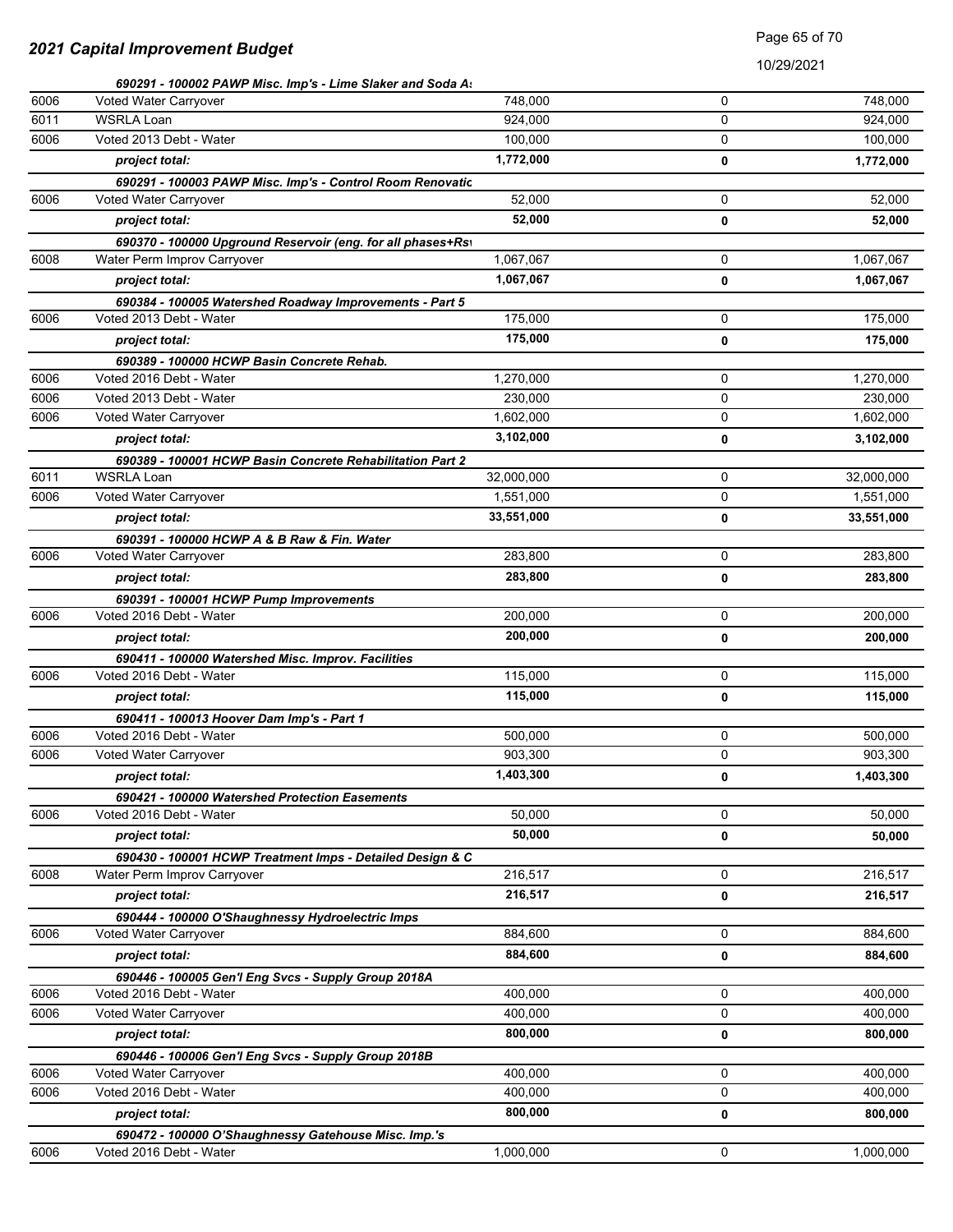## 2021 Capital Improvement Budget

| | | | | |
|---|---|---|---|---|
| | ***690291 - 100002 PAWP Misc. Imp's - Lime Slaker and Soda As*** | | | |
| 6006 | Voted Water Carryover | 748,000 | 0 | 748,000 |
| 6011 | WSRLA Loan | 924,000 | 0 | 924,000 |
| 6006 | Voted 2013 Debt - Water | 100,000 | 0 | 100,000 |
| | ***project total:*** | **1,772,000** | **0** | **1,772,000** |
| | ***690291 - 100003 PAWP Misc. Imp's - Control Room Renovatic*** | | | |
| 6006 | Voted Water Carryover | 52,000 | 0 | 52,000 |
| | ***project total:*** | **52,000** | **0** | **52,000** |
| | ***690370 - 100000 Upground Reservoir (eng. for all phases+Rsv*** | | | |
| 6008 | Water Perm Improv Carryover | 1,067,067 | 0 | 1,067,067 |
| | ***project total:*** | **1,067,067** | **0** | **1,067,067** |
| | ***690384 - 100005 Watershed Roadway Improvements - Part 5*** | | | |
| 6006 | Voted 2013 Debt - Water | 175,000 | 0 | 175,000 |
| | ***project total:*** | **175,000** | **0** | **175,000** |
| | ***690389 - 100000 HCWP Basin Concrete Rehab.*** | | | |
| 6006 | Voted 2016 Debt - Water | 1,270,000 | 0 | 1,270,000 |
| 6006 | Voted 2013 Debt - Water | 230,000 | 0 | 230,000 |
| 6006 | Voted Water Carryover | 1,602,000 | 0 | 1,602,000 |
| | ***project total:*** | **3,102,000** | **0** | **3,102,000** |
| | ***690389 - 100001 HCWP Basin Concrete Rehabilitation Part 2*** | | | |
| 6011 | WSRLA Loan | 32,000,000 | 0 | 32,000,000 |
| 6006 | Voted Water Carryover | 1,551,000 | 0 | 1,551,000 |
| | ***project total:*** | **33,551,000** | **0** | **33,551,000** |
| | ***690391 - 100000 HCWP A & B Raw & Fin. Water*** | | | |
| 6006 | Voted Water Carryover | 283,800 | 0 | 283,800 |
| | ***project total:*** | **283,800** | **0** | **283,800** |
| | ***690391 - 100001 HCWP Pump Improvements*** | | | |
| 6006 | Voted 2016 Debt - Water | 200,000 | 0 | 200,000 |
| | ***project total:*** | **200,000** | **0** | **200,000** |
| | ***690411 - 100000 Watershed Misc. Improv. Facilities*** | | | |
| 6006 | Voted 2016 Debt - Water | 115,000 | 0 | 115,000 |
| | ***project total:*** | **115,000** | **0** | **115,000** |
| | ***690411 - 100013 Hoover Dam Imp's - Part 1*** | | | |
| 6006 | Voted 2016 Debt - Water | 500,000 | 0 | 500,000 |
| 6006 | Voted Water Carryover | 903,300 | 0 | 903,300 |
| | ***project total:*** | **1,403,300** | **0** | **1,403,300** |
| | ***690421 - 100000 Watershed Protection Easements*** | | | |
| 6006 | Voted 2016 Debt - Water | 50,000 | 0 | 50,000 |
| | ***project total:*** | **50,000** | **0** | **50,000** |
| | ***690430 - 100001 HCWP Treatment Imps - Detailed Design & C*** | | | |
| 6008 | Water Perm Improv Carryover | 216,517 | 0 | 216,517 |
| | ***project total:*** | **216,517** | **0** | **216,517** |
| | ***690444 - 100000 O'Shaughnessy Hydroelectric Imps*** | | | |
| 6006 | Voted Water Carryover | 884,600 | 0 | 884,600 |
| | ***project total:*** | **884,600** | **0** | **884,600** |
| | ***690446 - 100005 Gen'l Eng Svcs - Supply Group 2018A*** | | | |
| 6006 | Voted 2016 Debt - Water | 400,000 | 0 | 400,000 |
| 6006 | Voted Water Carryover | 400,000 | 0 | 400,000 |
| | ***project total:*** | **800,000** | **0** | **800,000** |
| | ***690446 - 100006 Gen'l Eng Svcs - Supply Group 2018B*** | | | |
| 6006 | Voted Water Carryover | 400,000 | 0 | 400,000 |
| 6006 | Voted 2016 Debt - Water | 400,000 | 0 | 400,000 |
| | ***project total:*** | **800,000** | **0** | **800,000** |
| | ***690472 - 100000 O'Shaughnessy Gatehouse Misc. Imp.'s*** | | | |
| 6006 | Voted 2016 Debt - Water | 1,000,000 | 0 | 1,000,000 |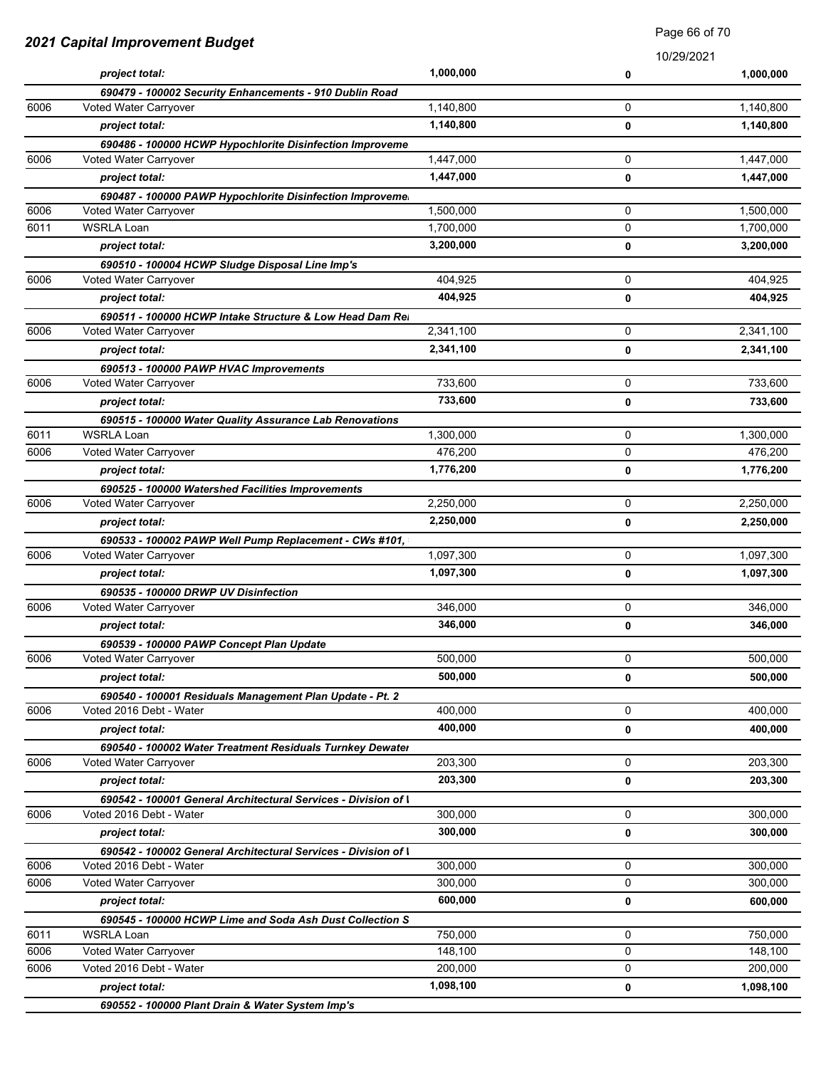# 2021 Capital Improvement Budget

10/29/2021

| | | | | |
|---|---|---|---|---|
| | ***project total:*** | **1,000,000** | **0** | **1,000,000** |
| | ***690479 - 100002 Security Enhancements - 910 Dublin Road*** | | | |
| 6006 | Voted Water Carryover | 1,140,800 | 0 | 1,140,800 |
| | ***project total:*** | **1,140,800** | **0** | **1,140,800** |
| | ***690486 - 100000 HCWP Hypochlorite Disinfection Improveme*** | | | |
| 6006 | Voted Water Carryover | 1,447,000 | 0 | 1,447,000 |
| | ***project total:*** | **1,447,000** | **0** | **1,447,000** |
| | ***690487 - 100000 PAWP Hypochlorite Disinfection Improveme*** | | | |
| 6006 | Voted Water Carryover | 1,500,000 | 0 | 1,500,000 |
| 6011 | WSRLA Loan | 1,700,000 | 0 | 1,700,000 |
| | ***project total:*** | **3,200,000** | **0** | **3,200,000** |
| | ***690510 - 100004 HCWP Sludge Disposal Line Imp's*** | | | |
| 6006 | Voted Water Carryover | 404,925 | 0 | 404,925 |
| | ***project total:*** | **404,925** | **0** | **404,925** |
| | ***690511 - 100000 HCWP Intake Structure & Low Head Dam Re*** | | | |
| 6006 | Voted Water Carryover | 2,341,100 | 0 | 2,341,100 |
| | ***project total:*** | **2,341,100** | **0** | **2,341,100** |
| | ***690513 - 100000 PAWP HVAC Improvements*** | | | |
| 6006 | Voted Water Carryover | 733,600 | 0 | 733,600 |
| | ***project total:*** | **733,600** | **0** | **733,600** |
| | ***690515 - 100000 Water Quality Assurance Lab Renovations*** | | | |
| 6011 | WSRLA Loan | 1,300,000 | 0 | 1,300,000 |
| 6006 | Voted Water Carryover | 476,200 | 0 | 476,200 |
| | ***project total:*** | **1,776,200** | **0** | **1,776,200** |
| | ***690525 - 100000 Watershed Facilities Improvements*** | | | |
| 6006 | Voted Water Carryover | 2,250,000 | 0 | 2,250,000 |
| | ***project total:*** | **2,250,000** | **0** | **2,250,000** |
| | ***690533 - 100002 PAWP Well Pump Replacement - CWs #101,*** | | | |
| 6006 | Voted Water Carryover | 1,097,300 | 0 | 1,097,300 |
| | ***project total:*** | **1,097,300** | **0** | **1,097,300** |
| | ***690535 - 100000 DRWP UV Disinfection*** | | | |
| 6006 | Voted Water Carryover | 346,000 | 0 | 346,000 |
| | ***project total:*** | **346,000** | **0** | **346,000** |
| | ***690539 - 100000 PAWP Concept Plan Update*** | | | |
| 6006 | Voted Water Carryover | 500,000 | 0 | 500,000 |
| | ***project total:*** | **500,000** | **0** | **500,000** |
| | ***690540 - 100001 Residuals Management Plan Update - Pt. 2*** | | | |
| 6006 | Voted 2016 Debt - Water | 400,000 | 0 | 400,000 |
| | ***project total:*** | **400,000** | **0** | **400,000** |
| | ***690540 - 100002 Water Treatment Residuals Turnkey Dewater*** | | | |
| 6006 | Voted Water Carryover | 203,300 | 0 | 203,300 |
| | ***project total:*** | **203,300** | **0** | **203,300** |
| | ***690542 - 100001 General Architectural Services - Division of W*** | | | |
| 6006 | Voted 2016 Debt - Water | 300,000 | 0 | 300,000 |
| | ***project total:*** | **300,000** | **0** | **300,000** |
| | ***690542 - 100002 General Architectural Services - Division of W*** | | | |
| 6006 | Voted 2016 Debt - Water | 300,000 | 0 | 300,000 |
| 6006 | Voted Water Carryover | 300,000 | 0 | 300,000 |
| | ***project total:*** | **600,000** | **0** | **600,000** |
| | ***690545 - 100000 HCWP Lime and Soda Ash Dust Collection S*** | | | |
| 6011 | WSRLA Loan | 750,000 | 0 | 750,000 |
| 6006 | Voted Water Carryover | 148,100 | 0 | 148,100 |
| 6006 | Voted 2016 Debt - Water | 200,000 | 0 | 200,000 |
| | ***project total:*** | **1,098,100** | **0** | **1,098,100** |
| | ***690552 - 100000 Plant Drain & Water System Imp's*** | | | |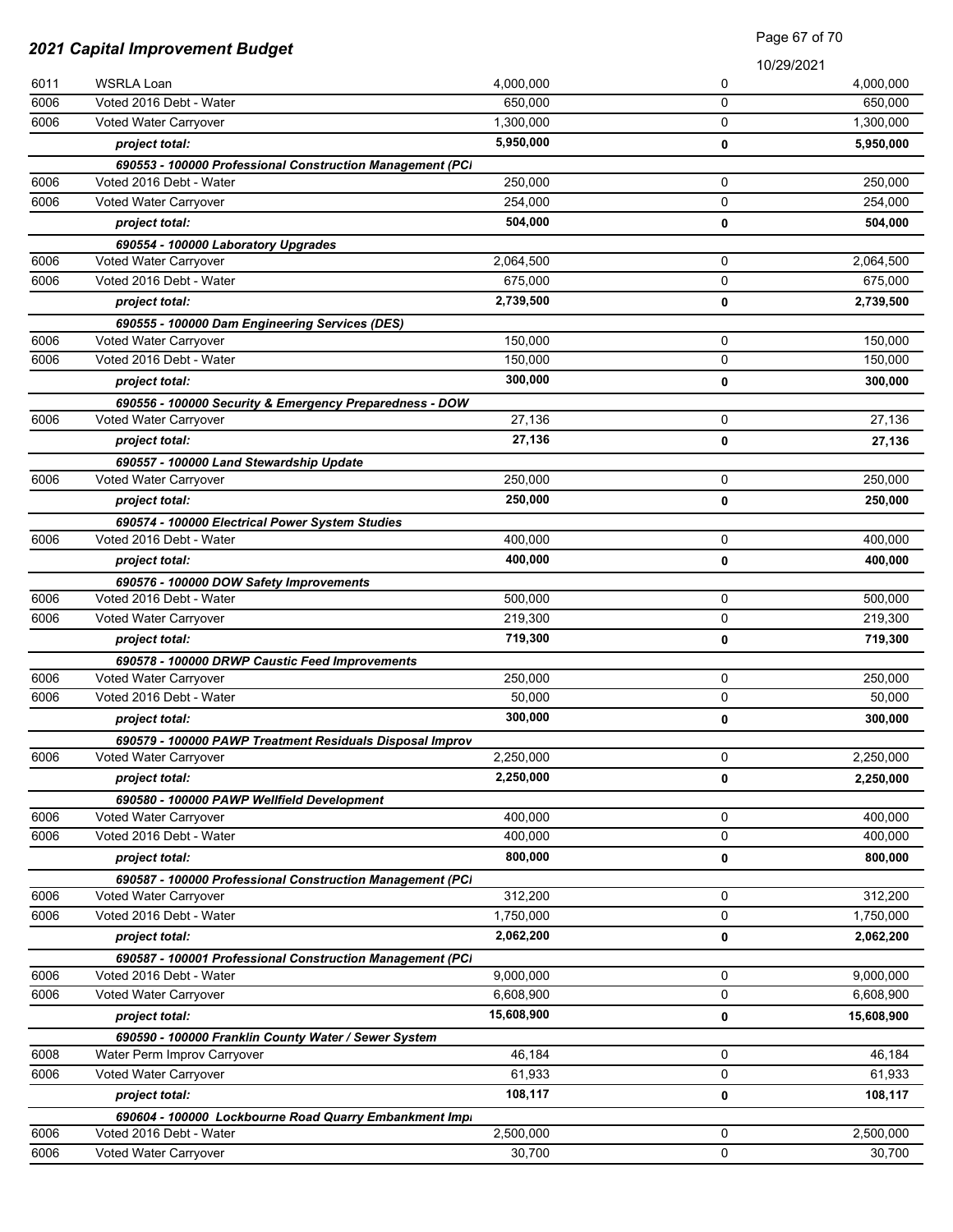## 2021 Capital Improvement Budget

10/29/2021

| | | | | |
|---|---|---|---|---|
| 6011 | WSRLA Loan | 4,000,000 | 0 | 4,000,000 |
| 6006 | Voted 2016 Debt - Water | 650,000 | 0 | 650,000 |
| 6006 | Voted Water Carryover | 1,300,000 | 0 | 1,300,000 |
| | ***project total:*** | **5,950,000** | **0** | **5,950,000** |
| | ***690553 - 100000 Professional Construction Management (PCI*** | | | |
| 6006 | Voted 2016 Debt - Water | 250,000 | 0 | 250,000 |
| 6006 | Voted Water Carryover | 254,000 | 0 | 254,000 |
| | ***project total:*** | **504,000** | **0** | **504,000** |
| | ***690554 - 100000 Laboratory Upgrades*** | | | |
| 6006 | Voted Water Carryover | 2,064,500 | 0 | 2,064,500 |
| 6006 | Voted 2016 Debt - Water | 675,000 | 0 | 675,000 |
| | ***project total:*** | **2,739,500** | **0** | **2,739,500** |
| | ***690555 - 100000 Dam Engineering Services (DES)*** | | | |
| 6006 | Voted Water Carryover | 150,000 | 0 | 150,000 |
| 6006 | Voted 2016 Debt - Water | 150,000 | 0 | 150,000 |
| | ***project total:*** | **300,000** | **0** | **300,000** |
| | ***690556 - 100000 Security & Emergency Preparedness - DOW*** | | | |
| 6006 | Voted Water Carryover | 27,136 | 0 | 27,136 |
| | ***project total:*** | **27,136** | **0** | **27,136** |
| | ***690557 - 100000 Land Stewardship Update*** | | | |
| 6006 | Voted Water Carryover | 250,000 | 0 | 250,000 |
| | ***project total:*** | **250,000** | **0** | **250,000** |
| | ***690574 - 100000 Electrical Power System Studies*** | | | |
| 6006 | Voted 2016 Debt - Water | 400,000 | 0 | 400,000 |
| | ***project total:*** | **400,000** | **0** | **400,000** |
| | ***690576 - 100000 DOW Safety Improvements*** | | | |
| 6006 | Voted 2016 Debt - Water | 500,000 | 0 | 500,000 |
| 6006 | Voted Water Carryover | 219,300 | 0 | 219,300 |
| | ***project total:*** | **719,300** | **0** | **719,300** |
| | ***690578 - 100000 DRWP Caustic Feed Improvements*** | | | |
| 6006 | Voted Water Carryover | 250,000 | 0 | 250,000 |
| 6006 | Voted 2016 Debt - Water | 50,000 | 0 | 50,000 |
| | ***project total:*** | **300,000** | **0** | **300,000** |
| | ***690579 - 100000 PAWP Treatment Residuals Disposal Improv*** | | | |
| 6006 | Voted Water Carryover | 2,250,000 | 0 | 2,250,000 |
| | ***project total:*** | **2,250,000** | **0** | **2,250,000** |
| | ***690580 - 100000 PAWP Wellfield Development*** | | | |
| 6006 | Voted Water Carryover | 400,000 | 0 | 400,000 |
| 6006 | Voted 2016 Debt - Water | 400,000 | 0 | 400,000 |
| | ***project total:*** | **800,000** | **0** | **800,000** |
| | ***690587 - 100000 Professional Construction Management (PCI*** | | | |
| 6006 | Voted Water Carryover | 312,200 | 0 | 312,200 |
| 6006 | Voted 2016 Debt - Water | 1,750,000 | 0 | 1,750,000 |
| | ***project total:*** | **2,062,200** | **0** | **2,062,200** |
| | ***690587 - 100001 Professional Construction Management (PCI*** | | | |
| 6006 | Voted 2016 Debt - Water | 9,000,000 | 0 | 9,000,000 |
| 6006 | Voted Water Carryover | 6,608,900 | 0 | 6,608,900 |
| | ***project total:*** | **15,608,900** | **0** | **15,608,900** |
| | ***690590 - 100000 Franklin County Water / Sewer System*** | | | |
| 6008 | Water Perm Improv Carryover | 46,184 | 0 | 46,184 |
| 6006 | Voted Water Carryover | 61,933 | 0 | 61,933 |
| | ***project total:*** | **108,117** | **0** | **108,117** |
| | ***690604 - 100000 Lockbourne Road Quarry Embankment Impr*** | | | |
| 6006 | Voted 2016 Debt - Water | 2,500,000 | 0 | 2,500,000 |
| 6006 | Voted Water Carryover | 30,700 | 0 | 30,700 |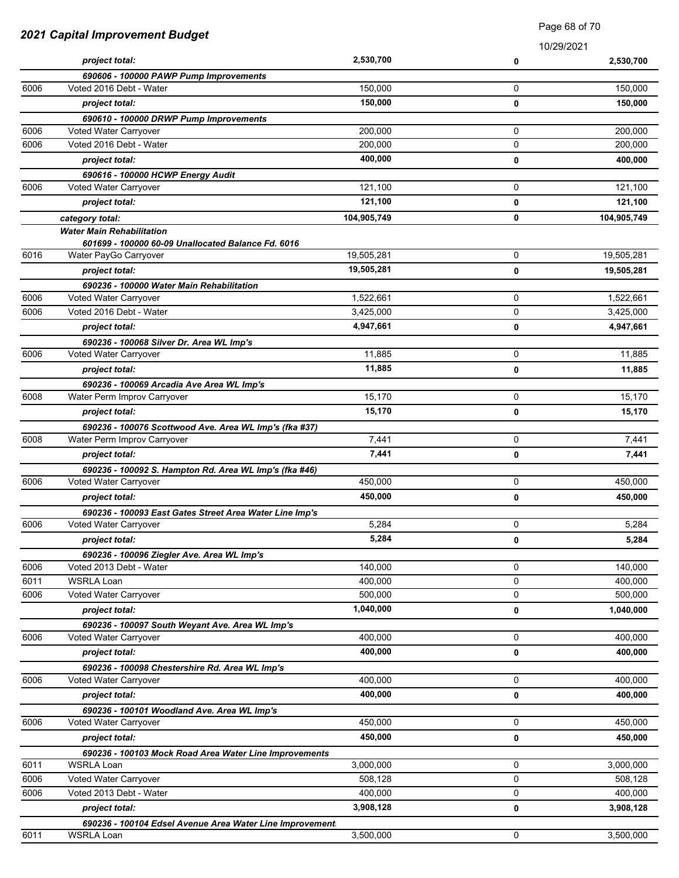| | | | | |
|---|---|---|---|---|
| | *project total:* | **2,530,700** | **0** | **2,530,700** |
| | ***690606 - 100000 PAWP Pump Improvements*** | | | |
| 6006 | Voted 2016 Debt - Water | 150,000 | 0 | 150,000 |
| | *project total:* | **150,000** | **0** | **150,000** |
| | ***690610 - 100000 DRWP Pump Improvements*** | | | |
| 6006 | Voted Water Carryover | 200,000 | 0 | 200,000 |
| 6006 | Voted 2016 Debt - Water | 200,000 | 0 | 200,000 |
| | *project total:* | **400,000** | **0** | **400,000** |
| | ***690616 - 100000 HCWP Energy Audit*** | | | |
| 6006 | Voted Water Carryover | 121,100 | 0 | 121,100 |
| | *project total:* | **121,100** | **0** | **121,100** |
| | *category total:* | **104,905,749** | **0** | **104,905,749** |
| | ***Water Main Rehabilitation*** | | | |
| | ***601699 - 100000 60-09 Unallocated Balance Fd. 6016*** | | | |
| 6016 | Water PayGo Carryover | 19,505,281 | 0 | 19,505,281 |
| | *project total:* | **19,505,281** | **0** | **19,505,281** |
| | ***690236 - 100000 Water Main Rehabilitation*** | | | |
| 6006 | Voted Water Carryover | 1,522,661 | 0 | 1,522,661 |
| 6006 | Voted 2016 Debt - Water | 3,425,000 | 0 | 3,425,000 |
| | *project total:* | **4,947,661** | **0** | **4,947,661** |
| | ***690236 - 100068 Silver Dr. Area WL Imp's*** | | | |
| 6006 | Voted Water Carryover | 11,885 | 0 | 11,885 |
| | *project total:* | **11,885** | **0** | **11,885** |
| | ***690236 - 100069 Arcadia Ave Area WL Imp's*** | | | |
| 6008 | Water Perm Improv Carryover | 15,170 | 0 | 15,170 |
| | *project total:* | **15,170** | **0** | **15,170** |
| | ***690236 - 100076 Scottwood Ave. Area WL Imp's (fka #37)*** | | | |
| 6008 | Water Perm Improv Carryover | 7,441 | 0 | 7,441 |
| | *project total:* | **7,441** | **0** | **7,441** |
| | ***690236 - 100092 S. Hampton Rd. Area WL Imp's (fka #46)*** | | | |
| 6006 | Voted Water Carryover | 450,000 | 0 | 450,000 |
| | *project total:* | **450,000** | **0** | **450,000** |
| | ***690236 - 100093 East Gates Street Area Water Line Imp's*** | | | |
| 6006 | Voted Water Carryover | 5,284 | 0 | 5,284 |
| | *project total:* | **5,284** | **0** | **5,284** |
| | ***690236 - 100096 Ziegler Ave. Area WL Imp's*** | | | |
| 6006 | Voted 2013 Debt - Water | 140,000 | 0 | 140,000 |
| 6011 | WSRLA Loan | 400,000 | 0 | 400,000 |
| 6006 | Voted Water Carryover | 500,000 | 0 | 500,000 |
| | *project total:* | **1,040,000** | **0** | **1,040,000** |
| | ***690236 - 100097 South Weyant Ave. Area WL Imp's*** | | | |
| 6006 | Voted Water Carryover | 400,000 | 0 | 400,000 |
| | *project total:* | **400,000** | **0** | **400,000** |
| | ***690236 - 100098 Chestershire Rd. Area WL Imp's*** | | | |
| 6006 | Voted Water Carryover | 400,000 | 0 | 400,000 |
| | *project total:* | **400,000** | **0** | **400,000** |
| | ***690236 - 100101 Woodland Ave. Area WL Imp's*** | | | |
| 6006 | Voted Water Carryover | 450,000 | 0 | 450,000 |
| | *project total:* | **450,000** | **0** | **450,000** |
| | ***690236 - 100103 Mock Road Area Water Line Improvements*** | | | |
| 6011 | WSRLA Loan | 3,000,000 | 0 | 3,000,000 |
| 6006 | Voted Water Carryover | 508,128 | 0 | 508,128 |
| 6006 | Voted 2013 Debt - Water | 400,000 | 0 | 400,000 |
| | *project total:* | **3,908,128** | **0** | **3,908,128** |
| | ***690236 - 100104 Edsel Avenue Area Water Line Improvement*** | | | |
| 6011 | WSRLA Loan | 3,500,000 | 0 | 3,500,000 |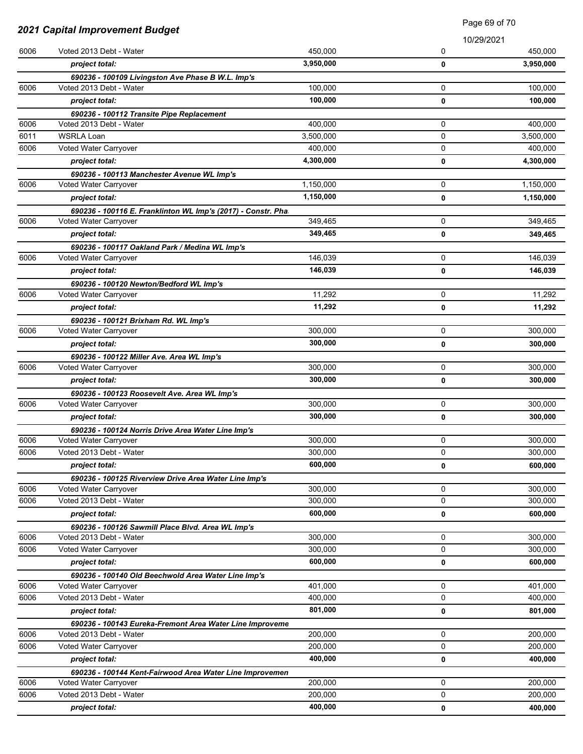## 2021 Capital Improvement Budget

10/29/2021

| | | | | |
|---|---|---|---|---|
| 6006 | Voted 2013 Debt - Water | 450,000 | 0 | 450,000 |
| | ***project total:*** | **3,950,000** | **0** | **3,950,000** |
| | ***690236 - 100109 Livingston Ave Phase B W.L. Imp's*** | | | |
| 6006 | Voted 2013 Debt - Water | 100,000 | 0 | 100,000 |
| | ***project total:*** | **100,000** | **0** | **100,000** |
| | ***690236 - 100112 Transite Pipe Replacement*** | | | |
| 6006 | Voted 2013 Debt - Water | 400,000 | 0 | 400,000 |
| 6011 | WSRLA Loan | 3,500,000 | 0 | 3,500,000 |
| 6006 | Voted Water Carryover | 400,000 | 0 | 400,000 |
| | ***project total:*** | **4,300,000** | **0** | **4,300,000** |
| | ***690236 - 100113 Manchester Avenue WL Imp's*** | | | |
| 6006 | Voted Water Carryover | 1,150,000 | 0 | 1,150,000 |
| | ***project total:*** | **1,150,000** | **0** | **1,150,000** |
| | ***690236 - 100116 E. Franklinton WL Imp's (2017) - Constr. Pha*** | | | |
| 6006 | Voted Water Carryover | 349,465 | 0 | 349,465 |
| | ***project total:*** | **349,465** | **0** | **349,465** |
| | ***690236 - 100117 Oakland Park / Medina WL Imp's*** | | | |
| 6006 | Voted Water Carryover | 146,039 | 0 | 146,039 |
| | ***project total:*** | **146,039** | **0** | **146,039** |
| | ***690236 - 100120 Newton/Bedford WL Imp's*** | | | |
| 6006 | Voted Water Carryover | 11,292 | 0 | 11,292 |
| | ***project total:*** | **11,292** | **0** | **11,292** |
| | ***690236 - 100121 Brixham Rd. WL Imp's*** | | | |
| 6006 | Voted Water Carryover | 300,000 | 0 | 300,000 |
| | ***project total:*** | **300,000** | **0** | **300,000** |
| | ***690236 - 100122 Miller Ave. Area WL Imp's*** | | | |
| 6006 | Voted Water Carryover | 300,000 | 0 | 300,000 |
| | ***project total:*** | **300,000** | **0** | **300,000** |
| | ***690236 - 100123 Roosevelt Ave. Area WL Imp's*** | | | |
| 6006 | Voted Water Carryover | 300,000 | 0 | 300,000 |
| | ***project total:*** | **300,000** | **0** | **300,000** |
| | ***690236 - 100124 Norris Drive Area Water Line Imp's*** | | | |
| 6006 | Voted Water Carryover | 300,000 | 0 | 300,000 |
| 6006 | Voted 2013 Debt - Water | 300,000 | 0 | 300,000 |
| | ***project total:*** | **600,000** | **0** | **600,000** |
| | ***690236 - 100125 Riverview Drive Area Water Line Imp's*** | | | |
| 6006 | Voted Water Carryover | 300,000 | 0 | 300,000 |
| 6006 | Voted 2013 Debt - Water | 300,000 | 0 | 300,000 |
| | ***project total:*** | **600,000** | **0** | **600,000** |
| | ***690236 - 100126 Sawmill Place Blvd. Area WL Imp's*** | | | |
| 6006 | Voted 2013 Debt - Water | 300,000 | 0 | 300,000 |
| 6006 | Voted Water Carryover | 300,000 | 0 | 300,000 |
| | ***project total:*** | **600,000** | **0** | **600,000** |
| | ***690236 - 100140 Old Beechwold Area Water Line Imp's*** | | | |
| 6006 | Voted Water Carryover | 401,000 | 0 | 401,000 |
| 6006 | Voted 2013 Debt - Water | 400,000 | 0 | 400,000 |
| | ***project total:*** | **801,000** | **0** | **801,000** |
| | ***690236 - 100143 Eureka-Fremont Area Water Line Improveme*** | | | |
| 6006 | Voted 2013 Debt - Water | 200,000 | 0 | 200,000 |
| 6006 | Voted Water Carryover | 200,000 | 0 | 200,000 |
| | ***project total:*** | **400,000** | **0** | **400,000** |
| | ***690236 - 100144 Kent-Fairwood Area Water Line Improvemen*** | | | |
| 6006 | Voted Water Carryover | 200,000 | 0 | 200,000 |
| 6006 | Voted 2013 Debt - Water | 200,000 | 0 | 200,000 |
| | ***project total:*** | **400,000** | **0** | **400,000** |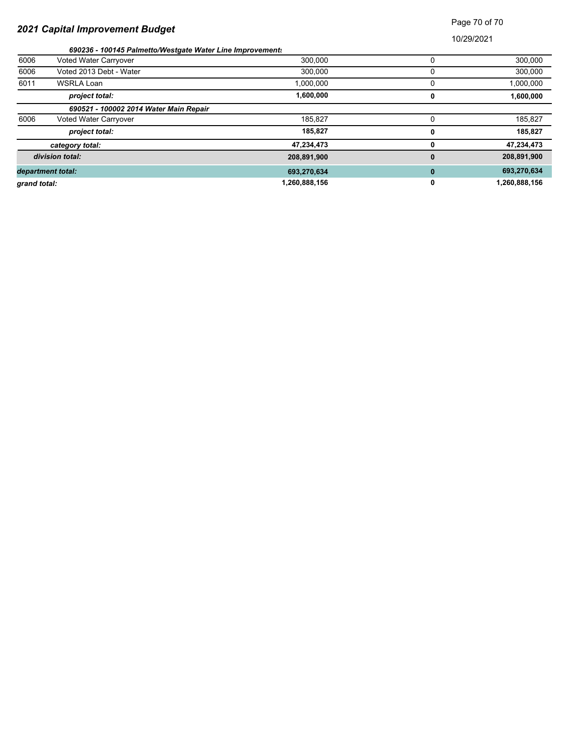## 2021 Capital Improvement Budget

10/29/2021

| | | | | |
|---|---|---|---|---|
| | ***690236 - 100145 Palmetto/Westgate Water Line Improvements*** | | | |
| 6006 | Voted Water Carryover | 300,000 | 0 | 300,000 |
| 6006 | Voted 2013 Debt - Water | 300,000 | 0 | 300,000 |
| 6011 | WSRLA Loan | 1,000,000 | 0 | 1,000,000 |
| | ***project total:*** | **1,600,000** | **0** | **1,600,000** |
| | ***690521 - 100002 2014 Water Main Repair*** | | | |
| 6006 | Voted Water Carryover | 185,827 | 0 | 185,827 |
| | ***project total:*** | **185,827** | **0** | **185,827** |
| | ***category total:*** | **47,234,473** | **0** | **47,234,473** |
| | ***division total:*** | **208,891,900** | **0** | **208,891,900** |
| ***department total:*** | | **693,270,634** | **0** | **693,270,634** |
| ***grand total:*** | | **1,260,888,156** | **0** | **1,260,888,156** |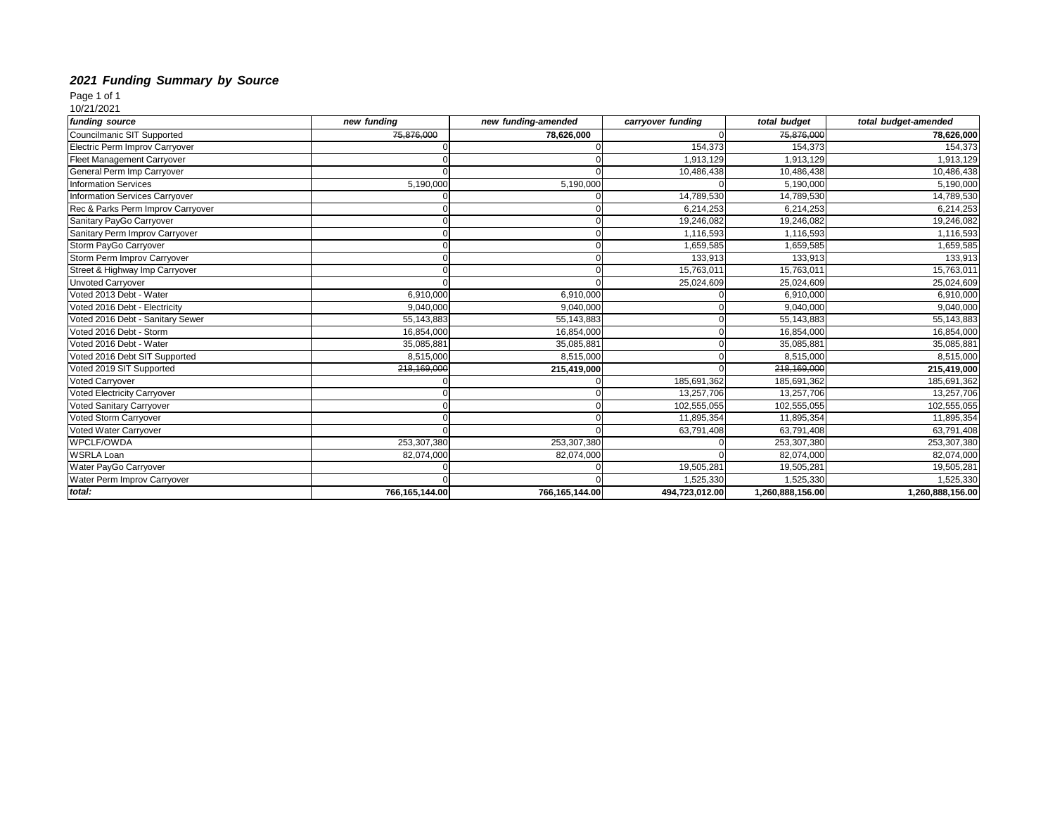# *2021 Funding Summary by Source*

Page 1 of 1
10/21/2021

| *funding source* | *new funding* | *new funding-amended* | *carryover funding* | *total budget* | *total budget-amended* |
|---|---|---|---|---|---|
| Councilmanic SIT Supported | ~~75,876,000~~ | **78,626,000** | 0 | ~~75,876,000~~ | **78,626,000** |
| Electric Perm Improv Carryover | 0 | 0 | 154,373 | 154,373 | 154,373 |
| Fleet Management Carryover | 0 | 0 | 1,913,129 | 1,913,129 | 1,913,129 |
| General Perm Imp Carryover | 0 | 0 | 10,486,438 | 10,486,438 | 10,486,438 |
| Information Services | 5,190,000 | 5,190,000 | 0 | 5,190,000 | 5,190,000 |
| Information Services Carryover | 0 | 0 | 14,789,530 | 14,789,530 | 14,789,530 |
| Rec & Parks Perm Improv Carryover | 0 | 0 | 6,214,253 | 6,214,253 | 6,214,253 |
| Sanitary PayGo Carryover | 0 | 0 | 19,246,082 | 19,246,082 | 19,246,082 |
| Sanitary Perm Improv Carryover | 0 | 0 | 1,116,593 | 1,116,593 | 1,116,593 |
| Storm PayGo Carryover | 0 | 0 | 1,659,585 | 1,659,585 | 1,659,585 |
| Storm Perm Improv Carryover | 0 | 0 | 133,913 | 133,913 | 133,913 |
| Street & Highway Imp Carryover | 0 | 0 | 15,763,011 | 15,763,011 | 15,763,011 |
| Unvoted Carryover | 0 | 0 | 25,024,609 | 25,024,609 | 25,024,609 |
| Voted 2013 Debt - Water | 6,910,000 | 6,910,000 | 0 | 6,910,000 | 6,910,000 |
| Voted 2016 Debt - Electricity | 9,040,000 | 9,040,000 | 0 | 9,040,000 | 9,040,000 |
| Voted 2016 Debt - Sanitary Sewer | 55,143,883 | 55,143,883 | 0 | 55,143,883 | 55,143,883 |
| Voted 2016 Debt - Storm | 16,854,000 | 16,854,000 | 0 | 16,854,000 | 16,854,000 |
| Voted 2016 Debt - Water | 35,085,881 | 35,085,881 | 0 | 35,085,881 | 35,085,881 |
| Voted 2016 Debt SIT Supported | 8,515,000 | 8,515,000 | 0 | 8,515,000 | 8,515,000 |
| Voted 2019 SIT Supported | ~~218,169,000~~ | **215,419,000** | 0 | ~~218,169,000~~ | **215,419,000** |
| Voted Carryover | 0 | 0 | 185,691,362 | 185,691,362 | 185,691,362 |
| Voted Electricity Carryover | 0 | 0 | 13,257,706 | 13,257,706 | 13,257,706 |
| Voted Sanitary Carryover | 0 | 0 | 102,555,055 | 102,555,055 | 102,555,055 |
| Voted Storm Carryover | 0 | 0 | 11,895,354 | 11,895,354 | 11,895,354 |
| Voted Water Carryover | 0 | 0 | 63,791,408 | 63,791,408 | 63,791,408 |
| WPCLF/OWDA | 253,307,380 | 253,307,380 | 0 | 253,307,380 | 253,307,380 |
| WSRLA Loan | 82,074,000 | 82,074,000 | 0 | 82,074,000 | 82,074,000 |
| Water PayGo Carryover | 0 | 0 | 19,505,281 | 19,505,281 | 19,505,281 |
| Water Perm Improv Carryover | 0 | 0 | 1,525,330 | 1,525,330 | 1,525,330 |
| ***total:*** | **766,165,144.00** | **766,165,144.00** | **494,723,012.00** | **1,260,888,156.00** | **1,260,888,156.00** |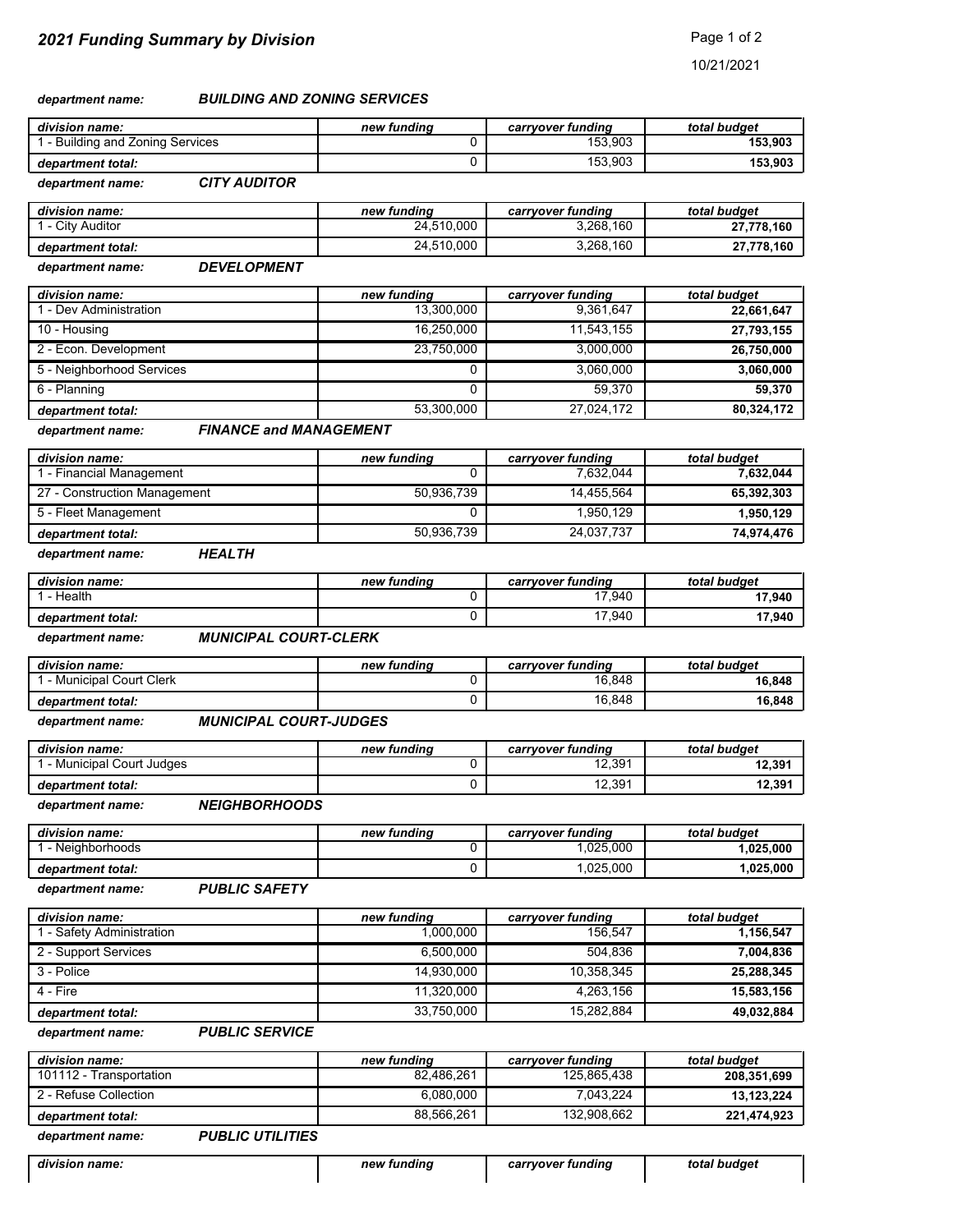## *2021 Funding Summary by Division*

10/21/2021

***department name:*** ***BUILDING AND ZONING SERVICES***

| *division name:* | *new funding* | *carryover funding* | *total budget* |
|---|---|---|---|
| 1 - Building and Zoning Services | 0 | 153,903 | **153,903** |
| ***department total:*** | 0 | 153,903 | **153,903** |

***department name:*** ***CITY AUDITOR***

| *division name:* | *new funding* | *carryover funding* | *total budget* |
|---|---|---|---|
| 1 - City Auditor | 24,510,000 | 3,268,160 | **27,778,160** |
| ***department total:*** | 24,510,000 | 3,268,160 | **27,778,160** |

***department name:*** ***DEVELOPMENT***

| *division name:* | *new funding* | *carryover funding* | *total budget* |
|---|---|---|---|
| 1 - Dev Administration | 13,300,000 | 9,361,647 | **22,661,647** |
| 10 - Housing | 16,250,000 | 11,543,155 | **27,793,155** |
| 2 - Econ. Development | 23,750,000 | 3,000,000 | **26,750,000** |
| 5 - Neighborhood Services | 0 | 3,060,000 | **3,060,000** |
| 6 - Planning | 0 | 59,370 | **59,370** |
| ***department total:*** | 53,300,000 | 27,024,172 | **80,324,172** |

***department name:*** ***FINANCE and MANAGEMENT***

| *division name:* | *new funding* | *carryover funding* | *total budget* |
|---|---|---|---|
| 1 - Financial Management | 0 | 7,632,044 | **7,632,044** |
| 27 - Construction Management | 50,936,739 | 14,455,564 | **65,392,303** |
| 5 - Fleet Management | 0 | 1,950,129 | **1,950,129** |
| ***department total:*** | 50,936,739 | 24,037,737 | **74,974,476** |

***department name:*** ***HEALTH***

| *division name:* | *new funding* | *carryover funding* | *total budget* |
|---|---|---|---|
| 1 - Health | 0 | 17,940 | **17,940** |
| ***department total:*** | 0 | 17,940 | **17,940** |

***department name:*** ***MUNICIPAL COURT-CLERK***

| *division name:* | *new funding* | *carryover funding* | *total budget* |
|---|---|---|---|
| 1 - Municipal Court Clerk | 0 | 16,848 | **16,848** |
| ***department total:*** | 0 | 16,848 | **16,848** |

***department name:*** ***MUNICIPAL COURT-JUDGES***

| *division name:* | *new funding* | *carryover funding* | *total budget* |
|---|---|---|---|
| 1 - Municipal Court Judges | 0 | 12,391 | **12,391** |
| ***department total:*** | 0 | 12,391 | **12,391** |

***department name:*** ***NEIGHBORHOODS***

| *division name:* | *new funding* | *carryover funding* | *total budget* |
|---|---|---|---|
| 1 - Neighborhoods | 0 | 1,025,000 | **1,025,000** |
| ***department total:*** | 0 | 1,025,000 | **1,025,000** |

***department name:*** ***PUBLIC SAFETY***

| *division name:* | *new funding* | *carryover funding* | *total budget* |
|---|---|---|---|
| 1 - Safety Administration | 1,000,000 | 156,547 | **1,156,547** |
| 2 - Support Services | 6,500,000 | 504,836 | **7,004,836** |
| 3 - Police | 14,930,000 | 10,358,345 | **25,288,345** |
| 4 - Fire | 11,320,000 | 4,263,156 | **15,583,156** |
| ***department total:*** | 33,750,000 | 15,282,884 | **49,032,884** |

***department name:*** ***PUBLIC SERVICE***

| *division name:* | *new funding* | *carryover funding* | *total budget* |
|---|---|---|---|
| 101112 - Transportation | 82,486,261 | 125,865,438 | **208,351,699** |
| 2 - Refuse Collection | 6,080,000 | 7,043,224 | **13,123,224** |
| ***department total:*** | 88,566,261 | 132,908,662 | **221,474,923** |

***department name:*** ***PUBLIC UTILITIES***

| *division name:* | *new funding* | *carryover funding* | *total budget* |
|---|---|---|---|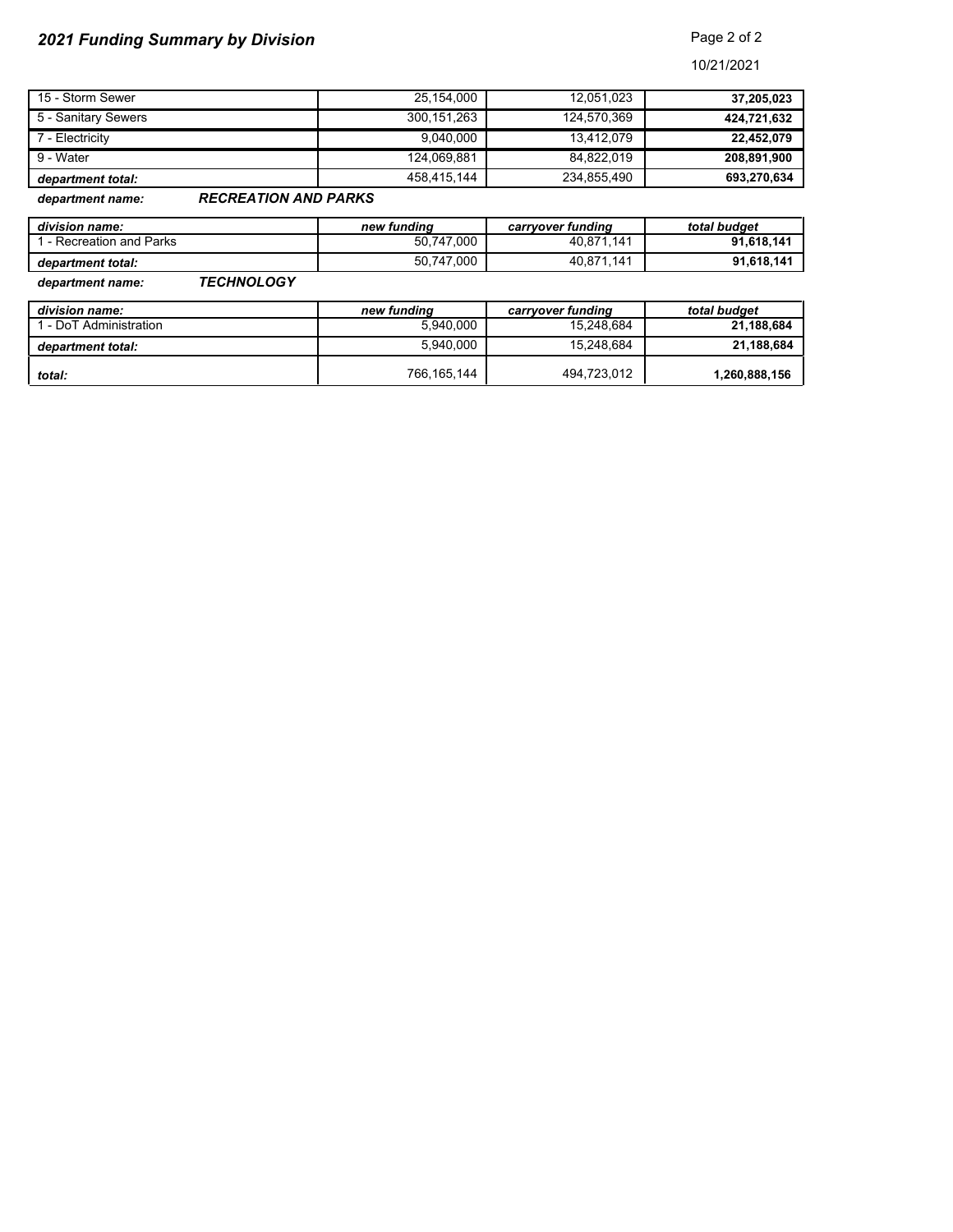## *2021 Funding Summary by Division*

10/21/2021

| | | | |
|---|---|---|---|
| 15 - Storm Sewer | 25,154,000 | 12,051,023 | **37,205,023** |
| 5 - Sanitary Sewers | 300,151,263 | 124,570,369 | **424,721,632** |
| 7 - Electricity | 9,040,000 | 13,412,079 | **22,452,079** |
| 9 - Water | 124,069,881 | 84,822,019 | **208,891,900** |
| ***department total:*** | 458,415,144 | 234,855,490 | **693,270,634** |

***department name:*** ***RECREATION AND PARKS***

| *division name:* | *new funding* | *carryover funding* | *total budget* |
|---|---|---|---|
| 1 - Recreation and Parks | 50,747,000 | 40,871,141 | **91,618,141** |
| ***department total:*** | 50,747,000 | 40,871,141 | **91,618,141** |

***department name:*** ***TECHNOLOGY***

| *division name:* | *new funding* | *carryover funding* | *total budget* |
|---|---|---|---|
| 1 - DoT Administration | 5,940,000 | 15,248,684 | **21,188,684** |
| ***department total:*** | 5,940,000 | 15,248,684 | **21,188,684** |
| ***total:*** | 766,165,144 | 494,723,012 | **1,260,888,156** |